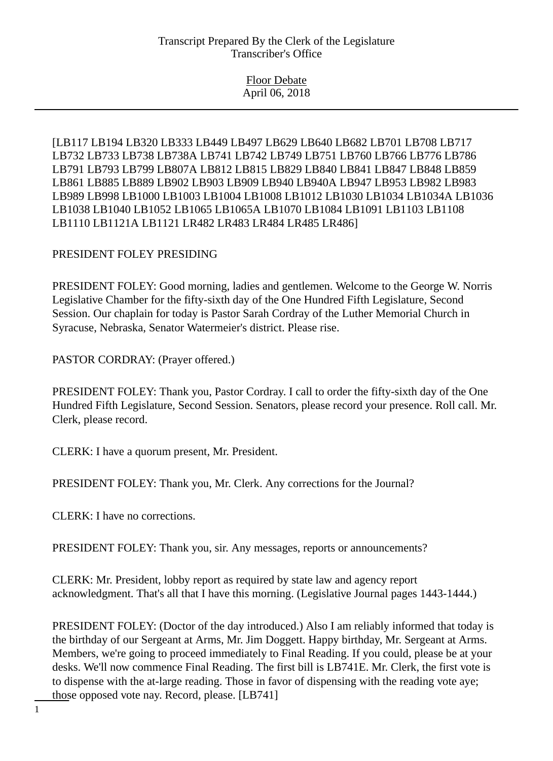[LB117 LB194 LB320 LB333 LB449 LB497 LB629 LB640 LB682 LB701 LB708 LB717 LB732 LB733 LB738 LB738A LB741 LB742 LB749 LB751 LB760 LB766 LB776 LB786 LB791 LB793 LB799 LB807A LB812 LB815 LB829 LB840 LB841 LB847 LB848 LB859 LB861 LB885 LB889 LB902 LB903 LB909 LB940 LB940A LB947 LB953 LB982 LB983 LB989 LB998 LB1000 LB1003 LB1004 LB1008 LB1012 LB1030 LB1034 LB1034A LB1036 LB1038 LB1040 LB1052 LB1065 LB1065A LB1070 LB1084 LB1091 LB1103 LB1108 LB1110 LB1121A LB1121 LR482 LR483 LR484 LR485 LR486]

PRESIDENT FOLEY PRESIDING

PRESIDENT FOLEY: Good morning, ladies and gentlemen. Welcome to the George W. Norris Legislative Chamber for the fifty-sixth day of the One Hundred Fifth Legislature, Second Session. Our chaplain for today is Pastor Sarah Cordray of the Luther Memorial Church in Syracuse, Nebraska, Senator Watermeier's district. Please rise.

PASTOR CORDRAY: (Prayer offered.)

PRESIDENT FOLEY: Thank you, Pastor Cordray. I call to order the fifty-sixth day of the One Hundred Fifth Legislature, Second Session. Senators, please record your presence. Roll call. Mr. Clerk, please record.

CLERK: I have a quorum present, Mr. President.

PRESIDENT FOLEY: Thank you, Mr. Clerk. Any corrections for the Journal?

CLERK: I have no corrections.

PRESIDENT FOLEY: Thank you, sir. Any messages, reports or announcements?

CLERK: Mr. President, lobby report as required by state law and agency report acknowledgment. That's all that I have this morning. (Legislative Journal pages 1443-1444.)

PRESIDENT FOLEY: (Doctor of the day introduced.) Also I am reliably informed that today is the birthday of our Sergeant at Arms, Mr. Jim Doggett. Happy birthday, Mr. Sergeant at Arms. Members, we're going to proceed immediately to Final Reading. If you could, please be at your desks. We'll now commence Final Reading. The first bill is LB741E. Mr. Clerk, the first vote is to dispense with the at-large reading. Those in favor of dispensing with the reading vote aye; those opposed vote nay. Record, please. [LB741]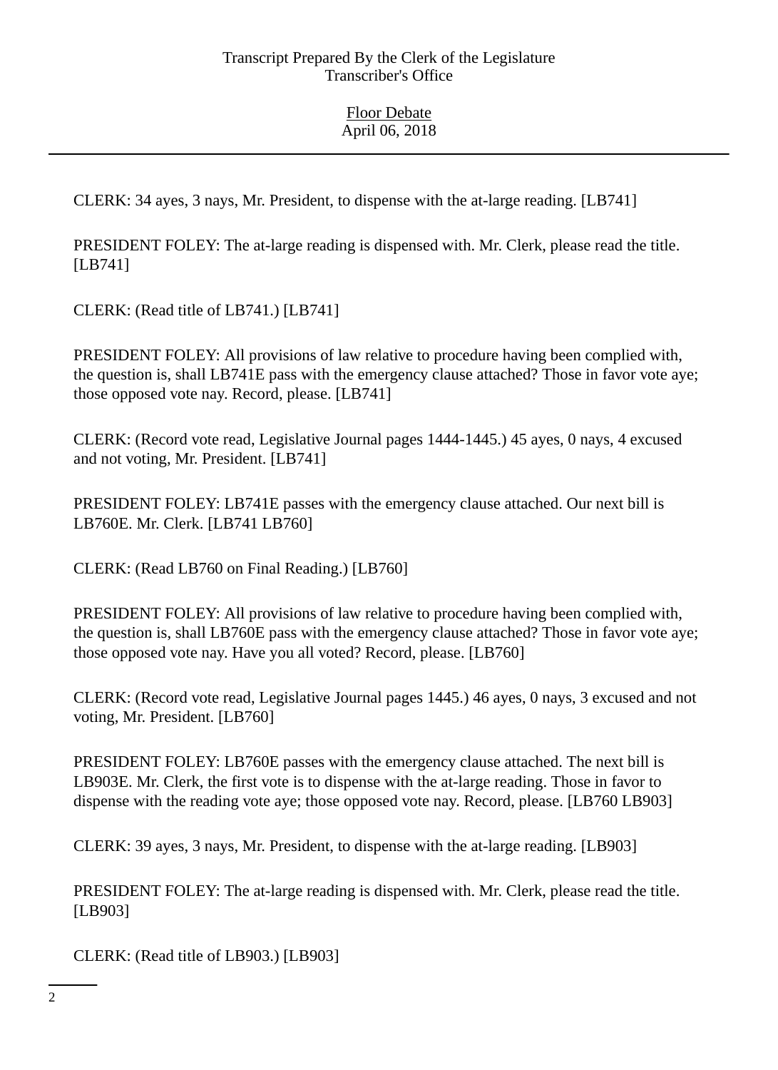CLERK: 34 ayes, 3 nays, Mr. President, to dispense with the at-large reading. [LB741]

PRESIDENT FOLEY: The at-large reading is dispensed with. Mr. Clerk, please read the title. [LB741]

CLERK: (Read title of LB741.) [LB741]

PRESIDENT FOLEY: All provisions of law relative to procedure having been complied with, the question is, shall LB741E pass with the emergency clause attached? Those in favor vote aye; those opposed vote nay. Record, please. [LB741]

CLERK: (Record vote read, Legislative Journal pages 1444-1445.) 45 ayes, 0 nays, 4 excused and not voting, Mr. President. [LB741]

PRESIDENT FOLEY: LB741E passes with the emergency clause attached. Our next bill is LB760E. Mr. Clerk. [LB741 LB760]

CLERK: (Read LB760 on Final Reading.) [LB760]

PRESIDENT FOLEY: All provisions of law relative to procedure having been complied with, the question is, shall LB760E pass with the emergency clause attached? Those in favor vote aye; those opposed vote nay. Have you all voted? Record, please. [LB760]

CLERK: (Record vote read, Legislative Journal pages 1445.) 46 ayes, 0 nays, 3 excused and not voting, Mr. President. [LB760]

PRESIDENT FOLEY: LB760E passes with the emergency clause attached. The next bill is LB903E. Mr. Clerk, the first vote is to dispense with the at-large reading. Those in favor to dispense with the reading vote aye; those opposed vote nay. Record, please. [LB760 LB903]

CLERK: 39 ayes, 3 nays, Mr. President, to dispense with the at-large reading. [LB903]

PRESIDENT FOLEY: The at-large reading is dispensed with. Mr. Clerk, please read the title. [LB903]

CLERK: (Read title of LB903.) [LB903]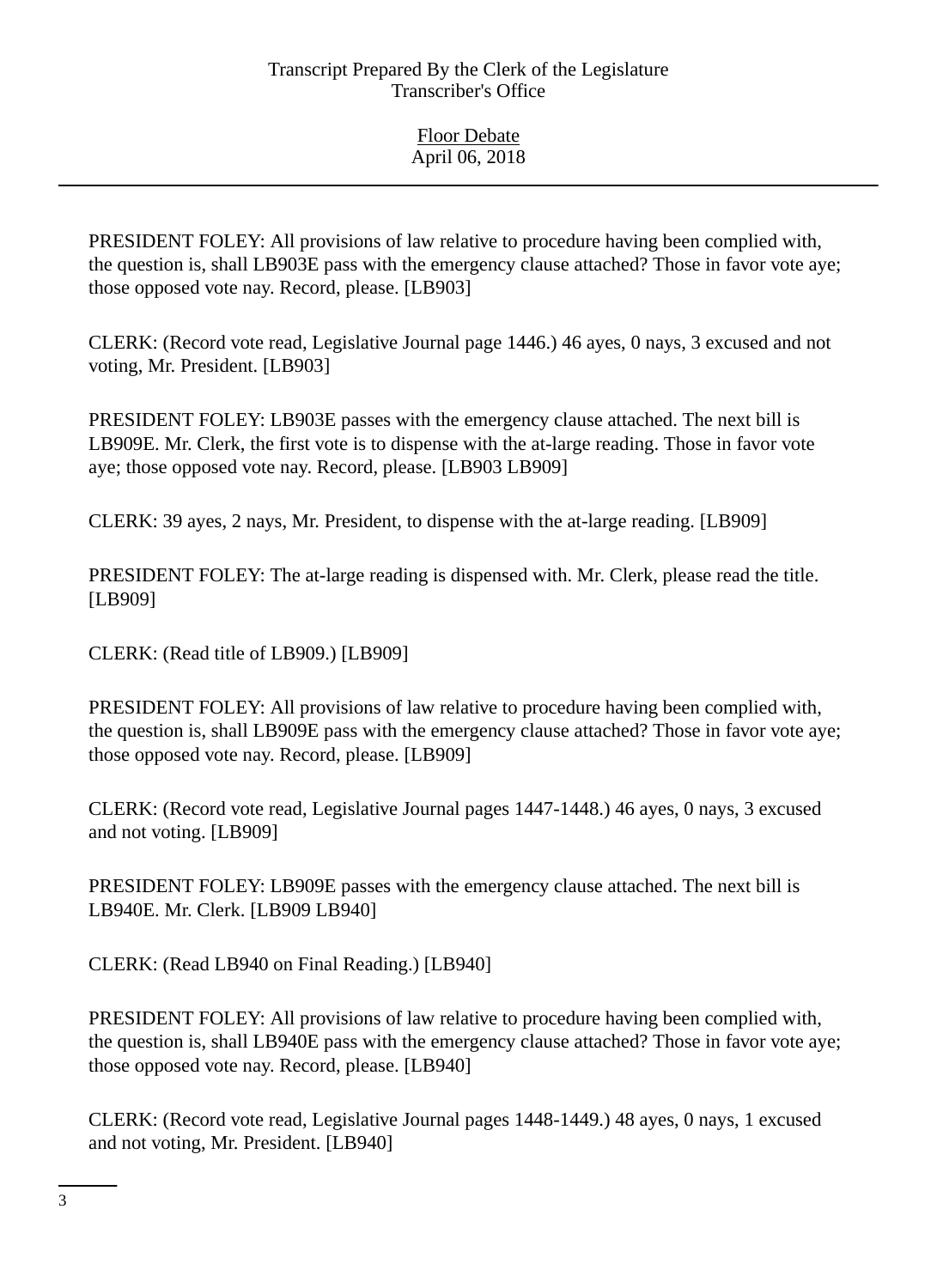PRESIDENT FOLEY: All provisions of law relative to procedure having been complied with, the question is, shall LB903E pass with the emergency clause attached? Those in favor vote aye; those opposed vote nay. Record, please. [LB903]

CLERK: (Record vote read, Legislative Journal page 1446.) 46 ayes, 0 nays, 3 excused and not voting, Mr. President. [LB903]

PRESIDENT FOLEY: LB903E passes with the emergency clause attached. The next bill is LB909E. Mr. Clerk, the first vote is to dispense with the at-large reading. Those in favor vote aye; those opposed vote nay. Record, please. [LB903 LB909]

CLERK: 39 ayes, 2 nays, Mr. President, to dispense with the at-large reading. [LB909]

PRESIDENT FOLEY: The at-large reading is dispensed with. Mr. Clerk, please read the title. [LB909]

CLERK: (Read title of LB909.) [LB909]

PRESIDENT FOLEY: All provisions of law relative to procedure having been complied with, the question is, shall LB909E pass with the emergency clause attached? Those in favor vote aye; those opposed vote nay. Record, please. [LB909]

CLERK: (Record vote read, Legislative Journal pages 1447-1448.) 46 ayes, 0 nays, 3 excused and not voting. [LB909]

PRESIDENT FOLEY: LB909E passes with the emergency clause attached. The next bill is LB940E. Mr. Clerk. [LB909 LB940]

CLERK: (Read LB940 on Final Reading.) [LB940]

PRESIDENT FOLEY: All provisions of law relative to procedure having been complied with, the question is, shall LB940E pass with the emergency clause attached? Those in favor vote aye; those opposed vote nay. Record, please. [LB940]

CLERK: (Record vote read, Legislative Journal pages 1448-1449.) 48 ayes, 0 nays, 1 excused and not voting, Mr. President. [LB940]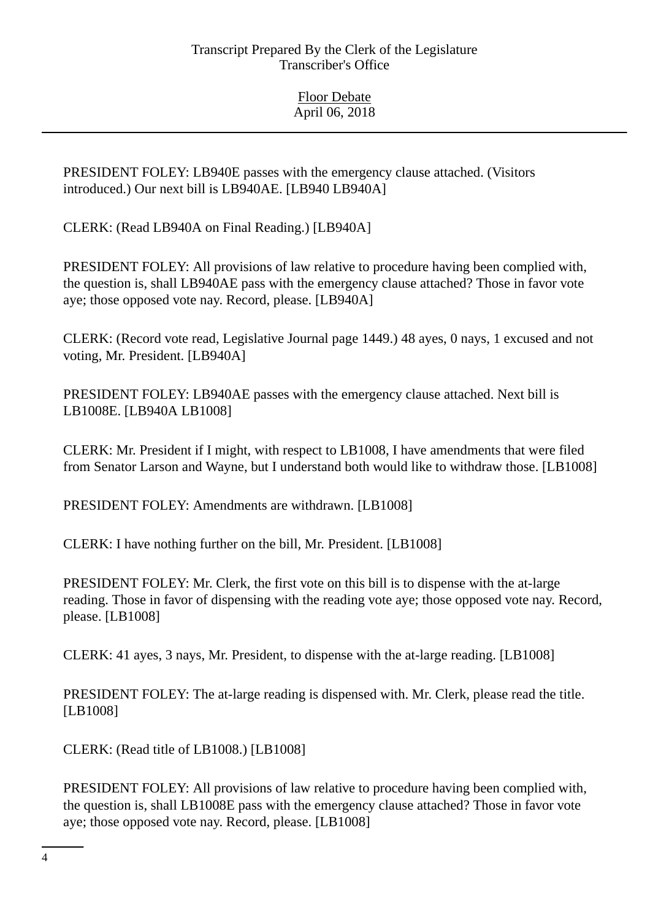PRESIDENT FOLEY: LB940E passes with the emergency clause attached. (Visitors introduced.) Our next bill is LB940AE. [LB940 LB940A]

CLERK: (Read LB940A on Final Reading.) [LB940A]

PRESIDENT FOLEY: All provisions of law relative to procedure having been complied with, the question is, shall LB940AE pass with the emergency clause attached? Those in favor vote aye; those opposed vote nay. Record, please. [LB940A]

CLERK: (Record vote read, Legislative Journal page 1449.) 48 ayes, 0 nays, 1 excused and not voting, Mr. President. [LB940A]

PRESIDENT FOLEY: LB940AE passes with the emergency clause attached. Next bill is LB1008E. [LB940A LB1008]

CLERK: Mr. President if I might, with respect to LB1008, I have amendments that were filed from Senator Larson and Wayne, but I understand both would like to withdraw those. [LB1008]

PRESIDENT FOLEY: Amendments are withdrawn. [LB1008]

CLERK: I have nothing further on the bill, Mr. President. [LB1008]

PRESIDENT FOLEY: Mr. Clerk, the first vote on this bill is to dispense with the at-large reading. Those in favor of dispensing with the reading vote aye; those opposed vote nay. Record, please. [LB1008]

CLERK: 41 ayes, 3 nays, Mr. President, to dispense with the at-large reading. [LB1008]

PRESIDENT FOLEY: The at-large reading is dispensed with. Mr. Clerk, please read the title. [LB1008]

CLERK: (Read title of LB1008.) [LB1008]

PRESIDENT FOLEY: All provisions of law relative to procedure having been complied with, the question is, shall LB1008E pass with the emergency clause attached? Those in favor vote aye; those opposed vote nay. Record, please. [LB1008]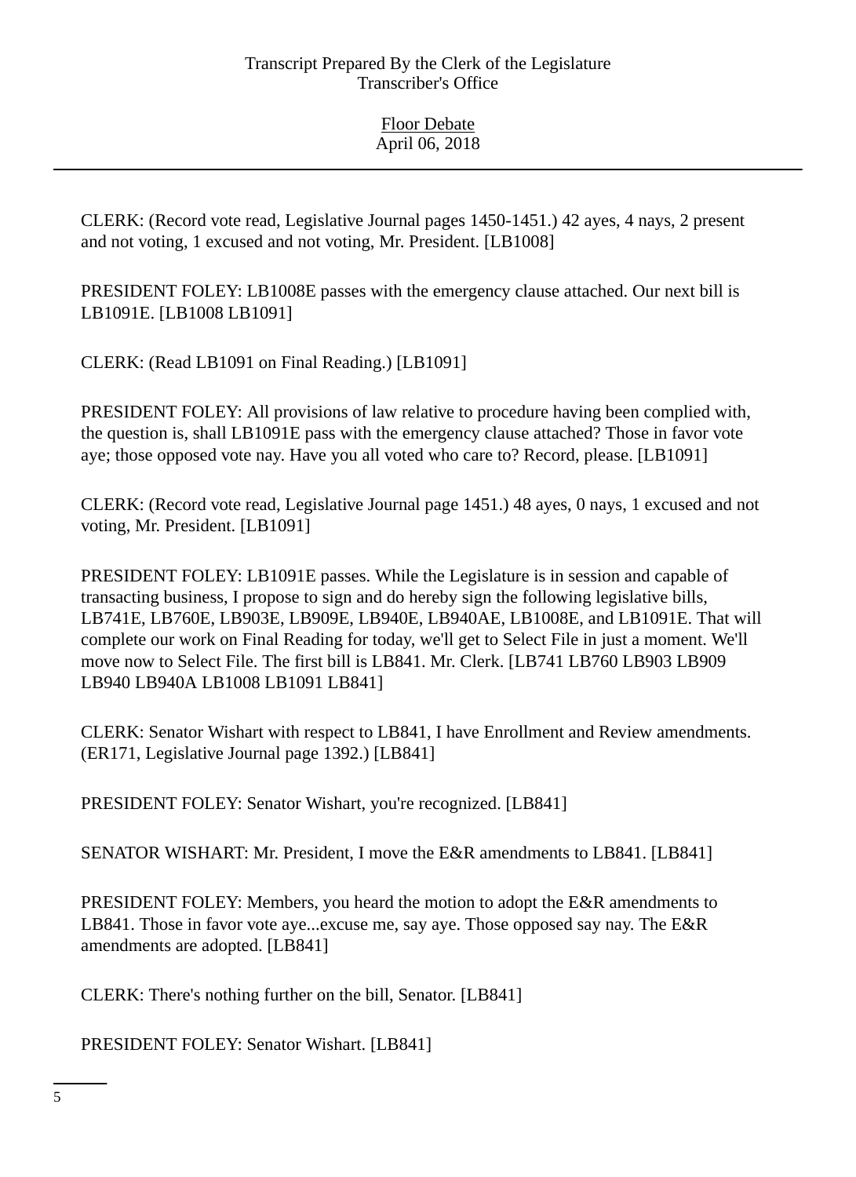CLERK: (Record vote read, Legislative Journal pages 1450-1451.) 42 ayes, 4 nays, 2 present and not voting, 1 excused and not voting, Mr. President. [LB1008]

PRESIDENT FOLEY: LB1008E passes with the emergency clause attached. Our next bill is LB1091E. [LB1008 LB1091]

CLERK: (Read LB1091 on Final Reading.) [LB1091]

PRESIDENT FOLEY: All provisions of law relative to procedure having been complied with, the question is, shall LB1091E pass with the emergency clause attached? Those in favor vote aye; those opposed vote nay. Have you all voted who care to? Record, please. [LB1091]

CLERK: (Record vote read, Legislative Journal page 1451.) 48 ayes, 0 nays, 1 excused and not voting, Mr. President. [LB1091]

PRESIDENT FOLEY: LB1091E passes. While the Legislature is in session and capable of transacting business, I propose to sign and do hereby sign the following legislative bills, LB741E, LB760E, LB903E, LB909E, LB940E, LB940AE, LB1008E, and LB1091E. That will complete our work on Final Reading for today, we'll get to Select File in just a moment. We'll move now to Select File. The first bill is LB841. Mr. Clerk. [LB741 LB760 LB903 LB909 LB940 LB940A LB1008 LB1091 LB841]

CLERK: Senator Wishart with respect to LB841, I have Enrollment and Review amendments. (ER171, Legislative Journal page 1392.) [LB841]

PRESIDENT FOLEY: Senator Wishart, you're recognized. [LB841]

SENATOR WISHART: Mr. President, I move the E&R amendments to LB841. [LB841]

PRESIDENT FOLEY: Members, you heard the motion to adopt the E&R amendments to LB841. Those in favor vote aye...excuse me, say aye. Those opposed say nay. The E&R amendments are adopted. [LB841]

CLERK: There's nothing further on the bill, Senator. [LB841]

PRESIDENT FOLEY: Senator Wishart. [LB841]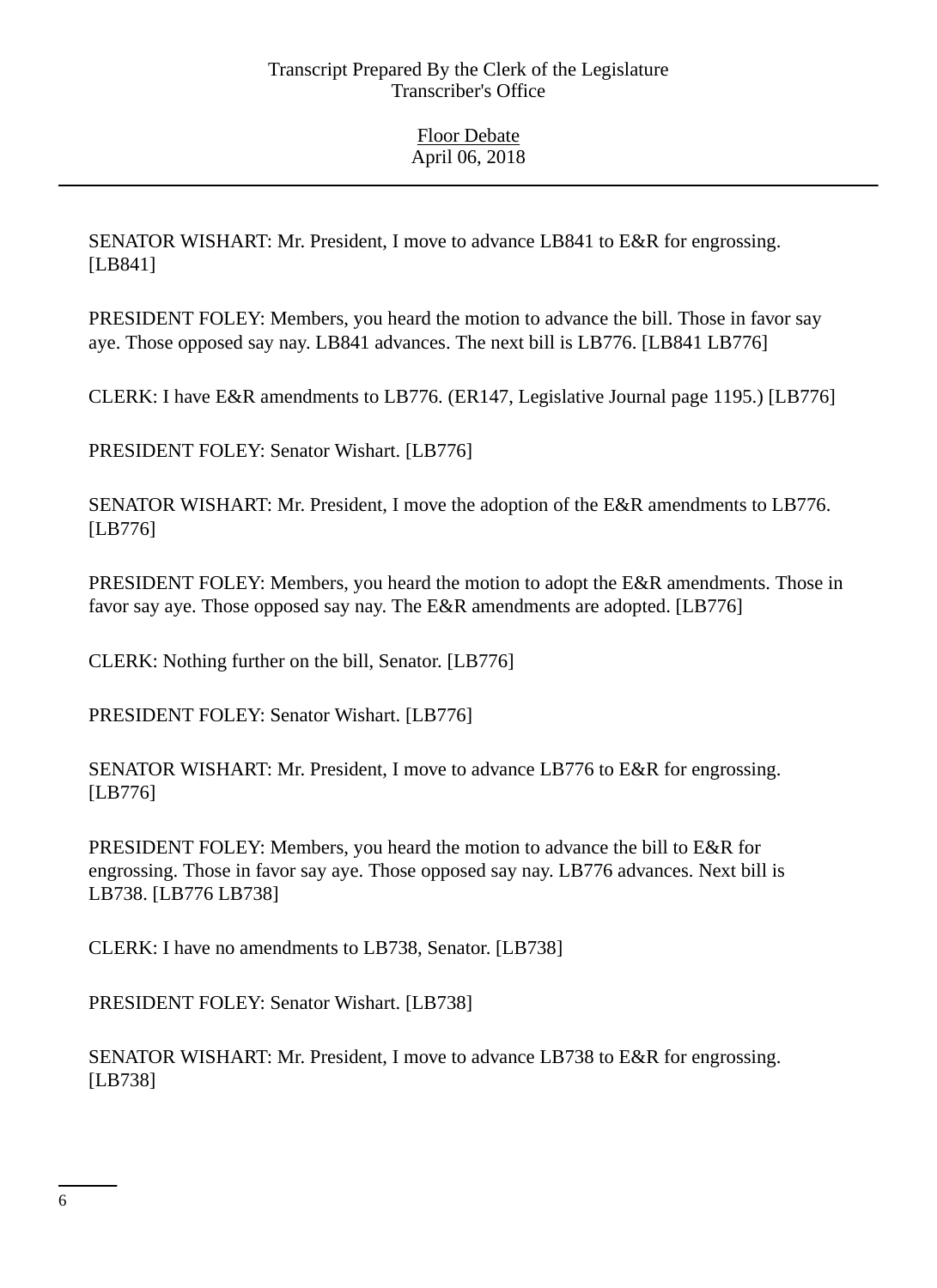SENATOR WISHART: Mr. President, I move to advance LB841 to E&R for engrossing. [LB841]

PRESIDENT FOLEY: Members, you heard the motion to advance the bill. Those in favor say aye. Those opposed say nay. LB841 advances. The next bill is LB776. [LB841 LB776]

CLERK: I have E&R amendments to LB776. (ER147, Legislative Journal page 1195.) [LB776]

PRESIDENT FOLEY: Senator Wishart. [LB776]

SENATOR WISHART: Mr. President, I move the adoption of the E&R amendments to LB776. [LB776]

PRESIDENT FOLEY: Members, you heard the motion to adopt the E&R amendments. Those in favor say aye. Those opposed say nay. The E&R amendments are adopted. [LB776]

CLERK: Nothing further on the bill, Senator. [LB776]

PRESIDENT FOLEY: Senator Wishart. [LB776]

SENATOR WISHART: Mr. President, I move to advance LB776 to E&R for engrossing. [LB776]

PRESIDENT FOLEY: Members, you heard the motion to advance the bill to E&R for engrossing. Those in favor say aye. Those opposed say nay. LB776 advances. Next bill is LB738. [LB776 LB738]

CLERK: I have no amendments to LB738, Senator. [LB738]

PRESIDENT FOLEY: Senator Wishart. [LB738]

SENATOR WISHART: Mr. President, I move to advance LB738 to E&R for engrossing. [LB738]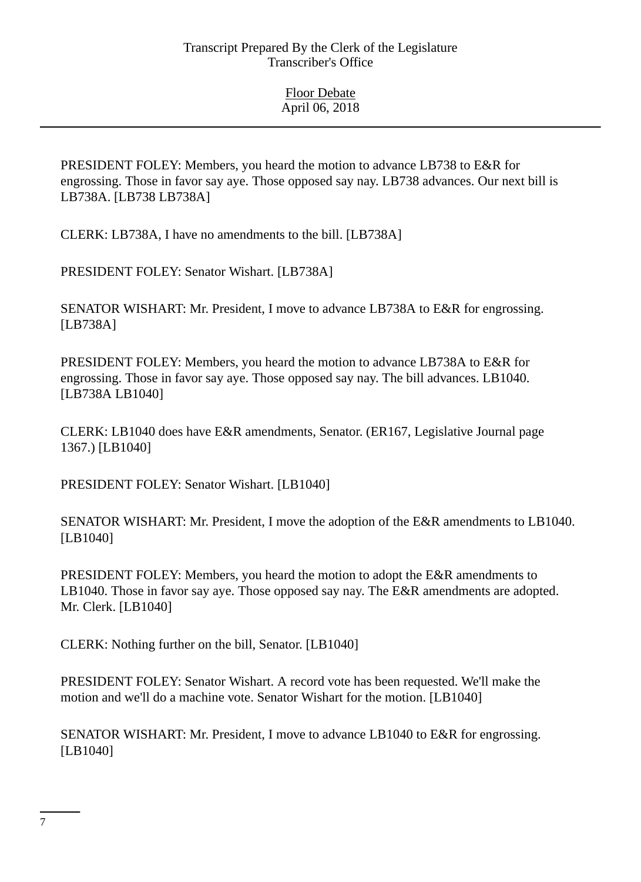PRESIDENT FOLEY: Members, you heard the motion to advance LB738 to E&R for engrossing. Those in favor say aye. Those opposed say nay. LB738 advances. Our next bill is LB738A. [LB738 LB738A]

CLERK: LB738A, I have no amendments to the bill. [LB738A]

PRESIDENT FOLEY: Senator Wishart. [LB738A]

SENATOR WISHART: Mr. President, I move to advance LB738A to E&R for engrossing. [LB738A]

PRESIDENT FOLEY: Members, you heard the motion to advance LB738A to E&R for engrossing. Those in favor say aye. Those opposed say nay. The bill advances. LB1040. [LB738A LB1040]

CLERK: LB1040 does have E&R amendments, Senator. (ER167, Legislative Journal page 1367.) [LB1040]

PRESIDENT FOLEY: Senator Wishart. [LB1040]

SENATOR WISHART: Mr. President, I move the adoption of the E&R amendments to LB1040. [LB1040]

PRESIDENT FOLEY: Members, you heard the motion to adopt the E&R amendments to LB1040. Those in favor say aye. Those opposed say nay. The E&R amendments are adopted. Mr. Clerk. [LB1040]

CLERK: Nothing further on the bill, Senator. [LB1040]

PRESIDENT FOLEY: Senator Wishart. A record vote has been requested. We'll make the motion and we'll do a machine vote. Senator Wishart for the motion. [LB1040]

SENATOR WISHART: Mr. President, I move to advance LB1040 to E&R for engrossing. [LB1040]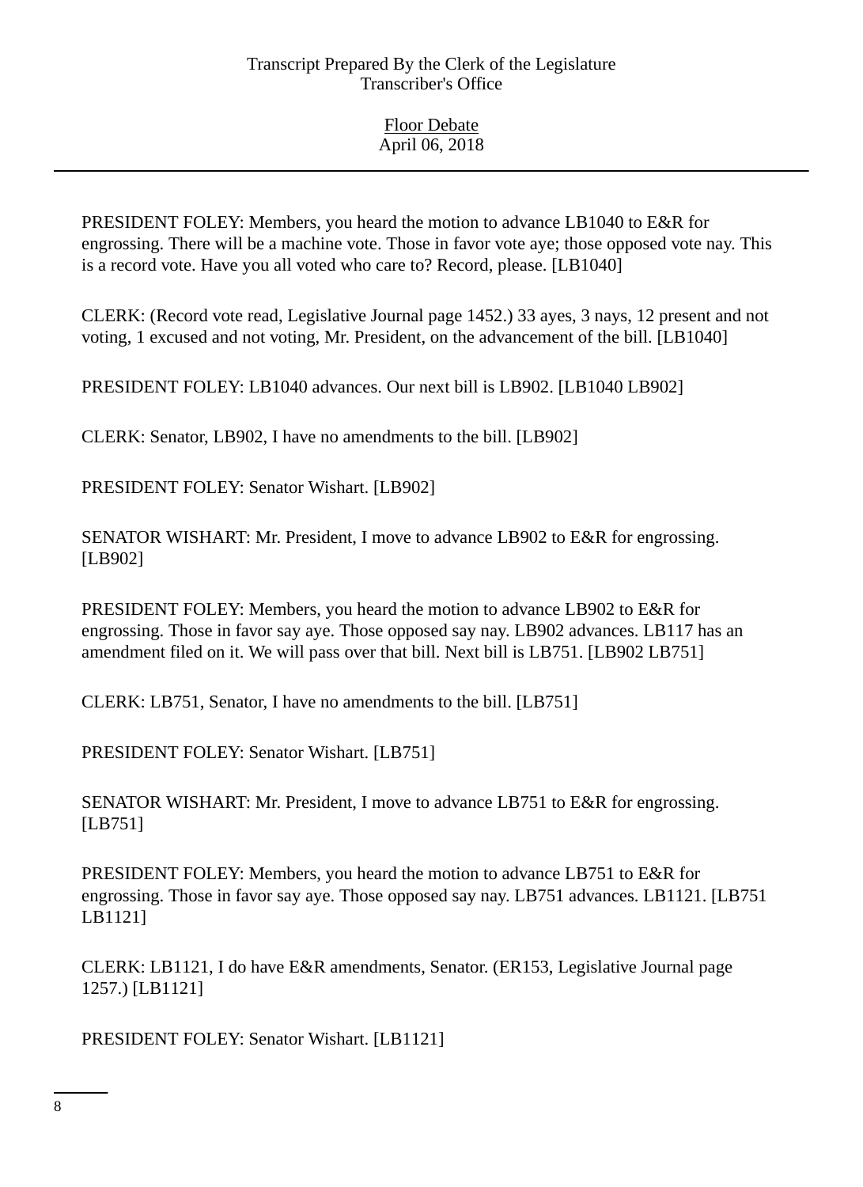PRESIDENT FOLEY: Members, you heard the motion to advance LB1040 to E&R for engrossing. There will be a machine vote. Those in favor vote aye; those opposed vote nay. This is a record vote. Have you all voted who care to? Record, please. [LB1040]

CLERK: (Record vote read, Legislative Journal page 1452.) 33 ayes, 3 nays, 12 present and not voting, 1 excused and not voting, Mr. President, on the advancement of the bill. [LB1040]

PRESIDENT FOLEY: LB1040 advances. Our next bill is LB902. [LB1040 LB902]

CLERK: Senator, LB902, I have no amendments to the bill. [LB902]

PRESIDENT FOLEY: Senator Wishart. [LB902]

SENATOR WISHART: Mr. President, I move to advance LB902 to E&R for engrossing. [LB902]

PRESIDENT FOLEY: Members, you heard the motion to advance LB902 to E&R for engrossing. Those in favor say aye. Those opposed say nay. LB902 advances. LB117 has an amendment filed on it. We will pass over that bill. Next bill is LB751. [LB902 LB751]

CLERK: LB751, Senator, I have no amendments to the bill. [LB751]

PRESIDENT FOLEY: Senator Wishart. [LB751]

SENATOR WISHART: Mr. President, I move to advance LB751 to E&R for engrossing. [LB751]

PRESIDENT FOLEY: Members, you heard the motion to advance LB751 to E&R for engrossing. Those in favor say aye. Those opposed say nay. LB751 advances. LB1121. [LB751 LB1121]

CLERK: LB1121, I do have E&R amendments, Senator. (ER153, Legislative Journal page 1257.) [LB1121]

PRESIDENT FOLEY: Senator Wishart. [LB1121]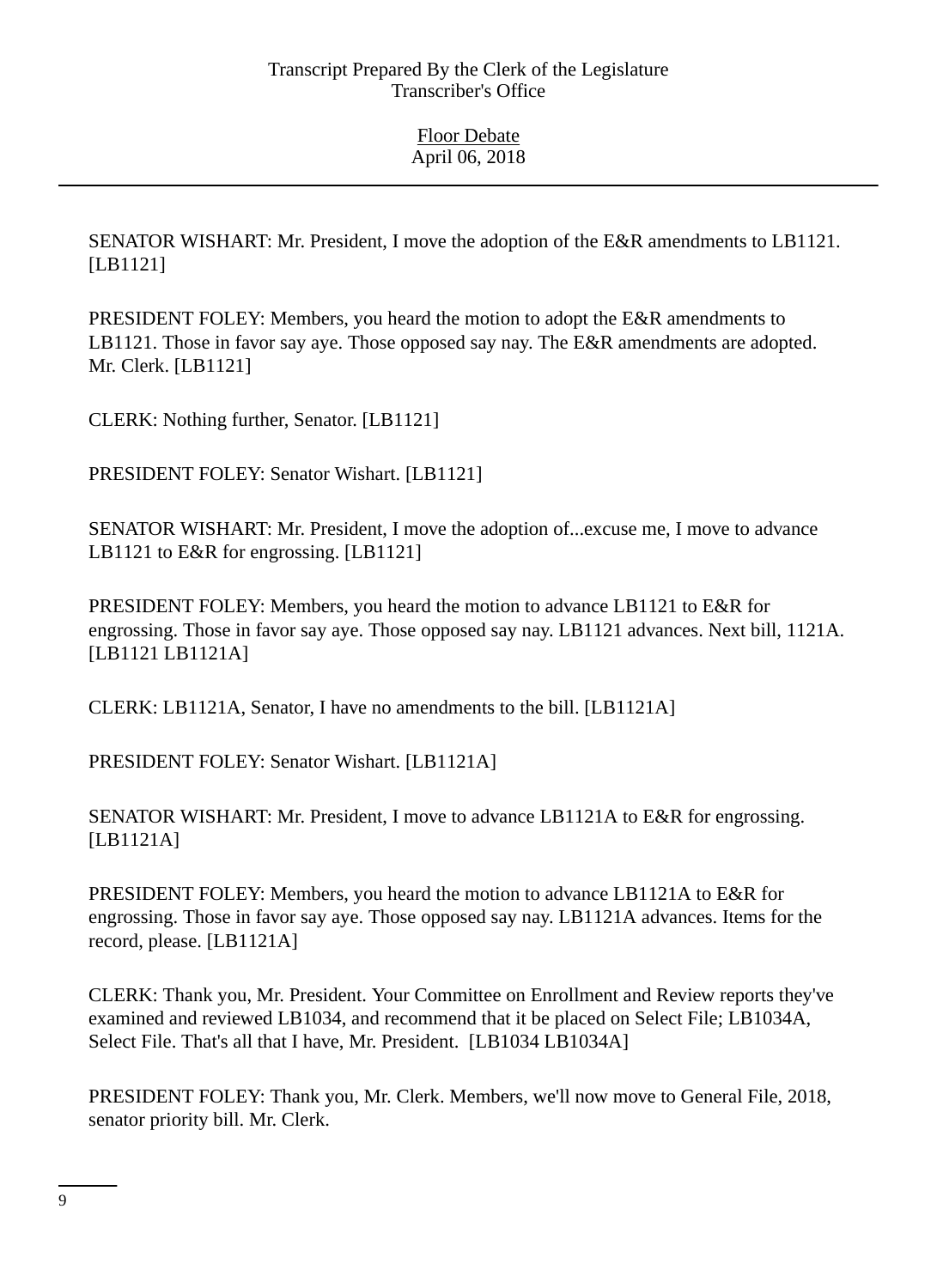SENATOR WISHART: Mr. President, I move the adoption of the E&R amendments to LB1121. [LB1121]

PRESIDENT FOLEY: Members, you heard the motion to adopt the E&R amendments to LB1121. Those in favor say aye. Those opposed say nay. The E&R amendments are adopted. Mr. Clerk. [LB1121]

CLERK: Nothing further, Senator. [LB1121]

PRESIDENT FOLEY: Senator Wishart. [LB1121]

SENATOR WISHART: Mr. President, I move the adoption of...excuse me, I move to advance LB1121 to E&R for engrossing. [LB1121]

PRESIDENT FOLEY: Members, you heard the motion to advance LB1121 to E&R for engrossing. Those in favor say aye. Those opposed say nay. LB1121 advances. Next bill, 1121A. [LB1121 LB1121A]

CLERK: LB1121A, Senator, I have no amendments to the bill. [LB1121A]

PRESIDENT FOLEY: Senator Wishart. [LB1121A]

SENATOR WISHART: Mr. President, I move to advance LB1121A to E&R for engrossing. [LB1121A]

PRESIDENT FOLEY: Members, you heard the motion to advance LB1121A to E&R for engrossing. Those in favor say aye. Those opposed say nay. LB1121A advances. Items for the record, please. [LB1121A]

CLERK: Thank you, Mr. President. Your Committee on Enrollment and Review reports they've examined and reviewed LB1034, and recommend that it be placed on Select File; LB1034A, Select File. That's all that I have, Mr. President. [LB1034 LB1034A]

PRESIDENT FOLEY: Thank you, Mr. Clerk. Members, we'll now move to General File, 2018, senator priority bill. Mr. Clerk.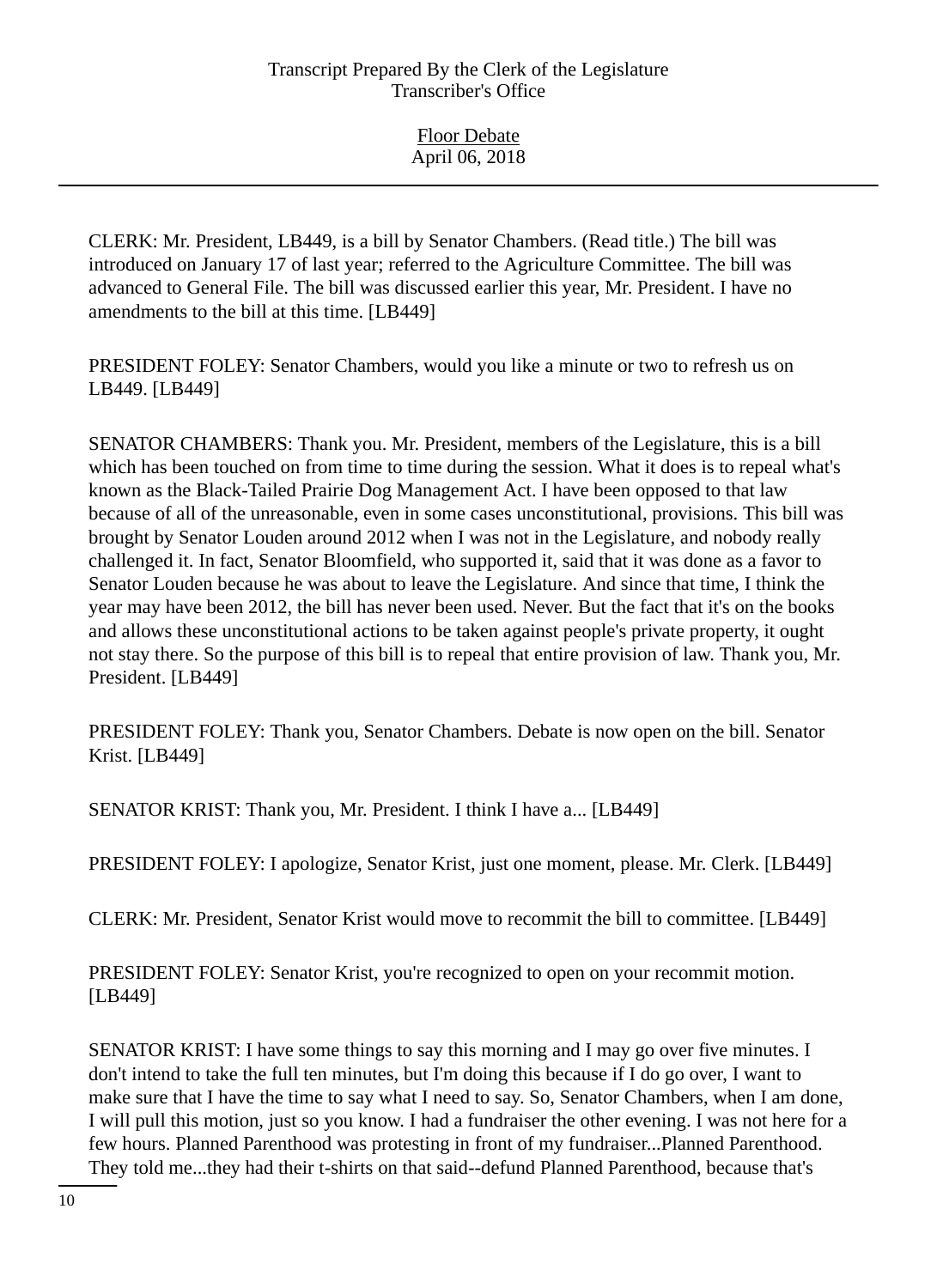CLERK: Mr. President, LB449, is a bill by Senator Chambers. (Read title.) The bill was introduced on January 17 of last year; referred to the Agriculture Committee. The bill was advanced to General File. The bill was discussed earlier this year, Mr. President. I have no amendments to the bill at this time. [LB449]

PRESIDENT FOLEY: Senator Chambers, would you like a minute or two to refresh us on LB449. [LB449]

SENATOR CHAMBERS: Thank you. Mr. President, members of the Legislature, this is a bill which has been touched on from time to time during the session. What it does is to repeal what's known as the Black-Tailed Prairie Dog Management Act. I have been opposed to that law because of all of the unreasonable, even in some cases unconstitutional, provisions. This bill was brought by Senator Louden around 2012 when I was not in the Legislature, and nobody really challenged it. In fact, Senator Bloomfield, who supported it, said that it was done as a favor to Senator Louden because he was about to leave the Legislature. And since that time, I think the year may have been 2012, the bill has never been used. Never. But the fact that it's on the books and allows these unconstitutional actions to be taken against people's private property, it ought not stay there. So the purpose of this bill is to repeal that entire provision of law. Thank you, Mr. President. [LB449]

PRESIDENT FOLEY: Thank you, Senator Chambers. Debate is now open on the bill. Senator Krist. [LB449]

SENATOR KRIST: Thank you, Mr. President. I think I have a... [LB449]

PRESIDENT FOLEY: I apologize, Senator Krist, just one moment, please. Mr. Clerk. [LB449]

CLERK: Mr. President, Senator Krist would move to recommit the bill to committee. [LB449]

PRESIDENT FOLEY: Senator Krist, you're recognized to open on your recommit motion. [LB449]

SENATOR KRIST: I have some things to say this morning and I may go over five minutes. I don't intend to take the full ten minutes, but I'm doing this because if I do go over, I want to make sure that I have the time to say what I need to say. So, Senator Chambers, when I am done, I will pull this motion, just so you know. I had a fundraiser the other evening. I was not here for a few hours. Planned Parenthood was protesting in front of my fundraiser...Planned Parenthood. They told me...they had their t-shirts on that said--defund Planned Parenthood, because that's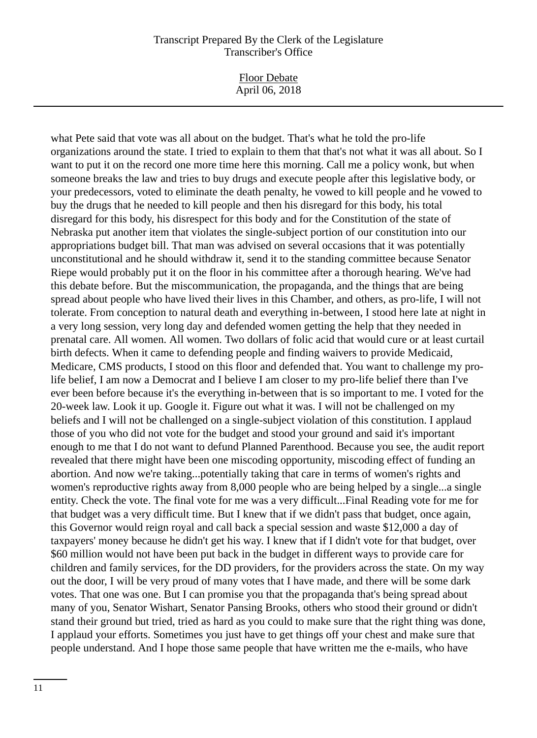what Pete said that vote was all about on the budget. That's what he told the pro-life organizations around the state. I tried to explain to them that that's not what it was all about. So I want to put it on the record one more time here this morning. Call me a policy wonk, but when someone breaks the law and tries to buy drugs and execute people after this legislative body, or your predecessors, voted to eliminate the death penalty, he vowed to kill people and he vowed to buy the drugs that he needed to kill people and then his disregard for this body, his total disregard for this body, his disrespect for this body and for the Constitution of the state of Nebraska put another item that violates the single-subject portion of our constitution into our appropriations budget bill. That man was advised on several occasions that it was potentially unconstitutional and he should withdraw it, send it to the standing committee because Senator Riepe would probably put it on the floor in his committee after a thorough hearing. We've had this debate before. But the miscommunication, the propaganda, and the things that are being spread about people who have lived their lives in this Chamber, and others, as pro-life, I will not tolerate. From conception to natural death and everything in-between, I stood here late at night in a very long session, very long day and defended women getting the help that they needed in prenatal care. All women. All women. Two dollars of folic acid that would cure or at least curtail birth defects. When it came to defending people and finding waivers to provide Medicaid, Medicare, CMS products, I stood on this floor and defended that. You want to challenge my pro-life belief, I am now a Democrat and I believe I am closer to my pro-life belief there than I've ever been before because it's the everything in-between that is so important to me. I voted for the 20-week law. Look it up. Google it. Figure out what it was. I will not be challenged on my beliefs and I will not be challenged on a single-subject violation of this constitution. I applaud those of you who did not vote for the budget and stood your ground and said it's important enough to me that I do not want to defund Planned Parenthood. Because you see, the audit report revealed that there might have been one miscoding opportunity, miscoding effect of funding an abortion. And now we're taking...potentially taking that care in terms of women's rights and women's reproductive rights away from 8,000 people who are being helped by a single...a single entity. Check the vote. The final vote for me was a very difficult...Final Reading vote for me for that budget was a very difficult time. But I knew that if we didn't pass that budget, once again, this Governor would reign royal and call back a special session and waste $12,000 a day of taxpayers' money because he didn't get his way. I knew that if I didn't vote for that budget, over $60 million would not have been put back in the budget in different ways to provide care for children and family services, for the DD providers, for the providers across the state. On my way out the door, I will be very proud of many votes that I have made, and there will be some dark votes. That one was one. But I can promise you that the propaganda that's being spread about many of you, Senator Wishart, Senator Pansing Brooks, others who stood their ground or didn't stand their ground but tried, tried as hard as you could to make sure that the right thing was done, I applaud your efforts. Sometimes you just have to get things off your chest and make sure that people understand. And I hope those same people that have written me the e-mails, who have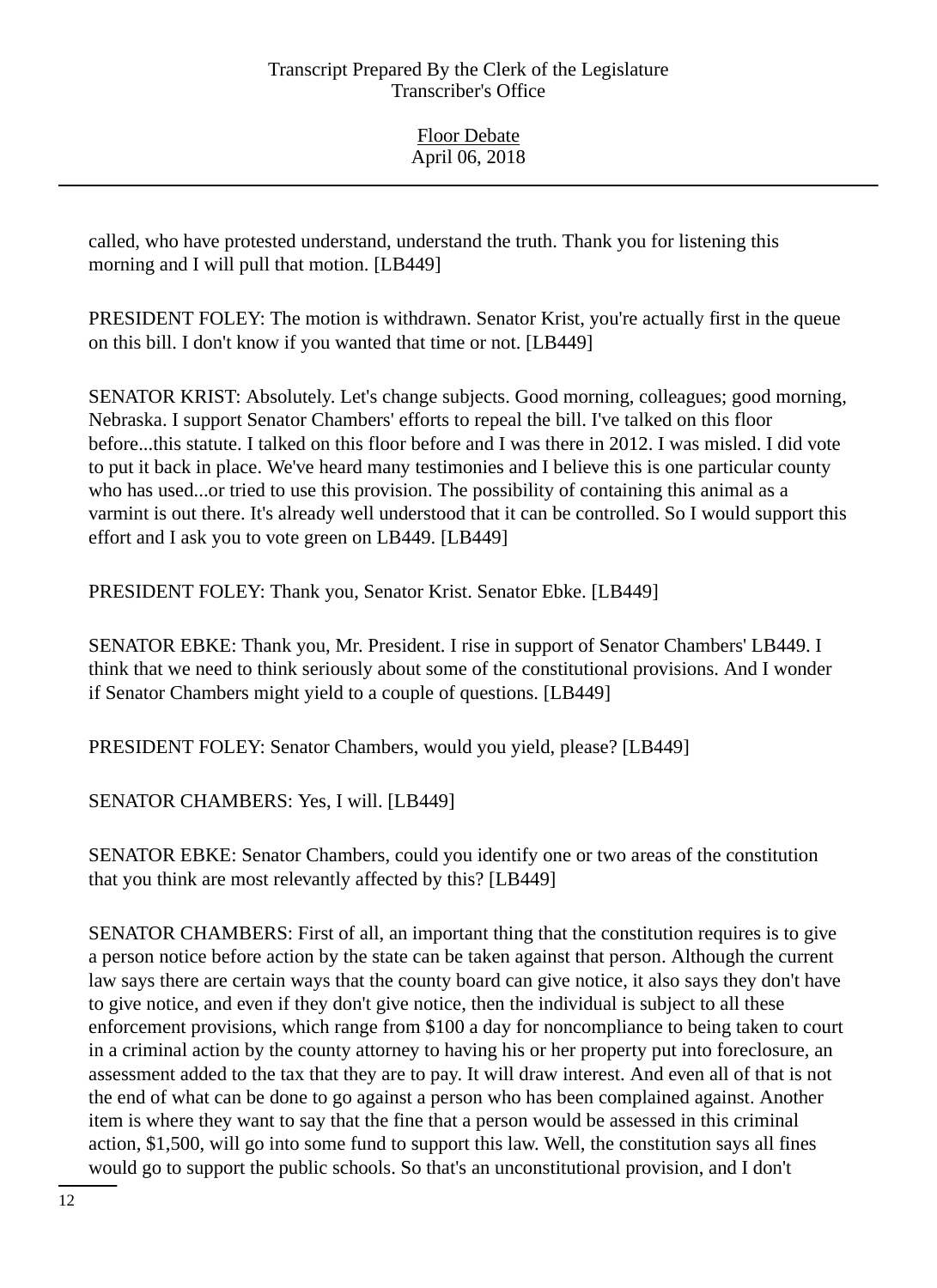called, who have protested understand, understand the truth. Thank you for listening this morning and I will pull that motion. [LB449]

PRESIDENT FOLEY: The motion is withdrawn. Senator Krist, you're actually first in the queue on this bill. I don't know if you wanted that time or not. [LB449]

SENATOR KRIST: Absolutely. Let's change subjects. Good morning, colleagues; good morning, Nebraska. I support Senator Chambers' efforts to repeal the bill. I've talked on this floor before...this statute. I talked on this floor before and I was there in 2012. I was misled. I did vote to put it back in place. We've heard many testimonies and I believe this is one particular county who has used...or tried to use this provision. The possibility of containing this animal as a varmint is out there. It's already well understood that it can be controlled. So I would support this effort and I ask you to vote green on LB449. [LB449]

PRESIDENT FOLEY: Thank you, Senator Krist. Senator Ebke. [LB449]

SENATOR EBKE: Thank you, Mr. President. I rise in support of Senator Chambers' LB449. I think that we need to think seriously about some of the constitutional provisions. And I wonder if Senator Chambers might yield to a couple of questions. [LB449]

PRESIDENT FOLEY: Senator Chambers, would you yield, please? [LB449]

SENATOR CHAMBERS: Yes, I will. [LB449]

SENATOR EBKE: Senator Chambers, could you identify one or two areas of the constitution that you think are most relevantly affected by this? [LB449]

SENATOR CHAMBERS: First of all, an important thing that the constitution requires is to give a person notice before action by the state can be taken against that person. Although the current law says there are certain ways that the county board can give notice, it also says they don't have to give notice, and even if they don't give notice, then the individual is subject to all these enforcement provisions, which range from $100 a day for noncompliance to being taken to court in a criminal action by the county attorney to having his or her property put into foreclosure, an assessment added to the tax that they are to pay. It will draw interest. And even all of that is not the end of what can be done to go against a person who has been complained against. Another item is where they want to say that the fine that a person would be assessed in this criminal action, $1,500, will go into some fund to support this law. Well, the constitution says all fines would go to support the public schools. So that's an unconstitutional provision, and I don't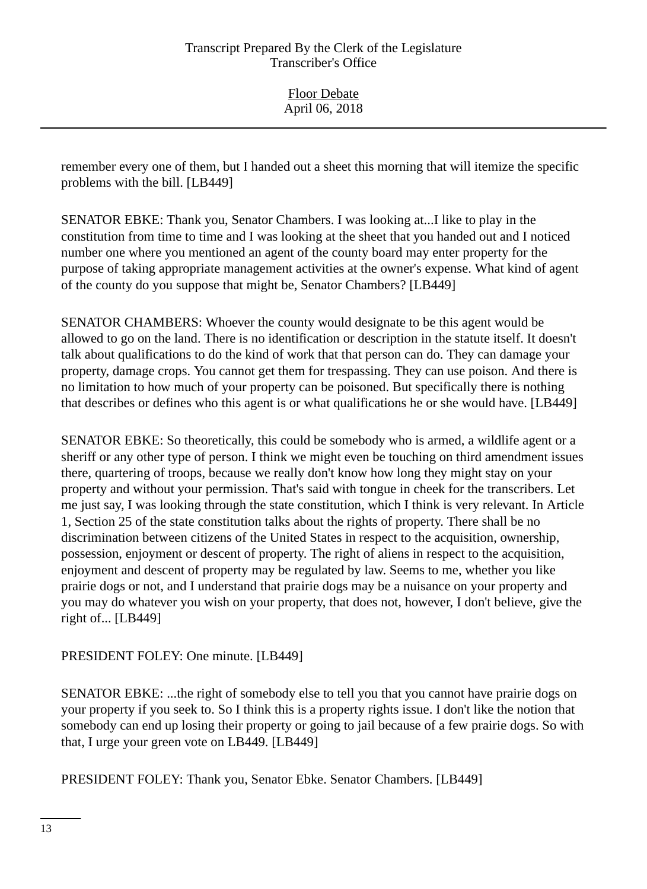remember every one of them, but I handed out a sheet this morning that will itemize the specific problems with the bill. [LB449]

SENATOR EBKE: Thank you, Senator Chambers. I was looking at...I like to play in the constitution from time to time and I was looking at the sheet that you handed out and I noticed number one where you mentioned an agent of the county board may enter property for the purpose of taking appropriate management activities at the owner's expense. What kind of agent of the county do you suppose that might be, Senator Chambers? [LB449]

SENATOR CHAMBERS: Whoever the county would designate to be this agent would be allowed to go on the land. There is no identification or description in the statute itself. It doesn't talk about qualifications to do the kind of work that that person can do. They can damage your property, damage crops. You cannot get them for trespassing. They can use poison. And there is no limitation to how much of your property can be poisoned. But specifically there is nothing that describes or defines who this agent is or what qualifications he or she would have. [LB449]

SENATOR EBKE: So theoretically, this could be somebody who is armed, a wildlife agent or a sheriff or any other type of person. I think we might even be touching on third amendment issues there, quartering of troops, because we really don't know how long they might stay on your property and without your permission. That's said with tongue in cheek for the transcribers. Let me just say, I was looking through the state constitution, which I think is very relevant. In Article 1, Section 25 of the state constitution talks about the rights of property. There shall be no discrimination between citizens of the United States in respect to the acquisition, ownership, possession, enjoyment or descent of property. The right of aliens in respect to the acquisition, enjoyment and descent of property may be regulated by law. Seems to me, whether you like prairie dogs or not, and I understand that prairie dogs may be a nuisance on your property and you may do whatever you wish on your property, that does not, however, I don't believe, give the right of... [LB449]

PRESIDENT FOLEY: One minute. [LB449]

SENATOR EBKE: ...the right of somebody else to tell you that you cannot have prairie dogs on your property if you seek to. So I think this is a property rights issue. I don't like the notion that somebody can end up losing their property or going to jail because of a few prairie dogs. So with that, I urge your green vote on LB449. [LB449]

PRESIDENT FOLEY: Thank you, Senator Ebke. Senator Chambers. [LB449]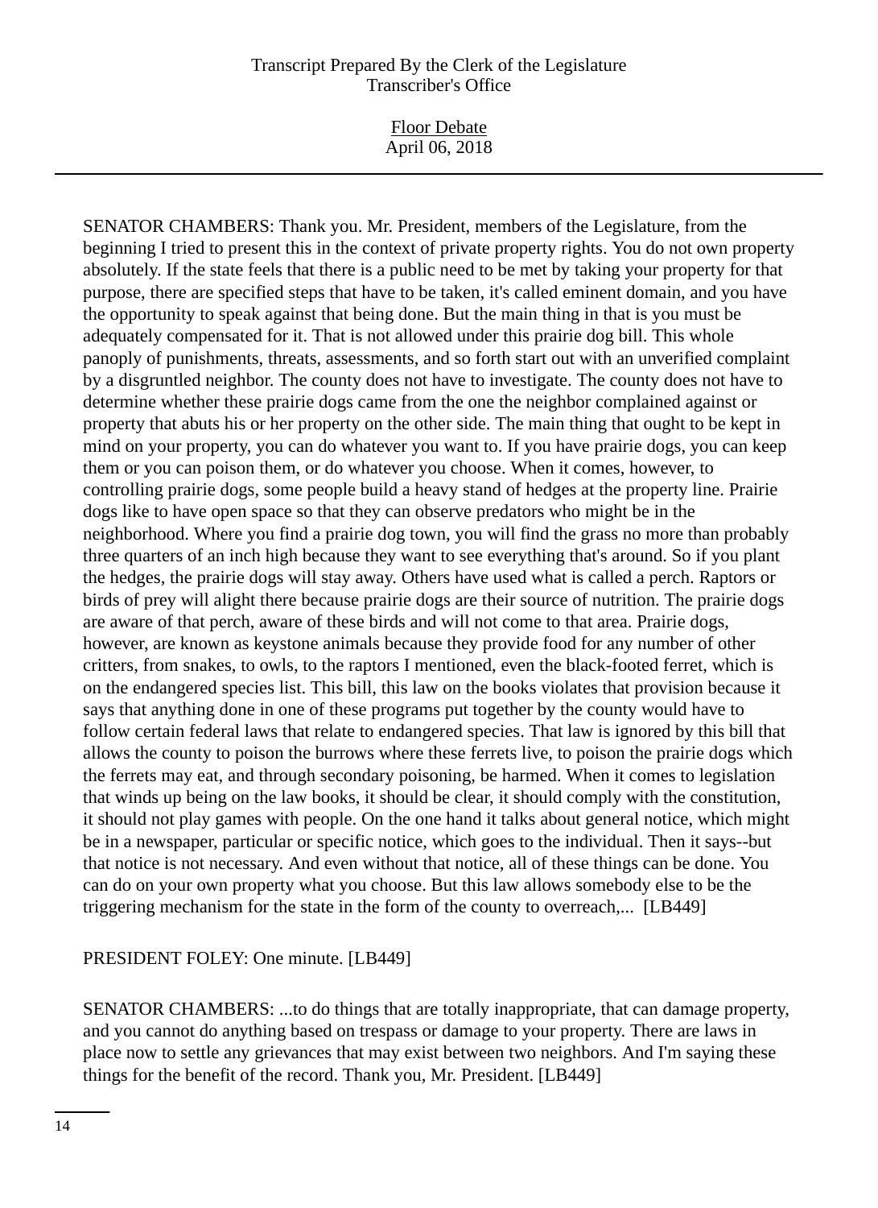SENATOR CHAMBERS: Thank you. Mr. President, members of the Legislature, from the beginning I tried to present this in the context of private property rights. You do not own property absolutely. If the state feels that there is a public need to be met by taking your property for that purpose, there are specified steps that have to be taken, it's called eminent domain, and you have the opportunity to speak against that being done. But the main thing in that is you must be adequately compensated for it. That is not allowed under this prairie dog bill. This whole panoply of punishments, threats, assessments, and so forth start out with an unverified complaint by a disgruntled neighbor. The county does not have to investigate. The county does not have to determine whether these prairie dogs came from the one the neighbor complained against or property that abuts his or her property on the other side. The main thing that ought to be kept in mind on your property, you can do whatever you want to. If you have prairie dogs, you can keep them or you can poison them, or do whatever you choose. When it comes, however, to controlling prairie dogs, some people build a heavy stand of hedges at the property line. Prairie dogs like to have open space so that they can observe predators who might be in the neighborhood. Where you find a prairie dog town, you will find the grass no more than probably three quarters of an inch high because they want to see everything that's around. So if you plant the hedges, the prairie dogs will stay away. Others have used what is called a perch. Raptors or birds of prey will alight there because prairie dogs are their source of nutrition. The prairie dogs are aware of that perch, aware of these birds and will not come to that area. Prairie dogs, however, are known as keystone animals because they provide food for any number of other critters, from snakes, to owls, to the raptors I mentioned, even the black-footed ferret, which is on the endangered species list. This bill, this law on the books violates that provision because it says that anything done in one of these programs put together by the county would have to follow certain federal laws that relate to endangered species. That law is ignored by this bill that allows the county to poison the burrows where these ferrets live, to poison the prairie dogs which the ferrets may eat, and through secondary poisoning, be harmed. When it comes to legislation that winds up being on the law books, it should be clear, it should comply with the constitution, it should not play games with people. On the one hand it talks about general notice, which might be in a newspaper, particular or specific notice, which goes to the individual. Then it says--but that notice is not necessary. And even without that notice, all of these things can be done. You can do on your own property what you choose. But this law allows somebody else to be the triggering mechanism for the state in the form of the county to overreach,... [LB449]

PRESIDENT FOLEY: One minute. [LB449]

SENATOR CHAMBERS: ...to do things that are totally inappropriate, that can damage property, and you cannot do anything based on trespass or damage to your property. There are laws in place now to settle any grievances that may exist between two neighbors. And I'm saying these things for the benefit of the record. Thank you, Mr. President. [LB449]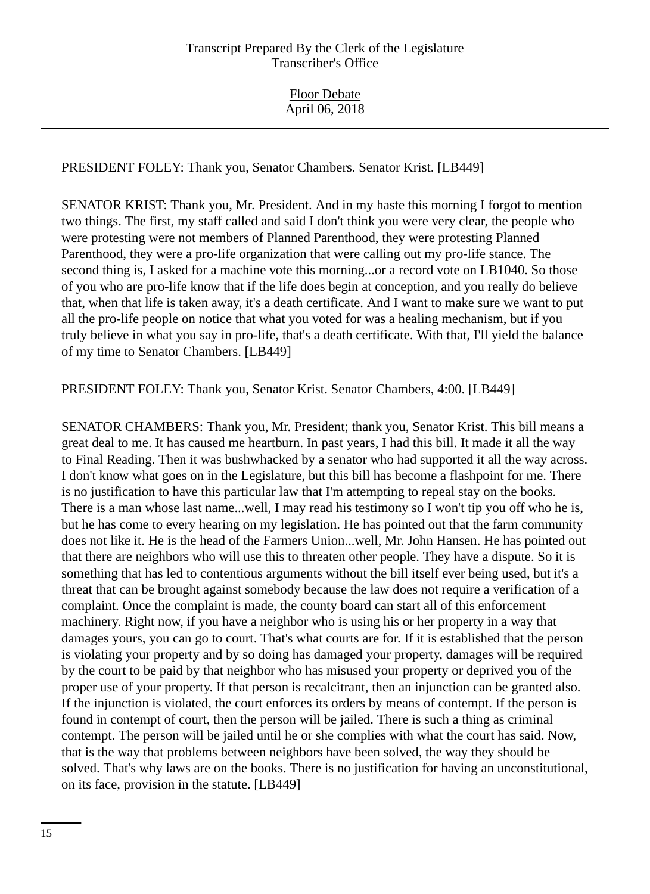PRESIDENT FOLEY: Thank you, Senator Chambers. Senator Krist. [LB449]

SENATOR KRIST: Thank you, Mr. President. And in my haste this morning I forgot to mention two things. The first, my staff called and said I don't think you were very clear, the people who were protesting were not members of Planned Parenthood, they were protesting Planned Parenthood, they were a pro-life organization that were calling out my pro-life stance. The second thing is, I asked for a machine vote this morning...or a record vote on LB1040. So those of you who are pro-life know that if the life does begin at conception, and you really do believe that, when that life is taken away, it's a death certificate. And I want to make sure we want to put all the pro-life people on notice that what you voted for was a healing mechanism, but if you truly believe in what you say in pro-life, that's a death certificate. With that, I'll yield the balance of my time to Senator Chambers. [LB449]

PRESIDENT FOLEY: Thank you, Senator Krist. Senator Chambers, 4:00. [LB449]

SENATOR CHAMBERS: Thank you, Mr. President; thank you, Senator Krist. This bill means a great deal to me. It has caused me heartburn. In past years, I had this bill. It made it all the way to Final Reading. Then it was bushwhacked by a senator who had supported it all the way across. I don't know what goes on in the Legislature, but this bill has become a flashpoint for me. There is no justification to have this particular law that I'm attempting to repeal stay on the books. There is a man whose last name...well, I may read his testimony so I won't tip you off who he is, but he has come to every hearing on my legislation. He has pointed out that the farm community does not like it. He is the head of the Farmers Union...well, Mr. John Hansen. He has pointed out that there are neighbors who will use this to threaten other people. They have a dispute. So it is something that has led to contentious arguments without the bill itself ever being used, but it's a threat that can be brought against somebody because the law does not require a verification of a complaint. Once the complaint is made, the county board can start all of this enforcement machinery. Right now, if you have a neighbor who is using his or her property in a way that damages yours, you can go to court. That's what courts are for. If it is established that the person is violating your property and by so doing has damaged your property, damages will be required by the court to be paid by that neighbor who has misused your property or deprived you of the proper use of your property. If that person is recalcitrant, then an injunction can be granted also. If the injunction is violated, the court enforces its orders by means of contempt. If the person is found in contempt of court, then the person will be jailed. There is such a thing as criminal contempt. The person will be jailed until he or she complies with what the court has said. Now, that is the way that problems between neighbors have been solved, the way they should be solved. That's why laws are on the books. There is no justification for having an unconstitutional, on its face, provision in the statute. [LB449]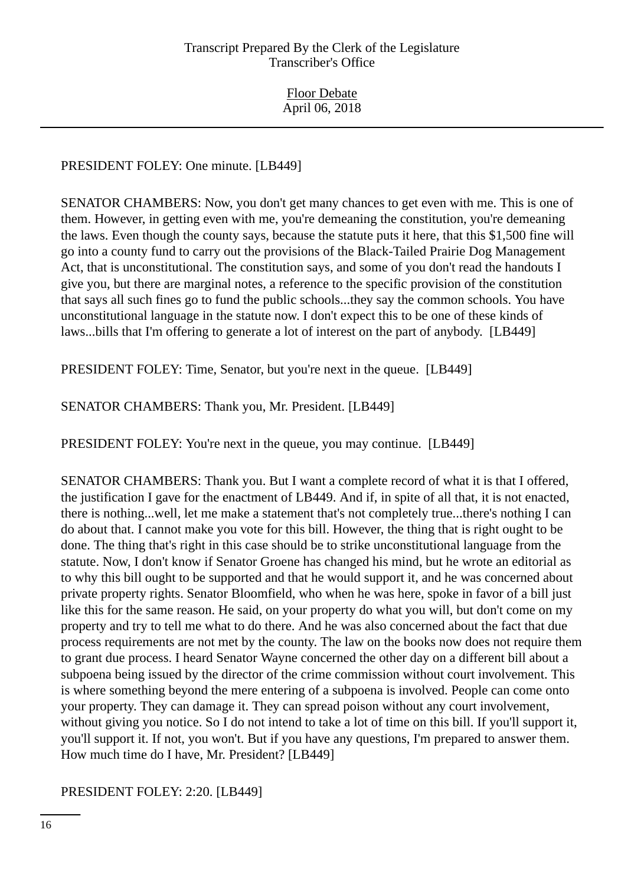PRESIDENT FOLEY: One minute. [LB449]

SENATOR CHAMBERS: Now, you don't get many chances to get even with me. This is one of them. However, in getting even with me, you're demeaning the constitution, you're demeaning the laws. Even though the county says, because the statute puts it here, that this $1,500 fine will go into a county fund to carry out the provisions of the Black-Tailed Prairie Dog Management Act, that is unconstitutional. The constitution says, and some of you don't read the handouts I give you, but there are marginal notes, a reference to the specific provision of the constitution that says all such fines go to fund the public schools...they say the common schools. You have unconstitutional language in the statute now. I don't expect this to be one of these kinds of laws...bills that I'm offering to generate a lot of interest on the part of anybody. [LB449]

PRESIDENT FOLEY: Time, Senator, but you're next in the queue. [LB449]

SENATOR CHAMBERS: Thank you, Mr. President. [LB449]

PRESIDENT FOLEY: You're next in the queue, you may continue. [LB449]

SENATOR CHAMBERS: Thank you. But I want a complete record of what it is that I offered, the justification I gave for the enactment of LB449. And if, in spite of all that, it is not enacted, there is nothing...well, let me make a statement that's not completely true...there's nothing I can do about that. I cannot make you vote for this bill. However, the thing that is right ought to be done. The thing that's right in this case should be to strike unconstitutional language from the statute. Now, I don't know if Senator Groene has changed his mind, but he wrote an editorial as to why this bill ought to be supported and that he would support it, and he was concerned about private property rights. Senator Bloomfield, who when he was here, spoke in favor of a bill just like this for the same reason. He said, on your property do what you will, but don't come on my property and try to tell me what to do there. And he was also concerned about the fact that due process requirements are not met by the county. The law on the books now does not require them to grant due process. I heard Senator Wayne concerned the other day on a different bill about a subpoena being issued by the director of the crime commission without court involvement. This is where something beyond the mere entering of a subpoena is involved. People can come onto your property. They can damage it. They can spread poison without any court involvement, without giving you notice. So I do not intend to take a lot of time on this bill. If you'll support it, you'll support it. If not, you won't. But if you have any questions, I'm prepared to answer them. How much time do I have, Mr. President? [LB449]

PRESIDENT FOLEY: 2:20. [LB449]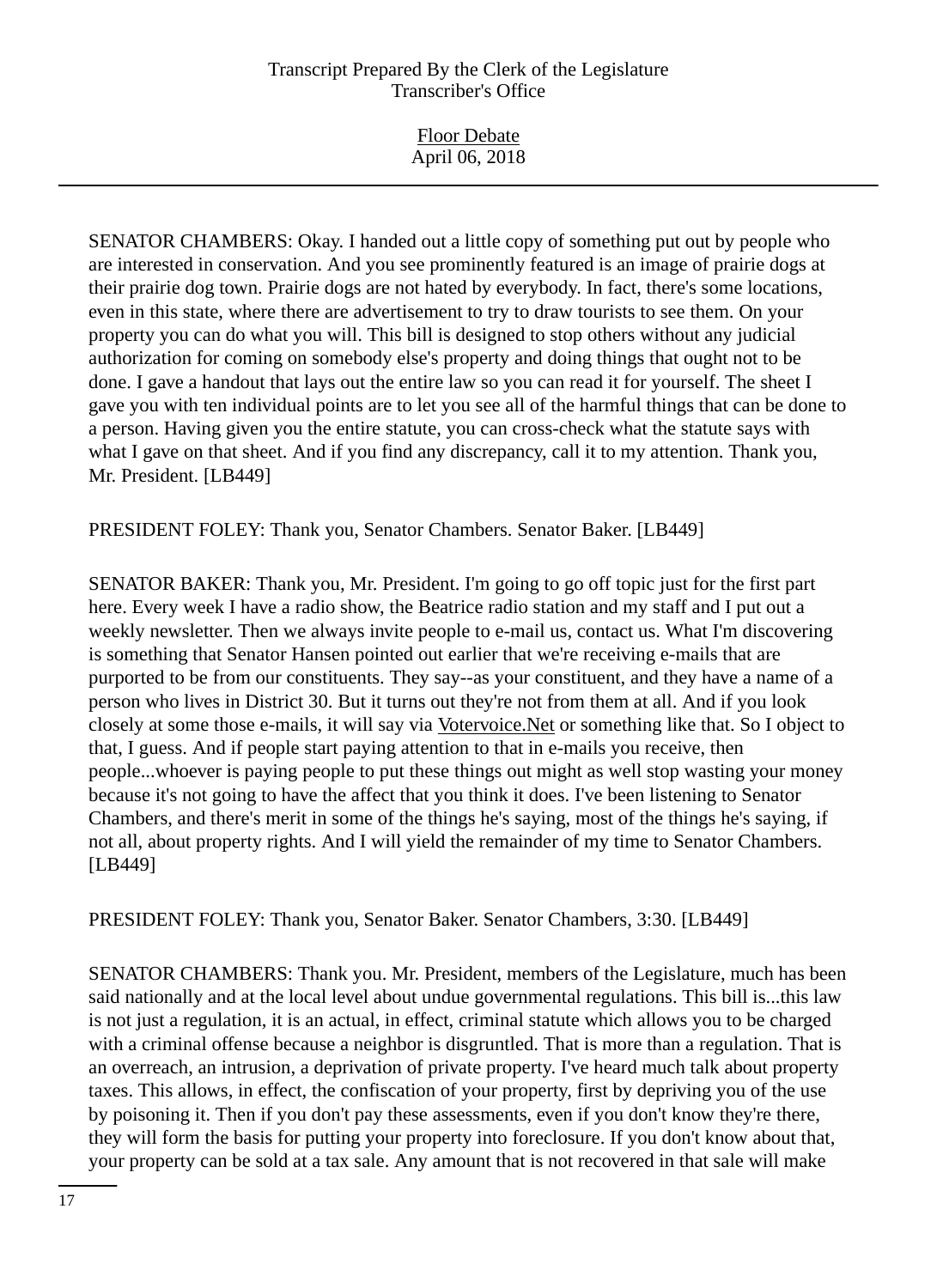SENATOR CHAMBERS: Okay. I handed out a little copy of something put out by people who are interested in conservation. And you see prominently featured is an image of prairie dogs at their prairie dog town. Prairie dogs are not hated by everybody. In fact, there's some locations, even in this state, where there are advertisement to try to draw tourists to see them. On your property you can do what you will. This bill is designed to stop others without any judicial authorization for coming on somebody else's property and doing things that ought not to be done. I gave a handout that lays out the entire law so you can read it for yourself. The sheet I gave you with ten individual points are to let you see all of the harmful things that can be done to a person. Having given you the entire statute, you can cross-check what the statute says with what I gave on that sheet. And if you find any discrepancy, call it to my attention. Thank you, Mr. President. [LB449]

PRESIDENT FOLEY: Thank you, Senator Chambers. Senator Baker. [LB449]

SENATOR BAKER: Thank you, Mr. President. I'm going to go off topic just for the first part here. Every week I have a radio show, the Beatrice radio station and my staff and I put out a weekly newsletter. Then we always invite people to e-mail us, contact us. What I'm discovering is something that Senator Hansen pointed out earlier that we're receiving e-mails that are purported to be from our constituents. They say--as your constituent, and they have a name of a person who lives in District 30. But it turns out they're not from them at all. And if you look closely at some those e-mails, it will say via Votervoice.Net or something like that. So I object to that, I guess. And if people start paying attention to that in e-mails you receive, then people...whoever is paying people to put these things out might as well stop wasting your money because it's not going to have the affect that you think it does. I've been listening to Senator Chambers, and there's merit in some of the things he's saying, most of the things he's saying, if not all, about property rights. And I will yield the remainder of my time to Senator Chambers. [LB449]

PRESIDENT FOLEY: Thank you, Senator Baker. Senator Chambers, 3:30. [LB449]

SENATOR CHAMBERS: Thank you. Mr. President, members of the Legislature, much has been said nationally and at the local level about undue governmental regulations. This bill is...this law is not just a regulation, it is an actual, in effect, criminal statute which allows you to be charged with a criminal offense because a neighbor is disgruntled. That is more than a regulation. That is an overreach, an intrusion, a deprivation of private property. I've heard much talk about property taxes. This allows, in effect, the confiscation of your property, first by depriving you of the use by poisoning it. Then if you don't pay these assessments, even if you don't know they're there, they will form the basis for putting your property into foreclosure. If you don't know about that, your property can be sold at a tax sale. Any amount that is not recovered in that sale will make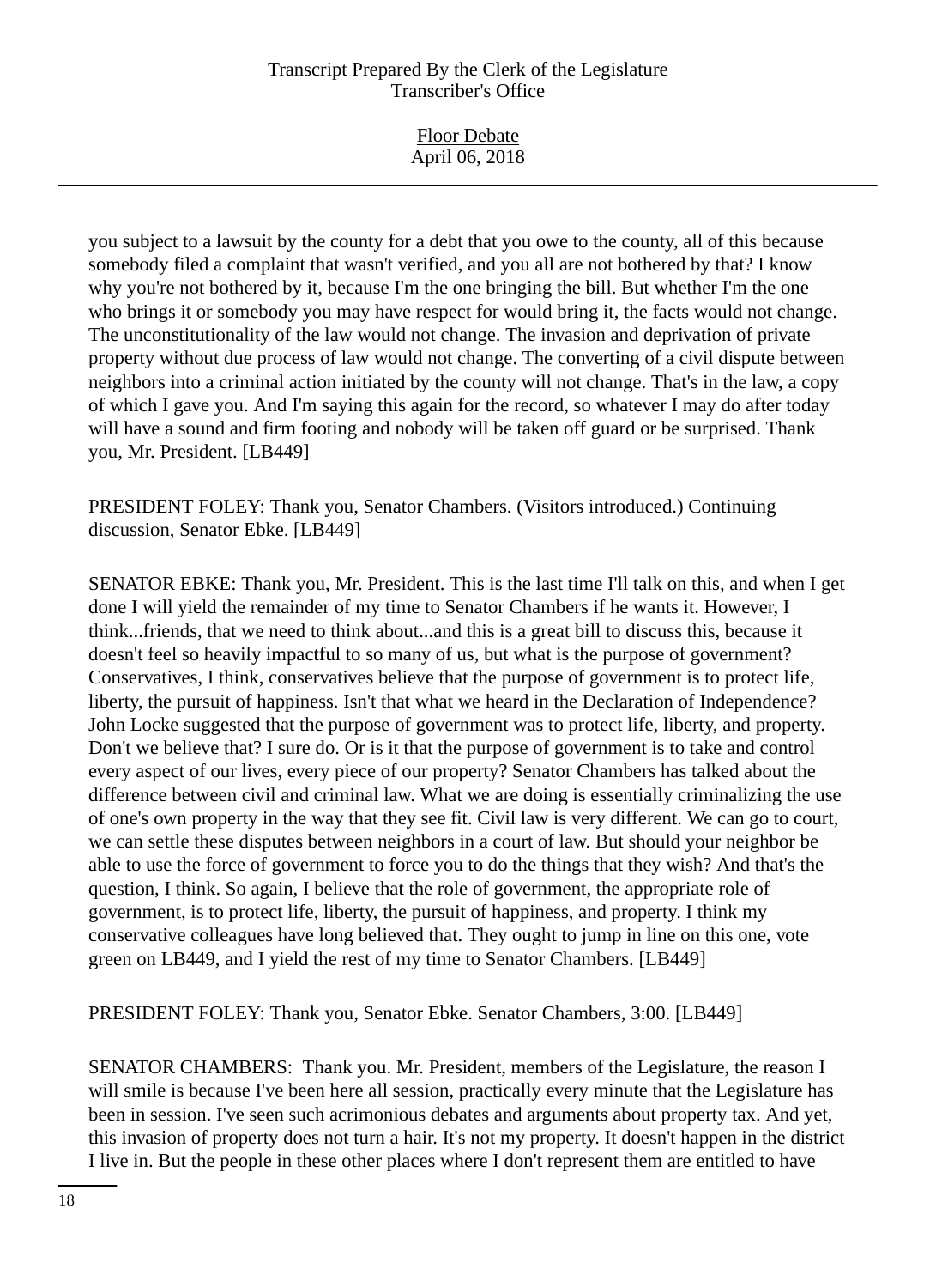you subject to a lawsuit by the county for a debt that you owe to the county, all of this because somebody filed a complaint that wasn't verified, and you all are not bothered by that? I know why you're not bothered by it, because I'm the one bringing the bill. But whether I'm the one who brings it or somebody you may have respect for would bring it, the facts would not change. The unconstitutionality of the law would not change. The invasion and deprivation of private property without due process of law would not change. The converting of a civil dispute between neighbors into a criminal action initiated by the county will not change. That's in the law, a copy of which I gave you. And I'm saying this again for the record, so whatever I may do after today will have a sound and firm footing and nobody will be taken off guard or be surprised. Thank you, Mr. President. [LB449]

PRESIDENT FOLEY: Thank you, Senator Chambers. (Visitors introduced.) Continuing discussion, Senator Ebke. [LB449]

SENATOR EBKE: Thank you, Mr. President. This is the last time I'll talk on this, and when I get done I will yield the remainder of my time to Senator Chambers if he wants it. However, I think...friends, that we need to think about...and this is a great bill to discuss this, because it doesn't feel so heavily impactful to so many of us, but what is the purpose of government? Conservatives, I think, conservatives believe that the purpose of government is to protect life, liberty, the pursuit of happiness. Isn't that what we heard in the Declaration of Independence? John Locke suggested that the purpose of government was to protect life, liberty, and property. Don't we believe that? I sure do. Or is it that the purpose of government is to take and control every aspect of our lives, every piece of our property? Senator Chambers has talked about the difference between civil and criminal law. What we are doing is essentially criminalizing the use of one's own property in the way that they see fit. Civil law is very different. We can go to court, we can settle these disputes between neighbors in a court of law. But should your neighbor be able to use the force of government to force you to do the things that they wish? And that's the question, I think. So again, I believe that the role of government, the appropriate role of government, is to protect life, liberty, the pursuit of happiness, and property. I think my conservative colleagues have long believed that. They ought to jump in line on this one, vote green on LB449, and I yield the rest of my time to Senator Chambers. [LB449]

PRESIDENT FOLEY: Thank you, Senator Ebke. Senator Chambers, 3:00. [LB449]

SENATOR CHAMBERS: Thank you. Mr. President, members of the Legislature, the reason I will smile is because I've been here all session, practically every minute that the Legislature has been in session. I've seen such acrimonious debates and arguments about property tax. And yet, this invasion of property does not turn a hair. It's not my property. It doesn't happen in the district I live in. But the people in these other places where I don't represent them are entitled to have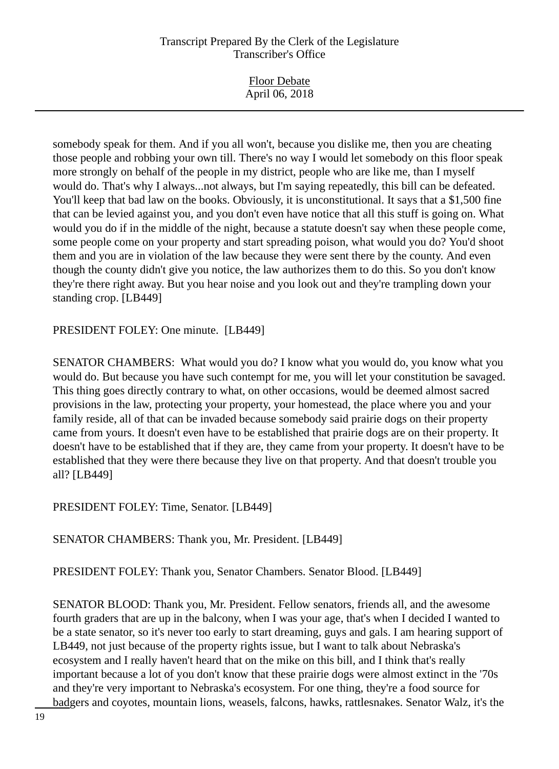somebody speak for them. And if you all won't, because you dislike me, then you are cheating those people and robbing your own till. There's no way I would let somebody on this floor speak more strongly on behalf of the people in my district, people who are like me, than I myself would do. That's why I always...not always, but I'm saying repeatedly, this bill can be defeated. You'll keep that bad law on the books. Obviously, it is unconstitutional. It says that a $1,500 fine that can be levied against you, and you don't even have notice that all this stuff is going on. What would you do if in the middle of the night, because a statute doesn't say when these people come, some people come on your property and start spreading poison, what would you do? You'd shoot them and you are in violation of the law because they were sent there by the county. And even though the county didn't give you notice, the law authorizes them to do this. So you don't know they're there right away. But you hear noise and you look out and they're trampling down your standing crop. [LB449]

PRESIDENT FOLEY: One minute. [LB449]

SENATOR CHAMBERS: What would you do? I know what you would do, you know what you would do. But because you have such contempt for me, you will let your constitution be savaged. This thing goes directly contrary to what, on other occasions, would be deemed almost sacred provisions in the law, protecting your property, your homestead, the place where you and your family reside, all of that can be invaded because somebody said prairie dogs on their property came from yours. It doesn't even have to be established that prairie dogs are on their property. It doesn't have to be established that if they are, they came from your property. It doesn't have to be established that they were there because they live on that property. And that doesn't trouble you all? [LB449]

PRESIDENT FOLEY: Time, Senator. [LB449]

SENATOR CHAMBERS: Thank you, Mr. President. [LB449]

PRESIDENT FOLEY: Thank you, Senator Chambers. Senator Blood. [LB449]

SENATOR BLOOD: Thank you, Mr. President. Fellow senators, friends all, and the awesome fourth graders that are up in the balcony, when I was your age, that's when I decided I wanted to be a state senator, so it's never too early to start dreaming, guys and gals. I am hearing support of LB449, not just because of the property rights issue, but I want to talk about Nebraska's ecosystem and I really haven't heard that on the mike on this bill, and I think that's really important because a lot of you don't know that these prairie dogs were almost extinct in the '70s and they're very important to Nebraska's ecosystem. For one thing, they're a food source for badgers and coyotes, mountain lions, weasels, falcons, hawks, rattlesnakes. Senator Walz, it's the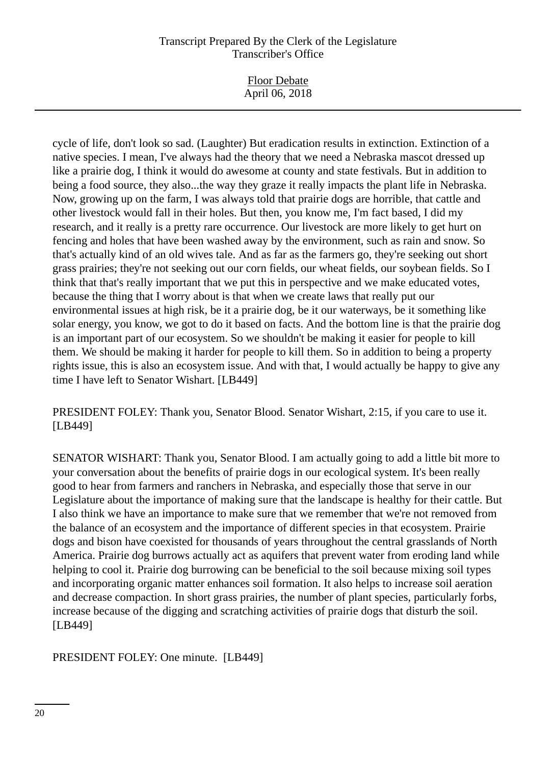cycle of life, don't look so sad. (Laughter) But eradication results in extinction. Extinction of a native species. I mean, I've always had the theory that we need a Nebraska mascot dressed up like a prairie dog, I think it would do awesome at county and state festivals. But in addition to being a food source, they also...the way they graze it really impacts the plant life in Nebraska. Now, growing up on the farm, I was always told that prairie dogs are horrible, that cattle and other livestock would fall in their holes. But then, you know me, I'm fact based, I did my research, and it really is a pretty rare occurrence. Our livestock are more likely to get hurt on fencing and holes that have been washed away by the environment, such as rain and snow. So that's actually kind of an old wives tale. And as far as the farmers go, they're seeking out short grass prairies; they're not seeking out our corn fields, our wheat fields, our soybean fields. So I think that that's really important that we put this in perspective and we make educated votes, because the thing that I worry about is that when we create laws that really put our environmental issues at high risk, be it a prairie dog, be it our waterways, be it something like solar energy, you know, we got to do it based on facts. And the bottom line is that the prairie dog is an important part of our ecosystem. So we shouldn't be making it easier for people to kill them. We should be making it harder for people to kill them. So in addition to being a property rights issue, this is also an ecosystem issue. And with that, I would actually be happy to give any time I have left to Senator Wishart. [LB449]

PRESIDENT FOLEY: Thank you, Senator Blood. Senator Wishart, 2:15, if you care to use it. [LB449]

SENATOR WISHART: Thank you, Senator Blood. I am actually going to add a little bit more to your conversation about the benefits of prairie dogs in our ecological system. It's been really good to hear from farmers and ranchers in Nebraska, and especially those that serve in our Legislature about the importance of making sure that the landscape is healthy for their cattle. But I also think we have an importance to make sure that we remember that we're not removed from the balance of an ecosystem and the importance of different species in that ecosystem. Prairie dogs and bison have coexisted for thousands of years throughout the central grasslands of North America. Prairie dog burrows actually act as aquifers that prevent water from eroding land while helping to cool it. Prairie dog burrowing can be beneficial to the soil because mixing soil types and incorporating organic matter enhances soil formation. It also helps to increase soil aeration and decrease compaction. In short grass prairies, the number of plant species, particularly forbs, increase because of the digging and scratching activities of prairie dogs that disturb the soil. [LB449]

PRESIDENT FOLEY: One minute. [LB449]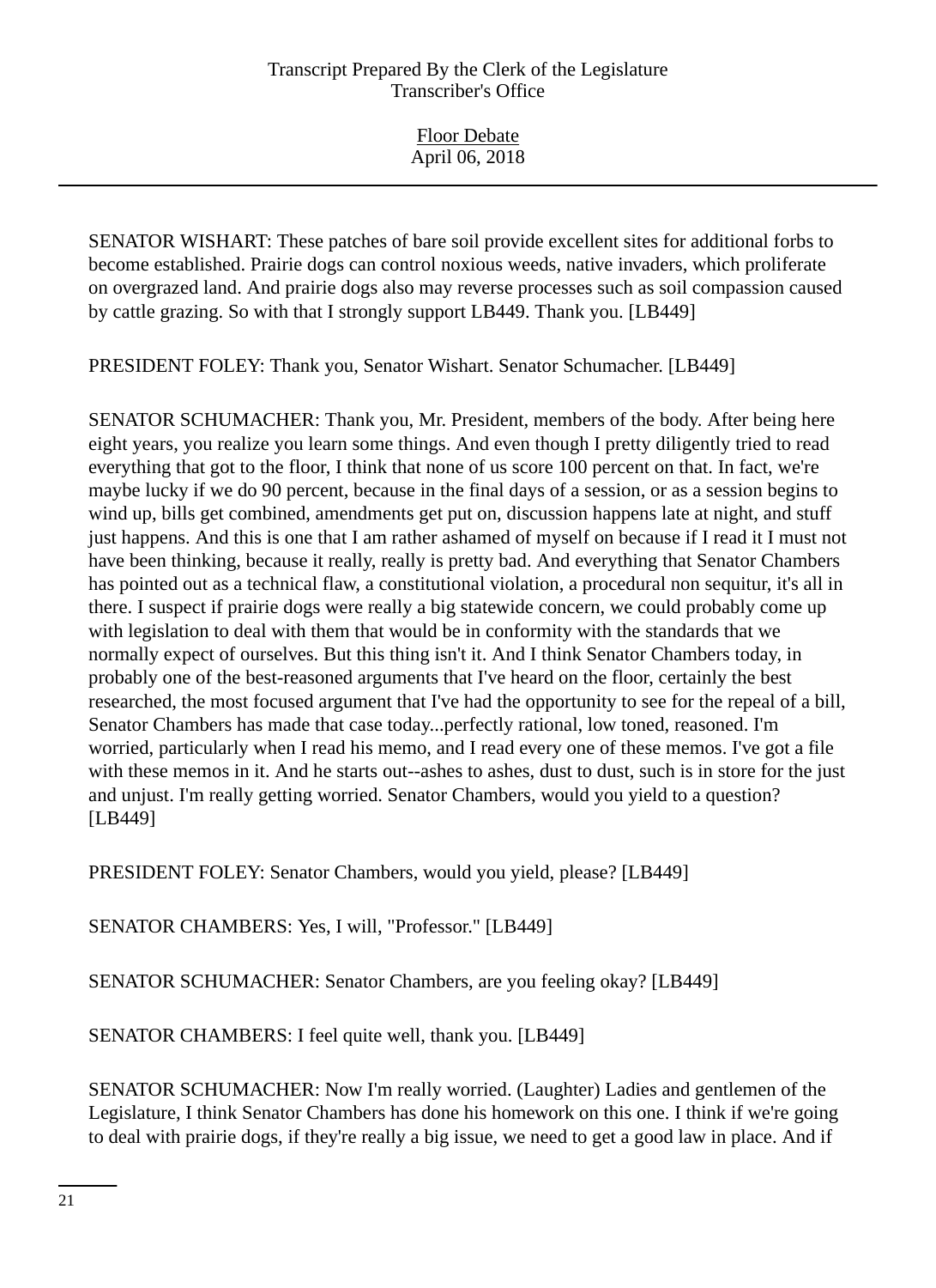SENATOR WISHART: These patches of bare soil provide excellent sites for additional forbs to become established. Prairie dogs can control noxious weeds, native invaders, which proliferate on overgrazed land. And prairie dogs also may reverse processes such as soil compassion caused by cattle grazing. So with that I strongly support LB449. Thank you. [LB449]

PRESIDENT FOLEY: Thank you, Senator Wishart. Senator Schumacher. [LB449]

SENATOR SCHUMACHER: Thank you, Mr. President, members of the body. After being here eight years, you realize you learn some things. And even though I pretty diligently tried to read everything that got to the floor, I think that none of us score 100 percent on that. In fact, we're maybe lucky if we do 90 percent, because in the final days of a session, or as a session begins to wind up, bills get combined, amendments get put on, discussion happens late at night, and stuff just happens. And this is one that I am rather ashamed of myself on because if I read it I must not have been thinking, because it really, really is pretty bad. And everything that Senator Chambers has pointed out as a technical flaw, a constitutional violation, a procedural non sequitur, it's all in there. I suspect if prairie dogs were really a big statewide concern, we could probably come up with legislation to deal with them that would be in conformity with the standards that we normally expect of ourselves. But this thing isn't it. And I think Senator Chambers today, in probably one of the best-reasoned arguments that I've heard on the floor, certainly the best researched, the most focused argument that I've had the opportunity to see for the repeal of a bill, Senator Chambers has made that case today...perfectly rational, low toned, reasoned. I'm worried, particularly when I read his memo, and I read every one of these memos. I've got a file with these memos in it. And he starts out--ashes to ashes, dust to dust, such is in store for the just and unjust. I'm really getting worried. Senator Chambers, would you yield to a question? [LB449]

PRESIDENT FOLEY: Senator Chambers, would you yield, please? [LB449]

SENATOR CHAMBERS: Yes, I will, "Professor." [LB449]

SENATOR SCHUMACHER: Senator Chambers, are you feeling okay? [LB449]

SENATOR CHAMBERS: I feel quite well, thank you. [LB449]

SENATOR SCHUMACHER: Now I'm really worried. (Laughter) Ladies and gentlemen of the Legislature, I think Senator Chambers has done his homework on this one. I think if we're going to deal with prairie dogs, if they're really a big issue, we need to get a good law in place. And if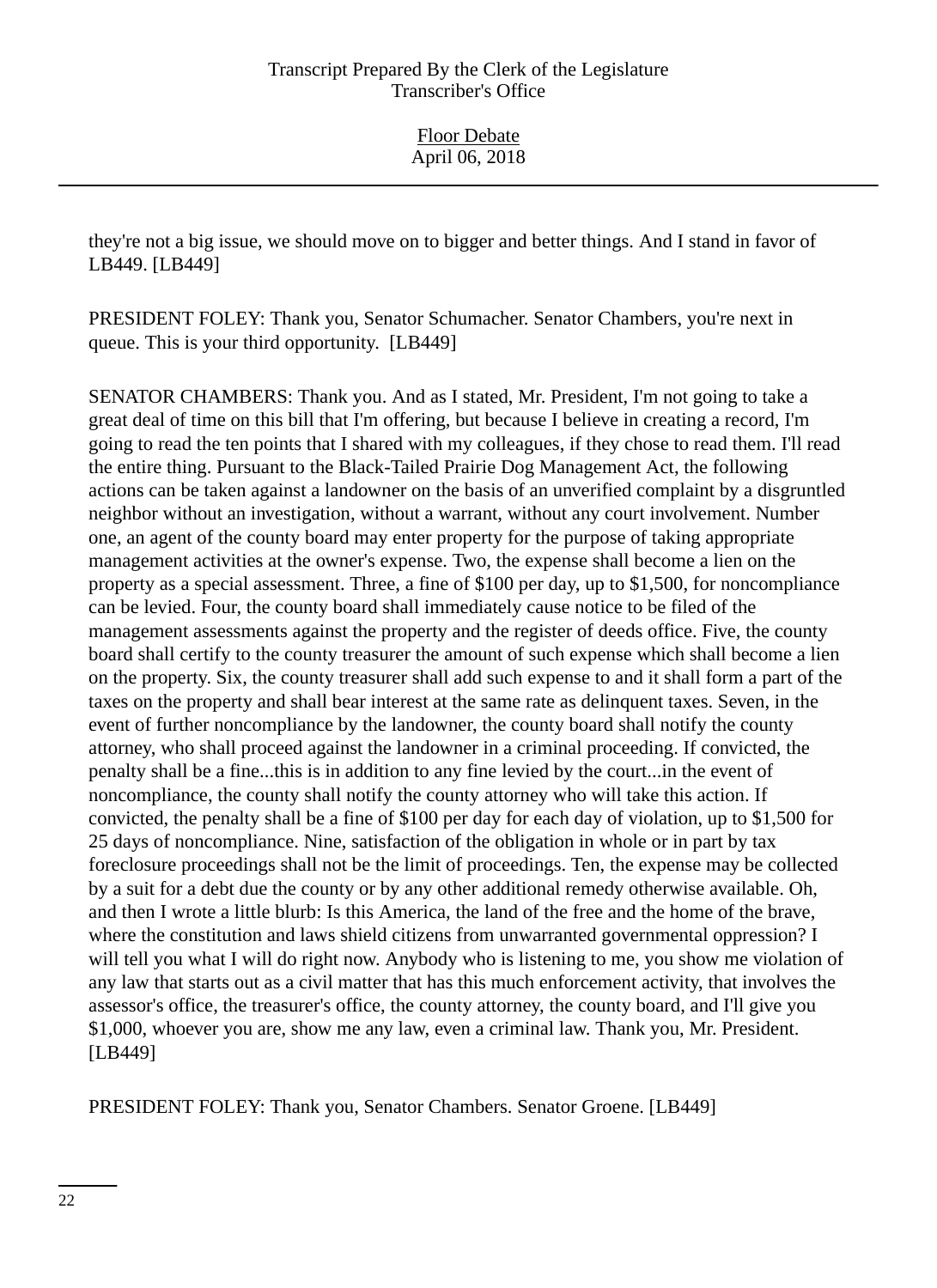they're not a big issue, we should move on to bigger and better things. And I stand in favor of LB449. [LB449]

PRESIDENT FOLEY: Thank you, Senator Schumacher. Senator Chambers, you're next in queue. This is your third opportunity. [LB449]

SENATOR CHAMBERS: Thank you. And as I stated, Mr. President, I'm not going to take a great deal of time on this bill that I'm offering, but because I believe in creating a record, I'm going to read the ten points that I shared with my colleagues, if they chose to read them. I'll read the entire thing. Pursuant to the Black-Tailed Prairie Dog Management Act, the following actions can be taken against a landowner on the basis of an unverified complaint by a disgruntled neighbor without an investigation, without a warrant, without any court involvement. Number one, an agent of the county board may enter property for the purpose of taking appropriate management activities at the owner's expense. Two, the expense shall become a lien on the property as a special assessment. Three, a fine of $100 per day, up to $1,500, for noncompliance can be levied. Four, the county board shall immediately cause notice to be filed of the management assessments against the property and the register of deeds office. Five, the county board shall certify to the county treasurer the amount of such expense which shall become a lien on the property. Six, the county treasurer shall add such expense to and it shall form a part of the taxes on the property and shall bear interest at the same rate as delinquent taxes. Seven, in the event of further noncompliance by the landowner, the county board shall notify the county attorney, who shall proceed against the landowner in a criminal proceeding. If convicted, the penalty shall be a fine...this is in addition to any fine levied by the court...in the event of noncompliance, the county shall notify the county attorney who will take this action. If convicted, the penalty shall be a fine of $100 per day for each day of violation, up to $1,500 for 25 days of noncompliance. Nine, satisfaction of the obligation in whole or in part by tax foreclosure proceedings shall not be the limit of proceedings. Ten, the expense may be collected by a suit for a debt due the county or by any other additional remedy otherwise available. Oh, and then I wrote a little blurb: Is this America, the land of the free and the home of the brave, where the constitution and laws shield citizens from unwarranted governmental oppression? I will tell you what I will do right now. Anybody who is listening to me, you show me violation of any law that starts out as a civil matter that has this much enforcement activity, that involves the assessor's office, the treasurer's office, the county attorney, the county board, and I'll give you $1,000, whoever you are, show me any law, even a criminal law. Thank you, Mr. President. [LB449]

PRESIDENT FOLEY: Thank you, Senator Chambers. Senator Groene. [LB449]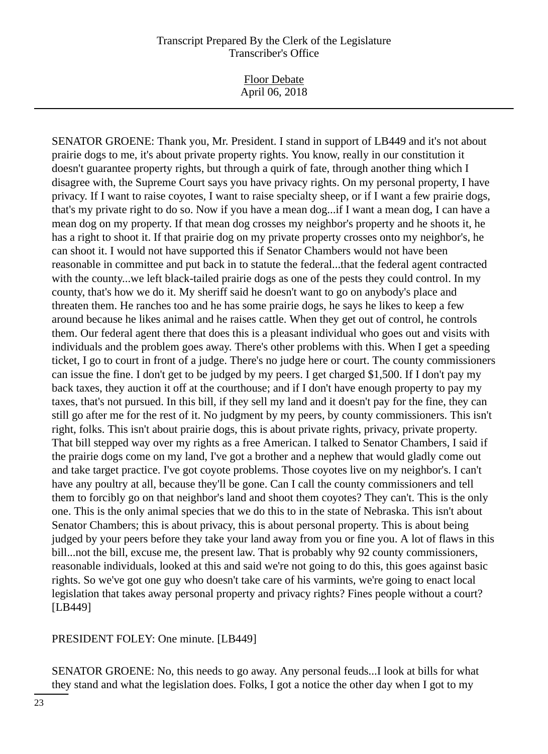SENATOR GROENE: Thank you, Mr. President. I stand in support of LB449 and it's not about prairie dogs to me, it's about private property rights. You know, really in our constitution it doesn't guarantee property rights, but through a quirk of fate, through another thing which I disagree with, the Supreme Court says you have privacy rights. On my personal property, I have privacy. If I want to raise coyotes, I want to raise specialty sheep, or if I want a few prairie dogs, that's my private right to do so. Now if you have a mean dog...if I want a mean dog, I can have a mean dog on my property. If that mean dog crosses my neighbor's property and he shoots it, he has a right to shoot it. If that prairie dog on my private property crosses onto my neighbor's, he can shoot it. I would not have supported this if Senator Chambers would not have been reasonable in committee and put back in to statute the federal...that the federal agent contracted with the county...we left black-tailed prairie dogs as one of the pests they could control. In my county, that's how we do it. My sheriff said he doesn't want to go on anybody's place and threaten them. He ranches too and he has some prairie dogs, he says he likes to keep a few around because he likes animal and he raises cattle. When they get out of control, he controls them. Our federal agent there that does this is a pleasant individual who goes out and visits with individuals and the problem goes away. There's other problems with this. When I get a speeding ticket, I go to court in front of a judge. There's no judge here or court. The county commissioners can issue the fine. I don't get to be judged by my peers. I get charged $1,500. If I don't pay my back taxes, they auction it off at the courthouse; and if I don't have enough property to pay my taxes, that's not pursued. In this bill, if they sell my land and it doesn't pay for the fine, they can still go after me for the rest of it. No judgment by my peers, by county commissioners. This isn't right, folks. This isn't about prairie dogs, this is about private rights, privacy, private property. That bill stepped way over my rights as a free American. I talked to Senator Chambers, I said if the prairie dogs come on my land, I've got a brother and a nephew that would gladly come out and take target practice. I've got coyote problems. Those coyotes live on my neighbor's. I can't have any poultry at all, because they'll be gone. Can I call the county commissioners and tell them to forcibly go on that neighbor's land and shoot them coyotes? They can't. This is the only one. This is the only animal species that we do this to in the state of Nebraska. This isn't about Senator Chambers; this is about privacy, this is about personal property. This is about being judged by your peers before they take your land away from you or fine you. A lot of flaws in this bill...not the bill, excuse me, the present law. That is probably why 92 county commissioners, reasonable individuals, looked at this and said we're not going to do this, this goes against basic rights. So we've got one guy who doesn't take care of his varmints, we're going to enact local legislation that takes away personal property and privacy rights? Fines people without a court? [LB449]

PRESIDENT FOLEY: One minute. [LB449]

SENATOR GROENE: No, this needs to go away. Any personal feuds...I look at bills for what they stand and what the legislation does. Folks, I got a notice the other day when I got to my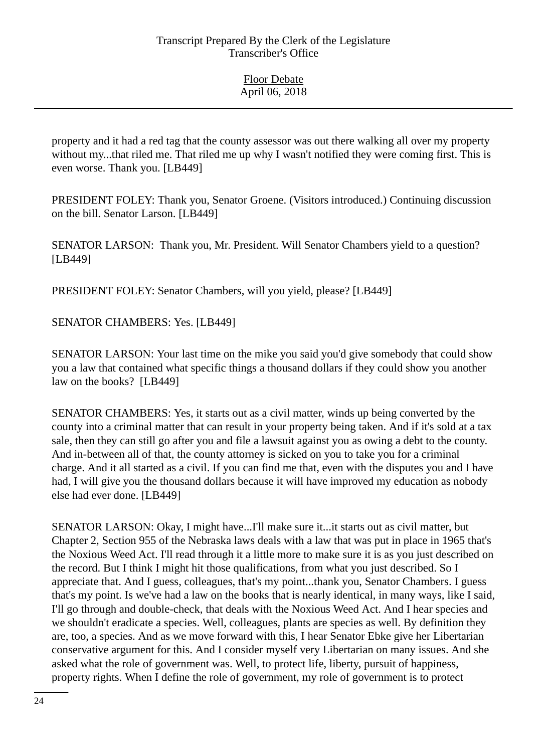property and it had a red tag that the county assessor was out there walking all over my property without my...that riled me. That riled me up why I wasn't notified they were coming first. This is even worse. Thank you. [LB449]

PRESIDENT FOLEY: Thank you, Senator Groene. (Visitors introduced.) Continuing discussion on the bill. Senator Larson. [LB449]

SENATOR LARSON: Thank you, Mr. President. Will Senator Chambers yield to a question? [LB449]

PRESIDENT FOLEY: Senator Chambers, will you yield, please? [LB449]

SENATOR CHAMBERS: Yes. [LB449]

SENATOR LARSON: Your last time on the mike you said you'd give somebody that could show you a law that contained what specific things a thousand dollars if they could show you another law on the books? [LB449]

SENATOR CHAMBERS: Yes, it starts out as a civil matter, winds up being converted by the county into a criminal matter that can result in your property being taken. And if it's sold at a tax sale, then they can still go after you and file a lawsuit against you as owing a debt to the county. And in-between all of that, the county attorney is sicked on you to take you for a criminal charge. And it all started as a civil. If you can find me that, even with the disputes you and I have had, I will give you the thousand dollars because it will have improved my education as nobody else had ever done. [LB449]

SENATOR LARSON: Okay, I might have...I'll make sure it...it starts out as civil matter, but Chapter 2, Section 955 of the Nebraska laws deals with a law that was put in place in 1965 that's the Noxious Weed Act. I'll read through it a little more to make sure it is as you just described on the record. But I think I might hit those qualifications, from what you just described. So I appreciate that. And I guess, colleagues, that's my point...thank you, Senator Chambers. I guess that's my point. Is we've had a law on the books that is nearly identical, in many ways, like I said, I'll go through and double-check, that deals with the Noxious Weed Act. And I hear species and we shouldn't eradicate a species. Well, colleagues, plants are species as well. By definition they are, too, a species. And as we move forward with this, I hear Senator Ebke give her Libertarian conservative argument for this. And I consider myself very Libertarian on many issues. And she asked what the role of government was. Well, to protect life, liberty, pursuit of happiness, property rights. When I define the role of government, my role of government is to protect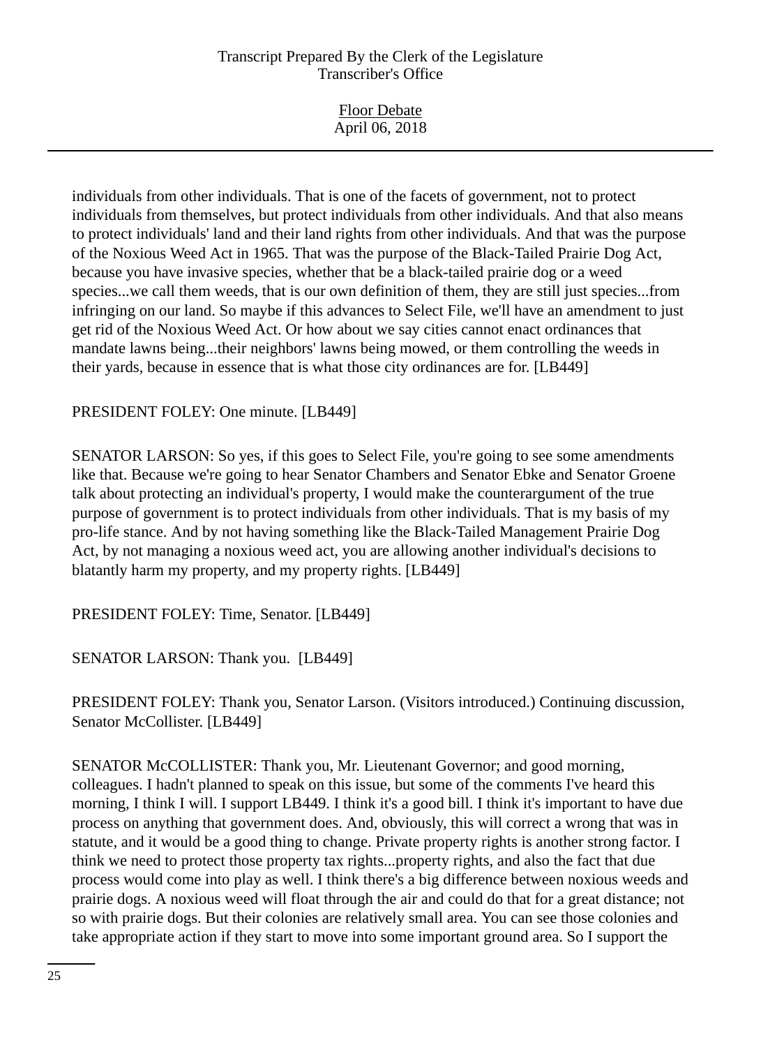individuals from other individuals. That is one of the facets of government, not to protect individuals from themselves, but protect individuals from other individuals. And that also means to protect individuals' land and their land rights from other individuals. And that was the purpose of the Noxious Weed Act in 1965. That was the purpose of the Black-Tailed Prairie Dog Act, because you have invasive species, whether that be a black-tailed prairie dog or a weed species...we call them weeds, that is our own definition of them, they are still just species...from infringing on our land. So maybe if this advances to Select File, we'll have an amendment to just get rid of the Noxious Weed Act. Or how about we say cities cannot enact ordinances that mandate lawns being...their neighbors' lawns being mowed, or them controlling the weeds in their yards, because in essence that is what those city ordinances are for. [LB449]

PRESIDENT FOLEY: One minute. [LB449]

SENATOR LARSON: So yes, if this goes to Select File, you're going to see some amendments like that. Because we're going to hear Senator Chambers and Senator Ebke and Senator Groene talk about protecting an individual's property, I would make the counterargument of the true purpose of government is to protect individuals from other individuals. That is my basis of my pro-life stance. And by not having something like the Black-Tailed Management Prairie Dog Act, by not managing a noxious weed act, you are allowing another individual's decisions to blatantly harm my property, and my property rights. [LB449]

PRESIDENT FOLEY: Time, Senator. [LB449]

SENATOR LARSON: Thank you. [LB449]

PRESIDENT FOLEY: Thank you, Senator Larson. (Visitors introduced.) Continuing discussion, Senator McCollister. [LB449]

SENATOR McCOLLISTER: Thank you, Mr. Lieutenant Governor; and good morning, colleagues. I hadn't planned to speak on this issue, but some of the comments I've heard this morning, I think I will. I support LB449. I think it's a good bill. I think it's important to have due process on anything that government does. And, obviously, this will correct a wrong that was in statute, and it would be a good thing to change. Private property rights is another strong factor. I think we need to protect those property tax rights...property rights, and also the fact that due process would come into play as well. I think there's a big difference between noxious weeds and prairie dogs. A noxious weed will float through the air and could do that for a great distance; not so with prairie dogs. But their colonies are relatively small area. You can see those colonies and take appropriate action if they start to move into some important ground area. So I support the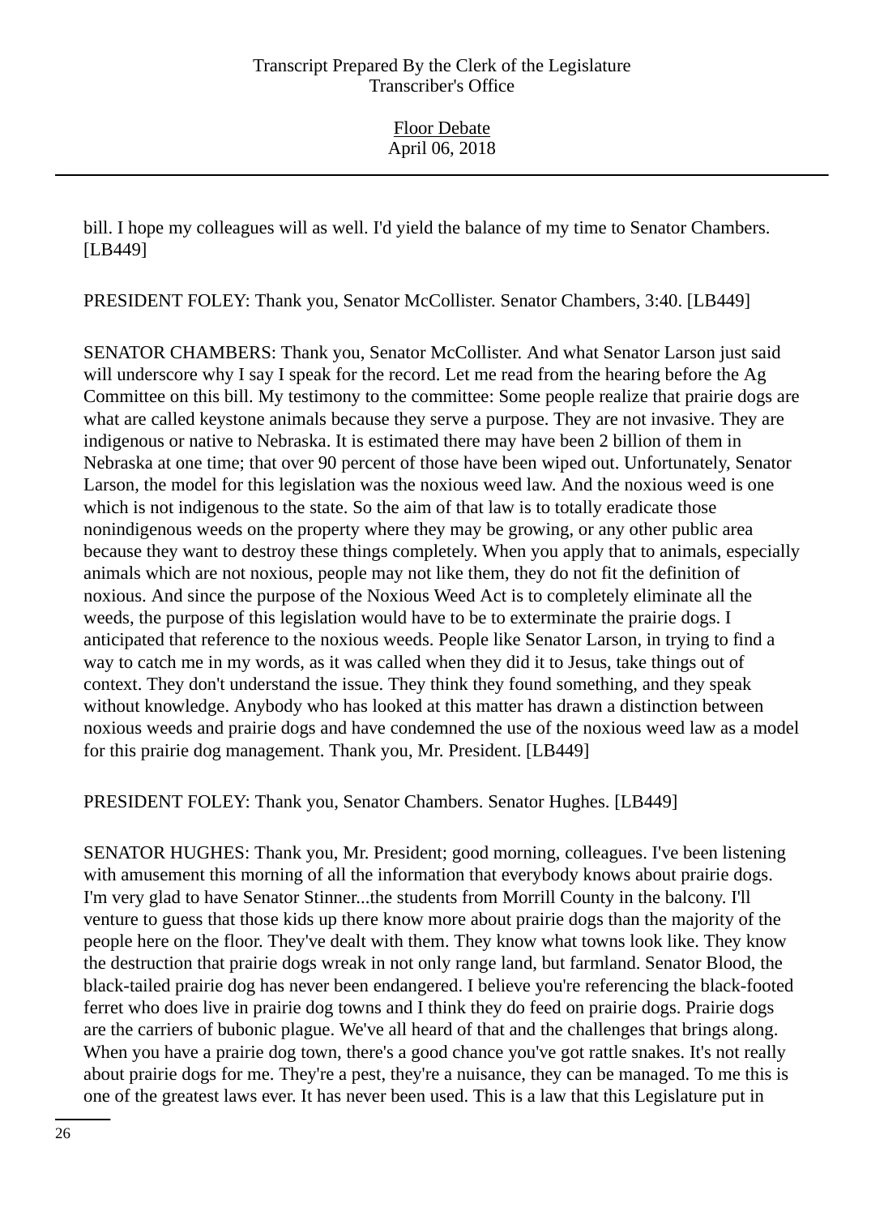bill. I hope my colleagues will as well. I'd yield the balance of my time to Senator Chambers. [LB449]

PRESIDENT FOLEY: Thank you, Senator McCollister. Senator Chambers, 3:40. [LB449]

SENATOR CHAMBERS: Thank you, Senator McCollister. And what Senator Larson just said will underscore why I say I speak for the record. Let me read from the hearing before the Ag Committee on this bill. My testimony to the committee: Some people realize that prairie dogs are what are called keystone animals because they serve a purpose. They are not invasive. They are indigenous or native to Nebraska. It is estimated there may have been 2 billion of them in Nebraska at one time; that over 90 percent of those have been wiped out. Unfortunately, Senator Larson, the model for this legislation was the noxious weed law. And the noxious weed is one which is not indigenous to the state. So the aim of that law is to totally eradicate those nonindigenous weeds on the property where they may be growing, or any other public area because they want to destroy these things completely. When you apply that to animals, especially animals which are not noxious, people may not like them, they do not fit the definition of noxious. And since the purpose of the Noxious Weed Act is to completely eliminate all the weeds, the purpose of this legislation would have to be to exterminate the prairie dogs. I anticipated that reference to the noxious weeds. People like Senator Larson, in trying to find a way to catch me in my words, as it was called when they did it to Jesus, take things out of context. They don't understand the issue. They think they found something, and they speak without knowledge. Anybody who has looked at this matter has drawn a distinction between noxious weeds and prairie dogs and have condemned the use of the noxious weed law as a model for this prairie dog management. Thank you, Mr. President. [LB449]

PRESIDENT FOLEY: Thank you, Senator Chambers. Senator Hughes. [LB449]

SENATOR HUGHES: Thank you, Mr. President; good morning, colleagues. I've been listening with amusement this morning of all the information that everybody knows about prairie dogs. I'm very glad to have Senator Stinner...the students from Morrill County in the balcony. I'll venture to guess that those kids up there know more about prairie dogs than the majority of the people here on the floor. They've dealt with them. They know what towns look like. They know the destruction that prairie dogs wreak in not only range land, but farmland. Senator Blood, the black-tailed prairie dog has never been endangered. I believe you're referencing the black-footed ferret who does live in prairie dog towns and I think they do feed on prairie dogs. Prairie dogs are the carriers of bubonic plague. We've all heard of that and the challenges that brings along. When you have a prairie dog town, there's a good chance you've got rattle snakes. It's not really about prairie dogs for me. They're a pest, they're a nuisance, they can be managed. To me this is one of the greatest laws ever. It has never been used. This is a law that this Legislature put in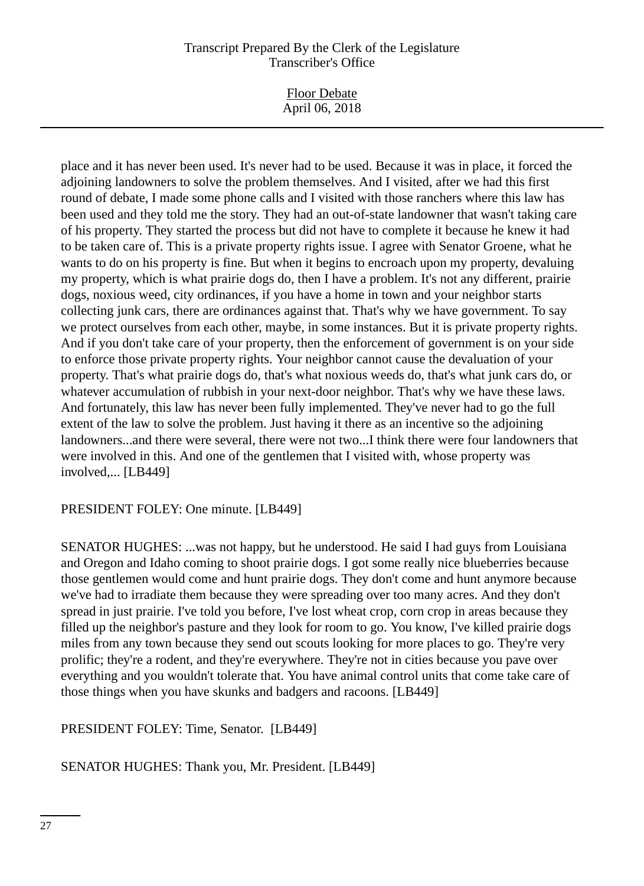place and it has never been used. It's never had to be used. Because it was in place, it forced the adjoining landowners to solve the problem themselves. And I visited, after we had this first round of debate, I made some phone calls and I visited with those ranchers where this law has been used and they told me the story. They had an out-of-state landowner that wasn't taking care of his property. They started the process but did not have to complete it because he knew it had to be taken care of. This is a private property rights issue. I agree with Senator Groene, what he wants to do on his property is fine. But when it begins to encroach upon my property, devaluing my property, which is what prairie dogs do, then I have a problem. It's not any different, prairie dogs, noxious weed, city ordinances, if you have a home in town and your neighbor starts collecting junk cars, there are ordinances against that. That's why we have government. To say we protect ourselves from each other, maybe, in some instances. But it is private property rights. And if you don't take care of your property, then the enforcement of government is on your side to enforce those private property rights. Your neighbor cannot cause the devaluation of your property. That's what prairie dogs do, that's what noxious weeds do, that's what junk cars do, or whatever accumulation of rubbish in your next-door neighbor. That's why we have these laws. And fortunately, this law has never been fully implemented. They've never had to go the full extent of the law to solve the problem. Just having it there as an incentive so the adjoining landowners...and there were several, there were not two...I think there were four landowners that were involved in this. And one of the gentlemen that I visited with, whose property was involved,... [LB449]

PRESIDENT FOLEY: One minute. [LB449]

SENATOR HUGHES: ...was not happy, but he understood. He said I had guys from Louisiana and Oregon and Idaho coming to shoot prairie dogs. I got some really nice blueberries because those gentlemen would come and hunt prairie dogs. They don't come and hunt anymore because we've had to irradiate them because they were spreading over too many acres. And they don't spread in just prairie. I've told you before, I've lost wheat crop, corn crop in areas because they filled up the neighbor's pasture and they look for room to go. You know, I've killed prairie dogs miles from any town because they send out scouts looking for more places to go. They're very prolific; they're a rodent, and they're everywhere. They're not in cities because you pave over everything and you wouldn't tolerate that. You have animal control units that come take care of those things when you have skunks and badgers and racoons. [LB449]

PRESIDENT FOLEY: Time, Senator. [LB449]

SENATOR HUGHES: Thank you, Mr. President. [LB449]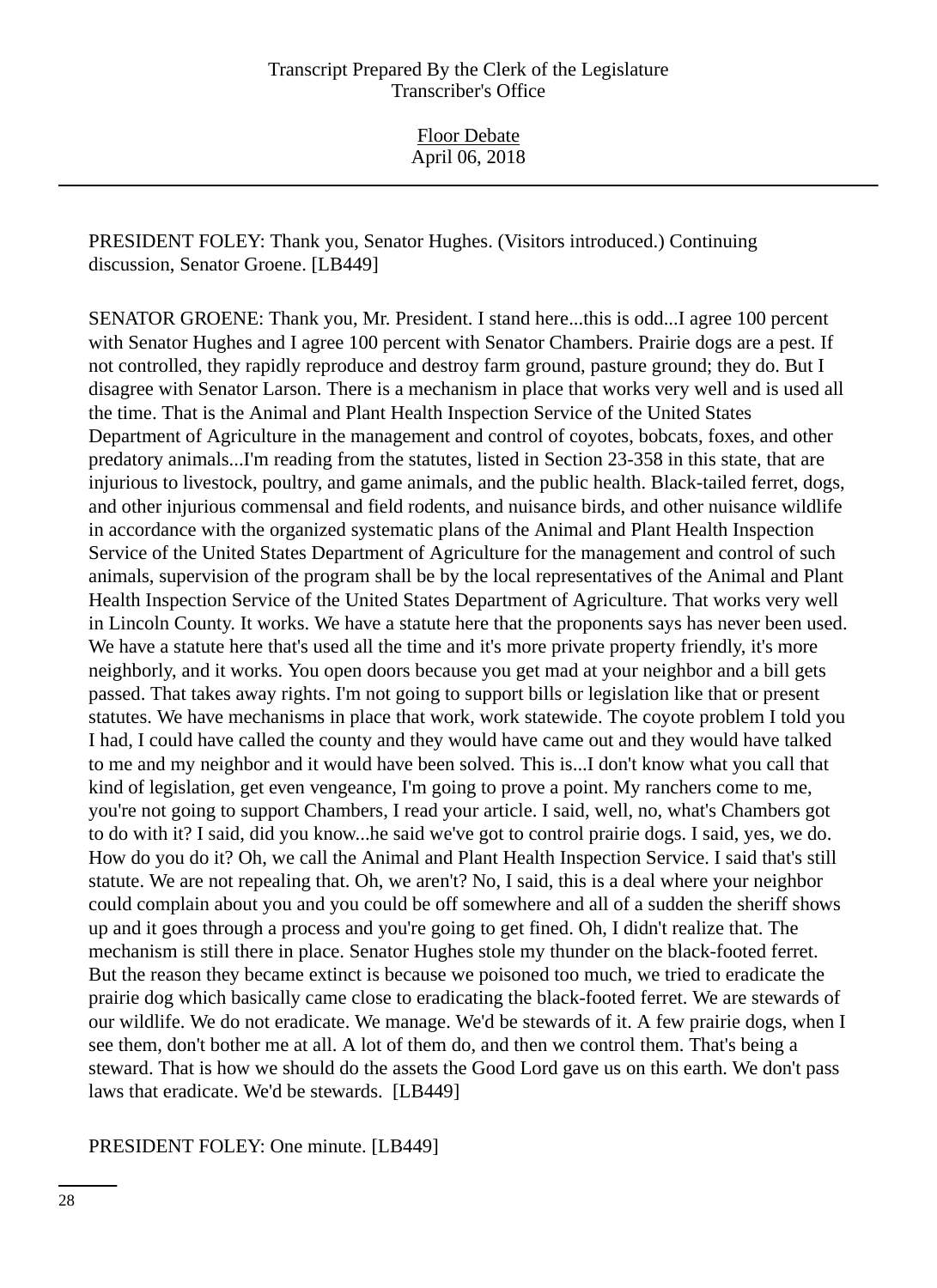PRESIDENT FOLEY: Thank you, Senator Hughes. (Visitors introduced.) Continuing discussion, Senator Groene. [LB449]

SENATOR GROENE: Thank you, Mr. President. I stand here...this is odd...I agree 100 percent with Senator Hughes and I agree 100 percent with Senator Chambers. Prairie dogs are a pest. If not controlled, they rapidly reproduce and destroy farm ground, pasture ground; they do. But I disagree with Senator Larson. There is a mechanism in place that works very well and is used all the time. That is the Animal and Plant Health Inspection Service of the United States Department of Agriculture in the management and control of coyotes, bobcats, foxes, and other predatory animals...I'm reading from the statutes, listed in Section 23-358 in this state, that are injurious to livestock, poultry, and game animals, and the public health. Black-tailed ferret, dogs, and other injurious commensal and field rodents, and nuisance birds, and other nuisance wildlife in accordance with the organized systematic plans of the Animal and Plant Health Inspection Service of the United States Department of Agriculture for the management and control of such animals, supervision of the program shall be by the local representatives of the Animal and Plant Health Inspection Service of the United States Department of Agriculture. That works very well in Lincoln County. It works. We have a statute here that the proponents says has never been used. We have a statute here that's used all the time and it's more private property friendly, it's more neighborly, and it works. You open doors because you get mad at your neighbor and a bill gets passed. That takes away rights. I'm not going to support bills or legislation like that or present statutes. We have mechanisms in place that work, work statewide. The coyote problem I told you I had, I could have called the county and they would have came out and they would have talked to me and my neighbor and it would have been solved. This is...I don't know what you call that kind of legislation, get even vengeance, I'm going to prove a point. My ranchers come to me, you're not going to support Chambers, I read your article. I said, well, no, what's Chambers got to do with it? I said, did you know...he said we've got to control prairie dogs. I said, yes, we do. How do you do it? Oh, we call the Animal and Plant Health Inspection Service. I said that's still statute. We are not repealing that. Oh, we aren't? No, I said, this is a deal where your neighbor could complain about you and you could be off somewhere and all of a sudden the sheriff shows up and it goes through a process and you're going to get fined. Oh, I didn't realize that. The mechanism is still there in place. Senator Hughes stole my thunder on the black-footed ferret. But the reason they became extinct is because we poisoned too much, we tried to eradicate the prairie dog which basically came close to eradicating the black-footed ferret. We are stewards of our wildlife. We do not eradicate. We manage. We'd be stewards of it. A few prairie dogs, when I see them, don't bother me at all. A lot of them do, and then we control them. That's being a steward. That is how we should do the assets the Good Lord gave us on this earth. We don't pass laws that eradicate. We'd be stewards. [LB449]

PRESIDENT FOLEY: One minute. [LB449]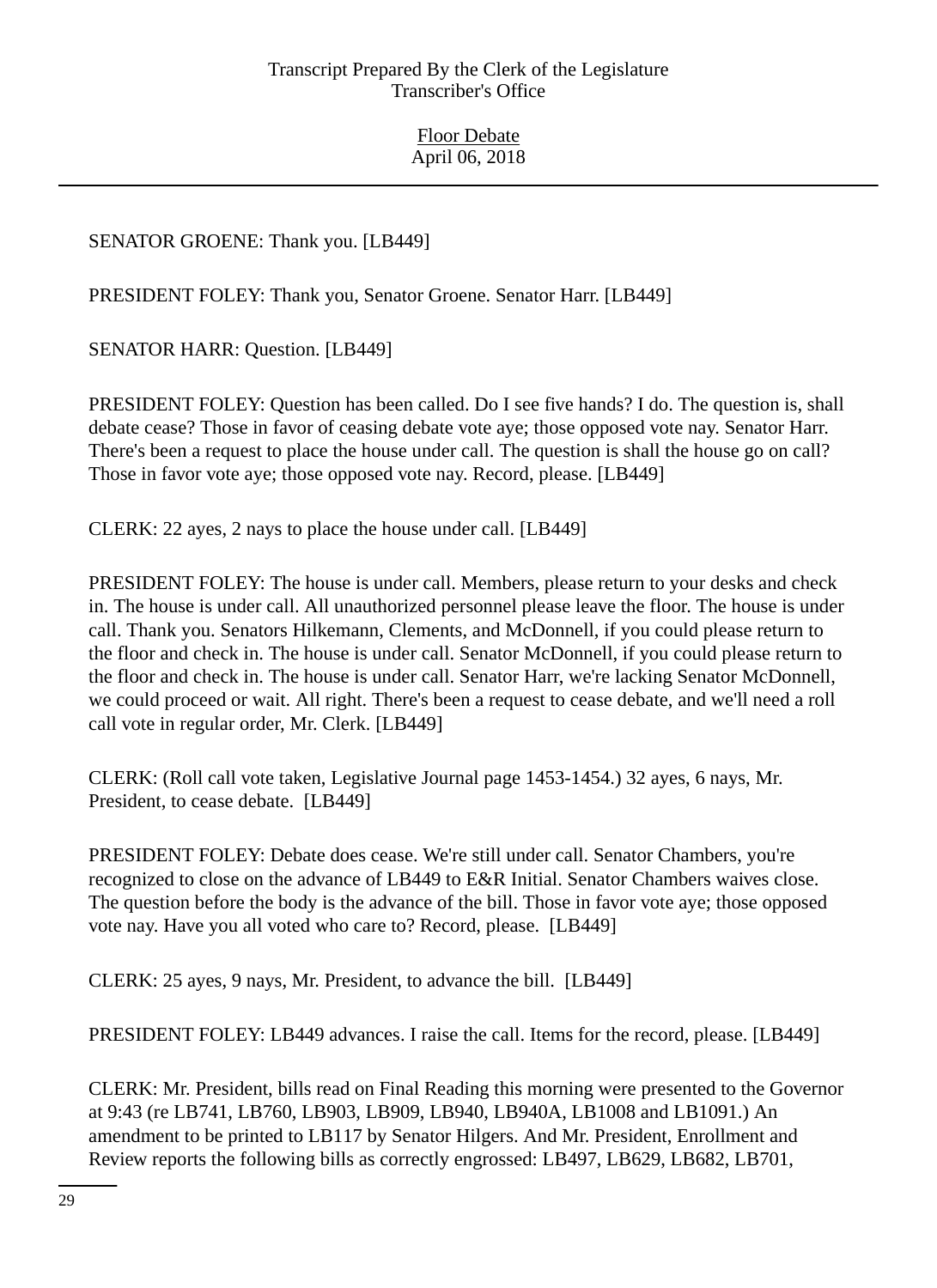SENATOR GROENE: Thank you. [LB449]

PRESIDENT FOLEY: Thank you, Senator Groene. Senator Harr. [LB449]

SENATOR HARR: Question. [LB449]

PRESIDENT FOLEY: Question has been called. Do I see five hands? I do. The question is, shall debate cease? Those in favor of ceasing debate vote aye; those opposed vote nay. Senator Harr. There's been a request to place the house under call. The question is shall the house go on call? Those in favor vote aye; those opposed vote nay. Record, please. [LB449]

CLERK: 22 ayes, 2 nays to place the house under call. [LB449]

PRESIDENT FOLEY: The house is under call. Members, please return to your desks and check in. The house is under call. All unauthorized personnel please leave the floor. The house is under call. Thank you. Senators Hilkemann, Clements, and McDonnell, if you could please return to the floor and check in. The house is under call. Senator McDonnell, if you could please return to the floor and check in. The house is under call. Senator Harr, we're lacking Senator McDonnell, we could proceed or wait. All right. There's been a request to cease debate, and we'll need a roll call vote in regular order, Mr. Clerk. [LB449]

CLERK: (Roll call vote taken, Legislative Journal page 1453-1454.) 32 ayes, 6 nays, Mr. President, to cease debate. [LB449]

PRESIDENT FOLEY: Debate does cease. We're still under call. Senator Chambers, you're recognized to close on the advance of LB449 to E&R Initial. Senator Chambers waives close. The question before the body is the advance of the bill. Those in favor vote aye; those opposed vote nay. Have you all voted who care to? Record, please. [LB449]

CLERK: 25 ayes, 9 nays, Mr. President, to advance the bill. [LB449]

PRESIDENT FOLEY: LB449 advances. I raise the call. Items for the record, please. [LB449]

CLERK: Mr. President, bills read on Final Reading this morning were presented to the Governor at 9:43 (re LB741, LB760, LB903, LB909, LB940, LB940A, LB1008 and LB1091.) An amendment to be printed to LB117 by Senator Hilgers. And Mr. President, Enrollment and Review reports the following bills as correctly engrossed: LB497, LB629, LB682, LB701,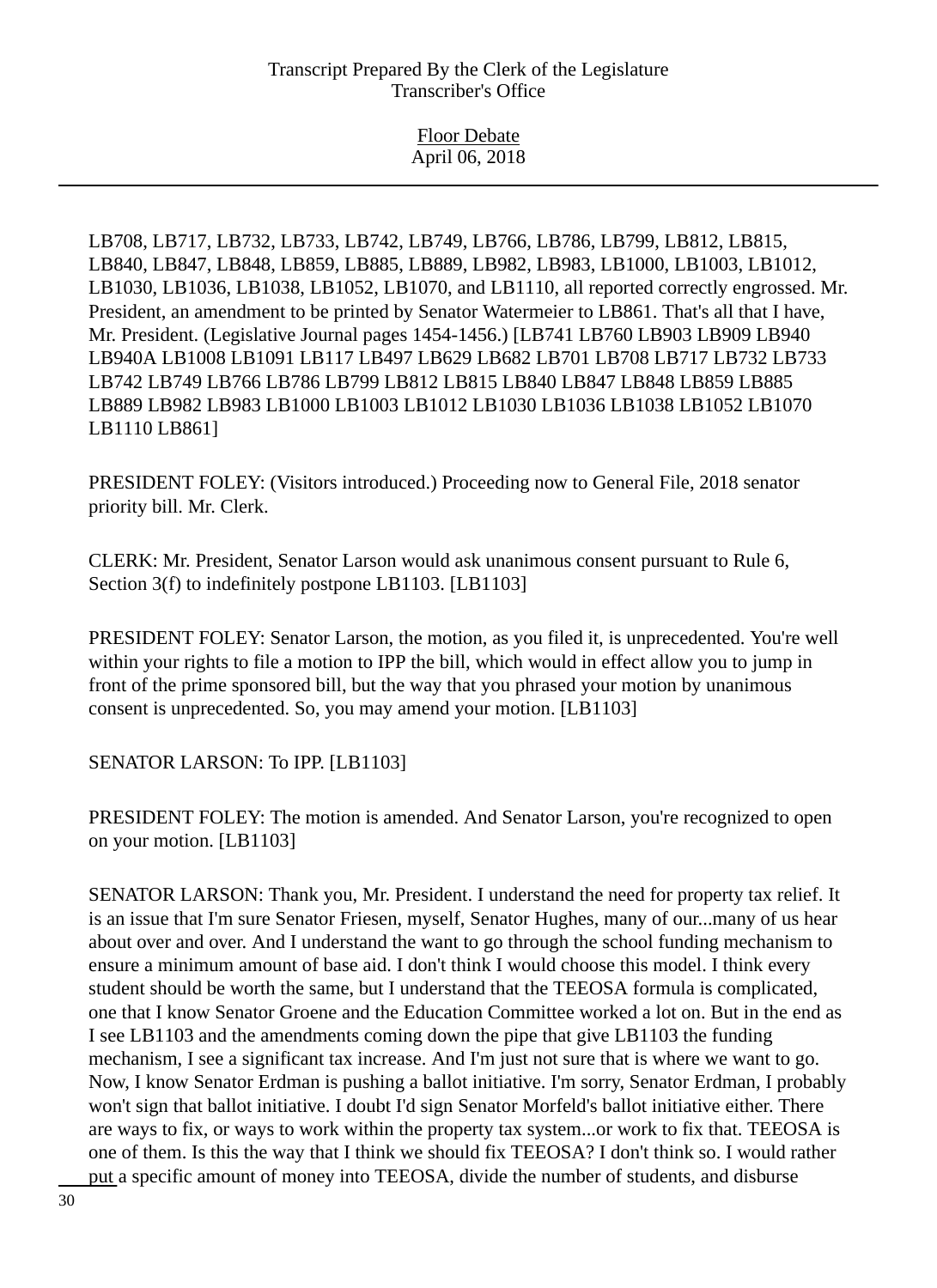LB708, LB717, LB732, LB733, LB742, LB749, LB766, LB786, LB799, LB812, LB815, LB840, LB847, LB848, LB859, LB885, LB889, LB982, LB983, LB1000, LB1003, LB1012, LB1030, LB1036, LB1038, LB1052, LB1070, and LB1110, all reported correctly engrossed. Mr. President, an amendment to be printed by Senator Watermeier to LB861. That's all that I have, Mr. President. (Legislative Journal pages 1454-1456.) [LB741 LB760 LB903 LB909 LB940 LB940A LB1008 LB1091 LB117 LB497 LB629 LB682 LB701 LB708 LB717 LB732 LB733 LB742 LB749 LB766 LB786 LB799 LB812 LB815 LB840 LB847 LB848 LB859 LB885 LB889 LB982 LB983 LB1000 LB1003 LB1012 LB1030 LB1036 LB1038 LB1052 LB1070 LB1110 LB861]

PRESIDENT FOLEY: (Visitors introduced.) Proceeding now to General File, 2018 senator priority bill. Mr. Clerk.

CLERK: Mr. President, Senator Larson would ask unanimous consent pursuant to Rule 6, Section 3(f) to indefinitely postpone LB1103. [LB1103]

PRESIDENT FOLEY: Senator Larson, the motion, as you filed it, is unprecedented. You're well within your rights to file a motion to IPP the bill, which would in effect allow you to jump in front of the prime sponsored bill, but the way that you phrased your motion by unanimous consent is unprecedented. So, you may amend your motion. [LB1103]

SENATOR LARSON: To IPP. [LB1103]

PRESIDENT FOLEY: The motion is amended. And Senator Larson, you're recognized to open on your motion. [LB1103]

SENATOR LARSON: Thank you, Mr. President. I understand the need for property tax relief. It is an issue that I'm sure Senator Friesen, myself, Senator Hughes, many of our...many of us hear about over and over. And I understand the want to go through the school funding mechanism to ensure a minimum amount of base aid. I don't think I would choose this model. I think every student should be worth the same, but I understand that the TEEOSA formula is complicated, one that I know Senator Groene and the Education Committee worked a lot on. But in the end as I see LB1103 and the amendments coming down the pipe that give LB1103 the funding mechanism, I see a significant tax increase. And I'm just not sure that is where we want to go. Now, I know Senator Erdman is pushing a ballot initiative. I'm sorry, Senator Erdman, I probably won't sign that ballot initiative. I doubt I'd sign Senator Morfeld's ballot initiative either. There are ways to fix, or ways to work within the property tax system...or work to fix that. TEEOSA is one of them. Is this the way that I think we should fix TEEOSA? I don't think so. I would rather put a specific amount of money into TEEOSA, divide the number of students, and disburse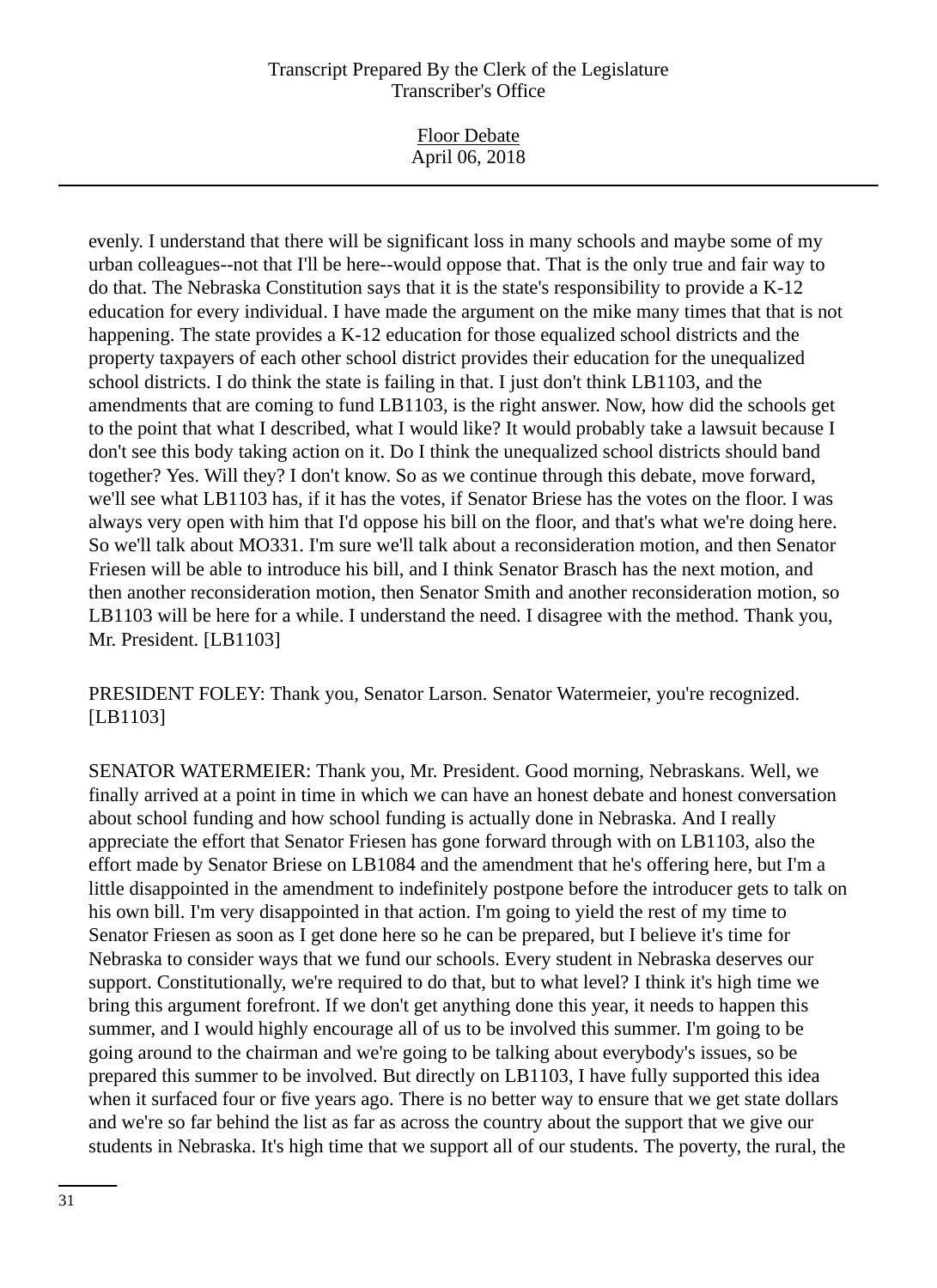evenly. I understand that there will be significant loss in many schools and maybe some of my urban colleagues--not that I'll be here--would oppose that. That is the only true and fair way to do that. The Nebraska Constitution says that it is the state's responsibility to provide a K-12 education for every individual. I have made the argument on the mike many times that that is not happening. The state provides a K-12 education for those equalized school districts and the property taxpayers of each other school district provides their education for the unequalized school districts. I do think the state is failing in that. I just don't think LB1103, and the amendments that are coming to fund LB1103, is the right answer. Now, how did the schools get to the point that what I described, what I would like? It would probably take a lawsuit because I don't see this body taking action on it. Do I think the unequalized school districts should band together? Yes. Will they? I don't know. So as we continue through this debate, move forward, we'll see what LB1103 has, if it has the votes, if Senator Briese has the votes on the floor. I was always very open with him that I'd oppose his bill on the floor, and that's what we're doing here. So we'll talk about MO331. I'm sure we'll talk about a reconsideration motion, and then Senator Friesen will be able to introduce his bill, and I think Senator Brasch has the next motion, and then another reconsideration motion, then Senator Smith and another reconsideration motion, so LB1103 will be here for a while. I understand the need. I disagree with the method. Thank you, Mr. President. [LB1103]

PRESIDENT FOLEY: Thank you, Senator Larson. Senator Watermeier, you're recognized. [LB1103]

SENATOR WATERMEIER: Thank you, Mr. President. Good morning, Nebraskans. Well, we finally arrived at a point in time in which we can have an honest debate and honest conversation about school funding and how school funding is actually done in Nebraska. And I really appreciate the effort that Senator Friesen has gone forward through with on LB1103, also the effort made by Senator Briese on LB1084 and the amendment that he's offering here, but I'm a little disappointed in the amendment to indefinitely postpone before the introducer gets to talk on his own bill. I'm very disappointed in that action. I'm going to yield the rest of my time to Senator Friesen as soon as I get done here so he can be prepared, but I believe it's time for Nebraska to consider ways that we fund our schools. Every student in Nebraska deserves our support. Constitutionally, we're required to do that, but to what level? I think it's high time we bring this argument forefront. If we don't get anything done this year, it needs to happen this summer, and I would highly encourage all of us to be involved this summer. I'm going to be going around to the chairman and we're going to be talking about everybody's issues, so be prepared this summer to be involved. But directly on LB1103, I have fully supported this idea when it surfaced four or five years ago. There is no better way to ensure that we get state dollars and we're so far behind the list as far as across the country about the support that we give our students in Nebraska. It's high time that we support all of our students. The poverty, the rural, the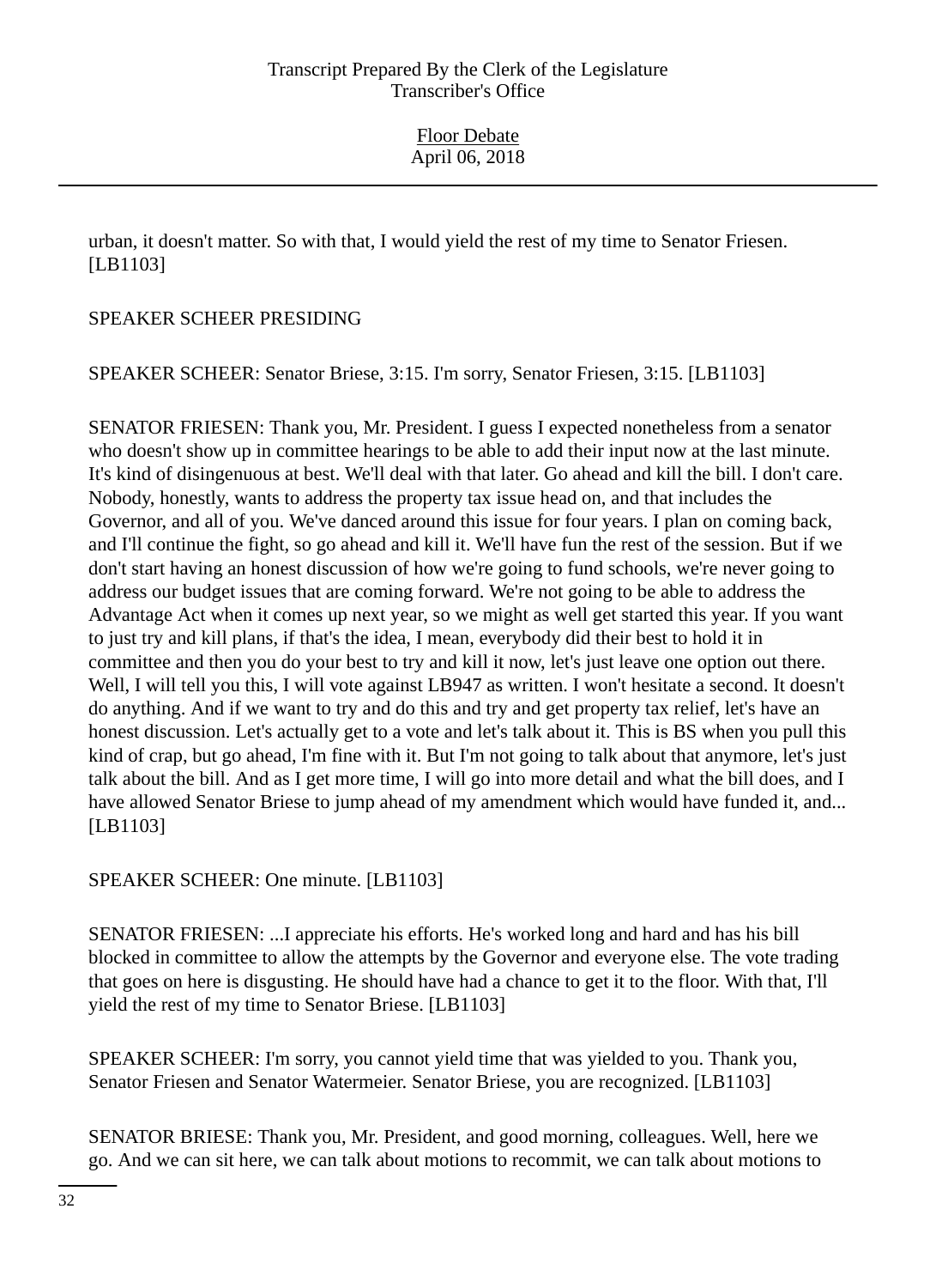urban, it doesn't matter. So with that, I would yield the rest of my time to Senator Friesen. [LB1103]

SPEAKER SCHEER PRESIDING

SPEAKER SCHEER: Senator Briese, 3:15. I'm sorry, Senator Friesen, 3:15. [LB1103]

SENATOR FRIESEN: Thank you, Mr. President. I guess I expected nonetheless from a senator who doesn't show up in committee hearings to be able to add their input now at the last minute. It's kind of disingenuous at best. We'll deal with that later. Go ahead and kill the bill. I don't care. Nobody, honestly, wants to address the property tax issue head on, and that includes the Governor, and all of you. We've danced around this issue for four years. I plan on coming back, and I'll continue the fight, so go ahead and kill it. We'll have fun the rest of the session. But if we don't start having an honest discussion of how we're going to fund schools, we're never going to address our budget issues that are coming forward. We're not going to be able to address the Advantage Act when it comes up next year, so we might as well get started this year. If you want to just try and kill plans, if that's the idea, I mean, everybody did their best to hold it in committee and then you do your best to try and kill it now, let's just leave one option out there. Well, I will tell you this, I will vote against LB947 as written. I won't hesitate a second. It doesn't do anything. And if we want to try and do this and try and get property tax relief, let's have an honest discussion. Let's actually get to a vote and let's talk about it. This is BS when you pull this kind of crap, but go ahead, I'm fine with it. But I'm not going to talk about that anymore, let's just talk about the bill. And as I get more time, I will go into more detail and what the bill does, and I have allowed Senator Briese to jump ahead of my amendment which would have funded it, and... [LB1103]

SPEAKER SCHEER: One minute. [LB1103]

SENATOR FRIESEN: ...I appreciate his efforts. He's worked long and hard and has his bill blocked in committee to allow the attempts by the Governor and everyone else. The vote trading that goes on here is disgusting. He should have had a chance to get it to the floor. With that, I'll yield the rest of my time to Senator Briese. [LB1103]

SPEAKER SCHEER: I'm sorry, you cannot yield time that was yielded to you. Thank you, Senator Friesen and Senator Watermeier. Senator Briese, you are recognized. [LB1103]

SENATOR BRIESE: Thank you, Mr. President, and good morning, colleagues. Well, here we go. And we can sit here, we can talk about motions to recommit, we can talk about motions to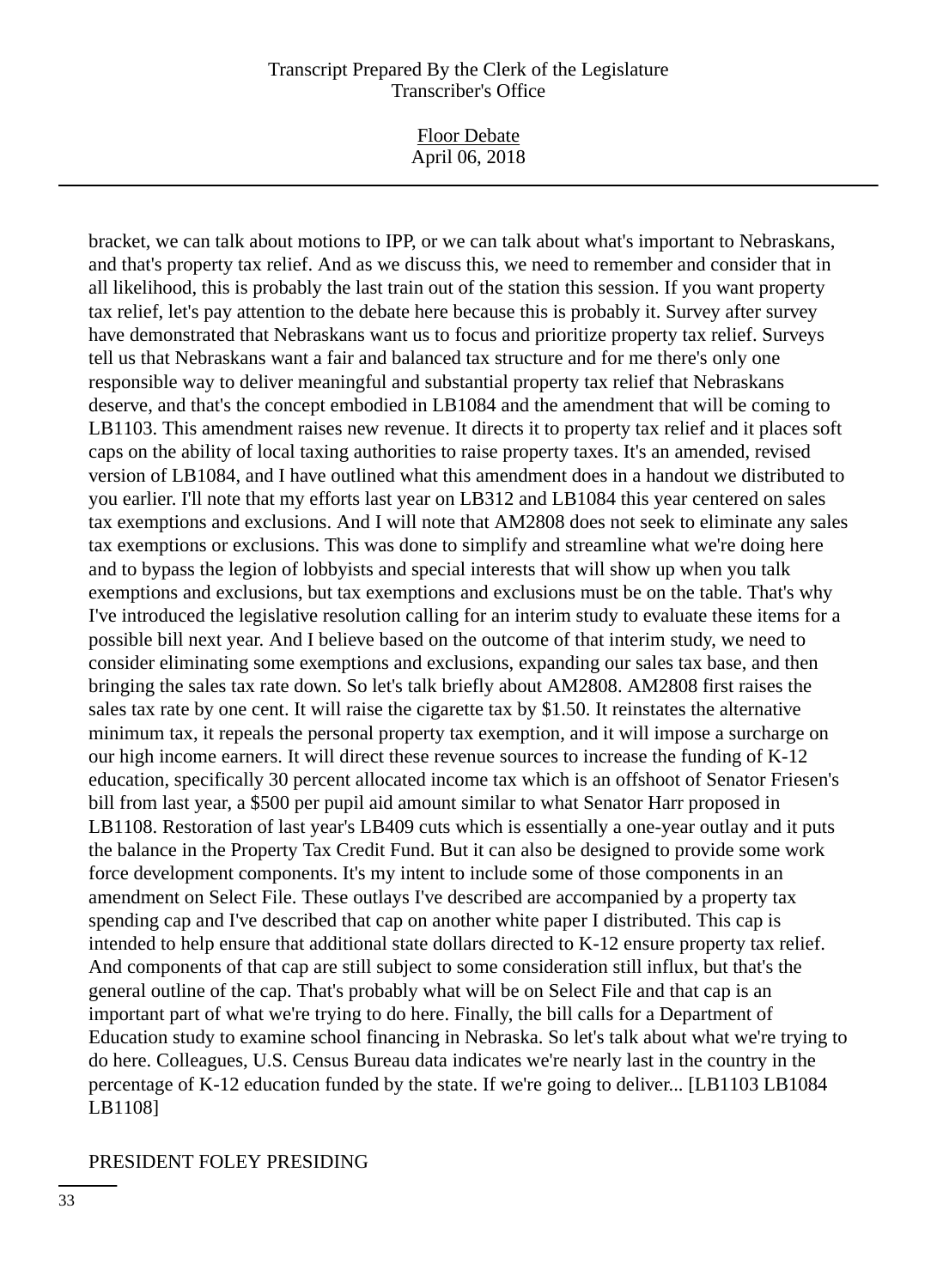bracket, we can talk about motions to IPP, or we can talk about what's important to Nebraskans, and that's property tax relief. And as we discuss this, we need to remember and consider that in all likelihood, this is probably the last train out of the station this session. If you want property tax relief, let's pay attention to the debate here because this is probably it. Survey after survey have demonstrated that Nebraskans want us to focus and prioritize property tax relief. Surveys tell us that Nebraskans want a fair and balanced tax structure and for me there's only one responsible way to deliver meaningful and substantial property tax relief that Nebraskans deserve, and that's the concept embodied in LB1084 and the amendment that will be coming to LB1103. This amendment raises new revenue. It directs it to property tax relief and it places soft caps on the ability of local taxing authorities to raise property taxes. It's an amended, revised version of LB1084, and I have outlined what this amendment does in a handout we distributed to you earlier. I'll note that my efforts last year on LB312 and LB1084 this year centered on sales tax exemptions and exclusions. And I will note that AM2808 does not seek to eliminate any sales tax exemptions or exclusions. This was done to simplify and streamline what we're doing here and to bypass the legion of lobbyists and special interests that will show up when you talk exemptions and exclusions, but tax exemptions and exclusions must be on the table. That's why I've introduced the legislative resolution calling for an interim study to evaluate these items for a possible bill next year. And I believe based on the outcome of that interim study, we need to consider eliminating some exemptions and exclusions, expanding our sales tax base, and then bringing the sales tax rate down. So let's talk briefly about AM2808. AM2808 first raises the sales tax rate by one cent. It will raise the cigarette tax by $1.50. It reinstates the alternative minimum tax, it repeals the personal property tax exemption, and it will impose a surcharge on our high income earners. It will direct these revenue sources to increase the funding of K-12 education, specifically 30 percent allocated income tax which is an offshoot of Senator Friesen's bill from last year, a $500 per pupil aid amount similar to what Senator Harr proposed in LB1108. Restoration of last year's LB409 cuts which is essentially a one-year outlay and it puts the balance in the Property Tax Credit Fund. But it can also be designed to provide some work force development components. It's my intent to include some of those components in an amendment on Select File. These outlays I've described are accompanied by a property tax spending cap and I've described that cap on another white paper I distributed. This cap is intended to help ensure that additional state dollars directed to K-12 ensure property tax relief. And components of that cap are still subject to some consideration still influx, but that's the general outline of the cap. That's probably what will be on Select File and that cap is an important part of what we're trying to do here. Finally, the bill calls for a Department of Education study to examine school financing in Nebraska. So let's talk about what we're trying to do here. Colleagues, U.S. Census Bureau data indicates we're nearly last in the country in the percentage of K-12 education funded by the state. If we're going to deliver... [LB1103 LB1084 LB1108]

PRESIDENT FOLEY PRESIDING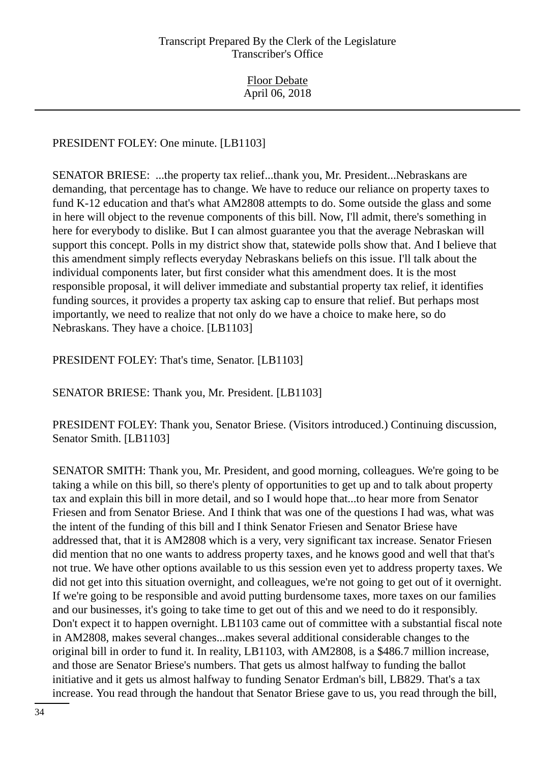PRESIDENT FOLEY: One minute. [LB1103]

SENATOR BRIESE: ...the property tax relief...thank you, Mr. President...Nebraskans are demanding, that percentage has to change. We have to reduce our reliance on property taxes to fund K-12 education and that's what AM2808 attempts to do. Some outside the glass and some in here will object to the revenue components of this bill. Now, I'll admit, there's something in here for everybody to dislike. But I can almost guarantee you that the average Nebraskan will support this concept. Polls in my district show that, statewide polls show that. And I believe that this amendment simply reflects everyday Nebraskans beliefs on this issue. I'll talk about the individual components later, but first consider what this amendment does. It is the most responsible proposal, it will deliver immediate and substantial property tax relief, it identifies funding sources, it provides a property tax asking cap to ensure that relief. But perhaps most importantly, we need to realize that not only do we have a choice to make here, so do Nebraskans. They have a choice. [LB1103]

PRESIDENT FOLEY: That's time, Senator. [LB1103]

SENATOR BRIESE: Thank you, Mr. President. [LB1103]

PRESIDENT FOLEY: Thank you, Senator Briese. (Visitors introduced.) Continuing discussion, Senator Smith. [LB1103]

SENATOR SMITH: Thank you, Mr. President, and good morning, colleagues. We're going to be taking a while on this bill, so there's plenty of opportunities to get up and to talk about property tax and explain this bill in more detail, and so I would hope that...to hear more from Senator Friesen and from Senator Briese. And I think that was one of the questions I had was, what was the intent of the funding of this bill and I think Senator Friesen and Senator Briese have addressed that, that it is AM2808 which is a very, very significant tax increase. Senator Friesen did mention that no one wants to address property taxes, and he knows good and well that that's not true. We have other options available to us this session even yet to address property taxes. We did not get into this situation overnight, and colleagues, we're not going to get out of it overnight. If we're going to be responsible and avoid putting burdensome taxes, more taxes on our families and our businesses, it's going to take time to get out of this and we need to do it responsibly. Don't expect it to happen overnight. LB1103 came out of committee with a substantial fiscal note in AM2808, makes several changes...makes several additional considerable changes to the original bill in order to fund it. In reality, LB1103, with AM2808, is a $486.7 million increase, and those are Senator Briese's numbers. That gets us almost halfway to funding the ballot initiative and it gets us almost halfway to funding Senator Erdman's bill, LB829. That's a tax increase. You read through the handout that Senator Briese gave to us, you read through the bill,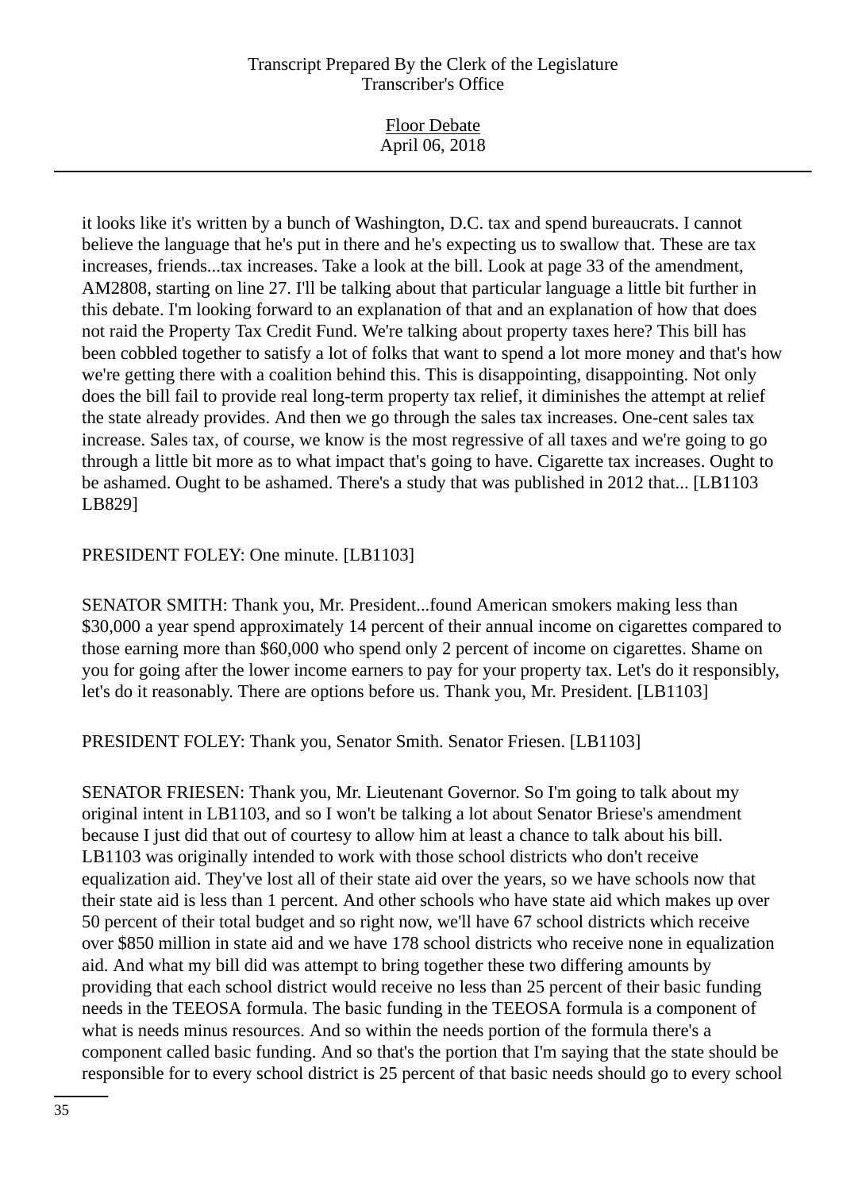it looks like it's written by a bunch of Washington, D.C. tax and spend bureaucrats. I cannot believe the language that he's put in there and he's expecting us to swallow that. These are tax increases, friends...tax increases. Take a look at the bill. Look at page 33 of the amendment, AM2808, starting on line 27. I'll be talking about that particular language a little bit further in this debate. I'm looking forward to an explanation of that and an explanation of how that does not raid the Property Tax Credit Fund. We're talking about property taxes here? This bill has been cobbled together to satisfy a lot of folks that want to spend a lot more money and that's how we're getting there with a coalition behind this. This is disappointing, disappointing. Not only does the bill fail to provide real long-term property tax relief, it diminishes the attempt at relief the state already provides. And then we go through the sales tax increases. One-cent sales tax increase. Sales tax, of course, we know is the most regressive of all taxes and we're going to go through a little bit more as to what impact that's going to have. Cigarette tax increases. Ought to be ashamed. Ought to be ashamed. There's a study that was published in 2012 that... [LB1103 LB829]

PRESIDENT FOLEY: One minute. [LB1103]

SENATOR SMITH: Thank you, Mr. President...found American smokers making less than $30,000 a year spend approximately 14 percent of their annual income on cigarettes compared to those earning more than $60,000 who spend only 2 percent of income on cigarettes. Shame on you for going after the lower income earners to pay for your property tax. Let's do it responsibly, let's do it reasonably. There are options before us. Thank you, Mr. President. [LB1103]

PRESIDENT FOLEY: Thank you, Senator Smith. Senator Friesen. [LB1103]

SENATOR FRIESEN: Thank you, Mr. Lieutenant Governor. So I'm going to talk about my original intent in LB1103, and so I won't be talking a lot about Senator Briese's amendment because I just did that out of courtesy to allow him at least a chance to talk about his bill. LB1103 was originally intended to work with those school districts who don't receive equalization aid. They've lost all of their state aid over the years, so we have schools now that their state aid is less than 1 percent. And other schools who have state aid which makes up over 50 percent of their total budget and so right now, we'll have 67 school districts which receive over $850 million in state aid and we have 178 school districts who receive none in equalization aid. And what my bill did was attempt to bring together these two differing amounts by providing that each school district would receive no less than 25 percent of their basic funding needs in the TEEOSA formula. The basic funding in the TEEOSA formula is a component of what is needs minus resources. And so within the needs portion of the formula there's a component called basic funding. And so that's the portion that I'm saying that the state should be responsible for to every school district is 25 percent of that basic needs should go to every school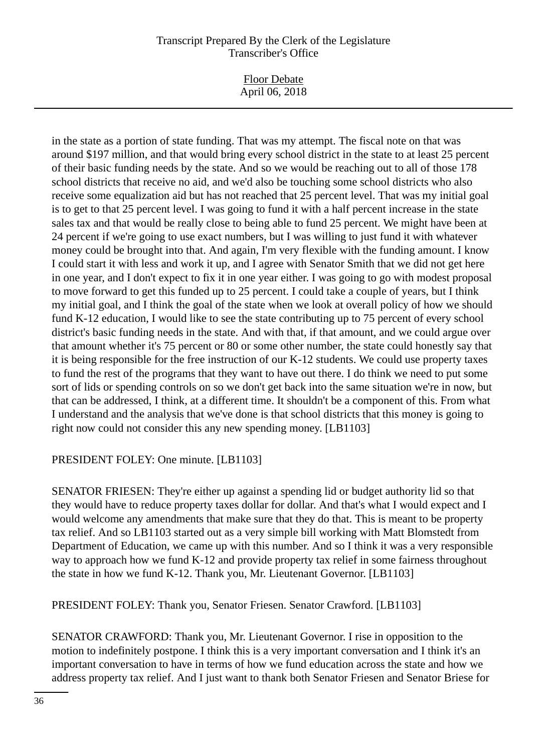in the state as a portion of state funding. That was my attempt. The fiscal note on that was around $197 million, and that would bring every school district in the state to at least 25 percent of their basic funding needs by the state. And so we would be reaching out to all of those 178 school districts that receive no aid, and we'd also be touching some school districts who also receive some equalization aid but has not reached that 25 percent level. That was my initial goal is to get to that 25 percent level. I was going to fund it with a half percent increase in the state sales tax and that would be really close to being able to fund 25 percent. We might have been at 24 percent if we're going to use exact numbers, but I was willing to just fund it with whatever money could be brought into that. And again, I'm very flexible with the funding amount. I know I could start it with less and work it up, and I agree with Senator Smith that we did not get here in one year, and I don't expect to fix it in one year either. I was going to go with modest proposal to move forward to get this funded up to 25 percent. I could take a couple of years, but I think my initial goal, and I think the goal of the state when we look at overall policy of how we should fund K-12 education, I would like to see the state contributing up to 75 percent of every school district's basic funding needs in the state. And with that, if that amount, and we could argue over that amount whether it's 75 percent or 80 or some other number, the state could honestly say that it is being responsible for the free instruction of our K-12 students. We could use property taxes to fund the rest of the programs that they want to have out there. I do think we need to put some sort of lids or spending controls on so we don't get back into the same situation we're in now, but that can be addressed, I think, at a different time. It shouldn't be a component of this. From what I understand and the analysis that we've done is that school districts that this money is going to right now could not consider this any new spending money. [LB1103]

PRESIDENT FOLEY: One minute. [LB1103]

SENATOR FRIESEN: They're either up against a spending lid or budget authority lid so that they would have to reduce property taxes dollar for dollar. And that's what I would expect and I would welcome any amendments that make sure that they do that. This is meant to be property tax relief. And so LB1103 started out as a very simple bill working with Matt Blomstedt from Department of Education, we came up with this number. And so I think it was a very responsible way to approach how we fund K-12 and provide property tax relief in some fairness throughout the state in how we fund K-12. Thank you, Mr. Lieutenant Governor. [LB1103]

PRESIDENT FOLEY: Thank you, Senator Friesen. Senator Crawford. [LB1103]

SENATOR CRAWFORD: Thank you, Mr. Lieutenant Governor. I rise in opposition to the motion to indefinitely postpone. I think this is a very important conversation and I think it's an important conversation to have in terms of how we fund education across the state and how we address property tax relief. And I just want to thank both Senator Friesen and Senator Briese for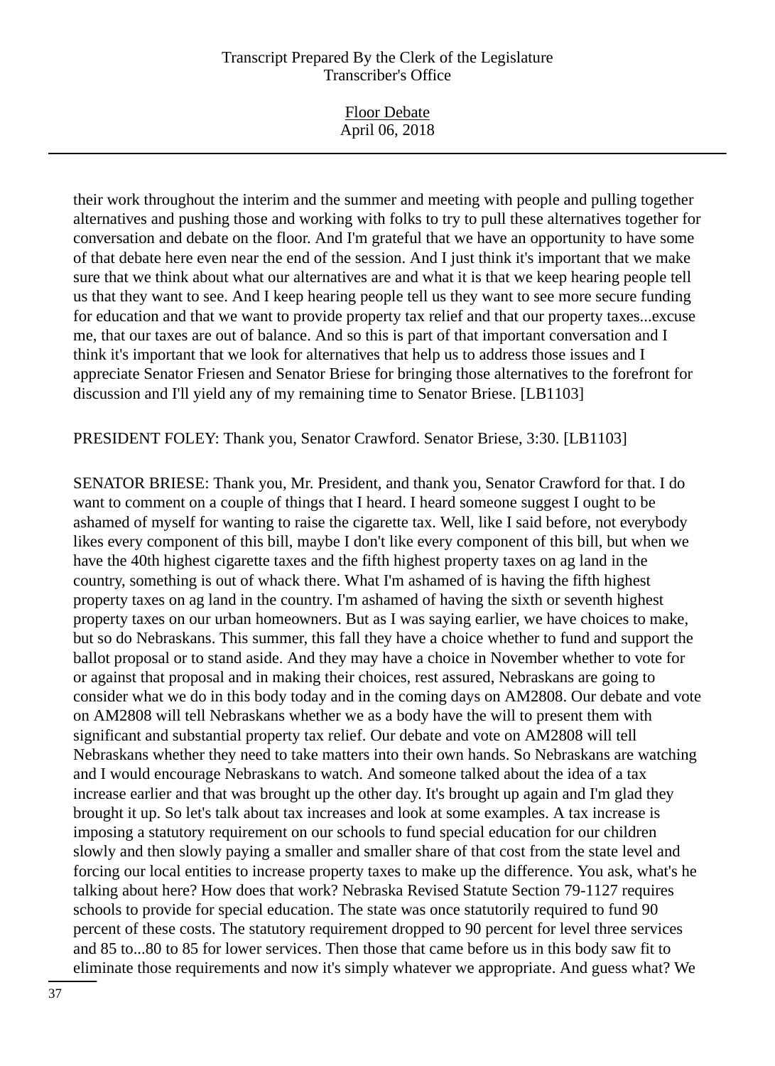their work throughout the interim and the summer and meeting with people and pulling together alternatives and pushing those and working with folks to try to pull these alternatives together for conversation and debate on the floor. And I'm grateful that we have an opportunity to have some of that debate here even near the end of the session. And I just think it's important that we make sure that we think about what our alternatives are and what it is that we keep hearing people tell us that they want to see. And I keep hearing people tell us they want to see more secure funding for education and that we want to provide property tax relief and that our property taxes...excuse me, that our taxes are out of balance. And so this is part of that important conversation and I think it's important that we look for alternatives that help us to address those issues and I appreciate Senator Friesen and Senator Briese for bringing those alternatives to the forefront for discussion and I'll yield any of my remaining time to Senator Briese. [LB1103]

PRESIDENT FOLEY: Thank you, Senator Crawford. Senator Briese, 3:30. [LB1103]

SENATOR BRIESE: Thank you, Mr. President, and thank you, Senator Crawford for that. I do want to comment on a couple of things that I heard. I heard someone suggest I ought to be ashamed of myself for wanting to raise the cigarette tax. Well, like I said before, not everybody likes every component of this bill, maybe I don't like every component of this bill, but when we have the 40th highest cigarette taxes and the fifth highest property taxes on ag land in the country, something is out of whack there. What I'm ashamed of is having the fifth highest property taxes on ag land in the country. I'm ashamed of having the sixth or seventh highest property taxes on our urban homeowners. But as I was saying earlier, we have choices to make, but so do Nebraskans. This summer, this fall they have a choice whether to fund and support the ballot proposal or to stand aside. And they may have a choice in November whether to vote for or against that proposal and in making their choices, rest assured, Nebraskans are going to consider what we do in this body today and in the coming days on AM2808. Our debate and vote on AM2808 will tell Nebraskans whether we as a body have the will to present them with significant and substantial property tax relief. Our debate and vote on AM2808 will tell Nebraskans whether they need to take matters into their own hands. So Nebraskans are watching and I would encourage Nebraskans to watch. And someone talked about the idea of a tax increase earlier and that was brought up the other day. It's brought up again and I'm glad they brought it up. So let's talk about tax increases and look at some examples. A tax increase is imposing a statutory requirement on our schools to fund special education for our children slowly and then slowly paying a smaller and smaller share of that cost from the state level and forcing our local entities to increase property taxes to make up the difference. You ask, what's he talking about here? How does that work? Nebraska Revised Statute Section 79-1127 requires schools to provide for special education. The state was once statutorily required to fund 90 percent of these costs. The statutory requirement dropped to 90 percent for level three services and 85 to...80 to 85 for lower services. Then those that came before us in this body saw fit to eliminate those requirements and now it's simply whatever we appropriate. And guess what? We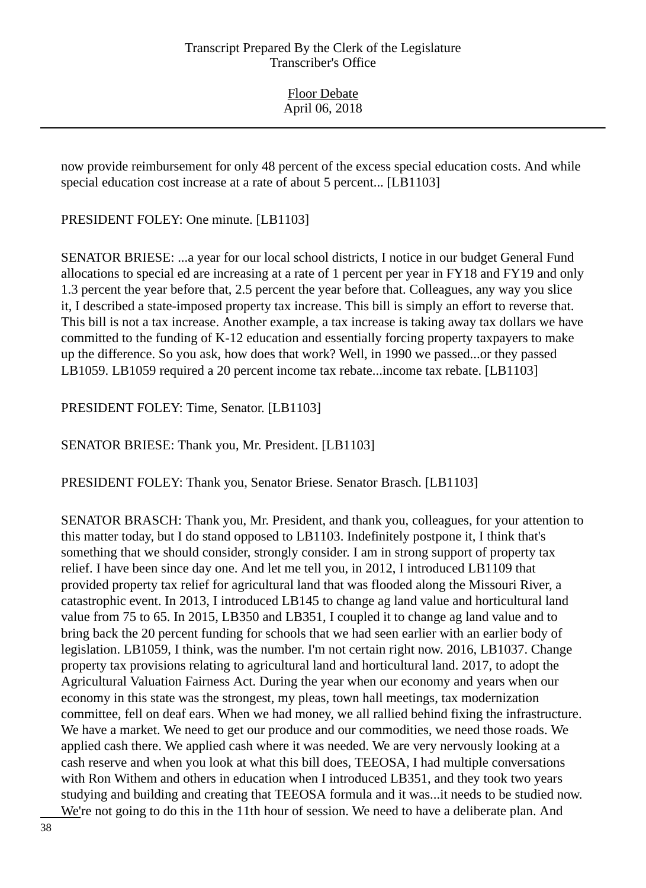now provide reimbursement for only 48 percent of the excess special education costs. And while special education cost increase at a rate of about 5 percent... [LB1103]

PRESIDENT FOLEY: One minute. [LB1103]

SENATOR BRIESE: ...a year for our local school districts, I notice in our budget General Fund allocations to special ed are increasing at a rate of 1 percent per year in FY18 and FY19 and only 1.3 percent the year before that, 2.5 percent the year before that. Colleagues, any way you slice it, I described a state-imposed property tax increase. This bill is simply an effort to reverse that. This bill is not a tax increase. Another example, a tax increase is taking away tax dollars we have committed to the funding of K-12 education and essentially forcing property taxpayers to make up the difference. So you ask, how does that work? Well, in 1990 we passed...or they passed LB1059. LB1059 required a 20 percent income tax rebate...income tax rebate. [LB1103]

PRESIDENT FOLEY: Time, Senator. [LB1103]

SENATOR BRIESE: Thank you, Mr. President. [LB1103]

PRESIDENT FOLEY: Thank you, Senator Briese. Senator Brasch. [LB1103]

SENATOR BRASCH: Thank you, Mr. President, and thank you, colleagues, for your attention to this matter today, but I do stand opposed to LB1103. Indefinitely postpone it, I think that's something that we should consider, strongly consider. I am in strong support of property tax relief. I have been since day one. And let me tell you, in 2012, I introduced LB1109 that provided property tax relief for agricultural land that was flooded along the Missouri River, a catastrophic event. In 2013, I introduced LB145 to change ag land value and horticultural land value from 75 to 65. In 2015, LB350 and LB351, I coupled it to change ag land value and to bring back the 20 percent funding for schools that we had seen earlier with an earlier body of legislation. LB1059, I think, was the number. I'm not certain right now. 2016, LB1037. Change property tax provisions relating to agricultural land and horticultural land. 2017, to adopt the Agricultural Valuation Fairness Act. During the year when our economy and years when our economy in this state was the strongest, my pleas, town hall meetings, tax modernization committee, fell on deaf ears. When we had money, we all rallied behind fixing the infrastructure. We have a market. We need to get our produce and our commodities, we need those roads. We applied cash there. We applied cash where it was needed. We are very nervously looking at a cash reserve and when you look at what this bill does, TEEOSA, I had multiple conversations with Ron Withem and others in education when I introduced LB351, and they took two years studying and building and creating that TEEOSA formula and it was...it needs to be studied now. We're not going to do this in the 11th hour of session. We need to have a deliberate plan. And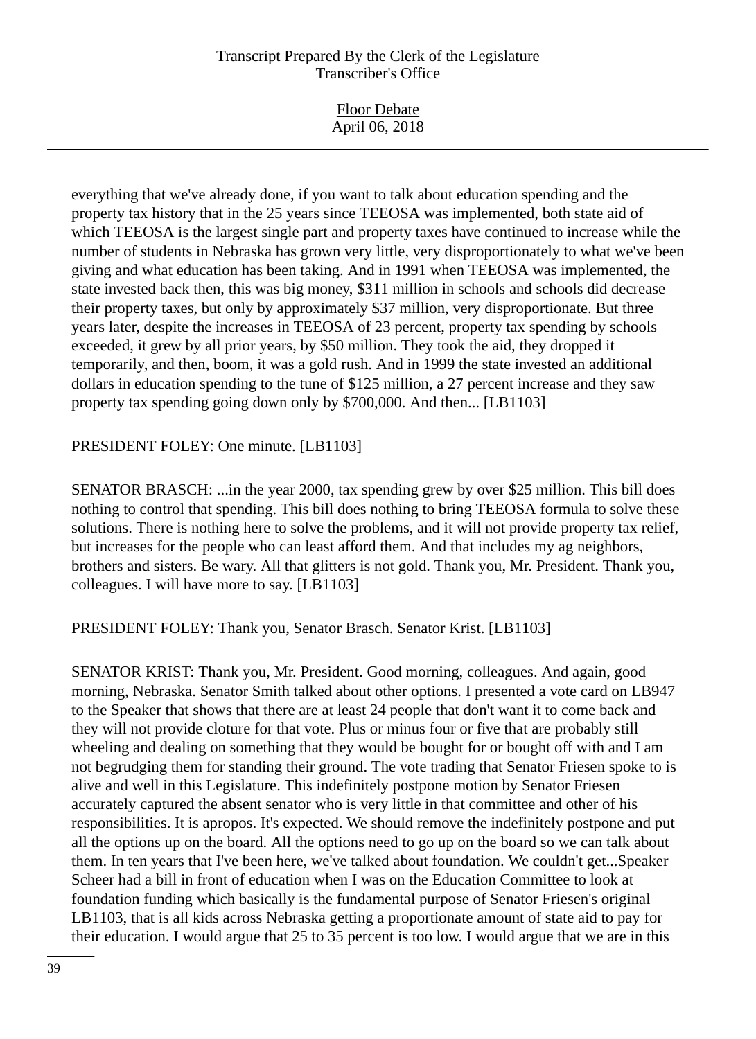everything that we've already done, if you want to talk about education spending and the property tax history that in the 25 years since TEEOSA was implemented, both state aid of which TEEOSA is the largest single part and property taxes have continued to increase while the number of students in Nebraska has grown very little, very disproportionately to what we've been giving and what education has been taking. And in 1991 when TEEOSA was implemented, the state invested back then, this was big money, $311 million in schools and schools did decrease their property taxes, but only by approximately $37 million, very disproportionate. But three years later, despite the increases in TEEOSA of 23 percent, property tax spending by schools exceeded, it grew by all prior years, by $50 million. They took the aid, they dropped it temporarily, and then, boom, it was a gold rush. And in 1999 the state invested an additional dollars in education spending to the tune of $125 million, a 27 percent increase and they saw property tax spending going down only by $700,000. And then... [LB1103]

PRESIDENT FOLEY: One minute. [LB1103]

SENATOR BRASCH: ...in the year 2000, tax spending grew by over $25 million. This bill does nothing to control that spending. This bill does nothing to bring TEEOSA formula to solve these solutions. There is nothing here to solve the problems, and it will not provide property tax relief, but increases for the people who can least afford them. And that includes my ag neighbors, brothers and sisters. Be wary. All that glitters is not gold. Thank you, Mr. President. Thank you, colleagues. I will have more to say. [LB1103]

PRESIDENT FOLEY: Thank you, Senator Brasch. Senator Krist. [LB1103]

SENATOR KRIST: Thank you, Mr. President. Good morning, colleagues. And again, good morning, Nebraska. Senator Smith talked about other options. I presented a vote card on LB947 to the Speaker that shows that there are at least 24 people that don't want it to come back and they will not provide cloture for that vote. Plus or minus four or five that are probably still wheeling and dealing on something that they would be bought for or bought off with and I am not begrudging them for standing their ground. The vote trading that Senator Friesen spoke to is alive and well in this Legislature. This indefinitely postpone motion by Senator Friesen accurately captured the absent senator who is very little in that committee and other of his responsibilities. It is apropos. It's expected. We should remove the indefinitely postpone and put all the options up on the board. All the options need to go up on the board so we can talk about them. In ten years that I've been here, we've talked about foundation. We couldn't get...Speaker Scheer had a bill in front of education when I was on the Education Committee to look at foundation funding which basically is the fundamental purpose of Senator Friesen's original LB1103, that is all kids across Nebraska getting a proportionate amount of state aid to pay for their education. I would argue that 25 to 35 percent is too low. I would argue that we are in this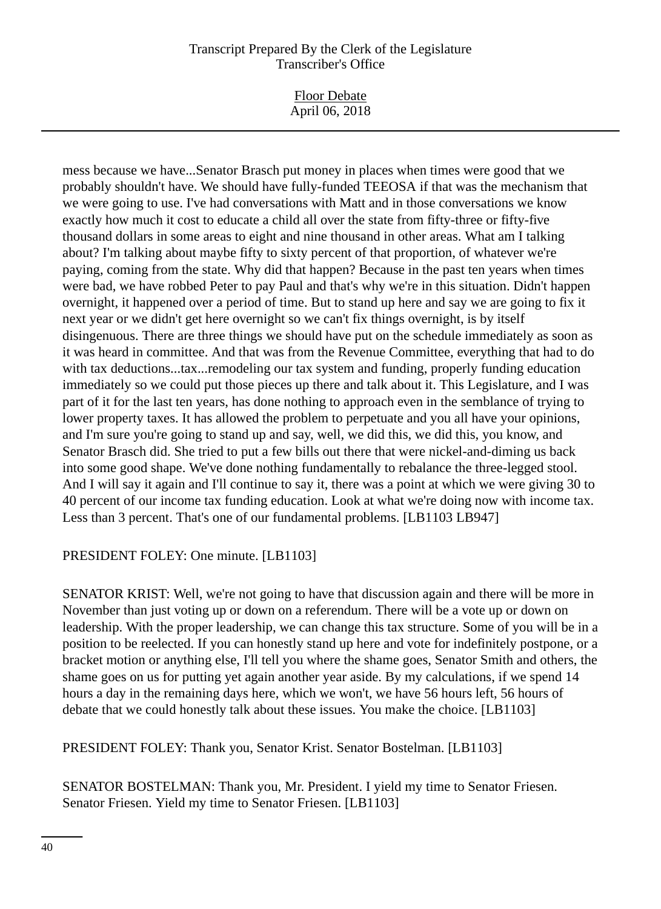mess because we have...Senator Brasch put money in places when times were good that we probably shouldn't have. We should have fully-funded TEEOSA if that was the mechanism that we were going to use. I've had conversations with Matt and in those conversations we know exactly how much it cost to educate a child all over the state from fifty-three or fifty-five thousand dollars in some areas to eight and nine thousand in other areas. What am I talking about? I'm talking about maybe fifty to sixty percent of that proportion, of whatever we're paying, coming from the state. Why did that happen? Because in the past ten years when times were bad, we have robbed Peter to pay Paul and that's why we're in this situation. Didn't happen overnight, it happened over a period of time. But to stand up here and say we are going to fix it next year or we didn't get here overnight so we can't fix things overnight, is by itself disingenuous. There are three things we should have put on the schedule immediately as soon as it was heard in committee. And that was from the Revenue Committee, everything that had to do with tax deductions...tax...remodeling our tax system and funding, properly funding education immediately so we could put those pieces up there and talk about it. This Legislature, and I was part of it for the last ten years, has done nothing to approach even in the semblance of trying to lower property taxes. It has allowed the problem to perpetuate and you all have your opinions, and I'm sure you're going to stand up and say, well, we did this, we did this, you know, and Senator Brasch did. She tried to put a few bills out there that were nickel-and-diming us back into some good shape. We've done nothing fundamentally to rebalance the three-legged stool. And I will say it again and I'll continue to say it, there was a point at which we were giving 30 to 40 percent of our income tax funding education. Look at what we're doing now with income tax. Less than 3 percent. That's one of our fundamental problems. [LB1103 LB947]

PRESIDENT FOLEY: One minute. [LB1103]

SENATOR KRIST: Well, we're not going to have that discussion again and there will be more in November than just voting up or down on a referendum. There will be a vote up or down on leadership. With the proper leadership, we can change this tax structure. Some of you will be in a position to be reelected. If you can honestly stand up here and vote for indefinitely postpone, or a bracket motion or anything else, I'll tell you where the shame goes, Senator Smith and others, the shame goes on us for putting yet again another year aside. By my calculations, if we spend 14 hours a day in the remaining days here, which we won't, we have 56 hours left, 56 hours of debate that we could honestly talk about these issues. You make the choice. [LB1103]

PRESIDENT FOLEY: Thank you, Senator Krist. Senator Bostelman. [LB1103]

SENATOR BOSTELMAN: Thank you, Mr. President. I yield my time to Senator Friesen. Senator Friesen. Yield my time to Senator Friesen. [LB1103]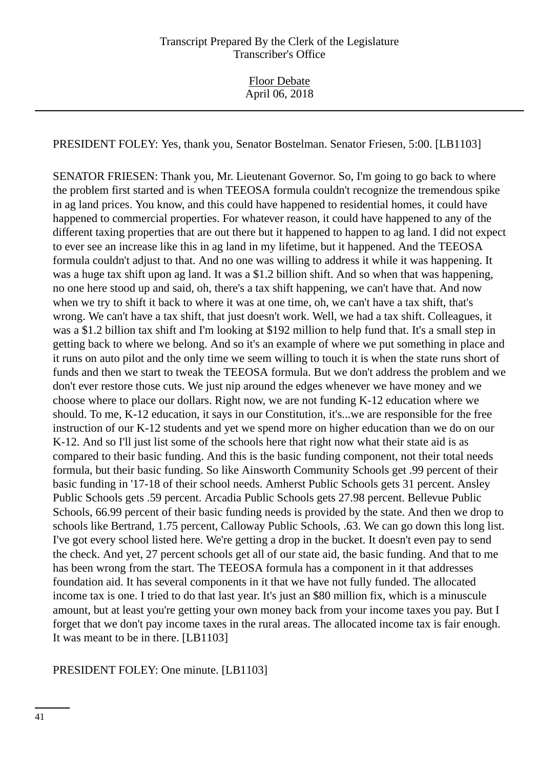PRESIDENT FOLEY: Yes, thank you, Senator Bostelman. Senator Friesen, 5:00. [LB1103]

SENATOR FRIESEN: Thank you, Mr. Lieutenant Governor. So, I'm going to go back to where the problem first started and is when TEEOSA formula couldn't recognize the tremendous spike in ag land prices. You know, and this could have happened to residential homes, it could have happened to commercial properties. For whatever reason, it could have happened to any of the different taxing properties that are out there but it happened to happen to ag land. I did not expect to ever see an increase like this in ag land in my lifetime, but it happened. And the TEEOSA formula couldn't adjust to that. And no one was willing to address it while it was happening. It was a huge tax shift upon ag land. It was a $1.2 billion shift. And so when that was happening, no one here stood up and said, oh, there's a tax shift happening, we can't have that. And now when we try to shift it back to where it was at one time, oh, we can't have a tax shift, that's wrong. We can't have a tax shift, that just doesn't work. Well, we had a tax shift. Colleagues, it was a $1.2 billion tax shift and I'm looking at $192 million to help fund that. It's a small step in getting back to where we belong. And so it's an example of where we put something in place and it runs on auto pilot and the only time we seem willing to touch it is when the state runs short of funds and then we start to tweak the TEEOSA formula. But we don't address the problem and we don't ever restore those cuts. We just nip around the edges whenever we have money and we choose where to place our dollars. Right now, we are not funding K-12 education where we should. To me, K-12 education, it says in our Constitution, it's...we are responsible for the free instruction of our K-12 students and yet we spend more on higher education than we do on our K-12. And so I'll just list some of the schools here that right now what their state aid is as compared to their basic funding. And this is the basic funding component, not their total needs formula, but their basic funding. So like Ainsworth Community Schools get .99 percent of their basic funding in '17-18 of their school needs. Amherst Public Schools gets 31 percent. Ansley Public Schools gets .59 percent. Arcadia Public Schools gets 27.98 percent. Bellevue Public Schools, 66.99 percent of their basic funding needs is provided by the state. And then we drop to schools like Bertrand, 1.75 percent, Calloway Public Schools, .63. We can go down this long list. I've got every school listed here. We're getting a drop in the bucket. It doesn't even pay to send the check. And yet, 27 percent schools get all of our state aid, the basic funding. And that to me has been wrong from the start. The TEEOSA formula has a component in it that addresses foundation aid. It has several components in it that we have not fully funded. The allocated income tax is one. I tried to do that last year. It's just an $80 million fix, which is a minuscule amount, but at least you're getting your own money back from your income taxes you pay. But I forget that we don't pay income taxes in the rural areas. The allocated income tax is fair enough. It was meant to be in there. [LB1103]

PRESIDENT FOLEY: One minute. [LB1103]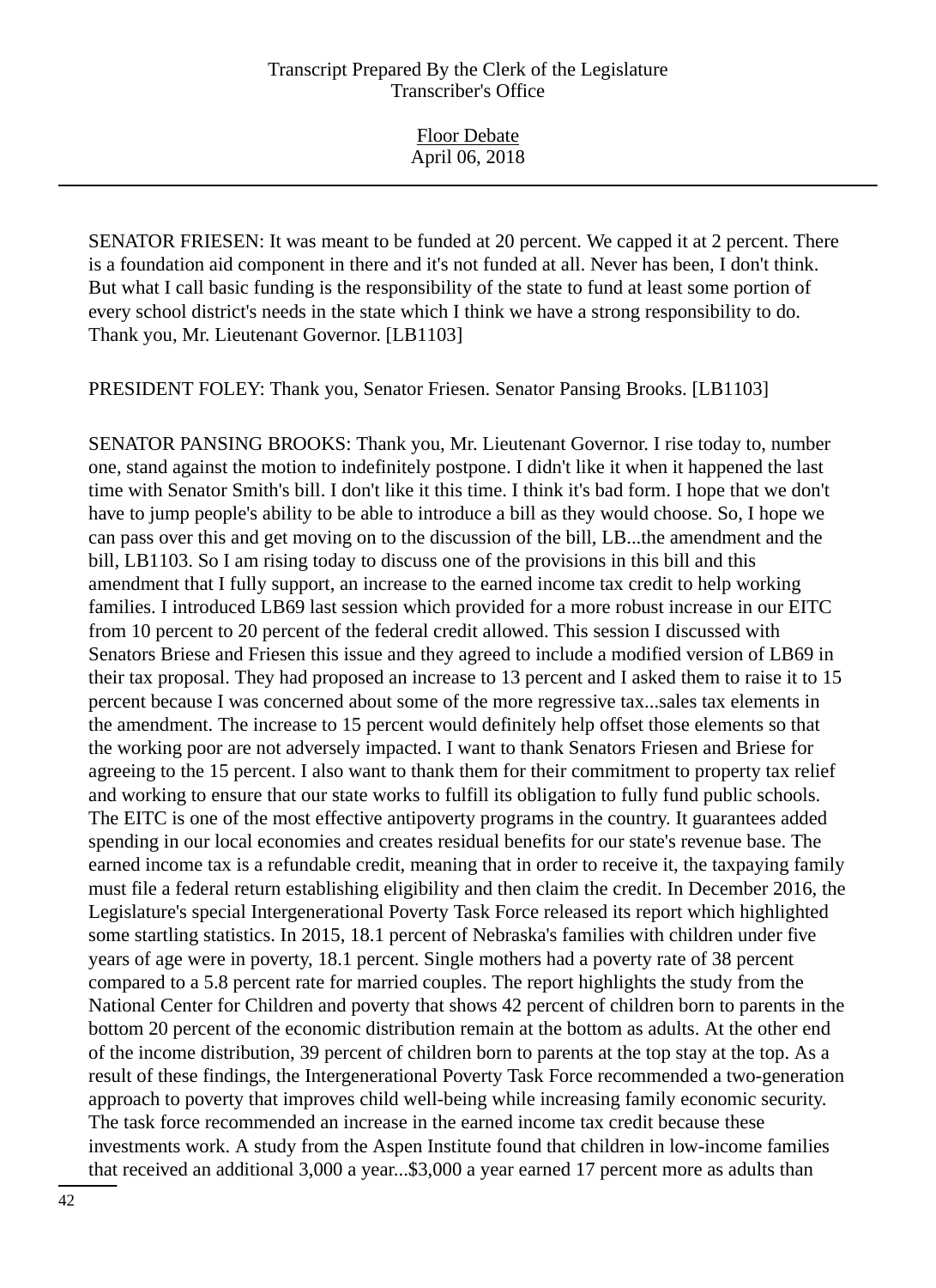SENATOR FRIESEN: It was meant to be funded at 20 percent. We capped it at 2 percent. There is a foundation aid component in there and it's not funded at all. Never has been, I don't think. But what I call basic funding is the responsibility of the state to fund at least some portion of every school district's needs in the state which I think we have a strong responsibility to do. Thank you, Mr. Lieutenant Governor. [LB1103]

PRESIDENT FOLEY: Thank you, Senator Friesen. Senator Pansing Brooks. [LB1103]

SENATOR PANSING BROOKS: Thank you, Mr. Lieutenant Governor. I rise today to, number one, stand against the motion to indefinitely postpone. I didn't like it when it happened the last time with Senator Smith's bill. I don't like it this time. I think it's bad form. I hope that we don't have to jump people's ability to be able to introduce a bill as they would choose. So, I hope we can pass over this and get moving on to the discussion of the bill, LB...the amendment and the bill, LB1103. So I am rising today to discuss one of the provisions in this bill and this amendment that I fully support, an increase to the earned income tax credit to help working families. I introduced LB69 last session which provided for a more robust increase in our EITC from 10 percent to 20 percent of the federal credit allowed. This session I discussed with Senators Briese and Friesen this issue and they agreed to include a modified version of LB69 in their tax proposal. They had proposed an increase to 13 percent and I asked them to raise it to 15 percent because I was concerned about some of the more regressive tax...sales tax elements in the amendment. The increase to 15 percent would definitely help offset those elements so that the working poor are not adversely impacted. I want to thank Senators Friesen and Briese for agreeing to the 15 percent. I also want to thank them for their commitment to property tax relief and working to ensure that our state works to fulfill its obligation to fully fund public schools. The EITC is one of the most effective antipoverty programs in the country. It guarantees added spending in our local economies and creates residual benefits for our state's revenue base. The earned income tax is a refundable credit, meaning that in order to receive it, the taxpaying family must file a federal return establishing eligibility and then claim the credit. In December 2016, the Legislature's special Intergenerational Poverty Task Force released its report which highlighted some startling statistics. In 2015, 18.1 percent of Nebraska's families with children under five years of age were in poverty, 18.1 percent. Single mothers had a poverty rate of 38 percent compared to a 5.8 percent rate for married couples. The report highlights the study from the National Center for Children and poverty that shows 42 percent of children born to parents in the bottom 20 percent of the economic distribution remain at the bottom as adults. At the other end of the income distribution, 39 percent of children born to parents at the top stay at the top. As a result of these findings, the Intergenerational Poverty Task Force recommended a two-generation approach to poverty that improves child well-being while increasing family economic security. The task force recommended an increase in the earned income tax credit because these investments work. A study from the Aspen Institute found that children in low-income families that received an additional 3,000 a year...$3,000 a year earned 17 percent more as adults than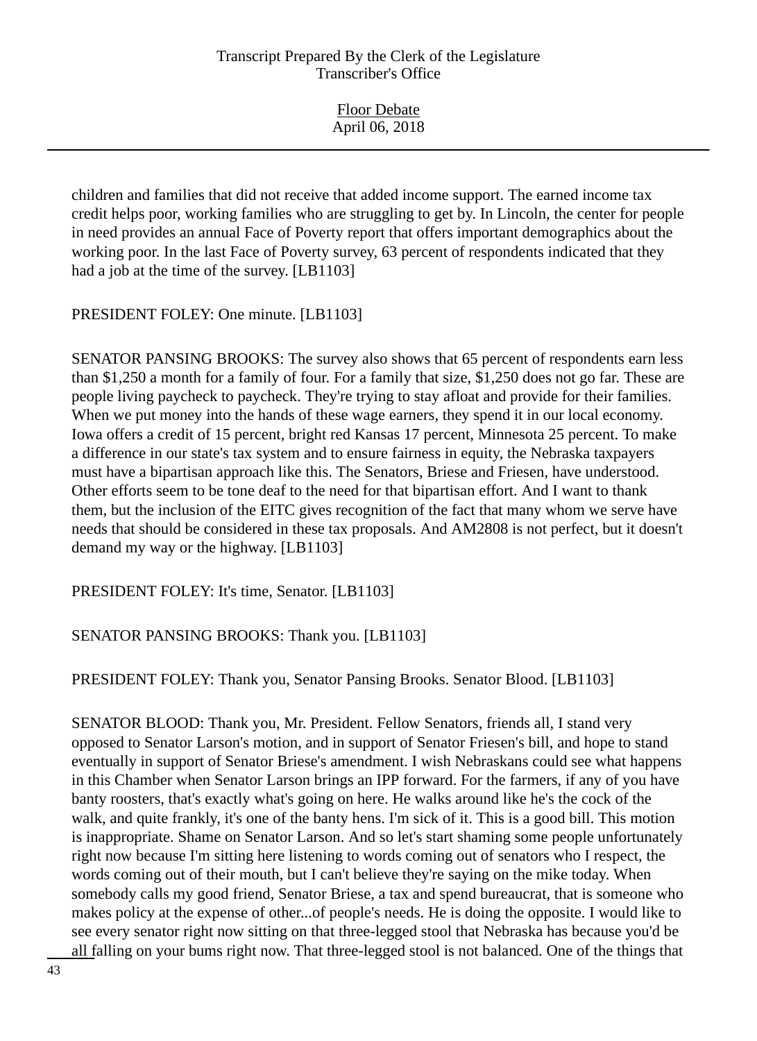children and families that did not receive that added income support. The earned income tax credit helps poor, working families who are struggling to get by. In Lincoln, the center for people in need provides an annual Face of Poverty report that offers important demographics about the working poor. In the last Face of Poverty survey, 63 percent of respondents indicated that they had a job at the time of the survey. [LB1103]

PRESIDENT FOLEY: One minute. [LB1103]

SENATOR PANSING BROOKS: The survey also shows that 65 percent of respondents earn less than $1,250 a month for a family of four. For a family that size, $1,250 does not go far. These are people living paycheck to paycheck. They're trying to stay afloat and provide for their families. When we put money into the hands of these wage earners, they spend it in our local economy. Iowa offers a credit of 15 percent, bright red Kansas 17 percent, Minnesota 25 percent. To make a difference in our state's tax system and to ensure fairness in equity, the Nebraska taxpayers must have a bipartisan approach like this. The Senators, Briese and Friesen, have understood. Other efforts seem to be tone deaf to the need for that bipartisan effort. And I want to thank them, but the inclusion of the EITC gives recognition of the fact that many whom we serve have needs that should be considered in these tax proposals. And AM2808 is not perfect, but it doesn't demand my way or the highway. [LB1103]

PRESIDENT FOLEY: It's time, Senator. [LB1103]

SENATOR PANSING BROOKS: Thank you. [LB1103]

PRESIDENT FOLEY: Thank you, Senator Pansing Brooks. Senator Blood. [LB1103]

SENATOR BLOOD: Thank you, Mr. President. Fellow Senators, friends all, I stand very opposed to Senator Larson's motion, and in support of Senator Friesen's bill, and hope to stand eventually in support of Senator Briese's amendment. I wish Nebraskans could see what happens in this Chamber when Senator Larson brings an IPP forward. For the farmers, if any of you have banty roosters, that's exactly what's going on here. He walks around like he's the cock of the walk, and quite frankly, it's one of the banty hens. I'm sick of it. This is a good bill. This motion is inappropriate. Shame on Senator Larson. And so let's start shaming some people unfortunately right now because I'm sitting here listening to words coming out of senators who I respect, the words coming out of their mouth, but I can't believe they're saying on the mike today. When somebody calls my good friend, Senator Briese, a tax and spend bureaucrat, that is someone who makes policy at the expense of other...of people's needs. He is doing the opposite. I would like to see every senator right now sitting on that three-legged stool that Nebraska has because you'd be all falling on your bums right now. That three-legged stool is not balanced. One of the things that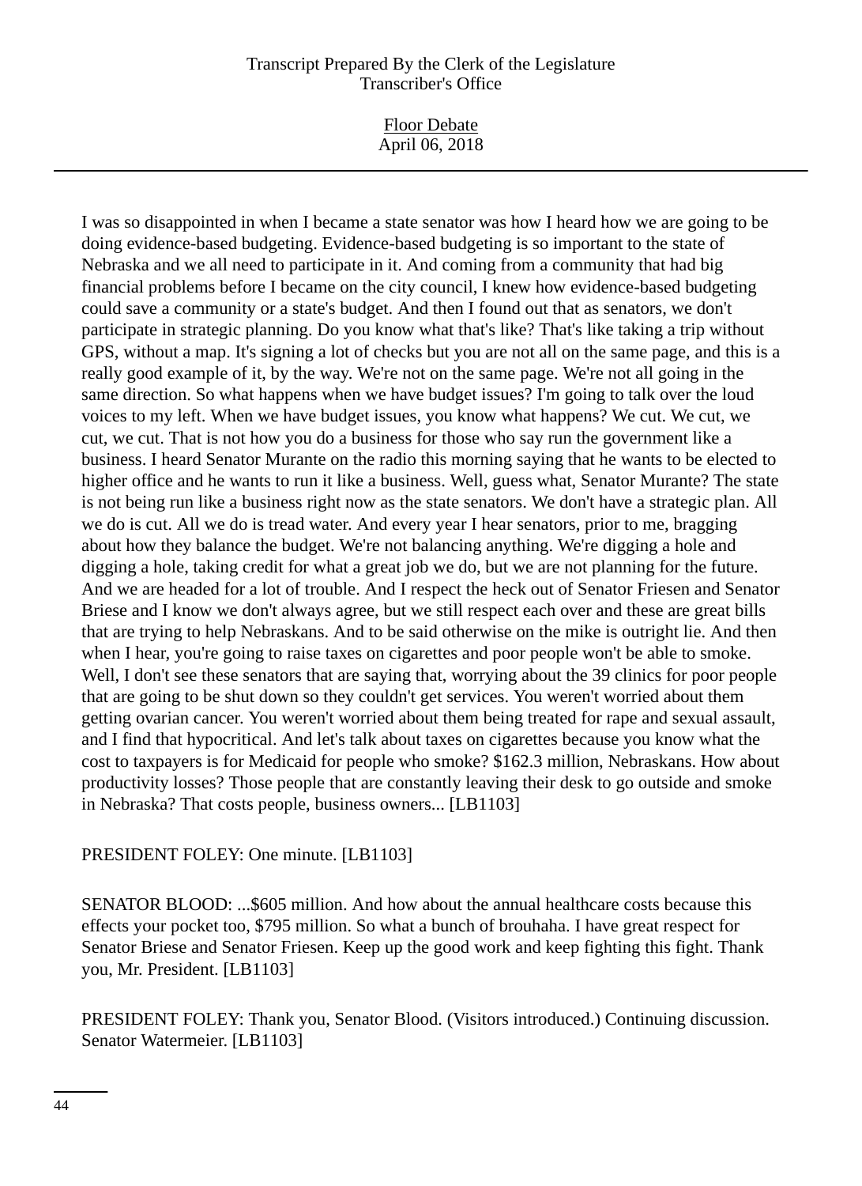I was so disappointed in when I became a state senator was how I heard how we are going to be doing evidence-based budgeting. Evidence-based budgeting is so important to the state of Nebraska and we all need to participate in it. And coming from a community that had big financial problems before I became on the city council, I knew how evidence-based budgeting could save a community or a state's budget. And then I found out that as senators, we don't participate in strategic planning. Do you know what that's like? That's like taking a trip without GPS, without a map. It's signing a lot of checks but you are not all on the same page, and this is a really good example of it, by the way. We're not on the same page. We're not all going in the same direction. So what happens when we have budget issues? I'm going to talk over the loud voices to my left. When we have budget issues, you know what happens? We cut. We cut, we cut, we cut. That is not how you do a business for those who say run the government like a business. I heard Senator Murante on the radio this morning saying that he wants to be elected to higher office and he wants to run it like a business. Well, guess what, Senator Murante? The state is not being run like a business right now as the state senators. We don't have a strategic plan. All we do is cut. All we do is tread water. And every year I hear senators, prior to me, bragging about how they balance the budget. We're not balancing anything. We're digging a hole and digging a hole, taking credit for what a great job we do, but we are not planning for the future. And we are headed for a lot of trouble. And I respect the heck out of Senator Friesen and Senator Briese and I know we don't always agree, but we still respect each over and these are great bills that are trying to help Nebraskans. And to be said otherwise on the mike is outright lie. And then when I hear, you're going to raise taxes on cigarettes and poor people won't be able to smoke. Well, I don't see these senators that are saying that, worrying about the 39 clinics for poor people that are going to be shut down so they couldn't get services. You weren't worried about them getting ovarian cancer. You weren't worried about them being treated for rape and sexual assault, and I find that hypocritical. And let's talk about taxes on cigarettes because you know what the cost to taxpayers is for Medicaid for people who smoke? $162.3 million, Nebraskans. How about productivity losses? Those people that are constantly leaving their desk to go outside and smoke in Nebraska? That costs people, business owners... [LB1103]

PRESIDENT FOLEY: One minute. [LB1103]

SENATOR BLOOD: ...$605 million. And how about the annual healthcare costs because this effects your pocket too, $795 million. So what a bunch of brouhaha. I have great respect for Senator Briese and Senator Friesen. Keep up the good work and keep fighting this fight. Thank you, Mr. President. [LB1103]

PRESIDENT FOLEY: Thank you, Senator Blood. (Visitors introduced.) Continuing discussion. Senator Watermeier. [LB1103]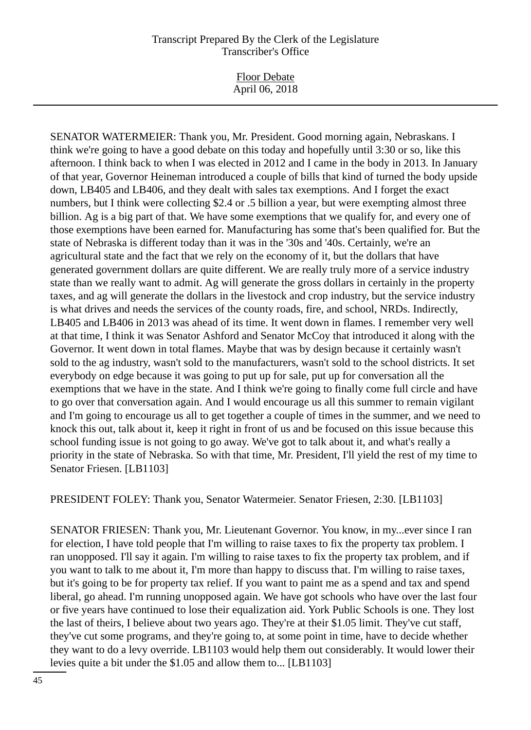SENATOR WATERMEIER: Thank you, Mr. President. Good morning again, Nebraskans. I think we're going to have a good debate on this today and hopefully until 3:30 or so, like this afternoon. I think back to when I was elected in 2012 and I came in the body in 2013. In January of that year, Governor Heineman introduced a couple of bills that kind of turned the body upside down, LB405 and LB406, and they dealt with sales tax exemptions. And I forget the exact numbers, but I think were collecting $2.4 or .5 billion a year, but were exempting almost three billion. Ag is a big part of that. We have some exemptions that we qualify for, and every one of those exemptions have been earned for. Manufacturing has some that's been qualified for. But the state of Nebraska is different today than it was in the '30s and '40s. Certainly, we're an agricultural state and the fact that we rely on the economy of it, but the dollars that have generated government dollars are quite different. We are really truly more of a service industry state than we really want to admit. Ag will generate the gross dollars in certainly in the property taxes, and ag will generate the dollars in the livestock and crop industry, but the service industry is what drives and needs the services of the county roads, fire, and school, NRDs. Indirectly, LB405 and LB406 in 2013 was ahead of its time. It went down in flames. I remember very well at that time, I think it was Senator Ashford and Senator McCoy that introduced it along with the Governor. It went down in total flames. Maybe that was by design because it certainly wasn't sold to the ag industry, wasn't sold to the manufacturers, wasn't sold to the school districts. It set everybody on edge because it was going to put up for sale, put up for conversation all the exemptions that we have in the state. And I think we're going to finally come full circle and have to go over that conversation again. And I would encourage us all this summer to remain vigilant and I'm going to encourage us all to get together a couple of times in the summer, and we need to knock this out, talk about it, keep it right in front of us and be focused on this issue because this school funding issue is not going to go away. We've got to talk about it, and what's really a priority in the state of Nebraska. So with that time, Mr. President, I'll yield the rest of my time to Senator Friesen. [LB1103]

PRESIDENT FOLEY: Thank you, Senator Watermeier. Senator Friesen, 2:30. [LB1103]

SENATOR FRIESEN: Thank you, Mr. Lieutenant Governor. You know, in my...ever since I ran for election, I have told people that I'm willing to raise taxes to fix the property tax problem. I ran unopposed. I'll say it again. I'm willing to raise taxes to fix the property tax problem, and if you want to talk to me about it, I'm more than happy to discuss that. I'm willing to raise taxes, but it's going to be for property tax relief. If you want to paint me as a spend and tax and spend liberal, go ahead. I'm running unopposed again. We have got schools who have over the last four or five years have continued to lose their equalization aid. York Public Schools is one. They lost the last of theirs, I believe about two years ago. They're at their $1.05 limit. They've cut staff, they've cut some programs, and they're going to, at some point in time, have to decide whether they want to do a levy override. LB1103 would help them out considerably. It would lower their levies quite a bit under the $1.05 and allow them to... [LB1103]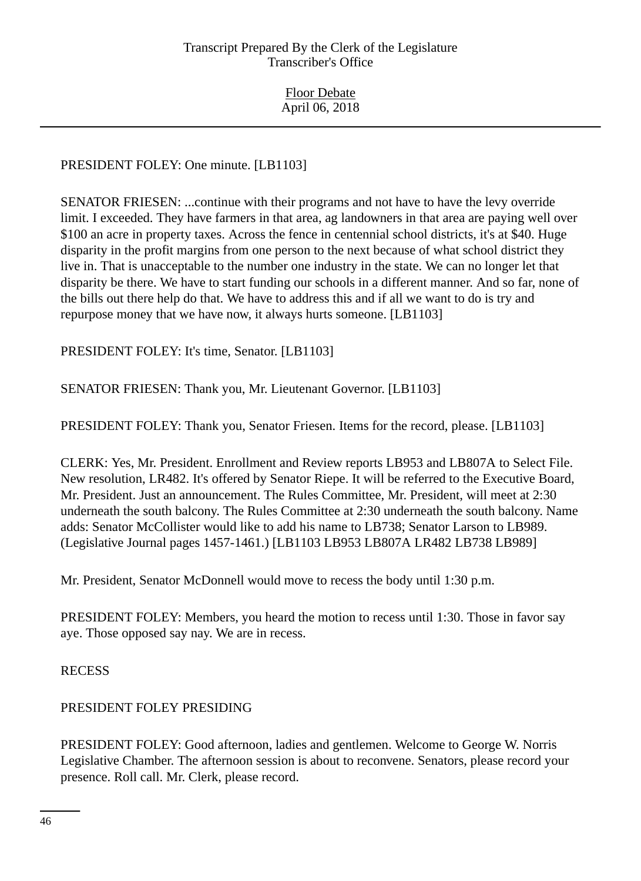PRESIDENT FOLEY: One minute. [LB1103]

SENATOR FRIESEN: ...continue with their programs and not have to have the levy override limit. I exceeded. They have farmers in that area, ag landowners in that area are paying well over $100 an acre in property taxes. Across the fence in centennial school districts, it's at $40. Huge disparity in the profit margins from one person to the next because of what school district they live in. That is unacceptable to the number one industry in the state. We can no longer let that disparity be there. We have to start funding our schools in a different manner. And so far, none of the bills out there help do that. We have to address this and if all we want to do is try and repurpose money that we have now, it always hurts someone. [LB1103]

PRESIDENT FOLEY: It's time, Senator. [LB1103]

SENATOR FRIESEN: Thank you, Mr. Lieutenant Governor. [LB1103]

PRESIDENT FOLEY: Thank you, Senator Friesen. Items for the record, please. [LB1103]

CLERK: Yes, Mr. President. Enrollment and Review reports LB953 and LB807A to Select File. New resolution, LR482. It's offered by Senator Riepe. It will be referred to the Executive Board, Mr. President. Just an announcement. The Rules Committee, Mr. President, will meet at 2:30 underneath the south balcony. The Rules Committee at 2:30 underneath the south balcony. Name adds: Senator McCollister would like to add his name to LB738; Senator Larson to LB989. (Legislative Journal pages 1457-1461.) [LB1103 LB953 LB807A LR482 LB738 LB989]

Mr. President, Senator McDonnell would move to recess the body until 1:30 p.m.

PRESIDENT FOLEY: Members, you heard the motion to recess until 1:30. Those in favor say aye. Those opposed say nay. We are in recess.

RECESS

PRESIDENT FOLEY PRESIDING

PRESIDENT FOLEY: Good afternoon, ladies and gentlemen. Welcome to George W. Norris Legislative Chamber. The afternoon session is about to reconvene. Senators, please record your presence. Roll call. Mr. Clerk, please record.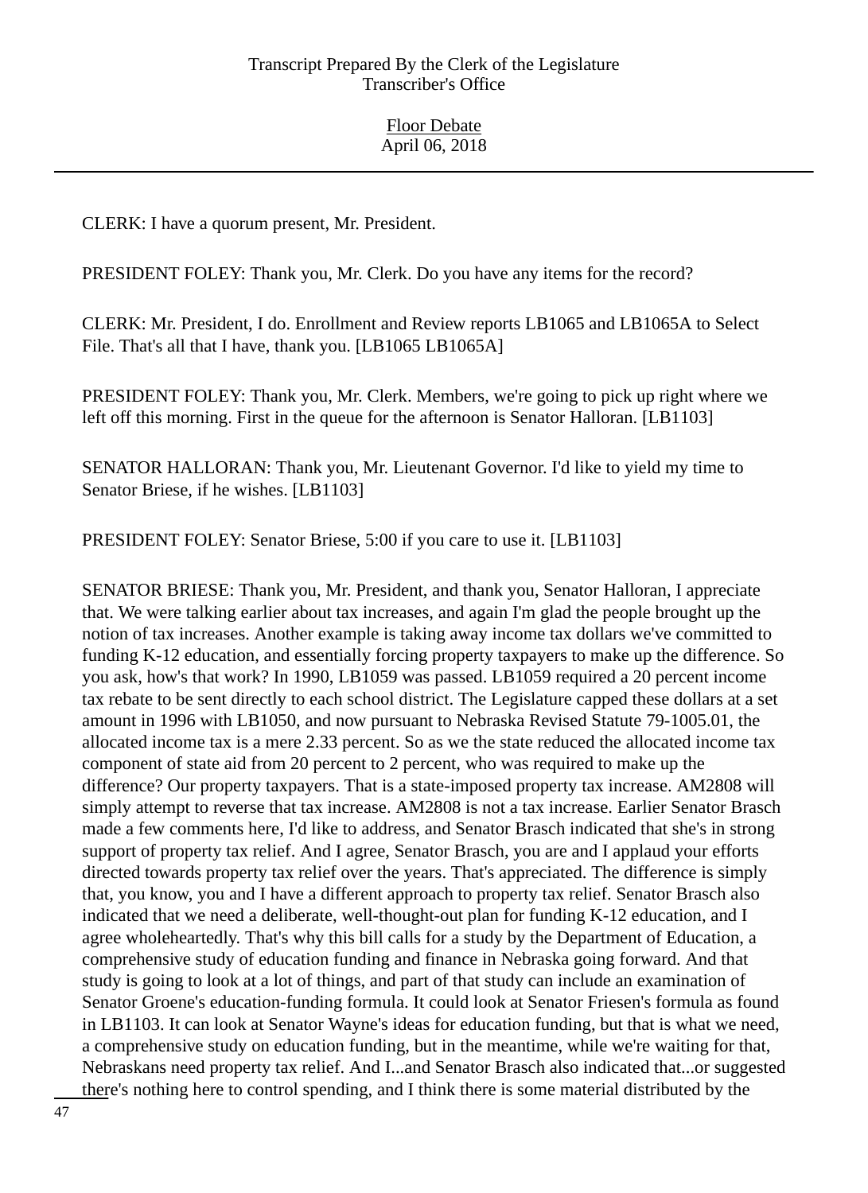CLERK: I have a quorum present, Mr. President.

PRESIDENT FOLEY: Thank you, Mr. Clerk. Do you have any items for the record?

CLERK: Mr. President, I do. Enrollment and Review reports LB1065 and LB1065A to Select File. That's all that I have, thank you. [LB1065 LB1065A]

PRESIDENT FOLEY: Thank you, Mr. Clerk. Members, we're going to pick up right where we left off this morning. First in the queue for the afternoon is Senator Halloran. [LB1103]

SENATOR HALLORAN: Thank you, Mr. Lieutenant Governor. I'd like to yield my time to Senator Briese, if he wishes. [LB1103]

PRESIDENT FOLEY: Senator Briese, 5:00 if you care to use it. [LB1103]

SENATOR BRIESE: Thank you, Mr. President, and thank you, Senator Halloran, I appreciate that. We were talking earlier about tax increases, and again I'm glad the people brought up the notion of tax increases. Another example is taking away income tax dollars we've committed to funding K-12 education, and essentially forcing property taxpayers to make up the difference. So you ask, how's that work? In 1990, LB1059 was passed. LB1059 required a 20 percent income tax rebate to be sent directly to each school district. The Legislature capped these dollars at a set amount in 1996 with LB1050, and now pursuant to Nebraska Revised Statute 79-1005.01, the allocated income tax is a mere 2.33 percent. So as we the state reduced the allocated income tax component of state aid from 20 percent to 2 percent, who was required to make up the difference? Our property taxpayers. That is a state-imposed property tax increase. AM2808 will simply attempt to reverse that tax increase. AM2808 is not a tax increase. Earlier Senator Brasch made a few comments here, I'd like to address, and Senator Brasch indicated that she's in strong support of property tax relief. And I agree, Senator Brasch, you are and I applaud your efforts directed towards property tax relief over the years. That's appreciated. The difference is simply that, you know, you and I have a different approach to property tax relief. Senator Brasch also indicated that we need a deliberate, well-thought-out plan for funding K-12 education, and I agree wholeheartedly. That's why this bill calls for a study by the Department of Education, a comprehensive study of education funding and finance in Nebraska going forward. And that study is going to look at a lot of things, and part of that study can include an examination of Senator Groene's education-funding formula. It could look at Senator Friesen's formula as found in LB1103. It can look at Senator Wayne's ideas for education funding, but that is what we need, a comprehensive study on education funding, but in the meantime, while we're waiting for that, Nebraskans need property tax relief. And I...and Senator Brasch also indicated that...or suggested there's nothing here to control spending, and I think there is some material distributed by the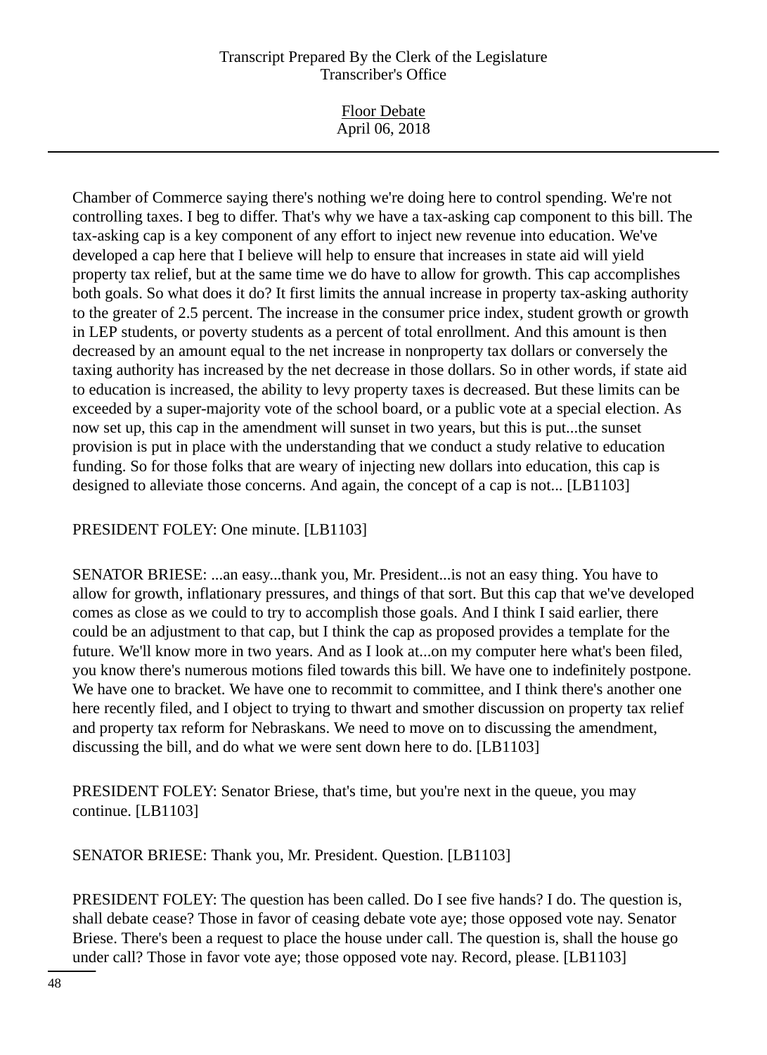Chamber of Commerce saying there's nothing we're doing here to control spending. We're not controlling taxes. I beg to differ. That's why we have a tax-asking cap component to this bill. The tax-asking cap is a key component of any effort to inject new revenue into education. We've developed a cap here that I believe will help to ensure that increases in state aid will yield property tax relief, but at the same time we do have to allow for growth. This cap accomplishes both goals. So what does it do? It first limits the annual increase in property tax-asking authority to the greater of 2.5 percent. The increase in the consumer price index, student growth or growth in LEP students, or poverty students as a percent of total enrollment. And this amount is then decreased by an amount equal to the net increase in nonproperty tax dollars or conversely the taxing authority has increased by the net decrease in those dollars. So in other words, if state aid to education is increased, the ability to levy property taxes is decreased. But these limits can be exceeded by a super-majority vote of the school board, or a public vote at a special election. As now set up, this cap in the amendment will sunset in two years, but this is put...the sunset provision is put in place with the understanding that we conduct a study relative to education funding. So for those folks that are weary of injecting new dollars into education, this cap is designed to alleviate those concerns. And again, the concept of a cap is not... [LB1103]

PRESIDENT FOLEY: One minute. [LB1103]

SENATOR BRIESE: ...an easy...thank you, Mr. President...is not an easy thing. You have to allow for growth, inflationary pressures, and things of that sort. But this cap that we've developed comes as close as we could to try to accomplish those goals. And I think I said earlier, there could be an adjustment to that cap, but I think the cap as proposed provides a template for the future. We'll know more in two years. And as I look at...on my computer here what's been filed, you know there's numerous motions filed towards this bill. We have one to indefinitely postpone. We have one to bracket. We have one to recommit to committee, and I think there's another one here recently filed, and I object to trying to thwart and smother discussion on property tax relief and property tax reform for Nebraskans. We need to move on to discussing the amendment, discussing the bill, and do what we were sent down here to do. [LB1103]

PRESIDENT FOLEY: Senator Briese, that's time, but you're next in the queue, you may continue. [LB1103]

SENATOR BRIESE: Thank you, Mr. President. Question. [LB1103]

PRESIDENT FOLEY: The question has been called. Do I see five hands? I do. The question is, shall debate cease? Those in favor of ceasing debate vote aye; those opposed vote nay. Senator Briese. There's been a request to place the house under call. The question is, shall the house go under call? Those in favor vote aye; those opposed vote nay. Record, please. [LB1103]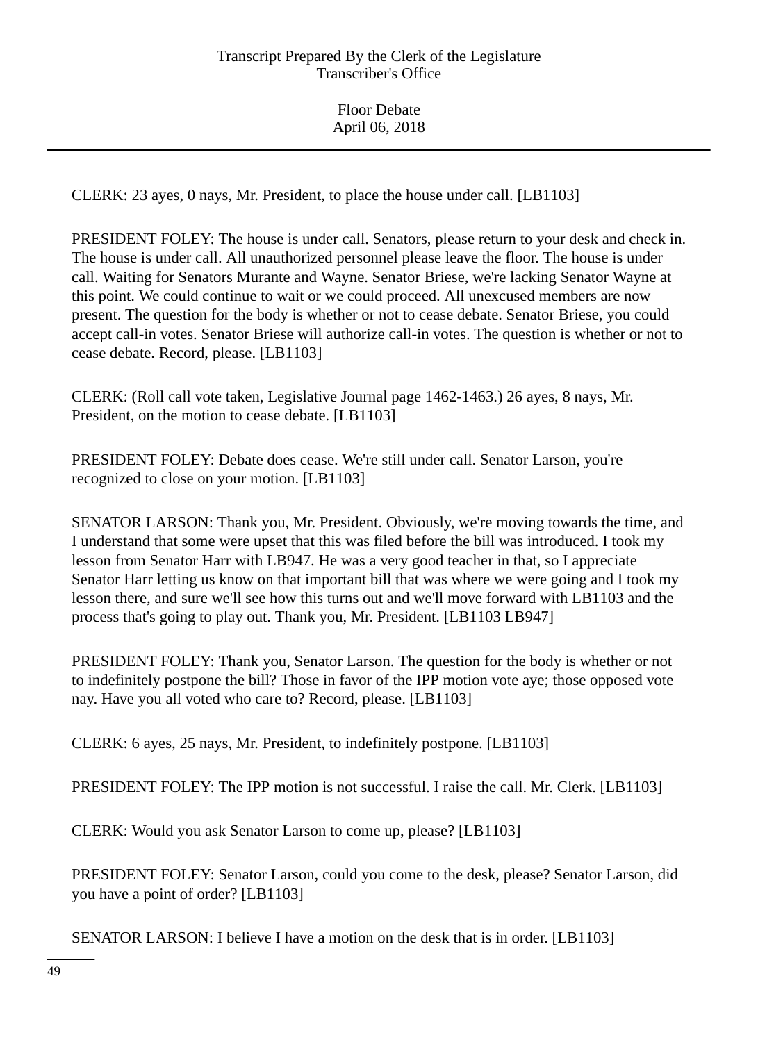CLERK: 23 ayes, 0 nays, Mr. President, to place the house under call. [LB1103]

PRESIDENT FOLEY: The house is under call. Senators, please return to your desk and check in. The house is under call. All unauthorized personnel please leave the floor. The house is under call. Waiting for Senators Murante and Wayne. Senator Briese, we're lacking Senator Wayne at this point. We could continue to wait or we could proceed. All unexcused members are now present. The question for the body is whether or not to cease debate. Senator Briese, you could accept call-in votes. Senator Briese will authorize call-in votes. The question is whether or not to cease debate. Record, please. [LB1103]

CLERK: (Roll call vote taken, Legislative Journal page 1462-1463.) 26 ayes, 8 nays, Mr. President, on the motion to cease debate. [LB1103]

PRESIDENT FOLEY: Debate does cease. We're still under call. Senator Larson, you're recognized to close on your motion. [LB1103]

SENATOR LARSON: Thank you, Mr. President. Obviously, we're moving towards the time, and I understand that some were upset that this was filed before the bill was introduced. I took my lesson from Senator Harr with LB947. He was a very good teacher in that, so I appreciate Senator Harr letting us know on that important bill that was where we were going and I took my lesson there, and sure we'll see how this turns out and we'll move forward with LB1103 and the process that's going to play out. Thank you, Mr. President. [LB1103 LB947]

PRESIDENT FOLEY: Thank you, Senator Larson. The question for the body is whether or not to indefinitely postpone the bill? Those in favor of the IPP motion vote aye; those opposed vote nay. Have you all voted who care to? Record, please. [LB1103]

CLERK: 6 ayes, 25 nays, Mr. President, to indefinitely postpone. [LB1103]

PRESIDENT FOLEY: The IPP motion is not successful. I raise the call. Mr. Clerk. [LB1103]

CLERK: Would you ask Senator Larson to come up, please? [LB1103]

PRESIDENT FOLEY: Senator Larson, could you come to the desk, please? Senator Larson, did you have a point of order? [LB1103]

SENATOR LARSON: I believe I have a motion on the desk that is in order. [LB1103]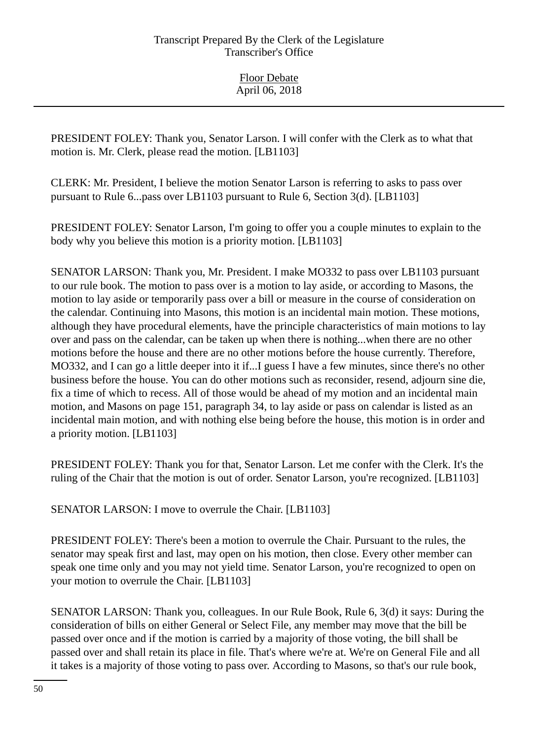PRESIDENT FOLEY: Thank you, Senator Larson. I will confer with the Clerk as to what that motion is. Mr. Clerk, please read the motion. [LB1103]

CLERK: Mr. President, I believe the motion Senator Larson is referring to asks to pass over pursuant to Rule 6...pass over LB1103 pursuant to Rule 6, Section 3(d). [LB1103]

PRESIDENT FOLEY: Senator Larson, I'm going to offer you a couple minutes to explain to the body why you believe this motion is a priority motion. [LB1103]

SENATOR LARSON: Thank you, Mr. President. I make MO332 to pass over LB1103 pursuant to our rule book. The motion to pass over is a motion to lay aside, or according to Masons, the motion to lay aside or temporarily pass over a bill or measure in the course of consideration on the calendar. Continuing into Masons, this motion is an incidental main motion. These motions, although they have procedural elements, have the principle characteristics of main motions to lay over and pass on the calendar, can be taken up when there is nothing...when there are no other motions before the house and there are no other motions before the house currently. Therefore, MO332, and I can go a little deeper into it if...I guess I have a few minutes, since there's no other business before the house. You can do other motions such as reconsider, resend, adjourn sine die, fix a time of which to recess. All of those would be ahead of my motion and an incidental main motion, and Masons on page 151, paragraph 34, to lay aside or pass on calendar is listed as an incidental main motion, and with nothing else being before the house, this motion is in order and a priority motion. [LB1103]

PRESIDENT FOLEY: Thank you for that, Senator Larson. Let me confer with the Clerk. It's the ruling of the Chair that the motion is out of order. Senator Larson, you're recognized. [LB1103]

SENATOR LARSON: I move to overrule the Chair. [LB1103]

PRESIDENT FOLEY: There's been a motion to overrule the Chair. Pursuant to the rules, the senator may speak first and last, may open on his motion, then close. Every other member can speak one time only and you may not yield time. Senator Larson, you're recognized to open on your motion to overrule the Chair. [LB1103]

SENATOR LARSON: Thank you, colleagues. In our Rule Book, Rule 6, 3(d) it says: During the consideration of bills on either General or Select File, any member may move that the bill be passed over once and if the motion is carried by a majority of those voting, the bill shall be passed over and shall retain its place in file. That's where we're at. We're on General File and all it takes is a majority of those voting to pass over. According to Masons, so that's our rule book,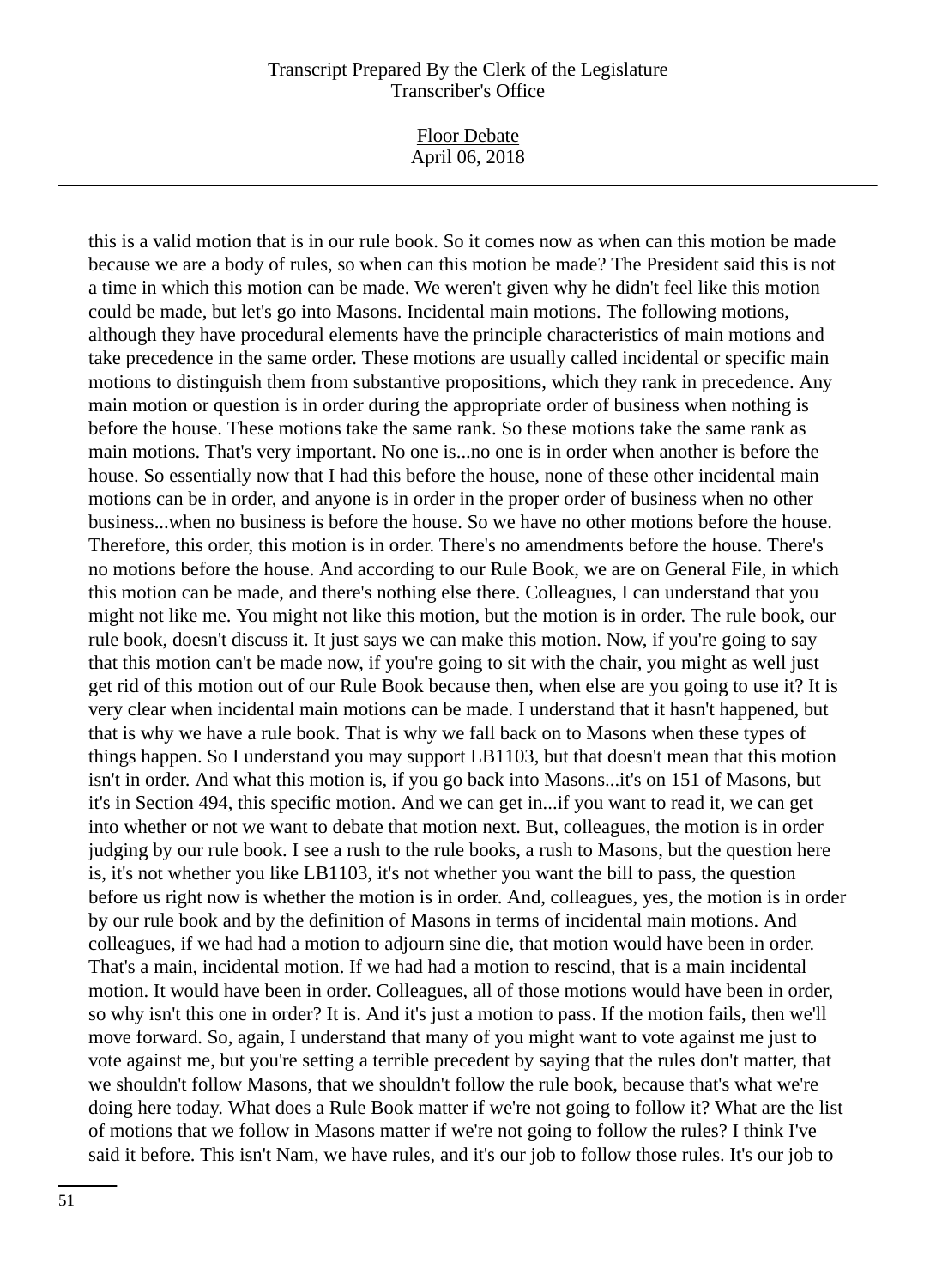this is a valid motion that is in our rule book. So it comes now as when can this motion be made because we are a body of rules, so when can this motion be made? The President said this is not a time in which this motion can be made. We weren't given why he didn't feel like this motion could be made, but let's go into Masons. Incidental main motions. The following motions, although they have procedural elements have the principle characteristics of main motions and take precedence in the same order. These motions are usually called incidental or specific main motions to distinguish them from substantive propositions, which they rank in precedence. Any main motion or question is in order during the appropriate order of business when nothing is before the house. These motions take the same rank. So these motions take the same rank as main motions. That's very important. No one is...no one is in order when another is before the house. So essentially now that I had this before the house, none of these other incidental main motions can be in order, and anyone is in order in the proper order of business when no other business...when no business is before the house. So we have no other motions before the house. Therefore, this order, this motion is in order. There's no amendments before the house. There's no motions before the house. And according to our Rule Book, we are on General File, in which this motion can be made, and there's nothing else there. Colleagues, I can understand that you might not like me. You might not like this motion, but the motion is in order. The rule book, our rule book, doesn't discuss it. It just says we can make this motion. Now, if you're going to say that this motion can't be made now, if you're going to sit with the chair, you might as well just get rid of this motion out of our Rule Book because then, when else are you going to use it? It is very clear when incidental main motions can be made. I understand that it hasn't happened, but that is why we have a rule book. That is why we fall back on to Masons when these types of things happen. So I understand you may support LB1103, but that doesn't mean that this motion isn't in order. And what this motion is, if you go back into Masons...it's on 151 of Masons, but it's in Section 494, this specific motion. And we can get in...if you want to read it, we can get into whether or not we want to debate that motion next. But, colleagues, the motion is in order judging by our rule book. I see a rush to the rule books, a rush to Masons, but the question here is, it's not whether you like LB1103, it's not whether you want the bill to pass, the question before us right now is whether the motion is in order. And, colleagues, yes, the motion is in order by our rule book and by the definition of Masons in terms of incidental main motions. And colleagues, if we had had a motion to adjourn sine die, that motion would have been in order. That's a main, incidental motion. If we had had a motion to rescind, that is a main incidental motion. It would have been in order. Colleagues, all of those motions would have been in order, so why isn't this one in order? It is. And it's just a motion to pass. If the motion fails, then we'll move forward. So, again, I understand that many of you might want to vote against me just to vote against me, but you're setting a terrible precedent by saying that the rules don't matter, that we shouldn't follow Masons, that we shouldn't follow the rule book, because that's what we're doing here today. What does a Rule Book matter if we're not going to follow it? What are the list of motions that we follow in Masons matter if we're not going to follow the rules? I think I've said it before. This isn't Nam, we have rules, and it's our job to follow those rules. It's our job to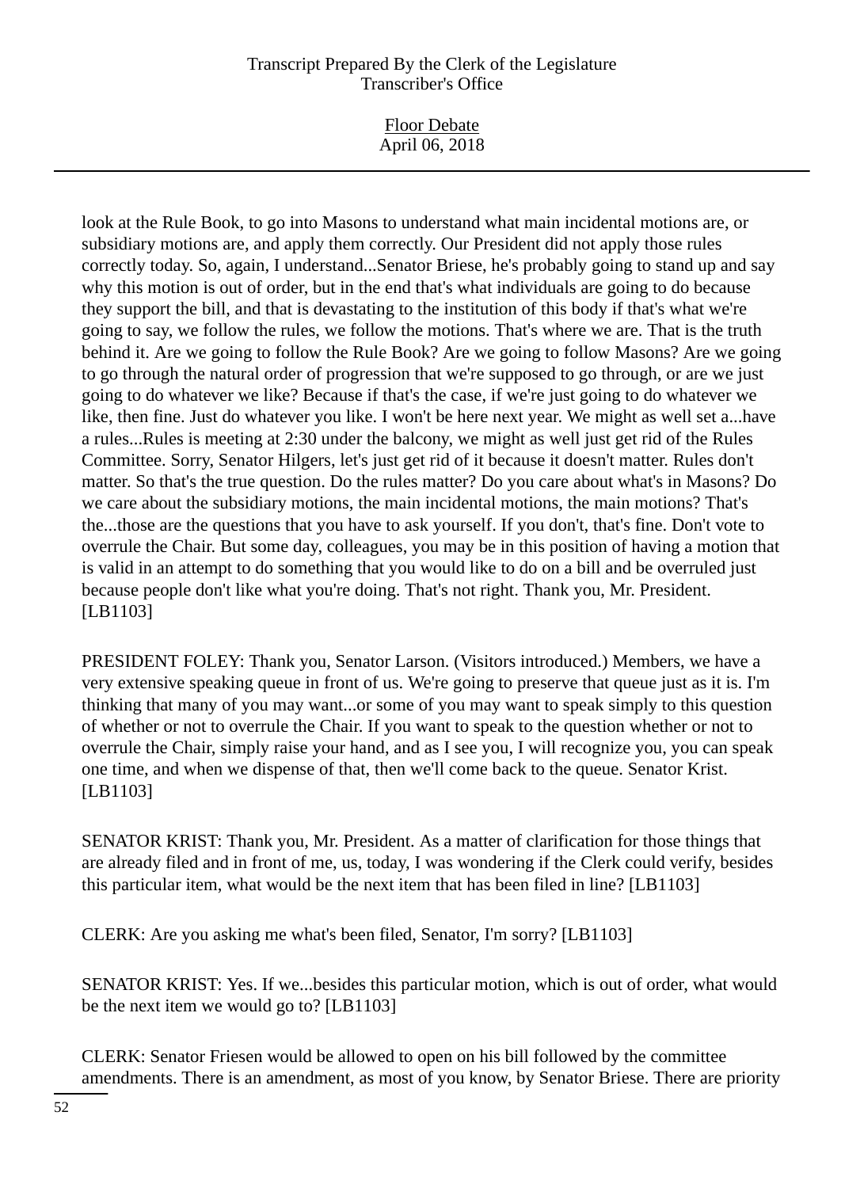look at the Rule Book, to go into Masons to understand what main incidental motions are, or subsidiary motions are, and apply them correctly. Our President did not apply those rules correctly today. So, again, I understand...Senator Briese, he's probably going to stand up and say why this motion is out of order, but in the end that's what individuals are going to do because they support the bill, and that is devastating to the institution of this body if that's what we're going to say, we follow the rules, we follow the motions. That's where we are. That is the truth behind it. Are we going to follow the Rule Book? Are we going to follow Masons? Are we going to go through the natural order of progression that we're supposed to go through, or are we just going to do whatever we like? Because if that's the case, if we're just going to do whatever we like, then fine. Just do whatever you like. I won't be here next year. We might as well set a...have a rules...Rules is meeting at 2:30 under the balcony, we might as well just get rid of the Rules Committee. Sorry, Senator Hilgers, let's just get rid of it because it doesn't matter. Rules don't matter. So that's the true question. Do the rules matter? Do you care about what's in Masons? Do we care about the subsidiary motions, the main incidental motions, the main motions? That's the...those are the questions that you have to ask yourself. If you don't, that's fine. Don't vote to overrule the Chair. But some day, colleagues, you may be in this position of having a motion that is valid in an attempt to do something that you would like to do on a bill and be overruled just because people don't like what you're doing. That's not right. Thank you, Mr. President. [LB1103]

PRESIDENT FOLEY: Thank you, Senator Larson. (Visitors introduced.) Members, we have a very extensive speaking queue in front of us. We're going to preserve that queue just as it is. I'm thinking that many of you may want...or some of you may want to speak simply to this question of whether or not to overrule the Chair. If you want to speak to the question whether or not to overrule the Chair, simply raise your hand, and as I see you, I will recognize you, you can speak one time, and when we dispense of that, then we'll come back to the queue. Senator Krist. [LB1103]

SENATOR KRIST: Thank you, Mr. President. As a matter of clarification for those things that are already filed and in front of me, us, today, I was wondering if the Clerk could verify, besides this particular item, what would be the next item that has been filed in line? [LB1103]

CLERK: Are you asking me what's been filed, Senator, I'm sorry? [LB1103]

SENATOR KRIST: Yes. If we...besides this particular motion, which is out of order, what would be the next item we would go to? [LB1103]

CLERK: Senator Friesen would be allowed to open on his bill followed by the committee amendments. There is an amendment, as most of you know, by Senator Briese. There are priority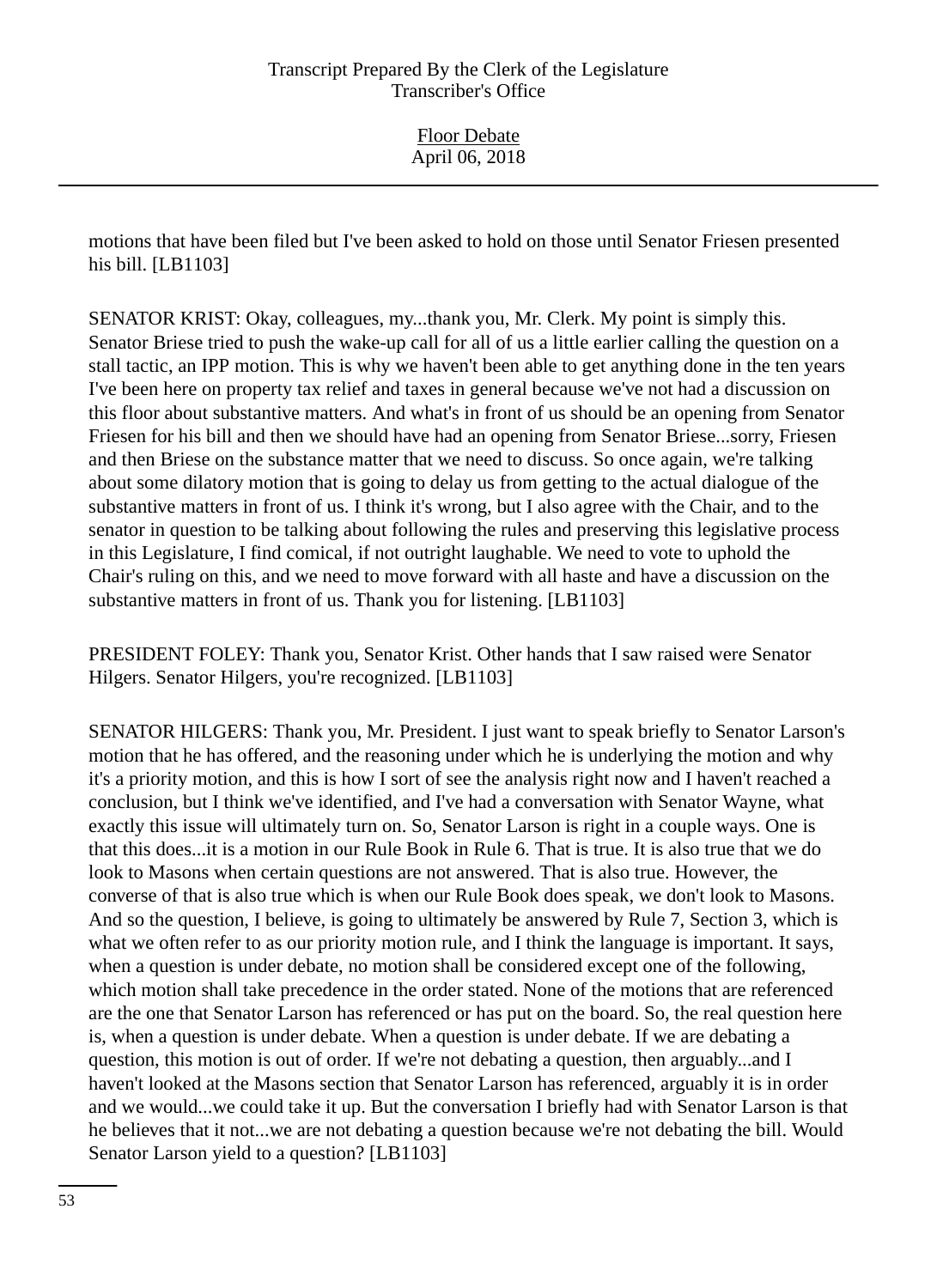motions that have been filed but I've been asked to hold on those until Senator Friesen presented his bill. [LB1103]

SENATOR KRIST: Okay, colleagues, my...thank you, Mr. Clerk. My point is simply this. Senator Briese tried to push the wake-up call for all of us a little earlier calling the question on a stall tactic, an IPP motion. This is why we haven't been able to get anything done in the ten years I've been here on property tax relief and taxes in general because we've not had a discussion on this floor about substantive matters. And what's in front of us should be an opening from Senator Friesen for his bill and then we should have had an opening from Senator Briese...sorry, Friesen and then Briese on the substance matter that we need to discuss. So once again, we're talking about some dilatory motion that is going to delay us from getting to the actual dialogue of the substantive matters in front of us. I think it's wrong, but I also agree with the Chair, and to the senator in question to be talking about following the rules and preserving this legislative process in this Legislature, I find comical, if not outright laughable. We need to vote to uphold the Chair's ruling on this, and we need to move forward with all haste and have a discussion on the substantive matters in front of us. Thank you for listening. [LB1103]

PRESIDENT FOLEY: Thank you, Senator Krist. Other hands that I saw raised were Senator Hilgers. Senator Hilgers, you're recognized. [LB1103]

SENATOR HILGERS: Thank you, Mr. President. I just want to speak briefly to Senator Larson's motion that he has offered, and the reasoning under which he is underlying the motion and why it's a priority motion, and this is how I sort of see the analysis right now and I haven't reached a conclusion, but I think we've identified, and I've had a conversation with Senator Wayne, what exactly this issue will ultimately turn on. So, Senator Larson is right in a couple ways. One is that this does...it is a motion in our Rule Book in Rule 6. That is true. It is also true that we do look to Masons when certain questions are not answered. That is also true. However, the converse of that is also true which is when our Rule Book does speak, we don't look to Masons. And so the question, I believe, is going to ultimately be answered by Rule 7, Section 3, which is what we often refer to as our priority motion rule, and I think the language is important. It says, when a question is under debate, no motion shall be considered except one of the following, which motion shall take precedence in the order stated. None of the motions that are referenced are the one that Senator Larson has referenced or has put on the board. So, the real question here is, when a question is under debate. When a question is under debate. If we are debating a question, this motion is out of order. If we're not debating a question, then arguably...and I haven't looked at the Masons section that Senator Larson has referenced, arguably it is in order and we would...we could take it up. But the conversation I briefly had with Senator Larson is that he believes that it not...we are not debating a question because we're not debating the bill. Would Senator Larson yield to a question? [LB1103]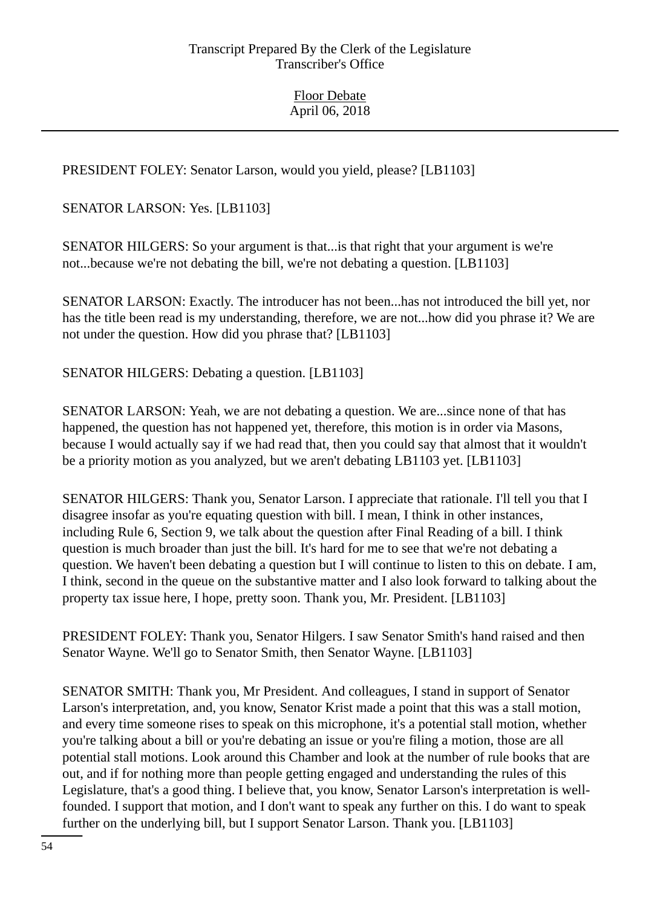PRESIDENT FOLEY: Senator Larson, would you yield, please? [LB1103]

SENATOR LARSON: Yes. [LB1103]

SENATOR HILGERS: So your argument is that...is that right that your argument is we're not...because we're not debating the bill, we're not debating a question. [LB1103]

SENATOR LARSON: Exactly. The introducer has not been...has not introduced the bill yet, nor has the title been read is my understanding, therefore, we are not...how did you phrase it? We are not under the question. How did you phrase that? [LB1103]

SENATOR HILGERS: Debating a question. [LB1103]

SENATOR LARSON: Yeah, we are not debating a question. We are...since none of that has happened, the question has not happened yet, therefore, this motion is in order via Masons, because I would actually say if we had read that, then you could say that almost that it wouldn't be a priority motion as you analyzed, but we aren't debating LB1103 yet. [LB1103]

SENATOR HILGERS: Thank you, Senator Larson. I appreciate that rationale. I'll tell you that I disagree insofar as you're equating question with bill. I mean, I think in other instances, including Rule 6, Section 9, we talk about the question after Final Reading of a bill. I think question is much broader than just the bill. It's hard for me to see that we're not debating a question. We haven't been debating a question but I will continue to listen to this on debate. I am, I think, second in the queue on the substantive matter and I also look forward to talking about the property tax issue here, I hope, pretty soon. Thank you, Mr. President. [LB1103]

PRESIDENT FOLEY: Thank you, Senator Hilgers. I saw Senator Smith's hand raised and then Senator Wayne. We'll go to Senator Smith, then Senator Wayne. [LB1103]

SENATOR SMITH: Thank you, Mr President. And colleagues, I stand in support of Senator Larson's interpretation, and, you know, Senator Krist made a point that this was a stall motion, and every time someone rises to speak on this microphone, it's a potential stall motion, whether you're talking about a bill or you're debating an issue or you're filing a motion, those are all potential stall motions. Look around this Chamber and look at the number of rule books that are out, and if for nothing more than people getting engaged and understanding the rules of this Legislature, that's a good thing. I believe that, you know, Senator Larson's interpretation is well-founded. I support that motion, and I don't want to speak any further on this. I do want to speak further on the underlying bill, but I support Senator Larson. Thank you. [LB1103]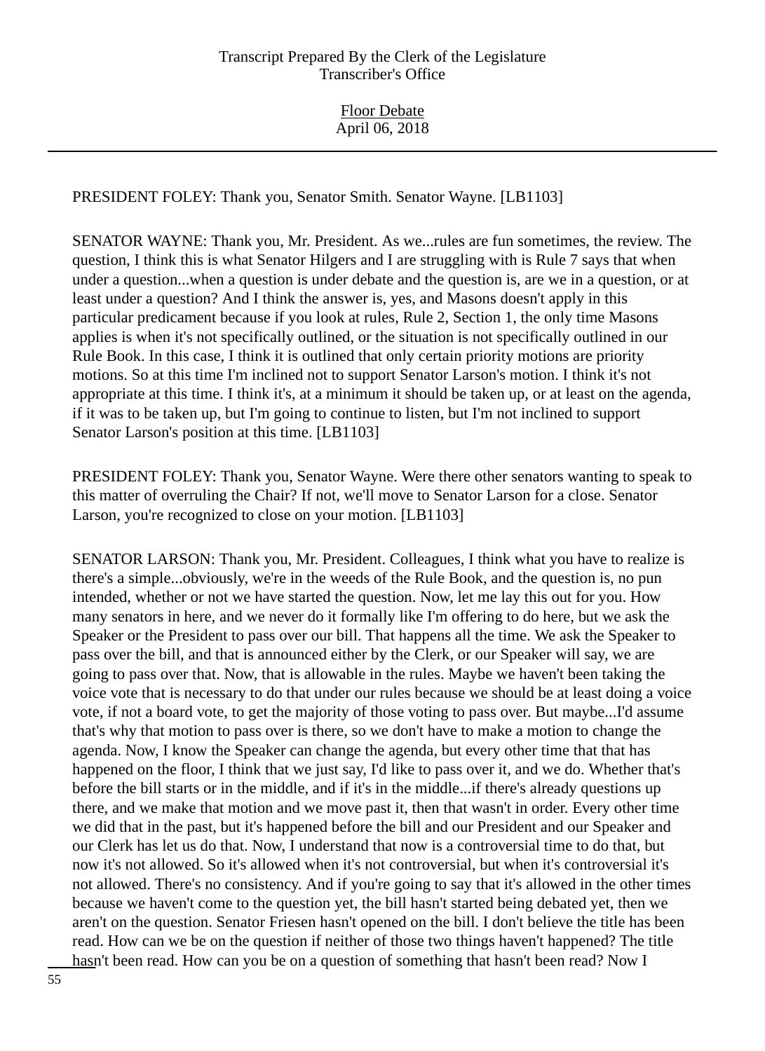PRESIDENT FOLEY: Thank you, Senator Smith. Senator Wayne. [LB1103]

SENATOR WAYNE: Thank you, Mr. President. As we...rules are fun sometimes, the review. The question, I think this is what Senator Hilgers and I are struggling with is Rule 7 says that when under a question...when a question is under debate and the question is, are we in a question, or at least under a question? And I think the answer is, yes, and Masons doesn't apply in this particular predicament because if you look at rules, Rule 2, Section 1, the only time Masons applies is when it's not specifically outlined, or the situation is not specifically outlined in our Rule Book. In this case, I think it is outlined that only certain priority motions are priority motions. So at this time I'm inclined not to support Senator Larson's motion. I think it's not appropriate at this time. I think it's, at a minimum it should be taken up, or at least on the agenda, if it was to be taken up, but I'm going to continue to listen, but I'm not inclined to support Senator Larson's position at this time. [LB1103]

PRESIDENT FOLEY: Thank you, Senator Wayne. Were there other senators wanting to speak to this matter of overruling the Chair? If not, we'll move to Senator Larson for a close. Senator Larson, you're recognized to close on your motion. [LB1103]

SENATOR LARSON: Thank you, Mr. President. Colleagues, I think what you have to realize is there's a simple...obviously, we're in the weeds of the Rule Book, and the question is, no pun intended, whether or not we have started the question. Now, let me lay this out for you. How many senators in here, and we never do it formally like I'm offering to do here, but we ask the Speaker or the President to pass over our bill. That happens all the time. We ask the Speaker to pass over the bill, and that is announced either by the Clerk, or our Speaker will say, we are going to pass over that. Now, that is allowable in the rules. Maybe we haven't been taking the voice vote that is necessary to do that under our rules because we should be at least doing a voice vote, if not a board vote, to get the majority of those voting to pass over. But maybe...I'd assume that's why that motion to pass over is there, so we don't have to make a motion to change the agenda. Now, I know the Speaker can change the agenda, but every other time that that has happened on the floor, I think that we just say, I'd like to pass over it, and we do. Whether that's before the bill starts or in the middle, and if it's in the middle...if there's already questions up there, and we make that motion and we move past it, then that wasn't in order. Every other time we did that in the past, but it's happened before the bill and our President and our Speaker and our Clerk has let us do that. Now, I understand that now is a controversial time to do that, but now it's not allowed. So it's allowed when it's not controversial, but when it's controversial it's not allowed. There's no consistency. And if you're going to say that it's allowed in the other times because we haven't come to the question yet, the bill hasn't started being debated yet, then we aren't on the question. Senator Friesen hasn't opened on the bill. I don't believe the title has been read. How can we be on the question if neither of those two things haven't happened? The title hasn't been read. How can you be on a question of something that hasn't been read? Now I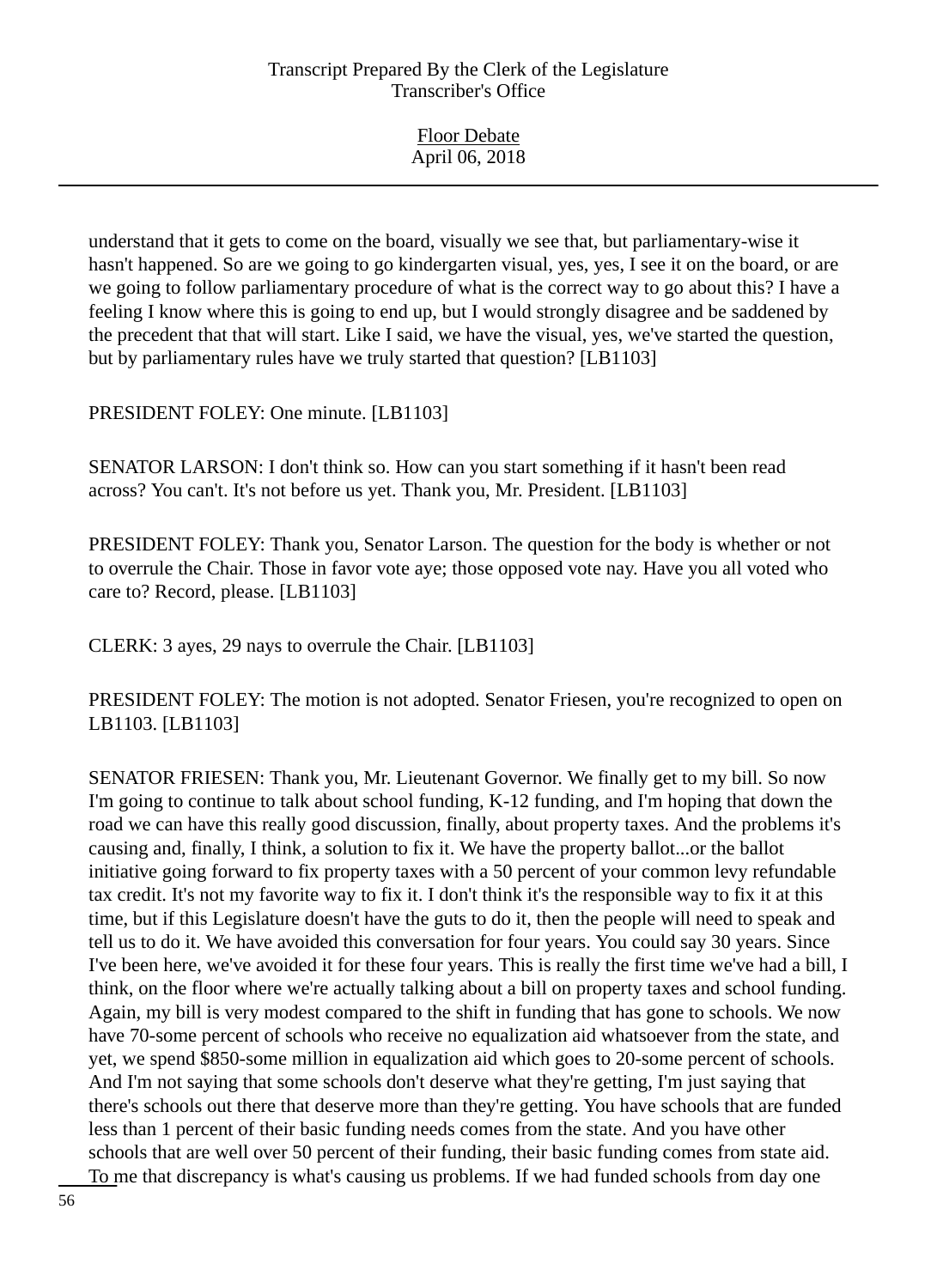understand that it gets to come on the board, visually we see that, but parliamentary-wise it hasn't happened. So are we going to go kindergarten visual, yes, yes, I see it on the board, or are we going to follow parliamentary procedure of what is the correct way to go about this? I have a feeling I know where this is going to end up, but I would strongly disagree and be saddened by the precedent that that will start. Like I said, we have the visual, yes, we've started the question, but by parliamentary rules have we truly started that question? [LB1103]

PRESIDENT FOLEY: One minute. [LB1103]

SENATOR LARSON: I don't think so. How can you start something if it hasn't been read across? You can't. It's not before us yet. Thank you, Mr. President. [LB1103]

PRESIDENT FOLEY: Thank you, Senator Larson. The question for the body is whether or not to overrule the Chair. Those in favor vote aye; those opposed vote nay. Have you all voted who care to? Record, please. [LB1103]

CLERK: 3 ayes, 29 nays to overrule the Chair. [LB1103]

PRESIDENT FOLEY: The motion is not adopted. Senator Friesen, you're recognized to open on LB1103. [LB1103]

SENATOR FRIESEN: Thank you, Mr. Lieutenant Governor. We finally get to my bill. So now I'm going to continue to talk about school funding, K-12 funding, and I'm hoping that down the road we can have this really good discussion, finally, about property taxes. And the problems it's causing and, finally, I think, a solution to fix it. We have the property ballot...or the ballot initiative going forward to fix property taxes with a 50 percent of your common levy refundable tax credit. It's not my favorite way to fix it. I don't think it's the responsible way to fix it at this time, but if this Legislature doesn't have the guts to do it, then the people will need to speak and tell us to do it. We have avoided this conversation for four years. You could say 30 years. Since I've been here, we've avoided it for these four years. This is really the first time we've had a bill, I think, on the floor where we're actually talking about a bill on property taxes and school funding. Again, my bill is very modest compared to the shift in funding that has gone to schools. We now have 70-some percent of schools who receive no equalization aid whatsoever from the state, and yet, we spend $850-some million in equalization aid which goes to 20-some percent of schools. And I'm not saying that some schools don't deserve what they're getting, I'm just saying that there's schools out there that deserve more than they're getting. You have schools that are funded less than 1 percent of their basic funding needs comes from the state. And you have other schools that are well over 50 percent of their funding, their basic funding comes from state aid. To me that discrepancy is what's causing us problems. If we had funded schools from day one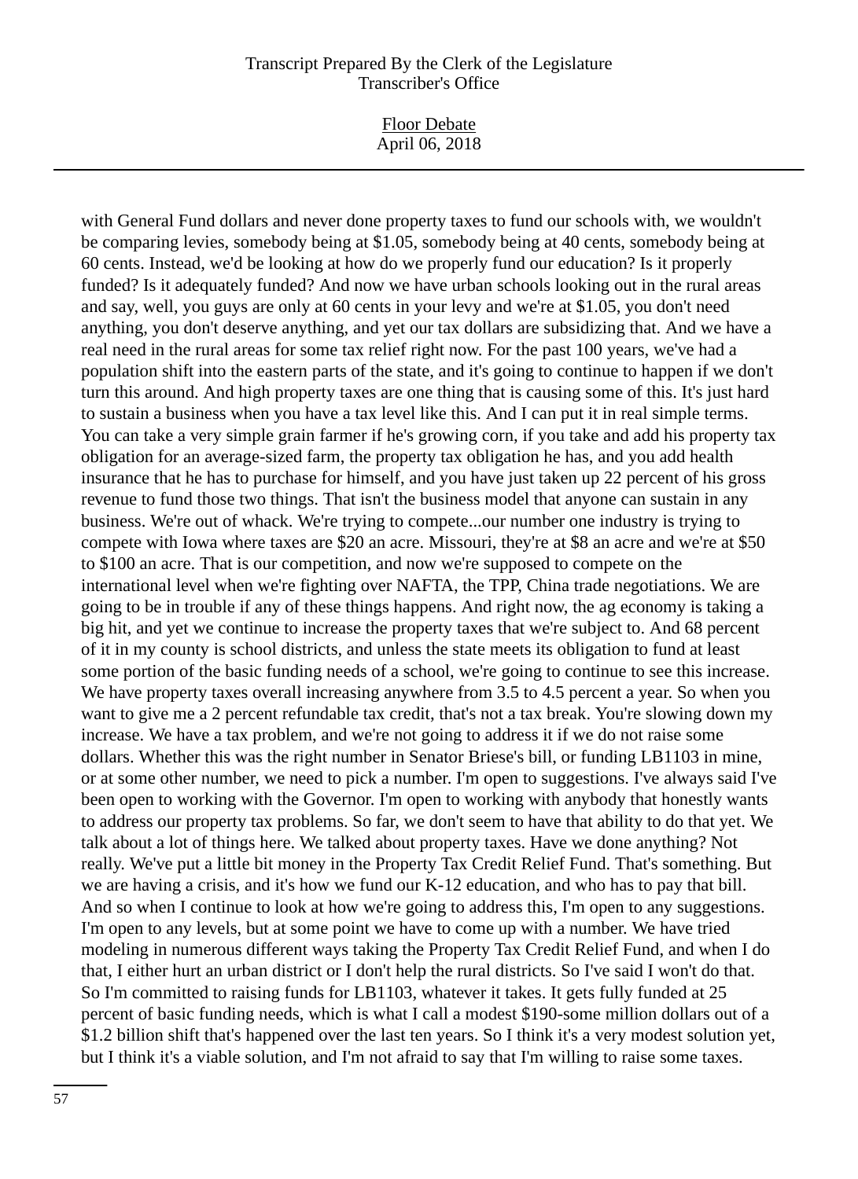with General Fund dollars and never done property taxes to fund our schools with, we wouldn't be comparing levies, somebody being at $1.05, somebody being at 40 cents, somebody being at 60 cents. Instead, we'd be looking at how do we properly fund our education? Is it properly funded? Is it adequately funded? And now we have urban schools looking out in the rural areas and say, well, you guys are only at 60 cents in your levy and we're at $1.05, you don't need anything, you don't deserve anything, and yet our tax dollars are subsidizing that. And we have a real need in the rural areas for some tax relief right now. For the past 100 years, we've had a population shift into the eastern parts of the state, and it's going to continue to happen if we don't turn this around. And high property taxes are one thing that is causing some of this. It's just hard to sustain a business when you have a tax level like this. And I can put it in real simple terms. You can take a very simple grain farmer if he's growing corn, if you take and add his property tax obligation for an average-sized farm, the property tax obligation he has, and you add health insurance that he has to purchase for himself, and you have just taken up 22 percent of his gross revenue to fund those two things. That isn't the business model that anyone can sustain in any business. We're out of whack. We're trying to compete...our number one industry is trying to compete with Iowa where taxes are $20 an acre. Missouri, they're at $8 an acre and we're at $50 to $100 an acre. That is our competition, and now we're supposed to compete on the international level when we're fighting over NAFTA, the TPP, China trade negotiations. We are going to be in trouble if any of these things happens. And right now, the ag economy is taking a big hit, and yet we continue to increase the property taxes that we're subject to. And 68 percent of it in my county is school districts, and unless the state meets its obligation to fund at least some portion of the basic funding needs of a school, we're going to continue to see this increase. We have property taxes overall increasing anywhere from 3.5 to 4.5 percent a year. So when you want to give me a 2 percent refundable tax credit, that's not a tax break. You're slowing down my increase. We have a tax problem, and we're not going to address it if we do not raise some dollars. Whether this was the right number in Senator Briese's bill, or funding LB1103 in mine, or at some other number, we need to pick a number. I'm open to suggestions. I've always said I've been open to working with the Governor. I'm open to working with anybody that honestly wants to address our property tax problems. So far, we don't seem to have that ability to do that yet. We talk about a lot of things here. We talked about property taxes. Have we done anything? Not really. We've put a little bit money in the Property Tax Credit Relief Fund. That's something. But we are having a crisis, and it's how we fund our K-12 education, and who has to pay that bill. And so when I continue to look at how we're going to address this, I'm open to any suggestions. I'm open to any levels, but at some point we have to come up with a number. We have tried modeling in numerous different ways taking the Property Tax Credit Relief Fund, and when I do that, I either hurt an urban district or I don't help the rural districts. So I've said I won't do that. So I'm committed to raising funds for LB1103, whatever it takes. It gets fully funded at 25 percent of basic funding needs, which is what I call a modest $190-some million dollars out of a $1.2 billion shift that's happened over the last ten years. So I think it's a very modest solution yet, but I think it's a viable solution, and I'm not afraid to say that I'm willing to raise some taxes.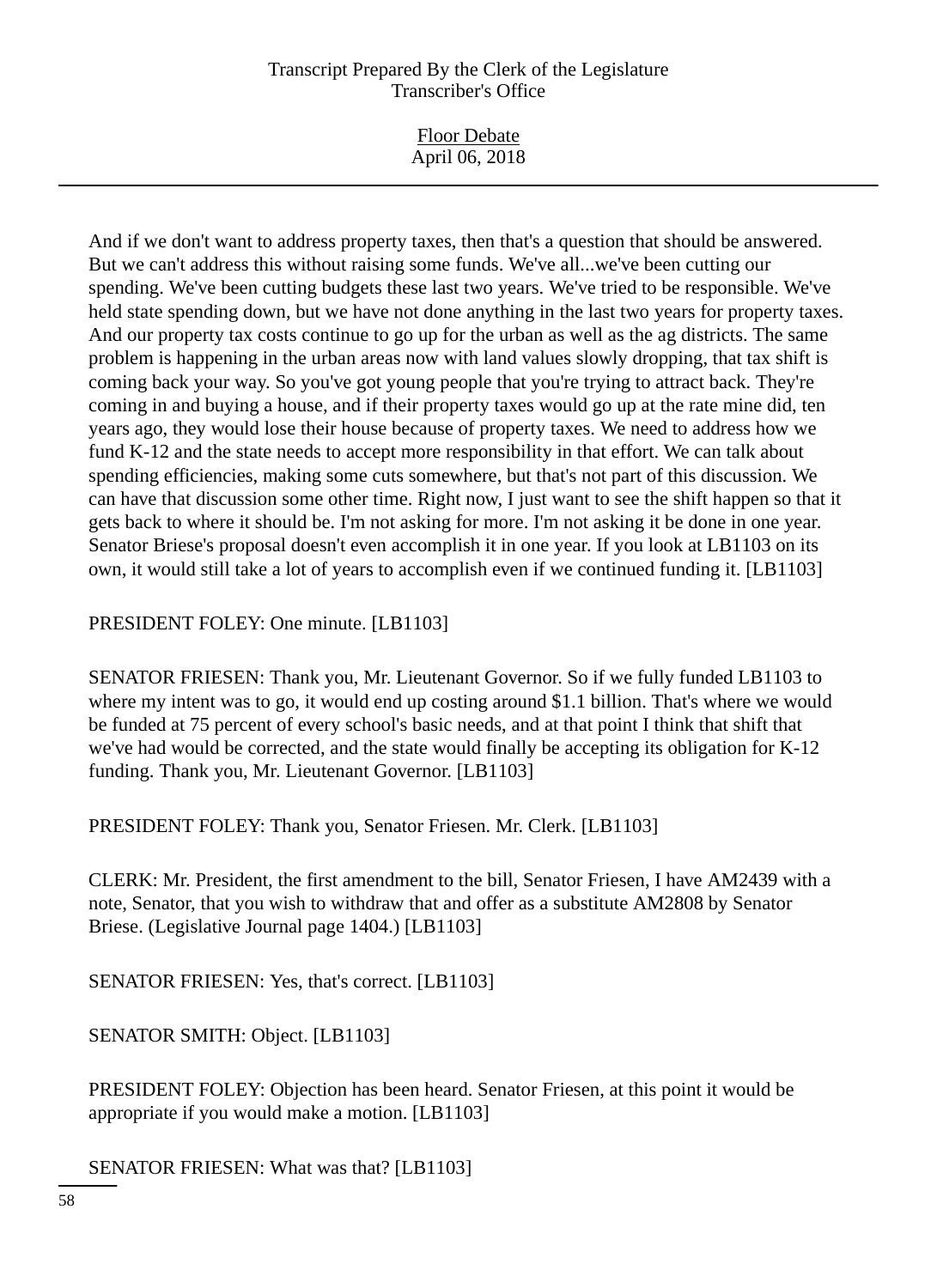And if we don't want to address property taxes, then that's a question that should be answered. But we can't address this without raising some funds. We've all...we've been cutting our spending. We've been cutting budgets these last two years. We've tried to be responsible. We've held state spending down, but we have not done anything in the last two years for property taxes. And our property tax costs continue to go up for the urban as well as the ag districts. The same problem is happening in the urban areas now with land values slowly dropping, that tax shift is coming back your way. So you've got young people that you're trying to attract back. They're coming in and buying a house, and if their property taxes would go up at the rate mine did, ten years ago, they would lose their house because of property taxes. We need to address how we fund K-12 and the state needs to accept more responsibility in that effort. We can talk about spending efficiencies, making some cuts somewhere, but that's not part of this discussion. We can have that discussion some other time. Right now, I just want to see the shift happen so that it gets back to where it should be. I'm not asking for more. I'm not asking it be done in one year. Senator Briese's proposal doesn't even accomplish it in one year. If you look at LB1103 on its own, it would still take a lot of years to accomplish even if we continued funding it. [LB1103]

PRESIDENT FOLEY: One minute. [LB1103]

SENATOR FRIESEN: Thank you, Mr. Lieutenant Governor. So if we fully funded LB1103 to where my intent was to go, it would end up costing around $1.1 billion. That's where we would be funded at 75 percent of every school's basic needs, and at that point I think that shift that we've had would be corrected, and the state would finally be accepting its obligation for K-12 funding. Thank you, Mr. Lieutenant Governor. [LB1103]

PRESIDENT FOLEY: Thank you, Senator Friesen. Mr. Clerk. [LB1103]

CLERK: Mr. President, the first amendment to the bill, Senator Friesen, I have AM2439 with a note, Senator, that you wish to withdraw that and offer as a substitute AM2808 by Senator Briese. (Legislative Journal page 1404.) [LB1103]

SENATOR FRIESEN: Yes, that's correct. [LB1103]

SENATOR SMITH: Object. [LB1103]

PRESIDENT FOLEY: Objection has been heard. Senator Friesen, at this point it would be appropriate if you would make a motion. [LB1103]

SENATOR FRIESEN: What was that? [LB1103]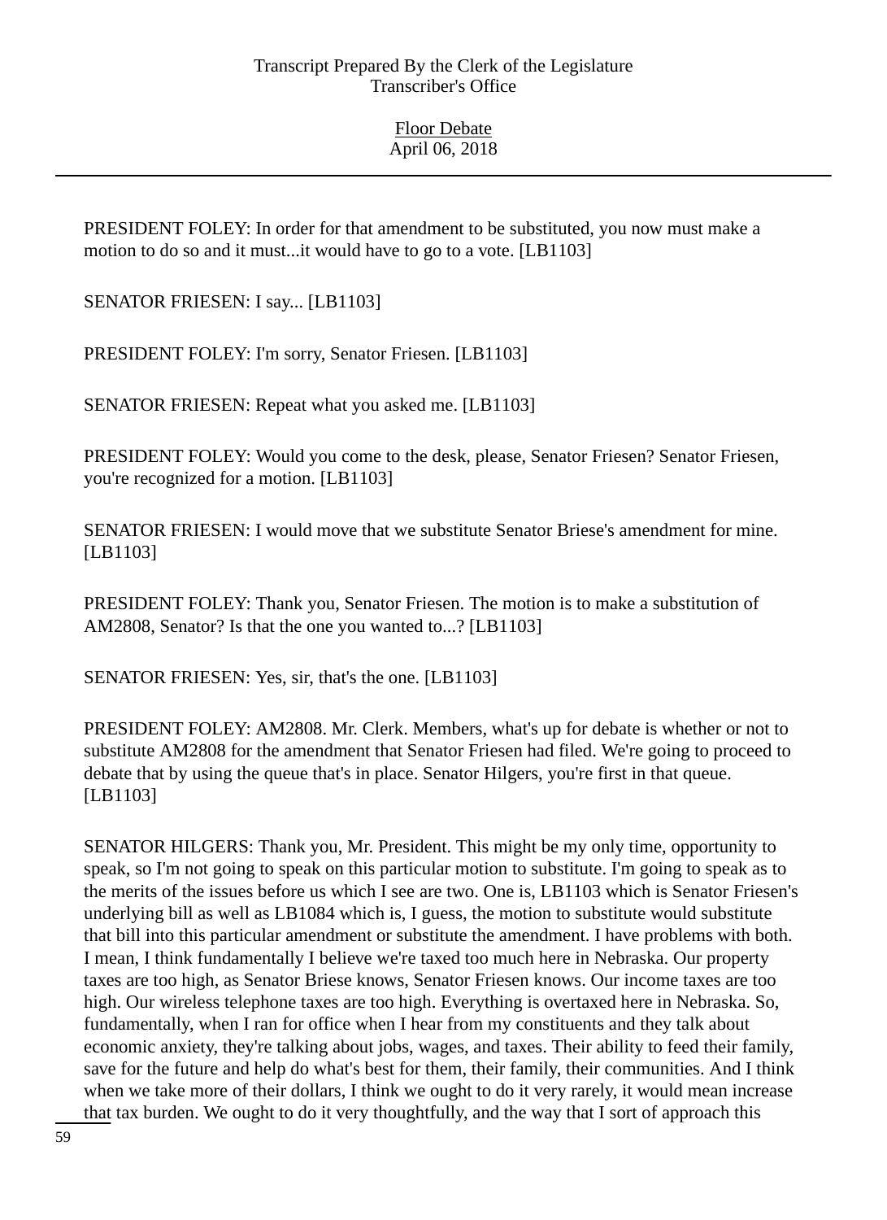PRESIDENT FOLEY: In order for that amendment to be substituted, you now must make a motion to do so and it must...it would have to go to a vote. [LB1103]

SENATOR FRIESEN: I say... [LB1103]

PRESIDENT FOLEY: I'm sorry, Senator Friesen. [LB1103]

SENATOR FRIESEN: Repeat what you asked me. [LB1103]

PRESIDENT FOLEY: Would you come to the desk, please, Senator Friesen? Senator Friesen, you're recognized for a motion. [LB1103]

SENATOR FRIESEN: I would move that we substitute Senator Briese's amendment for mine. [LB1103]

PRESIDENT FOLEY: Thank you, Senator Friesen. The motion is to make a substitution of AM2808, Senator? Is that the one you wanted to...? [LB1103]

SENATOR FRIESEN: Yes, sir, that's the one. [LB1103]

PRESIDENT FOLEY: AM2808. Mr. Clerk. Members, what's up for debate is whether or not to substitute AM2808 for the amendment that Senator Friesen had filed. We're going to proceed to debate that by using the queue that's in place. Senator Hilgers, you're first in that queue. [LB1103]

SENATOR HILGERS: Thank you, Mr. President. This might be my only time, opportunity to speak, so I'm not going to speak on this particular motion to substitute. I'm going to speak as to the merits of the issues before us which I see are two. One is, LB1103 which is Senator Friesen's underlying bill as well as LB1084 which is, I guess, the motion to substitute would substitute that bill into this particular amendment or substitute the amendment. I have problems with both. I mean, I think fundamentally I believe we're taxed too much here in Nebraska. Our property taxes are too high, as Senator Briese knows, Senator Friesen knows. Our income taxes are too high. Our wireless telephone taxes are too high. Everything is overtaxed here in Nebraska. So, fundamentally, when I ran for office when I hear from my constituents and they talk about economic anxiety, they're talking about jobs, wages, and taxes. Their ability to feed their family, save for the future and help do what's best for them, their family, their communities. And I think when we take more of their dollars, I think we ought to do it very rarely, it would mean increase that tax burden. We ought to do it very thoughtfully, and the way that I sort of approach this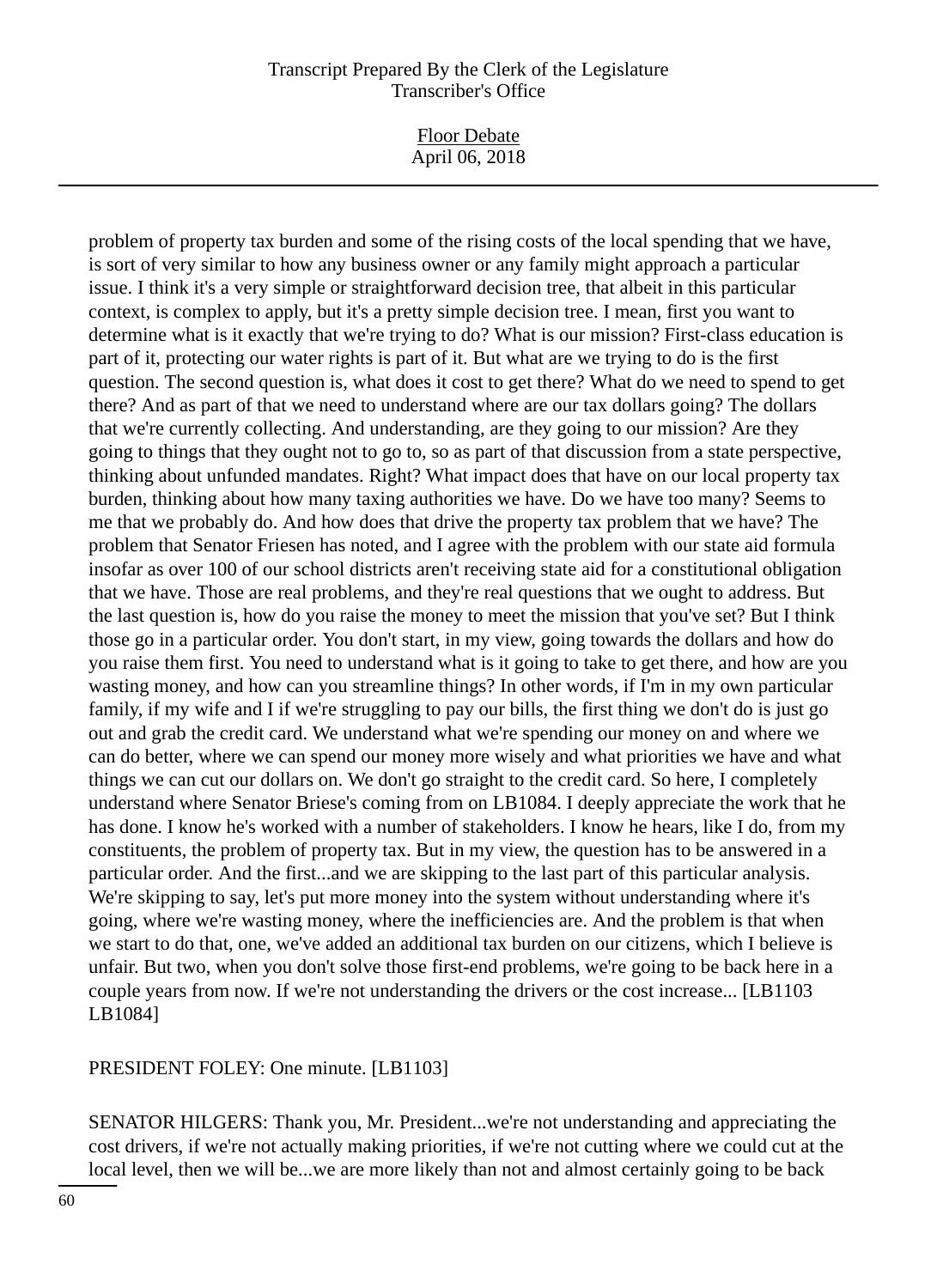problem of property tax burden and some of the rising costs of the local spending that we have, is sort of very similar to how any business owner or any family might approach a particular issue. I think it's a very simple or straightforward decision tree, that albeit in this particular context, is complex to apply, but it's a pretty simple decision tree. I mean, first you want to determine what is it exactly that we're trying to do? What is our mission? First-class education is part of it, protecting our water rights is part of it. But what are we trying to do is the first question. The second question is, what does it cost to get there? What do we need to spend to get there? And as part of that we need to understand where are our tax dollars going? The dollars that we're currently collecting. And understanding, are they going to our mission? Are they going to things that they ought not to go to, so as part of that discussion from a state perspective, thinking about unfunded mandates. Right? What impact does that have on our local property tax burden, thinking about how many taxing authorities we have. Do we have too many? Seems to me that we probably do. And how does that drive the property tax problem that we have? The problem that Senator Friesen has noted, and I agree with the problem with our state aid formula insofar as over 100 of our school districts aren't receiving state aid for a constitutional obligation that we have. Those are real problems, and they're real questions that we ought to address. But the last question is, how do you raise the money to meet the mission that you've set? But I think those go in a particular order. You don't start, in my view, going towards the dollars and how do you raise them first. You need to understand what is it going to take to get there, and how are you wasting money, and how can you streamline things? In other words, if I'm in my own particular family, if my wife and I if we're struggling to pay our bills, the first thing we don't do is just go out and grab the credit card. We understand what we're spending our money on and where we can do better, where we can spend our money more wisely and what priorities we have and what things we can cut our dollars on. We don't go straight to the credit card. So here, I completely understand where Senator Briese's coming from on LB1084. I deeply appreciate the work that he has done. I know he's worked with a number of stakeholders. I know he hears, like I do, from my constituents, the problem of property tax. But in my view, the question has to be answered in a particular order. And the first...and we are skipping to the last part of this particular analysis. We're skipping to say, let's put more money into the system without understanding where it's going, where we're wasting money, where the inefficiencies are. And the problem is that when we start to do that, one, we've added an additional tax burden on our citizens, which I believe is unfair. But two, when you don't solve those first-end problems, we're going to be back here in a couple years from now. If we're not understanding the drivers or the cost increase... [LB1103 LB1084]

PRESIDENT FOLEY: One minute. [LB1103]

SENATOR HILGERS: Thank you, Mr. President...we're not understanding and appreciating the cost drivers, if we're not actually making priorities, if we're not cutting where we could cut at the local level, then we will be...we are more likely than not and almost certainly going to be back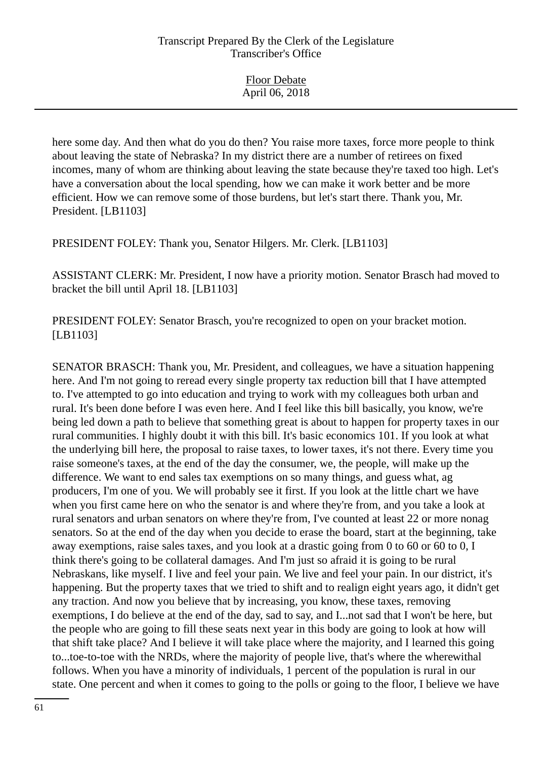here some day. And then what do you do then? You raise more taxes, force more people to think about leaving the state of Nebraska? In my district there are a number of retirees on fixed incomes, many of whom are thinking about leaving the state because they're taxed too high. Let's have a conversation about the local spending, how we can make it work better and be more efficient. How we can remove some of those burdens, but let's start there. Thank you, Mr. President. [LB1103]

PRESIDENT FOLEY: Thank you, Senator Hilgers. Mr. Clerk. [LB1103]

ASSISTANT CLERK: Mr. President, I now have a priority motion. Senator Brasch had moved to bracket the bill until April 18. [LB1103]

PRESIDENT FOLEY: Senator Brasch, you're recognized to open on your bracket motion. [LB1103]

SENATOR BRASCH: Thank you, Mr. President, and colleagues, we have a situation happening here. And I'm not going to reread every single property tax reduction bill that I have attempted to. I've attempted to go into education and trying to work with my colleagues both urban and rural. It's been done before I was even here. And I feel like this bill basically, you know, we're being led down a path to believe that something great is about to happen for property taxes in our rural communities. I highly doubt it with this bill. It's basic economics 101. If you look at what the underlying bill here, the proposal to raise taxes, to lower taxes, it's not there. Every time you raise someone's taxes, at the end of the day the consumer, we, the people, will make up the difference. We want to end sales tax exemptions on so many things, and guess what, ag producers, I'm one of you. We will probably see it first. If you look at the little chart we have when you first came here on who the senator is and where they're from, and you take a look at rural senators and urban senators on where they're from, I've counted at least 22 or more nonag senators. So at the end of the day when you decide to erase the board, start at the beginning, take away exemptions, raise sales taxes, and you look at a drastic going from 0 to 60 or 60 to 0, I think there's going to be collateral damages. And I'm just so afraid it is going to be rural Nebraskans, like myself. I live and feel your pain. We live and feel your pain. In our district, it's happening. But the property taxes that we tried to shift and to realign eight years ago, it didn't get any traction. And now you believe that by increasing, you know, these taxes, removing exemptions, I do believe at the end of the day, sad to say, and I...not sad that I won't be here, but the people who are going to fill these seats next year in this body are going to look at how will that shift take place? And I believe it will take place where the majority, and I learned this going to...toe-to-toe with the NRDs, where the majority of people live, that's where the wherewithal follows. When you have a minority of individuals, 1 percent of the population is rural in our state. One percent and when it comes to going to the polls or going to the floor, I believe we have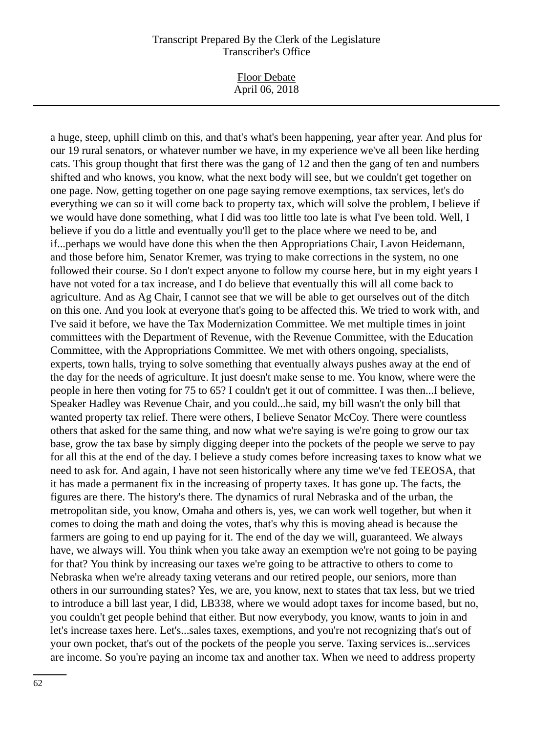a huge, steep, uphill climb on this, and that's what's been happening, year after year. And plus for our 19 rural senators, or whatever number we have, in my experience we've all been like herding cats. This group thought that first there was the gang of 12 and then the gang of ten and numbers shifted and who knows, you know, what the next body will see, but we couldn't get together on one page. Now, getting together on one page saying remove exemptions, tax services, let's do everything we can so it will come back to property tax, which will solve the problem, I believe if we would have done something, what I did was too little too late is what I've been told. Well, I believe if you do a little and eventually you'll get to the place where we need to be, and if...perhaps we would have done this when the then Appropriations Chair, Lavon Heidemann, and those before him, Senator Kremer, was trying to make corrections in the system, no one followed their course. So I don't expect anyone to follow my course here, but in my eight years I have not voted for a tax increase, and I do believe that eventually this will all come back to agriculture. And as Ag Chair, I cannot see that we will be able to get ourselves out of the ditch on this one. And you look at everyone that's going to be affected this. We tried to work with, and I've said it before, we have the Tax Modernization Committee. We met multiple times in joint committees with the Department of Revenue, with the Revenue Committee, with the Education Committee, with the Appropriations Committee. We met with others ongoing, specialists, experts, town halls, trying to solve something that eventually always pushes away at the end of the day for the needs of agriculture. It just doesn't make sense to me. You know, where were the people in here then voting for 75 to 65? I couldn't get it out of committee. I was then...I believe, Speaker Hadley was Revenue Chair, and you could...he said, my bill wasn't the only bill that wanted property tax relief. There were others, I believe Senator McCoy. There were countless others that asked for the same thing, and now what we're saying is we're going to grow our tax base, grow the tax base by simply digging deeper into the pockets of the people we serve to pay for all this at the end of the day. I believe a study comes before increasing taxes to know what we need to ask for. And again, I have not seen historically where any time we've fed TEEOSA, that it has made a permanent fix in the increasing of property taxes. It has gone up. The facts, the figures are there. The history's there. The dynamics of rural Nebraska and of the urban, the metropolitan side, you know, Omaha and others is, yes, we can work well together, but when it comes to doing the math and doing the votes, that's why this is moving ahead is because the farmers are going to end up paying for it. The end of the day we will, guaranteed. We always have, we always will. You think when you take away an exemption we're not going to be paying for that? You think by increasing our taxes we're going to be attractive to others to come to Nebraska when we're already taxing veterans and our retired people, our seniors, more than others in our surrounding states? Yes, we are, you know, next to states that tax less, but we tried to introduce a bill last year, I did, LB338, where we would adopt taxes for income based, but no, you couldn't get people behind that either. But now everybody, you know, wants to join in and let's increase taxes here. Let's...sales taxes, exemptions, and you're not recognizing that's out of your own pocket, that's out of the pockets of the people you serve. Taxing services is...services are income. So you're paying an income tax and another tax. When we need to address property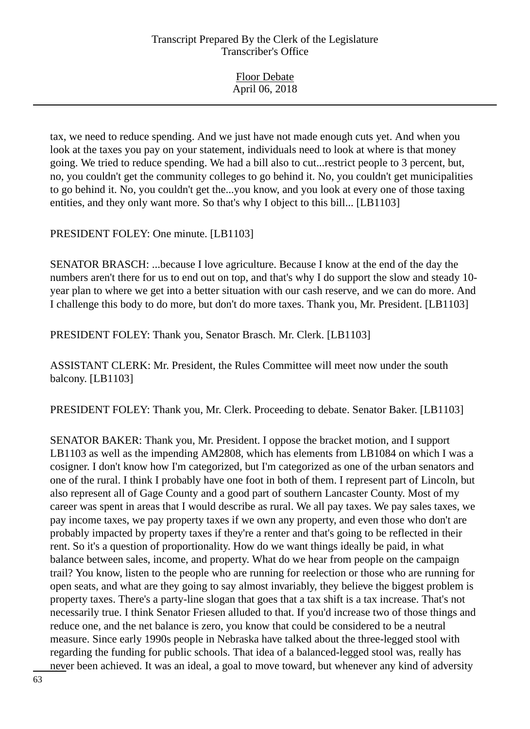tax, we need to reduce spending. And we just have not made enough cuts yet. And when you look at the taxes you pay on your statement, individuals need to look at where is that money going. We tried to reduce spending. We had a bill also to cut...restrict people to 3 percent, but, no, you couldn't get the community colleges to go behind it. No, you couldn't get municipalities to go behind it. No, you couldn't get the...you know, and you look at every one of those taxing entities, and they only want more. So that's why I object to this bill... [LB1103]

PRESIDENT FOLEY: One minute. [LB1103]

SENATOR BRASCH: ...because I love agriculture. Because I know at the end of the day the numbers aren't there for us to end out on top, and that's why I do support the slow and steady 10-year plan to where we get into a better situation with our cash reserve, and we can do more. And I challenge this body to do more, but don't do more taxes. Thank you, Mr. President. [LB1103]

PRESIDENT FOLEY: Thank you, Senator Brasch. Mr. Clerk. [LB1103]

ASSISTANT CLERK: Mr. President, the Rules Committee will meet now under the south balcony. [LB1103]

PRESIDENT FOLEY: Thank you, Mr. Clerk. Proceeding to debate. Senator Baker. [LB1103]

SENATOR BAKER: Thank you, Mr. President. I oppose the bracket motion, and I support LB1103 as well as the impending AM2808, which has elements from LB1084 on which I was a cosigner. I don't know how I'm categorized, but I'm categorized as one of the urban senators and one of the rural. I think I probably have one foot in both of them. I represent part of Lincoln, but also represent all of Gage County and a good part of southern Lancaster County. Most of my career was spent in areas that I would describe as rural. We all pay taxes. We pay sales taxes, we pay income taxes, we pay property taxes if we own any property, and even those who don't are probably impacted by property taxes if they're a renter and that's going to be reflected in their rent. So it's a question of proportionality. How do we want things ideally be paid, in what balance between sales, income, and property. What do we hear from people on the campaign trail? You know, listen to the people who are running for reelection or those who are running for open seats, and what are they going to say almost invariably, they believe the biggest problem is property taxes. There's a party-line slogan that goes that a tax shift is a tax increase. That's not necessarily true. I think Senator Friesen alluded to that. If you'd increase two of those things and reduce one, and the net balance is zero, you know that could be considered to be a neutral measure. Since early 1990s people in Nebraska have talked about the three-legged stool with regarding the funding for public schools. That idea of a balanced-legged stool was, really has never been achieved. It was an ideal, a goal to move toward, but whenever any kind of adversity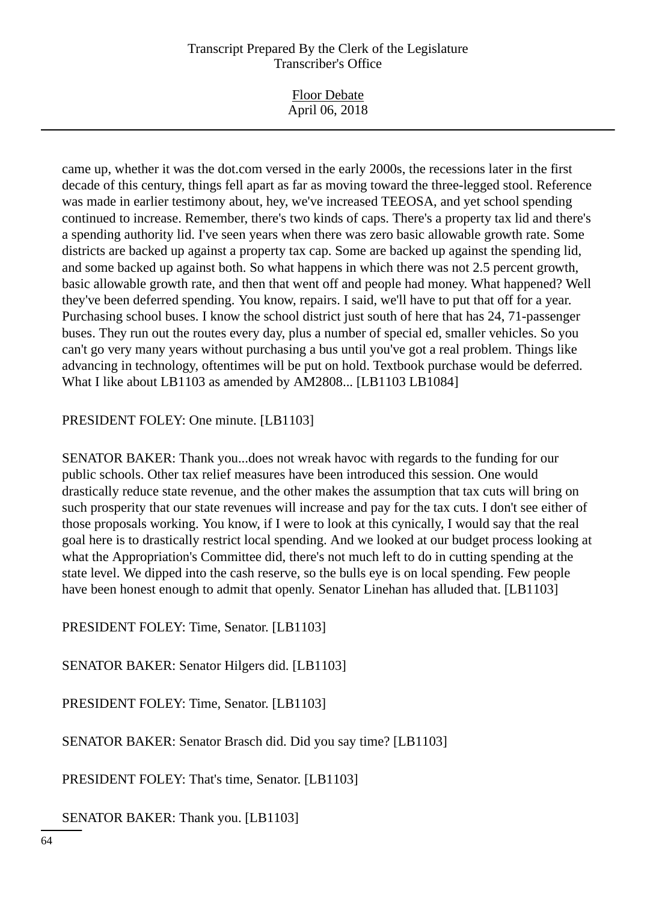came up, whether it was the dot.com versed in the early 2000s, the recessions later in the first decade of this century, things fell apart as far as moving toward the three-legged stool. Reference was made in earlier testimony about, hey, we've increased TEEOSA, and yet school spending continued to increase. Remember, there's two kinds of caps. There's a property tax lid and there's a spending authority lid. I've seen years when there was zero basic allowable growth rate. Some districts are backed up against a property tax cap. Some are backed up against the spending lid, and some backed up against both. So what happens in which there was not 2.5 percent growth, basic allowable growth rate, and then that went off and people had money. What happened? Well they've been deferred spending. You know, repairs. I said, we'll have to put that off for a year. Purchasing school buses. I know the school district just south of here that has 24, 71-passenger buses. They run out the routes every day, plus a number of special ed, smaller vehicles. So you can't go very many years without purchasing a bus until you've got a real problem. Things like advancing in technology, oftentimes will be put on hold. Textbook purchase would be deferred. What I like about LB1103 as amended by AM2808... [LB1103 LB1084]

PRESIDENT FOLEY: One minute. [LB1103]

SENATOR BAKER: Thank you...does not wreak havoc with regards to the funding for our public schools. Other tax relief measures have been introduced this session. One would drastically reduce state revenue, and the other makes the assumption that tax cuts will bring on such prosperity that our state revenues will increase and pay for the tax cuts. I don't see either of those proposals working. You know, if I were to look at this cynically, I would say that the real goal here is to drastically restrict local spending. And we looked at our budget process looking at what the Appropriation's Committee did, there's not much left to do in cutting spending at the state level. We dipped into the cash reserve, so the bulls eye is on local spending. Few people have been honest enough to admit that openly. Senator Linehan has alluded that. [LB1103]

PRESIDENT FOLEY: Time, Senator. [LB1103]

SENATOR BAKER: Senator Hilgers did. [LB1103]

PRESIDENT FOLEY: Time, Senator. [LB1103]

SENATOR BAKER: Senator Brasch did. Did you say time? [LB1103]

PRESIDENT FOLEY: That's time, Senator. [LB1103]

SENATOR BAKER: Thank you. [LB1103]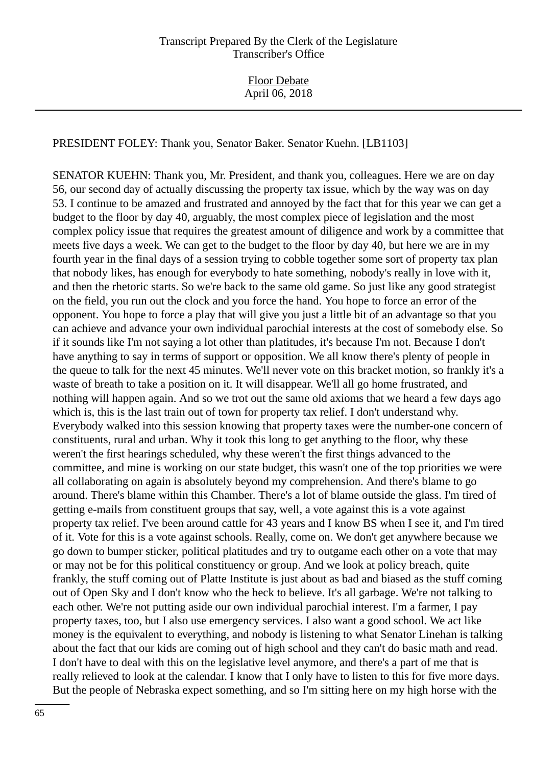PRESIDENT FOLEY: Thank you, Senator Baker. Senator Kuehn. [LB1103]

SENATOR KUEHN: Thank you, Mr. President, and thank you, colleagues. Here we are on day 56, our second day of actually discussing the property tax issue, which by the way was on day 53. I continue to be amazed and frustrated and annoyed by the fact that for this year we can get a budget to the floor by day 40, arguably, the most complex piece of legislation and the most complex policy issue that requires the greatest amount of diligence and work by a committee that meets five days a week. We can get to the budget to the floor by day 40, but here we are in my fourth year in the final days of a session trying to cobble together some sort of property tax plan that nobody likes, has enough for everybody to hate something, nobody's really in love with it, and then the rhetoric starts. So we're back to the same old game. So just like any good strategist on the field, you run out the clock and you force the hand. You hope to force an error of the opponent. You hope to force a play that will give you just a little bit of an advantage so that you can achieve and advance your own individual parochial interests at the cost of somebody else. So if it sounds like I'm not saying a lot other than platitudes, it's because I'm not. Because I don't have anything to say in terms of support or opposition. We all know there's plenty of people in the queue to talk for the next 45 minutes. We'll never vote on this bracket motion, so frankly it's a waste of breath to take a position on it. It will disappear. We'll all go home frustrated, and nothing will happen again. And so we trot out the same old axioms that we heard a few days ago which is, this is the last train out of town for property tax relief. I don't understand why. Everybody walked into this session knowing that property taxes were the number-one concern of constituents, rural and urban. Why it took this long to get anything to the floor, why these weren't the first hearings scheduled, why these weren't the first things advanced to the committee, and mine is working on our state budget, this wasn't one of the top priorities we were all collaborating on again is absolutely beyond my comprehension. And there's blame to go around. There's blame within this Chamber. There's a lot of blame outside the glass. I'm tired of getting e-mails from constituent groups that say, well, a vote against this is a vote against property tax relief. I've been around cattle for 43 years and I know BS when I see it, and I'm tired of it. Vote for this is a vote against schools. Really, come on. We don't get anywhere because we go down to bumper sticker, political platitudes and try to outgame each other on a vote that may or may not be for this political constituency or group. And we look at policy breach, quite frankly, the stuff coming out of Platte Institute is just about as bad and biased as the stuff coming out of Open Sky and I don't know who the heck to believe. It's all garbage. We're not talking to each other. We're not putting aside our own individual parochial interest. I'm a farmer, I pay property taxes, too, but I also use emergency services. I also want a good school. We act like money is the equivalent to everything, and nobody is listening to what Senator Linehan is talking about the fact that our kids are coming out of high school and they can't do basic math and read. I don't have to deal with this on the legislative level anymore, and there's a part of me that is really relieved to look at the calendar. I know that I only have to listen to this for five more days. But the people of Nebraska expect something, and so I'm sitting here on my high horse with the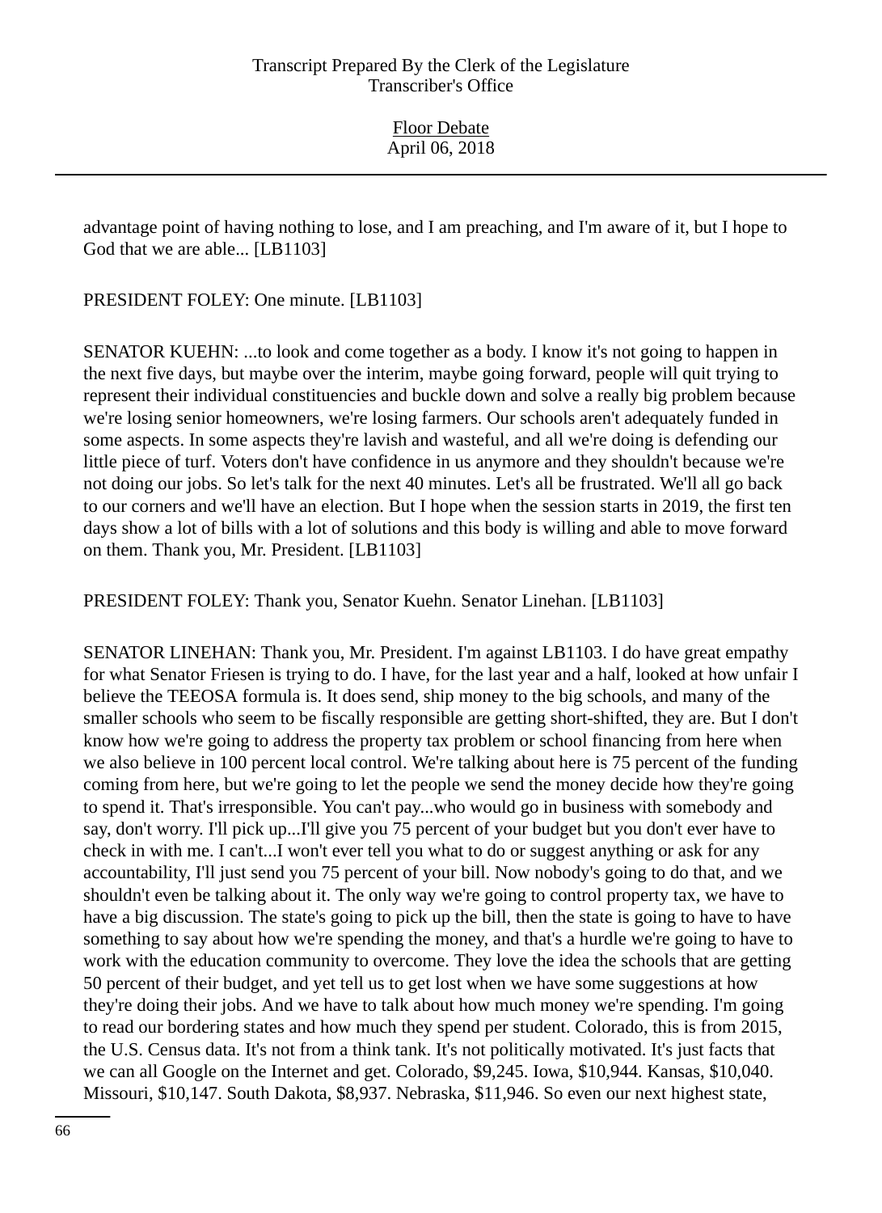advantage point of having nothing to lose, and I am preaching, and I'm aware of it, but I hope to God that we are able... [LB1103]

PRESIDENT FOLEY: One minute. [LB1103]

SENATOR KUEHN: ...to look and come together as a body. I know it's not going to happen in the next five days, but maybe over the interim, maybe going forward, people will quit trying to represent their individual constituencies and buckle down and solve a really big problem because we're losing senior homeowners, we're losing farmers. Our schools aren't adequately funded in some aspects. In some aspects they're lavish and wasteful, and all we're doing is defending our little piece of turf. Voters don't have confidence in us anymore and they shouldn't because we're not doing our jobs. So let's talk for the next 40 minutes. Let's all be frustrated. We'll all go back to our corners and we'll have an election. But I hope when the session starts in 2019, the first ten days show a lot of bills with a lot of solutions and this body is willing and able to move forward on them. Thank you, Mr. President. [LB1103]

PRESIDENT FOLEY: Thank you, Senator Kuehn. Senator Linehan. [LB1103]

SENATOR LINEHAN: Thank you, Mr. President. I'm against LB1103. I do have great empathy for what Senator Friesen is trying to do. I have, for the last year and a half, looked at how unfair I believe the TEEOSA formula is. It does send, ship money to the big schools, and many of the smaller schools who seem to be fiscally responsible are getting short-shifted, they are. But I don't know how we're going to address the property tax problem or school financing from here when we also believe in 100 percent local control. We're talking about here is 75 percent of the funding coming from here, but we're going to let the people we send the money decide how they're going to spend it. That's irresponsible. You can't pay...who would go in business with somebody and say, don't worry. I'll pick up...I'll give you 75 percent of your budget but you don't ever have to check in with me. I can't...I won't ever tell you what to do or suggest anything or ask for any accountability, I'll just send you 75 percent of your bill. Now nobody's going to do that, and we shouldn't even be talking about it. The only way we're going to control property tax, we have to have a big discussion. The state's going to pick up the bill, then the state is going to have to have something to say about how we're spending the money, and that's a hurdle we're going to have to work with the education community to overcome. They love the idea the schools that are getting 50 percent of their budget, and yet tell us to get lost when we have some suggestions at how they're doing their jobs. And we have to talk about how much money we're spending. I'm going to read our bordering states and how much they spend per student. Colorado, this is from 2015, the U.S. Census data. It's not from a think tank. It's not politically motivated. It's just facts that we can all Google on the Internet and get. Colorado, $9,245. Iowa, $10,944. Kansas, $10,040. Missouri, $10,147. South Dakota, $8,937. Nebraska, $11,946. So even our next highest state,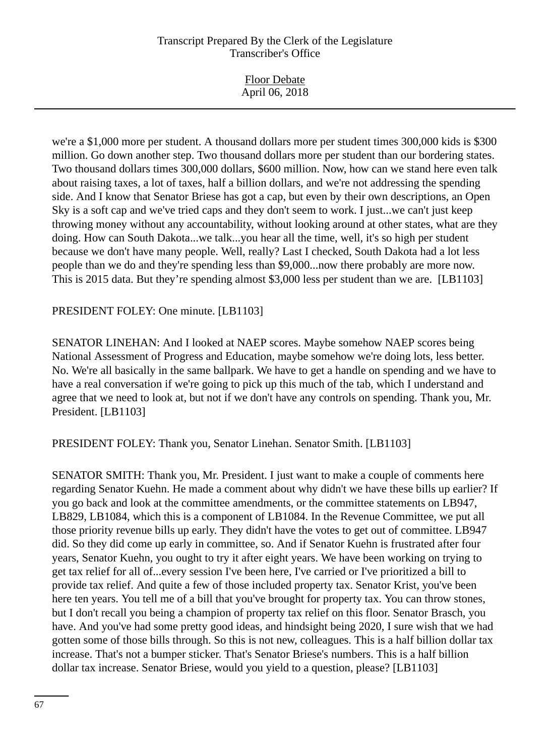we're a $1,000 more per student. A thousand dollars more per student times 300,000 kids is $300 million. Go down another step. Two thousand dollars more per student than our bordering states. Two thousand dollars times 300,000 dollars, $600 million. Now, how can we stand here even talk about raising taxes, a lot of taxes, half a billion dollars, and we're not addressing the spending side. And I know that Senator Briese has got a cap, but even by their own descriptions, an Open Sky is a soft cap and we've tried caps and they don't seem to work. I just...we can't just keep throwing money without any accountability, without looking around at other states, what are they doing. How can South Dakota...we talk...you hear all the time, well, it's so high per student because we don't have many people. Well, really? Last I checked, South Dakota had a lot less people than we do and they're spending less than $9,000...now there probably are more now. This is 2015 data. But they're spending almost $3,000 less per student than we are. [LB1103]

PRESIDENT FOLEY: One minute. [LB1103]

SENATOR LINEHAN: And I looked at NAEP scores. Maybe somehow NAEP scores being National Assessment of Progress and Education, maybe somehow we're doing lots, less better. No. We're all basically in the same ballpark. We have to get a handle on spending and we have to have a real conversation if we're going to pick up this much of the tab, which I understand and agree that we need to look at, but not if we don't have any controls on spending. Thank you, Mr. President. [LB1103]

PRESIDENT FOLEY: Thank you, Senator Linehan. Senator Smith. [LB1103]

SENATOR SMITH: Thank you, Mr. President. I just want to make a couple of comments here regarding Senator Kuehn. He made a comment about why didn't we have these bills up earlier? If you go back and look at the committee amendments, or the committee statements on LB947, LB829, LB1084, which this is a component of LB1084. In the Revenue Committee, we put all those priority revenue bills up early. They didn't have the votes to get out of committee. LB947 did. So they did come up early in committee, so. And if Senator Kuehn is frustrated after four years, Senator Kuehn, you ought to try it after eight years. We have been working on trying to get tax relief for all of...every session I've been here, I've carried or I've prioritized a bill to provide tax relief. And quite a few of those included property tax. Senator Krist, you've been here ten years. You tell me of a bill that you've brought for property tax. You can throw stones, but I don't recall you being a champion of property tax relief on this floor. Senator Brasch, you have. And you've had some pretty good ideas, and hindsight being 2020, I sure wish that we had gotten some of those bills through. So this is not new, colleagues. This is a half billion dollar tax increase. That's not a bumper sticker. That's Senator Briese's numbers. This is a half billion dollar tax increase. Senator Briese, would you yield to a question, please? [LB1103]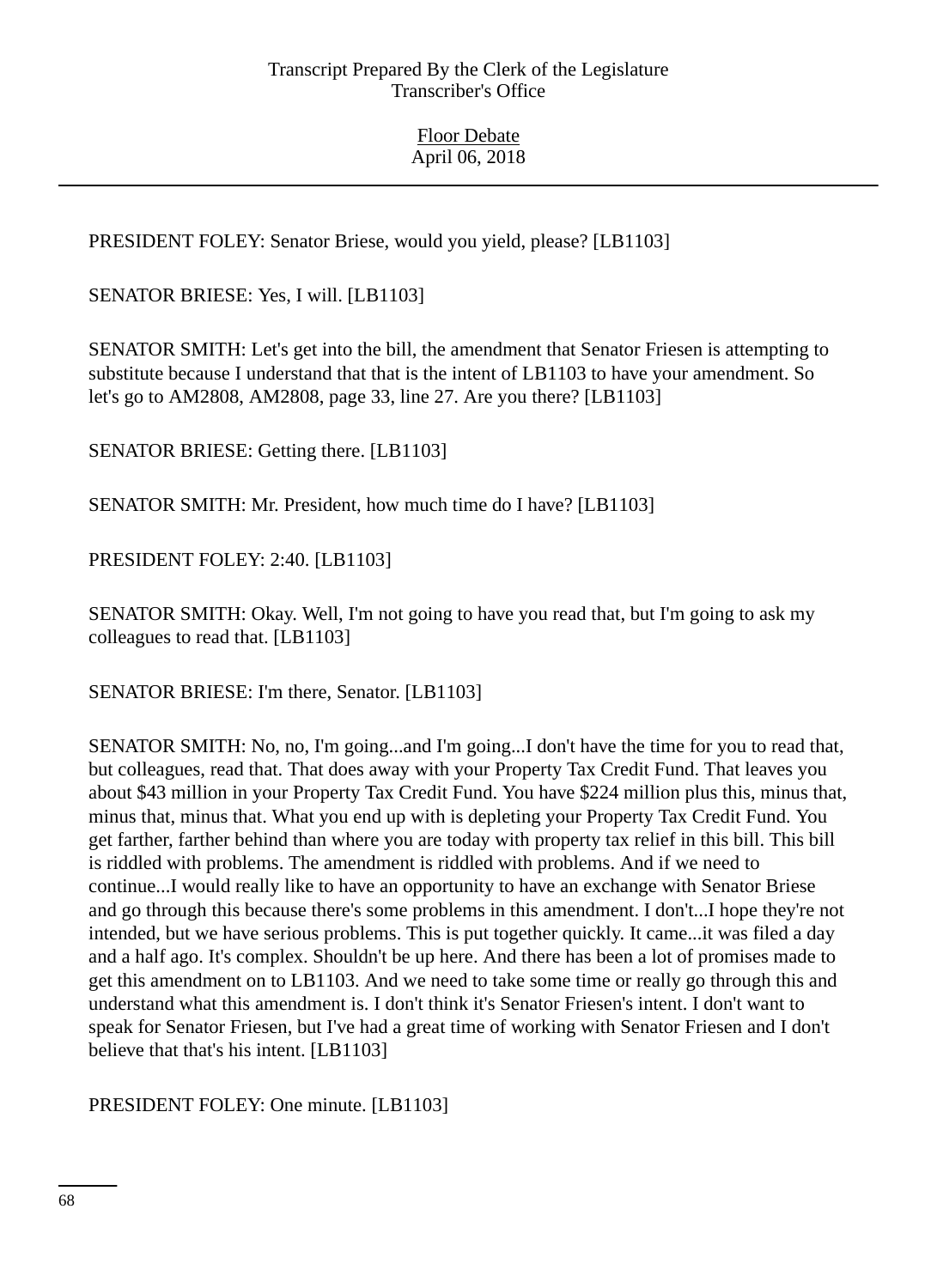PRESIDENT FOLEY: Senator Briese, would you yield, please? [LB1103]

SENATOR BRIESE: Yes, I will. [LB1103]

SENATOR SMITH: Let's get into the bill, the amendment that Senator Friesen is attempting to substitute because I understand that that is the intent of LB1103 to have your amendment. So let's go to AM2808, AM2808, page 33, line 27. Are you there? [LB1103]

SENATOR BRIESE: Getting there. [LB1103]

SENATOR SMITH: Mr. President, how much time do I have? [LB1103]

PRESIDENT FOLEY: 2:40. [LB1103]

SENATOR SMITH: Okay. Well, I'm not going to have you read that, but I'm going to ask my colleagues to read that. [LB1103]

SENATOR BRIESE: I'm there, Senator. [LB1103]

SENATOR SMITH: No, no, I'm going...and I'm going...I don't have the time for you to read that, but colleagues, read that. That does away with your Property Tax Credit Fund. That leaves you about $43 million in your Property Tax Credit Fund. You have $224 million plus this, minus that, minus that, minus that. What you end up with is depleting your Property Tax Credit Fund. You get farther, farther behind than where you are today with property tax relief in this bill. This bill is riddled with problems. The amendment is riddled with problems. And if we need to continue...I would really like to have an opportunity to have an exchange with Senator Briese and go through this because there's some problems in this amendment. I don't...I hope they're not intended, but we have serious problems. This is put together quickly. It came...it was filed a day and a half ago. It's complex. Shouldn't be up here. And there has been a lot of promises made to get this amendment on to LB1103. And we need to take some time or really go through this and understand what this amendment is. I don't think it's Senator Friesen's intent. I don't want to speak for Senator Friesen, but I've had a great time of working with Senator Friesen and I don't believe that that's his intent. [LB1103]

PRESIDENT FOLEY: One minute. [LB1103]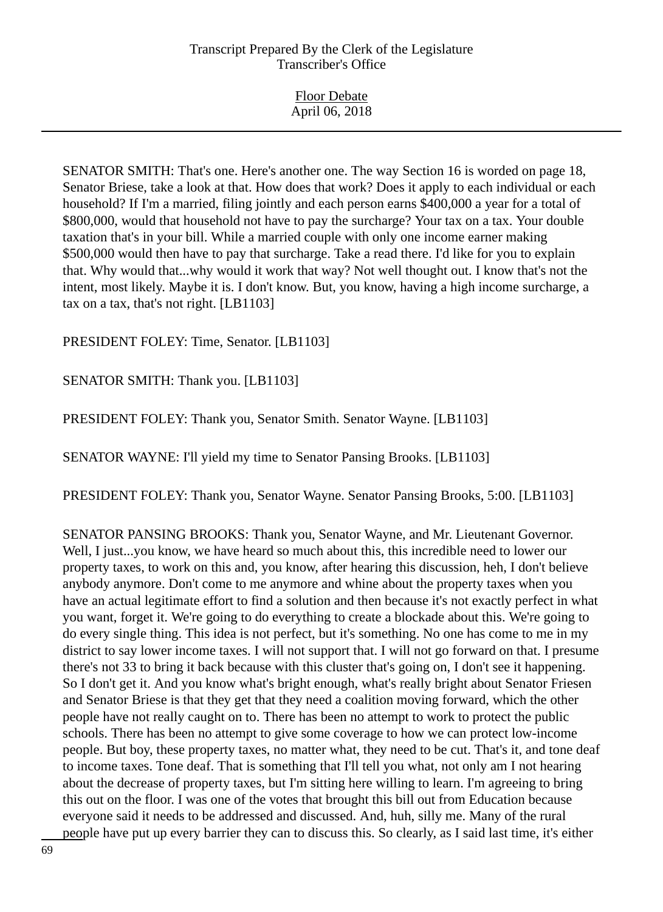SENATOR SMITH: That's one. Here's another one. The way Section 16 is worded on page 18, Senator Briese, take a look at that. How does that work? Does it apply to each individual or each household? If I'm a married, filing jointly and each person earns $400,000 a year for a total of $800,000, would that household not have to pay the surcharge? Your tax on a tax. Your double taxation that's in your bill. While a married couple with only one income earner making $500,000 would then have to pay that surcharge. Take a read there. I'd like for you to explain that. Why would that...why would it work that way? Not well thought out. I know that's not the intent, most likely. Maybe it is. I don't know. But, you know, having a high income surcharge, a tax on a tax, that's not right. [LB1103]

PRESIDENT FOLEY: Time, Senator. [LB1103]

SENATOR SMITH: Thank you. [LB1103]

PRESIDENT FOLEY: Thank you, Senator Smith. Senator Wayne. [LB1103]

SENATOR WAYNE: I'll yield my time to Senator Pansing Brooks. [LB1103]

PRESIDENT FOLEY: Thank you, Senator Wayne. Senator Pansing Brooks, 5:00. [LB1103]

SENATOR PANSING BROOKS: Thank you, Senator Wayne, and Mr. Lieutenant Governor. Well, I just...you know, we have heard so much about this, this incredible need to lower our property taxes, to work on this and, you know, after hearing this discussion, heh, I don't believe anybody anymore. Don't come to me anymore and whine about the property taxes when you have an actual legitimate effort to find a solution and then because it's not exactly perfect in what you want, forget it. We're going to do everything to create a blockade about this. We're going to do every single thing. This idea is not perfect, but it's something. No one has come to me in my district to say lower income taxes. I will not support that. I will not go forward on that. I presume there's not 33 to bring it back because with this cluster that's going on, I don't see it happening. So I don't get it. And you know what's bright enough, what's really bright about Senator Friesen and Senator Briese is that they get that they need a coalition moving forward, which the other people have not really caught on to. There has been no attempt to work to protect the public schools. There has been no attempt to give some coverage to how we can protect low-income people. But boy, these property taxes, no matter what, they need to be cut. That's it, and tone deaf to income taxes. Tone deaf. That is something that I'll tell you what, not only am I not hearing about the decrease of property taxes, but I'm sitting here willing to learn. I'm agreeing to bring this out on the floor. I was one of the votes that brought this bill out from Education because everyone said it needs to be addressed and discussed. And, huh, silly me. Many of the rural people have put up every barrier they can to discuss this. So clearly, as I said last time, it's either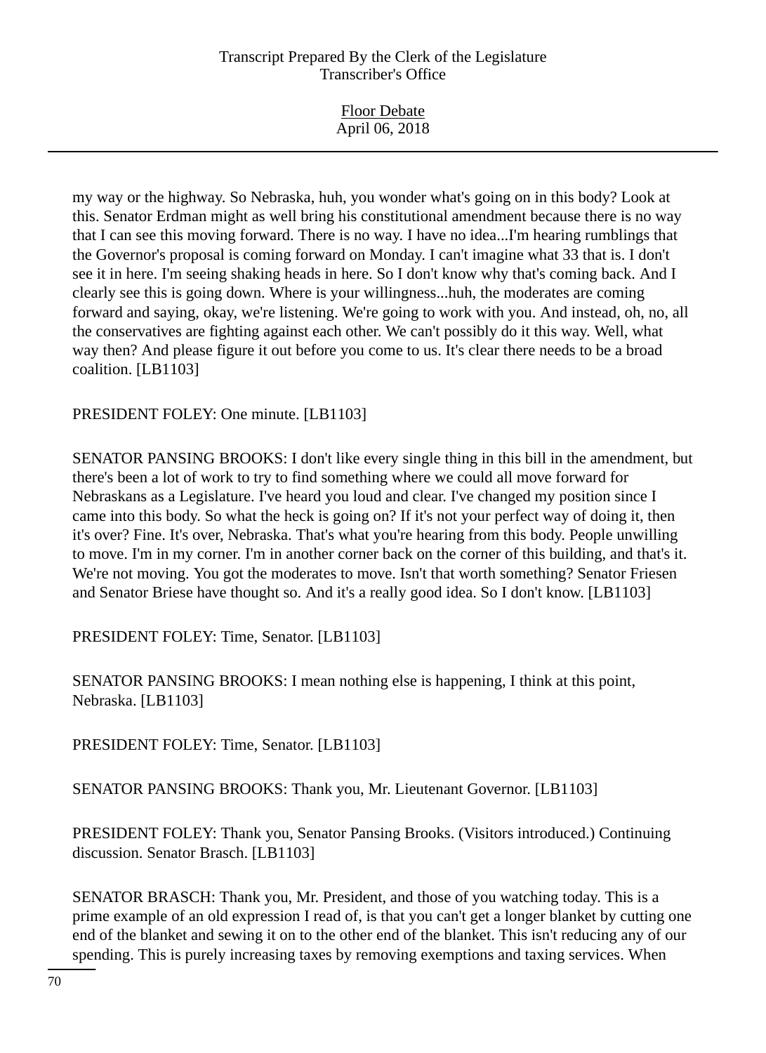my way or the highway. So Nebraska, huh, you wonder what's going on in this body? Look at this. Senator Erdman might as well bring his constitutional amendment because there is no way that I can see this moving forward. There is no way. I have no idea...I'm hearing rumblings that the Governor's proposal is coming forward on Monday. I can't imagine what 33 that is. I don't see it in here. I'm seeing shaking heads in here. So I don't know why that's coming back. And I clearly see this is going down. Where is your willingness...huh, the moderates are coming forward and saying, okay, we're listening. We're going to work with you. And instead, oh, no, all the conservatives are fighting against each other. We can't possibly do it this way. Well, what way then? And please figure it out before you come to us. It's clear there needs to be a broad coalition. [LB1103]

PRESIDENT FOLEY: One minute. [LB1103]

SENATOR PANSING BROOKS: I don't like every single thing in this bill in the amendment, but there's been a lot of work to try to find something where we could all move forward for Nebraskans as a Legislature. I've heard you loud and clear. I've changed my position since I came into this body. So what the heck is going on? If it's not your perfect way of doing it, then it's over? Fine. It's over, Nebraska. That's what you're hearing from this body. People unwilling to move. I'm in my corner. I'm in another corner back on the corner of this building, and that's it. We're not moving. You got the moderates to move. Isn't that worth something? Senator Friesen and Senator Briese have thought so. And it's a really good idea. So I don't know. [LB1103]

PRESIDENT FOLEY: Time, Senator. [LB1103]

SENATOR PANSING BROOKS: I mean nothing else is happening, I think at this point, Nebraska. [LB1103]

PRESIDENT FOLEY: Time, Senator. [LB1103]

SENATOR PANSING BROOKS: Thank you, Mr. Lieutenant Governor. [LB1103]

PRESIDENT FOLEY: Thank you, Senator Pansing Brooks. (Visitors introduced.) Continuing discussion. Senator Brasch. [LB1103]

SENATOR BRASCH: Thank you, Mr. President, and those of you watching today. This is a prime example of an old expression I read of, is that you can't get a longer blanket by cutting one end of the blanket and sewing it on to the other end of the blanket. This isn't reducing any of our spending. This is purely increasing taxes by removing exemptions and taxing services. When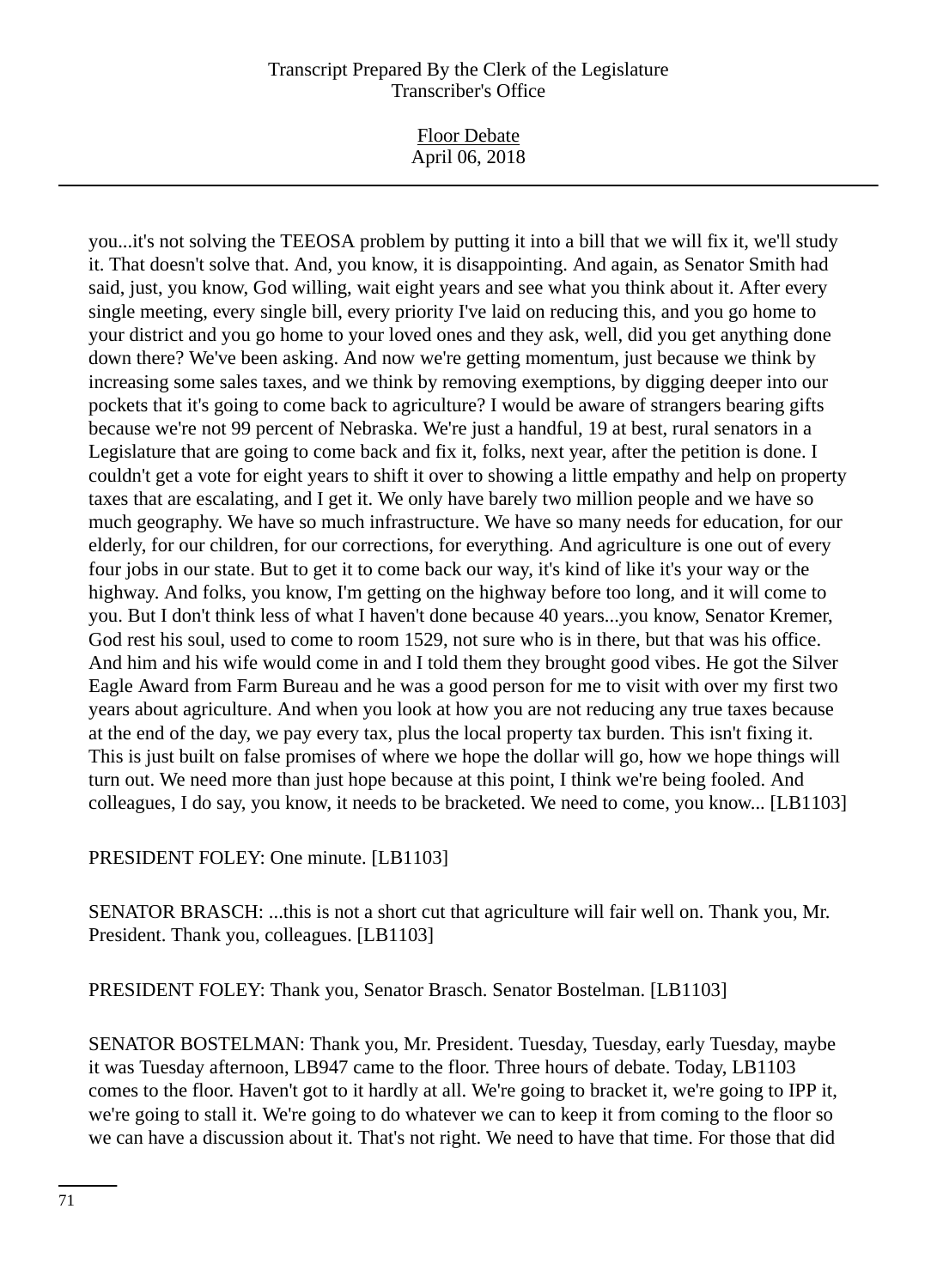you...it's not solving the TEEOSA problem by putting it into a bill that we will fix it, we'll study it. That doesn't solve that. And, you know, it is disappointing. And again, as Senator Smith had said, just, you know, God willing, wait eight years and see what you think about it. After every single meeting, every single bill, every priority I've laid on reducing this, and you go home to your district and you go home to your loved ones and they ask, well, did you get anything done down there? We've been asking. And now we're getting momentum, just because we think by increasing some sales taxes, and we think by removing exemptions, by digging deeper into our pockets that it's going to come back to agriculture? I would be aware of strangers bearing gifts because we're not 99 percent of Nebraska. We're just a handful, 19 at best, rural senators in a Legislature that are going to come back and fix it, folks, next year, after the petition is done. I couldn't get a vote for eight years to shift it over to showing a little empathy and help on property taxes that are escalating, and I get it. We only have barely two million people and we have so much geography. We have so much infrastructure. We have so many needs for education, for our elderly, for our children, for our corrections, for everything. And agriculture is one out of every four jobs in our state. But to get it to come back our way, it's kind of like it's your way or the highway. And folks, you know, I'm getting on the highway before too long, and it will come to you. But I don't think less of what I haven't done because 40 years...you know, Senator Kremer, God rest his soul, used to come to room 1529, not sure who is in there, but that was his office. And him and his wife would come in and I told them they brought good vibes. He got the Silver Eagle Award from Farm Bureau and he was a good person for me to visit with over my first two years about agriculture. And when you look at how you are not reducing any true taxes because at the end of the day, we pay every tax, plus the local property tax burden. This isn't fixing it. This is just built on false promises of where we hope the dollar will go, how we hope things will turn out. We need more than just hope because at this point, I think we're being fooled. And colleagues, I do say, you know, it needs to be bracketed. We need to come, you know... [LB1103]

PRESIDENT FOLEY: One minute. [LB1103]

SENATOR BRASCH: ...this is not a short cut that agriculture will fair well on. Thank you, Mr. President. Thank you, colleagues. [LB1103]

PRESIDENT FOLEY: Thank you, Senator Brasch. Senator Bostelman. [LB1103]

SENATOR BOSTELMAN: Thank you, Mr. President. Tuesday, Tuesday, early Tuesday, maybe it was Tuesday afternoon, LB947 came to the floor. Three hours of debate. Today, LB1103 comes to the floor. Haven't got to it hardly at all. We're going to bracket it, we're going to IPP it, we're going to stall it. We're going to do whatever we can to keep it from coming to the floor so we can have a discussion about it. That's not right. We need to have that time. For those that did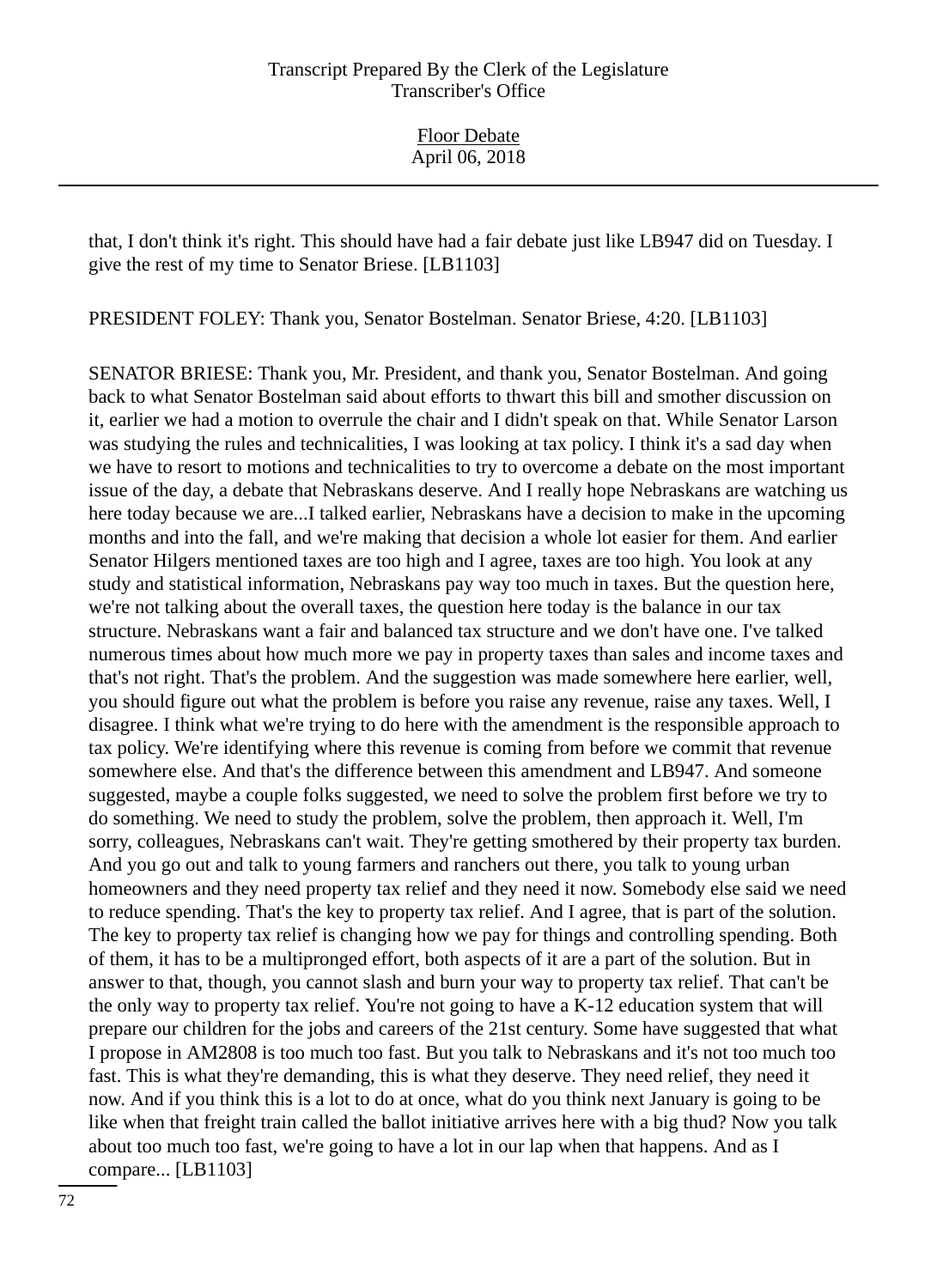that, I don't think it's right. This should have had a fair debate just like LB947 did on Tuesday. I give the rest of my time to Senator Briese. [LB1103]

PRESIDENT FOLEY: Thank you, Senator Bostelman. Senator Briese, 4:20. [LB1103]

SENATOR BRIESE: Thank you, Mr. President, and thank you, Senator Bostelman. And going back to what Senator Bostelman said about efforts to thwart this bill and smother discussion on it, earlier we had a motion to overrule the chair and I didn't speak on that. While Senator Larson was studying the rules and technicalities, I was looking at tax policy. I think it's a sad day when we have to resort to motions and technicalities to try to overcome a debate on the most important issue of the day, a debate that Nebraskans deserve. And I really hope Nebraskans are watching us here today because we are...I talked earlier, Nebraskans have a decision to make in the upcoming months and into the fall, and we're making that decision a whole lot easier for them. And earlier Senator Hilgers mentioned taxes are too high and I agree, taxes are too high. You look at any study and statistical information, Nebraskans pay way too much in taxes. But the question here, we're not talking about the overall taxes, the question here today is the balance in our tax structure. Nebraskans want a fair and balanced tax structure and we don't have one. I've talked numerous times about how much more we pay in property taxes than sales and income taxes and that's not right. That's the problem. And the suggestion was made somewhere here earlier, well, you should figure out what the problem is before you raise any revenue, raise any taxes. Well, I disagree. I think what we're trying to do here with the amendment is the responsible approach to tax policy. We're identifying where this revenue is coming from before we commit that revenue somewhere else. And that's the difference between this amendment and LB947. And someone suggested, maybe a couple folks suggested, we need to solve the problem first before we try to do something. We need to study the problem, solve the problem, then approach it. Well, I'm sorry, colleagues, Nebraskans can't wait. They're getting smothered by their property tax burden. And you go out and talk to young farmers and ranchers out there, you talk to young urban homeowners and they need property tax relief and they need it now. Somebody else said we need to reduce spending. That's the key to property tax relief. And I agree, that is part of the solution. The key to property tax relief is changing how we pay for things and controlling spending. Both of them, it has to be a multipronged effort, both aspects of it are a part of the solution. But in answer to that, though, you cannot slash and burn your way to property tax relief. That can't be the only way to property tax relief. You're not going to have a K-12 education system that will prepare our children for the jobs and careers of the 21st century. Some have suggested that what I propose in AM2808 is too much too fast. But you talk to Nebraskans and it's not too much too fast. This is what they're demanding, this is what they deserve. They need relief, they need it now. And if you think this is a lot to do at once, what do you think next January is going to be like when that freight train called the ballot initiative arrives here with a big thud? Now you talk about too much too fast, we're going to have a lot in our lap when that happens. And as I compare... [LB1103]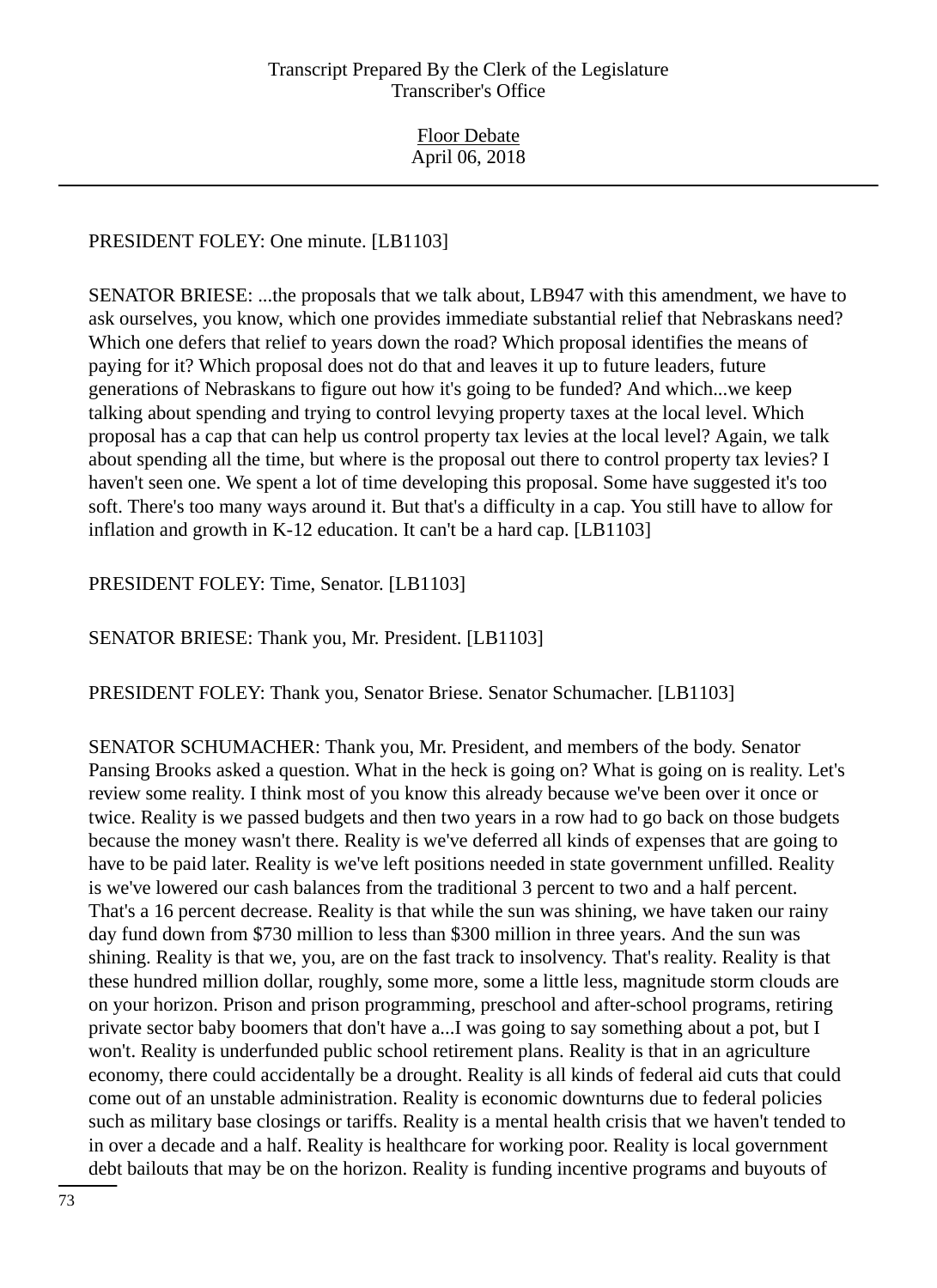PRESIDENT FOLEY: One minute. [LB1103]

SENATOR BRIESE: ...the proposals that we talk about, LB947 with this amendment, we have to ask ourselves, you know, which one provides immediate substantial relief that Nebraskans need? Which one defers that relief to years down the road? Which proposal identifies the means of paying for it? Which proposal does not do that and leaves it up to future leaders, future generations of Nebraskans to figure out how it's going to be funded? And which...we keep talking about spending and trying to control levying property taxes at the local level. Which proposal has a cap that can help us control property tax levies at the local level? Again, we talk about spending all the time, but where is the proposal out there to control property tax levies? I haven't seen one. We spent a lot of time developing this proposal. Some have suggested it's too soft. There's too many ways around it. But that's a difficulty in a cap. You still have to allow for inflation and growth in K-12 education. It can't be a hard cap. [LB1103]

PRESIDENT FOLEY: Time, Senator. [LB1103]

SENATOR BRIESE: Thank you, Mr. President. [LB1103]

PRESIDENT FOLEY: Thank you, Senator Briese. Senator Schumacher. [LB1103]

SENATOR SCHUMACHER: Thank you, Mr. President, and members of the body. Senator Pansing Brooks asked a question. What in the heck is going on? What is going on is reality. Let's review some reality. I think most of you know this already because we've been over it once or twice. Reality is we passed budgets and then two years in a row had to go back on those budgets because the money wasn't there. Reality is we've deferred all kinds of expenses that are going to have to be paid later. Reality is we've left positions needed in state government unfilled. Reality is we've lowered our cash balances from the traditional 3 percent to two and a half percent. That's a 16 percent decrease. Reality is that while the sun was shining, we have taken our rainy day fund down from $730 million to less than $300 million in three years. And the sun was shining. Reality is that we, you, are on the fast track to insolvency. That's reality. Reality is that these hundred million dollar, roughly, some more, some a little less, magnitude storm clouds are on your horizon. Prison and prison programming, preschool and after-school programs, retiring private sector baby boomers that don't have a...I was going to say something about a pot, but I won't. Reality is underfunded public school retirement plans. Reality is that in an agriculture economy, there could accidentally be a drought. Reality is all kinds of federal aid cuts that could come out of an unstable administration. Reality is economic downturns due to federal policies such as military base closings or tariffs. Reality is a mental health crisis that we haven't tended to in over a decade and a half. Reality is healthcare for working poor. Reality is local government debt bailouts that may be on the horizon. Reality is funding incentive programs and buyouts of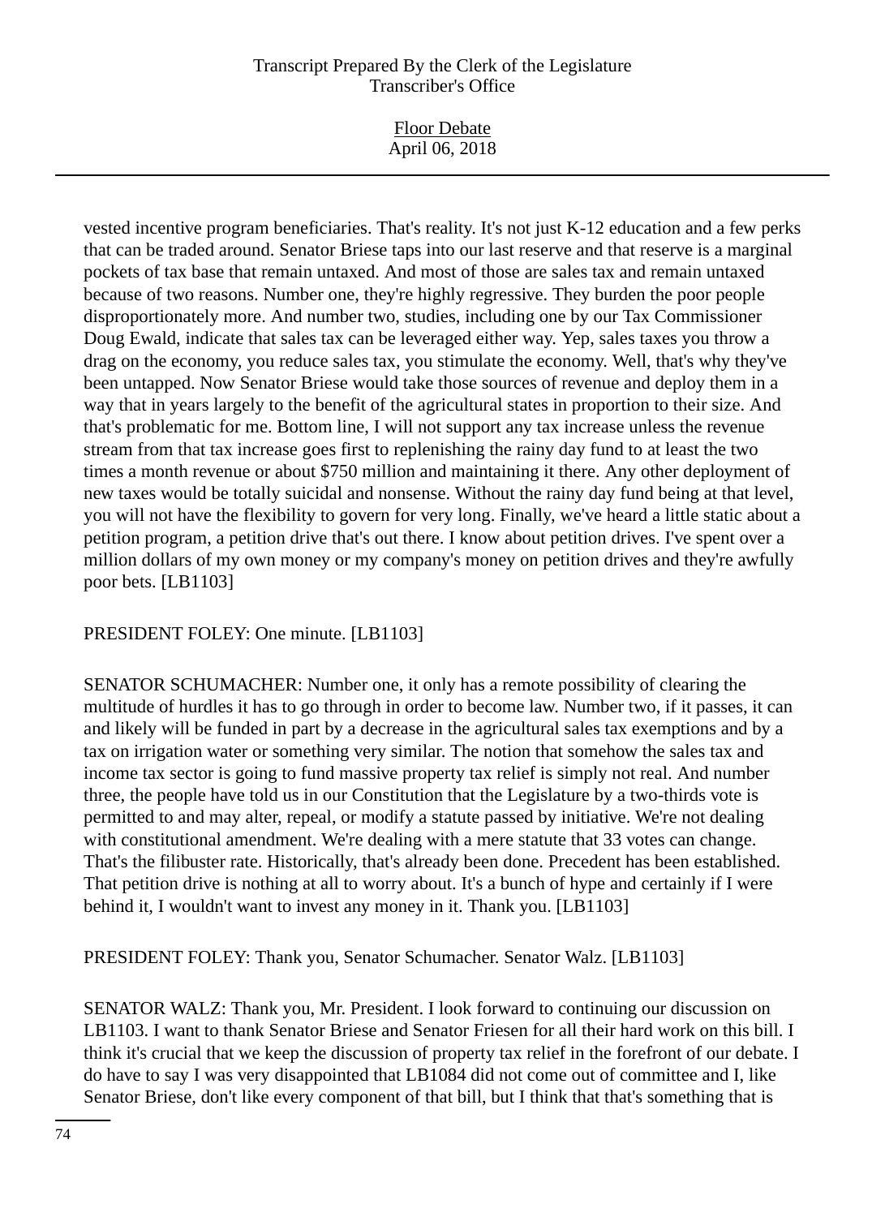vested incentive program beneficiaries. That's reality. It's not just K-12 education and a few perks that can be traded around. Senator Briese taps into our last reserve and that reserve is a marginal pockets of tax base that remain untaxed. And most of those are sales tax and remain untaxed because of two reasons. Number one, they're highly regressive. They burden the poor people disproportionately more. And number two, studies, including one by our Tax Commissioner Doug Ewald, indicate that sales tax can be leveraged either way. Yep, sales taxes you throw a drag on the economy, you reduce sales tax, you stimulate the economy. Well, that's why they've been untapped. Now Senator Briese would take those sources of revenue and deploy them in a way that in years largely to the benefit of the agricultural states in proportion to their size. And that's problematic for me. Bottom line, I will not support any tax increase unless the revenue stream from that tax increase goes first to replenishing the rainy day fund to at least the two times a month revenue or about $750 million and maintaining it there. Any other deployment of new taxes would be totally suicidal and nonsense. Without the rainy day fund being at that level, you will not have the flexibility to govern for very long. Finally, we've heard a little static about a petition program, a petition drive that's out there. I know about petition drives. I've spent over a million dollars of my own money or my company's money on petition drives and they're awfully poor bets. [LB1103]

PRESIDENT FOLEY: One minute. [LB1103]

SENATOR SCHUMACHER: Number one, it only has a remote possibility of clearing the multitude of hurdles it has to go through in order to become law. Number two, if it passes, it can and likely will be funded in part by a decrease in the agricultural sales tax exemptions and by a tax on irrigation water or something very similar. The notion that somehow the sales tax and income tax sector is going to fund massive property tax relief is simply not real. And number three, the people have told us in our Constitution that the Legislature by a two-thirds vote is permitted to and may alter, repeal, or modify a statute passed by initiative. We're not dealing with constitutional amendment. We're dealing with a mere statute that 33 votes can change. That's the filibuster rate. Historically, that's already been done. Precedent has been established. That petition drive is nothing at all to worry about. It's a bunch of hype and certainly if I were behind it, I wouldn't want to invest any money in it. Thank you. [LB1103]

PRESIDENT FOLEY: Thank you, Senator Schumacher. Senator Walz. [LB1103]

SENATOR WALZ: Thank you, Mr. President. I look forward to continuing our discussion on LB1103. I want to thank Senator Briese and Senator Friesen for all their hard work on this bill. I think it's crucial that we keep the discussion of property tax relief in the forefront of our debate. I do have to say I was very disappointed that LB1084 did not come out of committee and I, like Senator Briese, don't like every component of that bill, but I think that that's something that is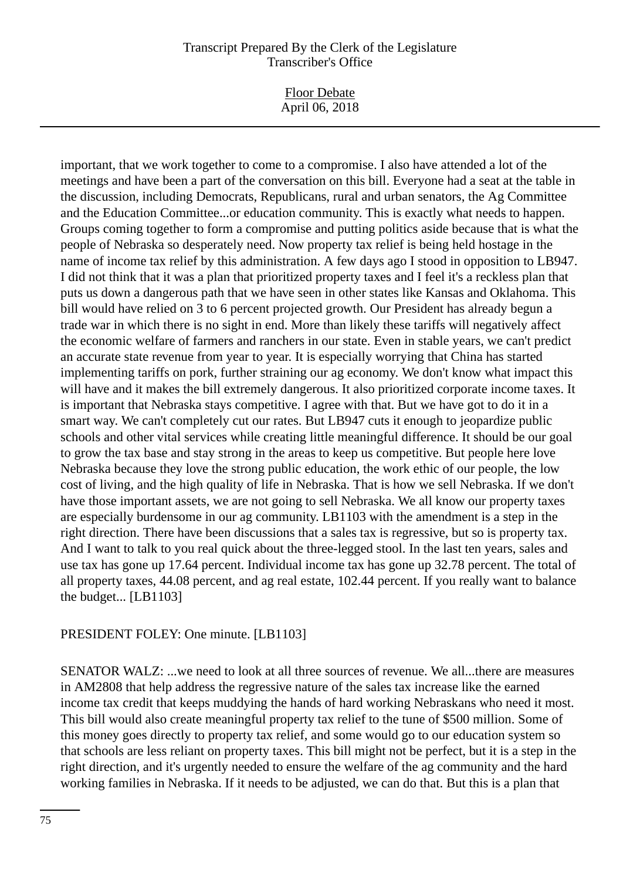important, that we work together to come to a compromise. I also have attended a lot of the meetings and have been a part of the conversation on this bill. Everyone had a seat at the table in the discussion, including Democrats, Republicans, rural and urban senators, the Ag Committee and the Education Committee...or education community. This is exactly what needs to happen. Groups coming together to form a compromise and putting politics aside because that is what the people of Nebraska so desperately need. Now property tax relief is being held hostage in the name of income tax relief by this administration. A few days ago I stood in opposition to LB947. I did not think that it was a plan that prioritized property taxes and I feel it's a reckless plan that puts us down a dangerous path that we have seen in other states like Kansas and Oklahoma. This bill would have relied on 3 to 6 percent projected growth. Our President has already begun a trade war in which there is no sight in end. More than likely these tariffs will negatively affect the economic welfare of farmers and ranchers in our state. Even in stable years, we can't predict an accurate state revenue from year to year. It is especially worrying that China has started implementing tariffs on pork, further straining our ag economy. We don't know what impact this will have and it makes the bill extremely dangerous. It also prioritized corporate income taxes. It is important that Nebraska stays competitive. I agree with that. But we have got to do it in a smart way. We can't completely cut our rates. But LB947 cuts it enough to jeopardize public schools and other vital services while creating little meaningful difference. It should be our goal to grow the tax base and stay strong in the areas to keep us competitive. But people here love Nebraska because they love the strong public education, the work ethic of our people, the low cost of living, and the high quality of life in Nebraska. That is how we sell Nebraska. If we don't have those important assets, we are not going to sell Nebraska. We all know our property taxes are especially burdensome in our ag community. LB1103 with the amendment is a step in the right direction. There have been discussions that a sales tax is regressive, but so is property tax. And I want to talk to you real quick about the three-legged stool. In the last ten years, sales and use tax has gone up 17.64 percent. Individual income tax has gone up 32.78 percent. The total of all property taxes, 44.08 percent, and ag real estate, 102.44 percent. If you really want to balance the budget... [LB1103]

PRESIDENT FOLEY: One minute. [LB1103]

SENATOR WALZ: ...we need to look at all three sources of revenue. We all...there are measures in AM2808 that help address the regressive nature of the sales tax increase like the earned income tax credit that keeps muddying the hands of hard working Nebraskans who need it most. This bill would also create meaningful property tax relief to the tune of $500 million. Some of this money goes directly to property tax relief, and some would go to our education system so that schools are less reliant on property taxes. This bill might not be perfect, but it is a step in the right direction, and it's urgently needed to ensure the welfare of the ag community and the hard working families in Nebraska. If it needs to be adjusted, we can do that. But this is a plan that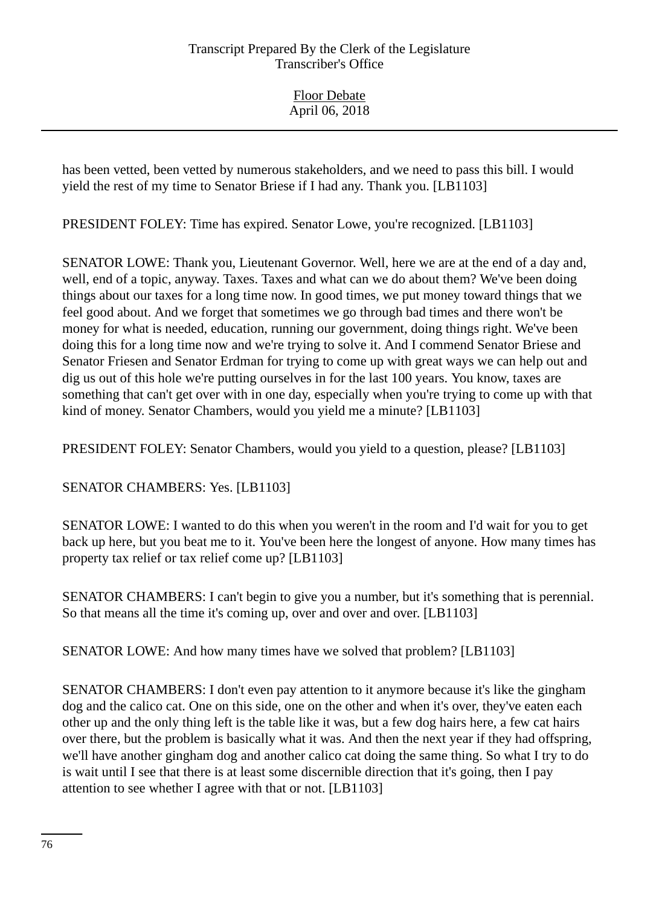has been vetted, been vetted by numerous stakeholders, and we need to pass this bill. I would yield the rest of my time to Senator Briese if I had any. Thank you. [LB1103]

PRESIDENT FOLEY: Time has expired. Senator Lowe, you're recognized. [LB1103]

SENATOR LOWE: Thank you, Lieutenant Governor. Well, here we are at the end of a day and, well, end of a topic, anyway. Taxes. Taxes and what can we do about them? We've been doing things about our taxes for a long time now. In good times, we put money toward things that we feel good about. And we forget that sometimes we go through bad times and there won't be money for what is needed, education, running our government, doing things right. We've been doing this for a long time now and we're trying to solve it. And I commend Senator Briese and Senator Friesen and Senator Erdman for trying to come up with great ways we can help out and dig us out of this hole we're putting ourselves in for the last 100 years. You know, taxes are something that can't get over with in one day, especially when you're trying to come up with that kind of money. Senator Chambers, would you yield me a minute? [LB1103]

PRESIDENT FOLEY: Senator Chambers, would you yield to a question, please? [LB1103]

SENATOR CHAMBERS: Yes. [LB1103]

SENATOR LOWE: I wanted to do this when you weren't in the room and I'd wait for you to get back up here, but you beat me to it. You've been here the longest of anyone. How many times has property tax relief or tax relief come up? [LB1103]

SENATOR CHAMBERS: I can't begin to give you a number, but it's something that is perennial. So that means all the time it's coming up, over and over and over. [LB1103]

SENATOR LOWE: And how many times have we solved that problem? [LB1103]

SENATOR CHAMBERS: I don't even pay attention to it anymore because it's like the gingham dog and the calico cat. One on this side, one on the other and when it's over, they've eaten each other up and the only thing left is the table like it was, but a few dog hairs here, a few cat hairs over there, but the problem is basically what it was. And then the next year if they had offspring, we'll have another gingham dog and another calico cat doing the same thing. So what I try to do is wait until I see that there is at least some discernible direction that it's going, then I pay attention to see whether I agree with that or not. [LB1103]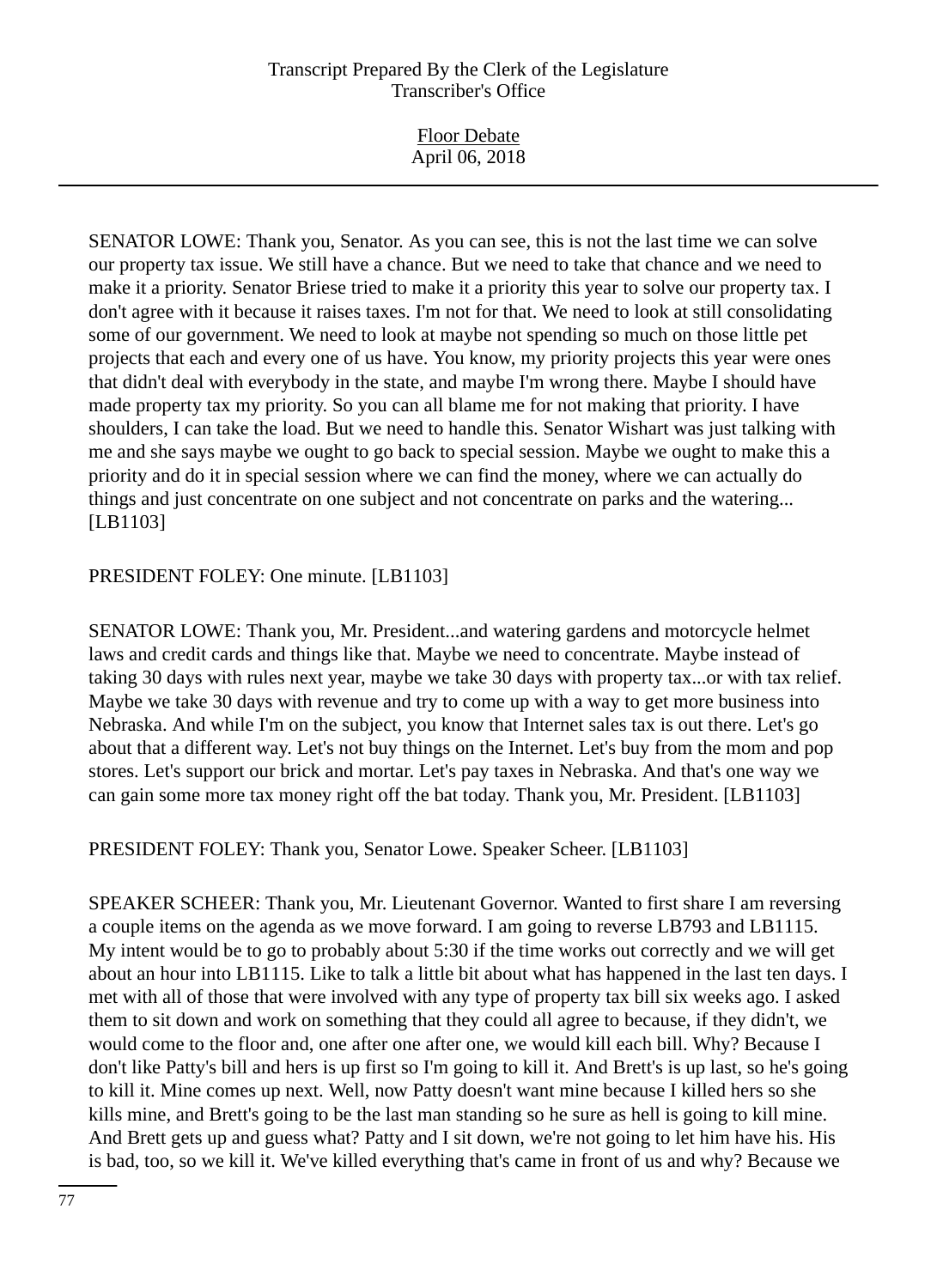SENATOR LOWE: Thank you, Senator. As you can see, this is not the last time we can solve our property tax issue. We still have a chance. But we need to take that chance and we need to make it a priority. Senator Briese tried to make it a priority this year to solve our property tax. I don't agree with it because it raises taxes. I'm not for that. We need to look at still consolidating some of our government. We need to look at maybe not spending so much on those little pet projects that each and every one of us have. You know, my priority projects this year were ones that didn't deal with everybody in the state, and maybe I'm wrong there. Maybe I should have made property tax my priority. So you can all blame me for not making that priority. I have shoulders, I can take the load. But we need to handle this. Senator Wishart was just talking with me and she says maybe we ought to go back to special session. Maybe we ought to make this a priority and do it in special session where we can find the money, where we can actually do things and just concentrate on one subject and not concentrate on parks and the watering... [LB1103]

PRESIDENT FOLEY: One minute. [LB1103]

SENATOR LOWE: Thank you, Mr. President...and watering gardens and motorcycle helmet laws and credit cards and things like that. Maybe we need to concentrate. Maybe instead of taking 30 days with rules next year, maybe we take 30 days with property tax...or with tax relief. Maybe we take 30 days with revenue and try to come up with a way to get more business into Nebraska. And while I'm on the subject, you know that Internet sales tax is out there. Let's go about that a different way. Let's not buy things on the Internet. Let's buy from the mom and pop stores. Let's support our brick and mortar. Let's pay taxes in Nebraska. And that's one way we can gain some more tax money right off the bat today. Thank you, Mr. President. [LB1103]

PRESIDENT FOLEY: Thank you, Senator Lowe. Speaker Scheer. [LB1103]

SPEAKER SCHEER: Thank you, Mr. Lieutenant Governor. Wanted to first share I am reversing a couple items on the agenda as we move forward. I am going to reverse LB793 and LB1115. My intent would be to go to probably about 5:30 if the time works out correctly and we will get about an hour into LB1115. Like to talk a little bit about what has happened in the last ten days. I met with all of those that were involved with any type of property tax bill six weeks ago. I asked them to sit down and work on something that they could all agree to because, if they didn't, we would come to the floor and, one after one after one, we would kill each bill. Why? Because I don't like Patty's bill and hers is up first so I'm going to kill it. And Brett's is up last, so he's going to kill it. Mine comes up next. Well, now Patty doesn't want mine because I killed hers so she kills mine, and Brett's going to be the last man standing so he sure as hell is going to kill mine. And Brett gets up and guess what? Patty and I sit down, we're not going to let him have his. His is bad, too, so we kill it. We've killed everything that's came in front of us and why? Because we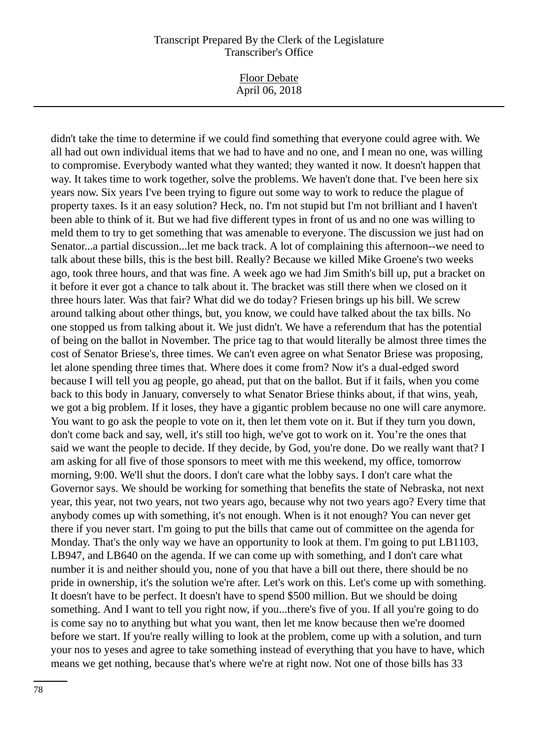didn't take the time to determine if we could find something that everyone could agree with. We all had out own individual items that we had to have and no one, and I mean no one, was willing to compromise. Everybody wanted what they wanted; they wanted it now. It doesn't happen that way. It takes time to work together, solve the problems. We haven't done that. I've been here six years now. Six years I've been trying to figure out some way to work to reduce the plague of property taxes. Is it an easy solution? Heck, no. I'm not stupid but I'm not brilliant and I haven't been able to think of it. But we had five different types in front of us and no one was willing to meld them to try to get something that was amenable to everyone. The discussion we just had on Senator...a partial discussion...let me back track. A lot of complaining this afternoon--we need to talk about these bills, this is the best bill. Really? Because we killed Mike Groene's two weeks ago, took three hours, and that was fine. A week ago we had Jim Smith's bill up, put a bracket on it before it ever got a chance to talk about it. The bracket was still there when we closed on it three hours later. Was that fair? What did we do today? Friesen brings up his bill. We screw around talking about other things, but, you know, we could have talked about the tax bills. No one stopped us from talking about it. We just didn't. We have a referendum that has the potential of being on the ballot in November. The price tag to that would literally be almost three times the cost of Senator Briese's, three times. We can't even agree on what Senator Briese was proposing, let alone spending three times that. Where does it come from? Now it's a dual-edged sword because I will tell you ag people, go ahead, put that on the ballot. But if it fails, when you come back to this body in January, conversely to what Senator Briese thinks about, if that wins, yeah, we got a big problem. If it loses, they have a gigantic problem because no one will care anymore. You want to go ask the people to vote on it, then let them vote on it. But if they turn you down, don't come back and say, well, it's still too high, we've got to work on it. You're the ones that said we want the people to decide. If they decide, by God, you're done. Do we really want that? I am asking for all five of those sponsors to meet with me this weekend, my office, tomorrow morning, 9:00. We'll shut the doors. I don't care what the lobby says. I don't care what the Governor says. We should be working for something that benefits the state of Nebraska, not next year, this year, not two years, not two years ago, because why not two years ago? Every time that anybody comes up with something, it's not enough. When is it not enough? You can never get there if you never start. I'm going to put the bills that came out of committee on the agenda for Monday. That's the only way we have an opportunity to look at them. I'm going to put LB1103, LB947, and LB640 on the agenda. If we can come up with something, and I don't care what number it is and neither should you, none of you that have a bill out there, there should be no pride in ownership, it's the solution we're after. Let's work on this. Let's come up with something. It doesn't have to be perfect. It doesn't have to spend $500 million. But we should be doing something. And I want to tell you right now, if you...there's five of you. If all you're going to do is come say no to anything but what you want, then let me know because then we're doomed before we start. If you're really willing to look at the problem, come up with a solution, and turn your nos to yeses and agree to take something instead of everything that you have to have, which means we get nothing, because that's where we're at right now. Not one of those bills has 33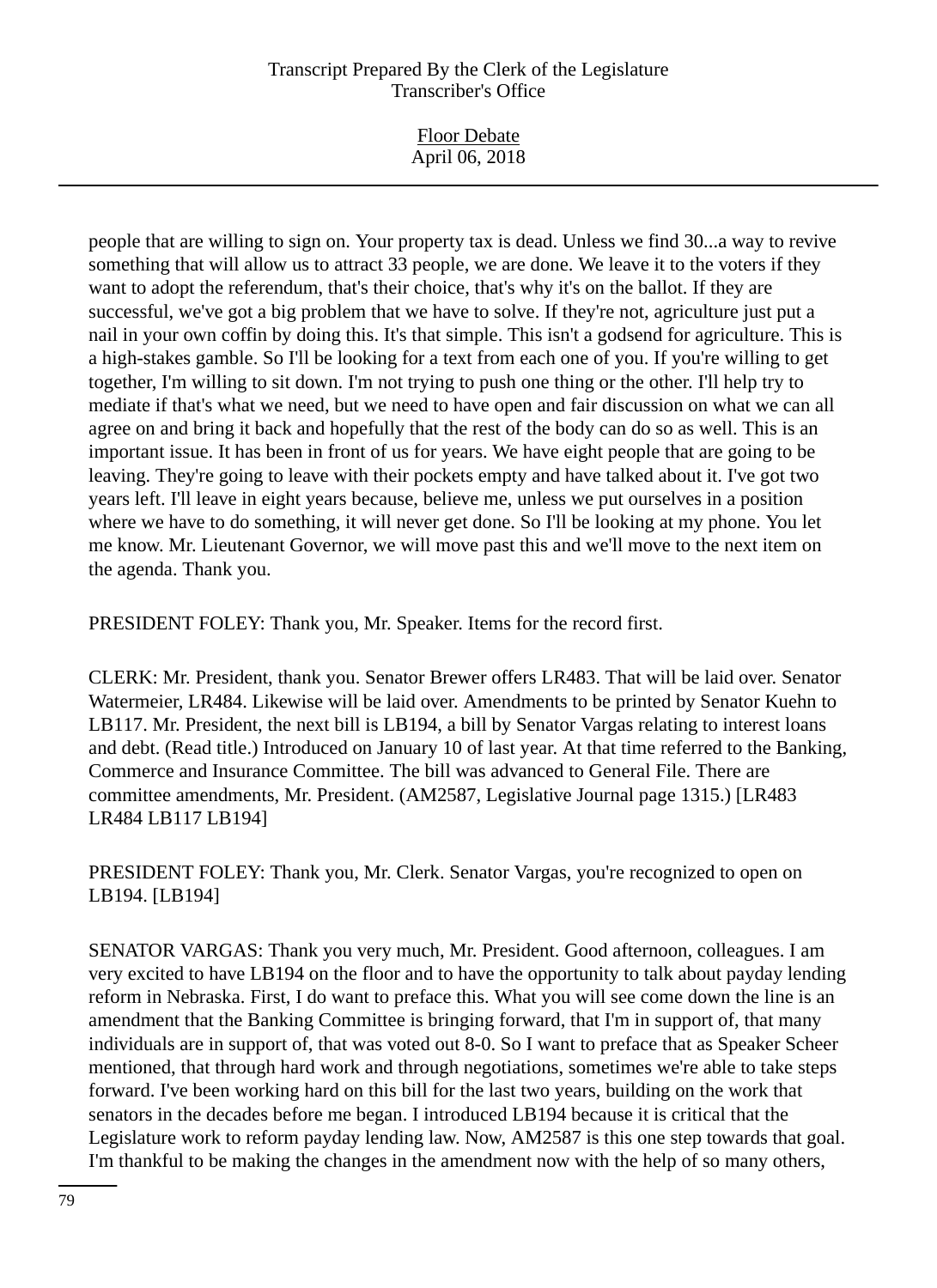people that are willing to sign on. Your property tax is dead. Unless we find 30...a way to revive something that will allow us to attract 33 people, we are done. We leave it to the voters if they want to adopt the referendum, that's their choice, that's why it's on the ballot. If they are successful, we've got a big problem that we have to solve. If they're not, agriculture just put a nail in your own coffin by doing this. It's that simple. This isn't a godsend for agriculture. This is a high-stakes gamble. So I'll be looking for a text from each one of you. If you're willing to get together, I'm willing to sit down. I'm not trying to push one thing or the other. I'll help try to mediate if that's what we need, but we need to have open and fair discussion on what we can all agree on and bring it back and hopefully that the rest of the body can do so as well. This is an important issue. It has been in front of us for years. We have eight people that are going to be leaving. They're going to leave with their pockets empty and have talked about it. I've got two years left. I'll leave in eight years because, believe me, unless we put ourselves in a position where we have to do something, it will never get done. So I'll be looking at my phone. You let me know. Mr. Lieutenant Governor, we will move past this and we'll move to the next item on the agenda. Thank you.

PRESIDENT FOLEY: Thank you, Mr. Speaker. Items for the record first.

CLERK: Mr. President, thank you. Senator Brewer offers LR483. That will be laid over. Senator Watermeier, LR484. Likewise will be laid over. Amendments to be printed by Senator Kuehn to LB117. Mr. President, the next bill is LB194, a bill by Senator Vargas relating to interest loans and debt. (Read title.) Introduced on January 10 of last year. At that time referred to the Banking, Commerce and Insurance Committee. The bill was advanced to General File. There are committee amendments, Mr. President. (AM2587, Legislative Journal page 1315.) [LR483 LR484 LB117 LB194]

PRESIDENT FOLEY: Thank you, Mr. Clerk. Senator Vargas, you're recognized to open on LB194. [LB194]

SENATOR VARGAS: Thank you very much, Mr. President. Good afternoon, colleagues. I am very excited to have LB194 on the floor and to have the opportunity to talk about payday lending reform in Nebraska. First, I do want to preface this. What you will see come down the line is an amendment that the Banking Committee is bringing forward, that I'm in support of, that many individuals are in support of, that was voted out 8-0. So I want to preface that as Speaker Scheer mentioned, that through hard work and through negotiations, sometimes we're able to take steps forward. I've been working hard on this bill for the last two years, building on the work that senators in the decades before me began. I introduced LB194 because it is critical that the Legislature work to reform payday lending law. Now, AM2587 is this one step towards that goal. I'm thankful to be making the changes in the amendment now with the help of so many others,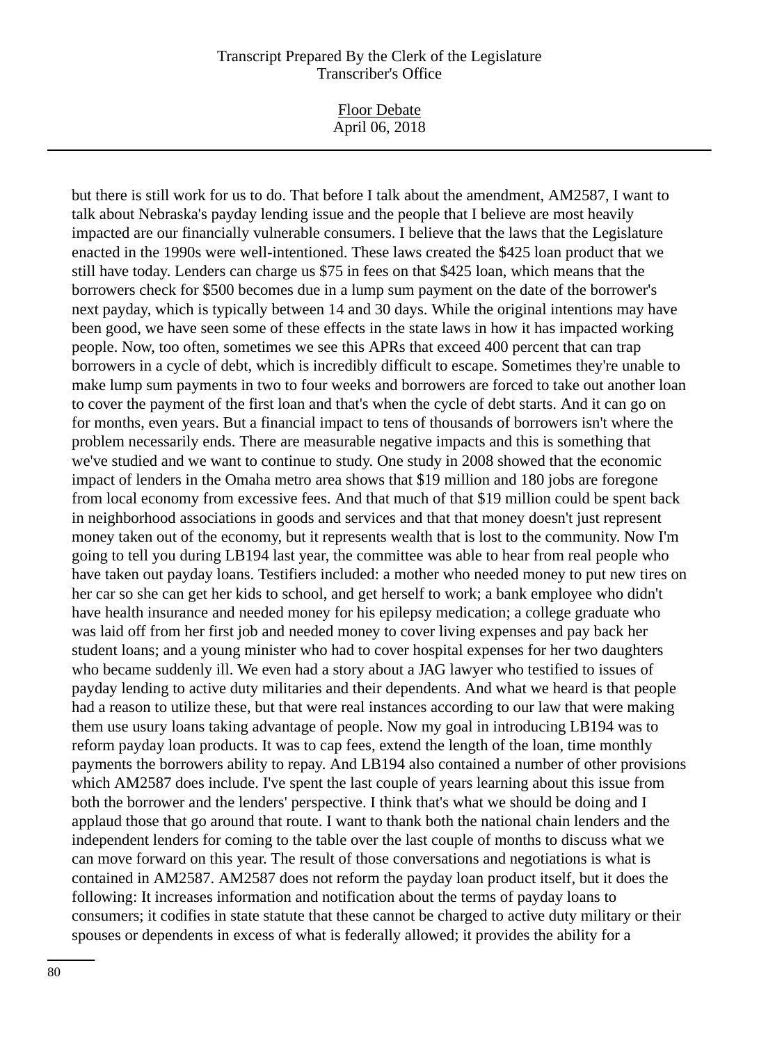but there is still work for us to do. That before I talk about the amendment, AM2587, I want to talk about Nebraska's payday lending issue and the people that I believe are most heavily impacted are our financially vulnerable consumers. I believe that the laws that the Legislature enacted in the 1990s were well-intentioned. These laws created the $425 loan product that we still have today. Lenders can charge us $75 in fees on that $425 loan, which means that the borrowers check for $500 becomes due in a lump sum payment on the date of the borrower's next payday, which is typically between 14 and 30 days. While the original intentions may have been good, we have seen some of these effects in the state laws in how it has impacted working people. Now, too often, sometimes we see this APRs that exceed 400 percent that can trap borrowers in a cycle of debt, which is incredibly difficult to escape. Sometimes they're unable to make lump sum payments in two to four weeks and borrowers are forced to take out another loan to cover the payment of the first loan and that's when the cycle of debt starts. And it can go on for months, even years. But a financial impact to tens of thousands of borrowers isn't where the problem necessarily ends. There are measurable negative impacts and this is something that we've studied and we want to continue to study. One study in 2008 showed that the economic impact of lenders in the Omaha metro area shows that $19 million and 180 jobs are foregone from local economy from excessive fees. And that much of that $19 million could be spent back in neighborhood associations in goods and services and that that money doesn't just represent money taken out of the economy, but it represents wealth that is lost to the community. Now I'm going to tell you during LB194 last year, the committee was able to hear from real people who have taken out payday loans. Testifiers included: a mother who needed money to put new tires on her car so she can get her kids to school, and get herself to work; a bank employee who didn't have health insurance and needed money for his epilepsy medication; a college graduate who was laid off from her first job and needed money to cover living expenses and pay back her student loans; and a young minister who had to cover hospital expenses for her two daughters who became suddenly ill. We even had a story about a JAG lawyer who testified to issues of payday lending to active duty militaries and their dependents. And what we heard is that people had a reason to utilize these, but that were real instances according to our law that were making them use usury loans taking advantage of people. Now my goal in introducing LB194 was to reform payday loan products. It was to cap fees, extend the length of the loan, time monthly payments the borrowers ability to repay. And LB194 also contained a number of other provisions which AM2587 does include. I've spent the last couple of years learning about this issue from both the borrower and the lenders' perspective. I think that's what we should be doing and I applaud those that go around that route. I want to thank both the national chain lenders and the independent lenders for coming to the table over the last couple of months to discuss what we can move forward on this year. The result of those conversations and negotiations is what is contained in AM2587. AM2587 does not reform the payday loan product itself, but it does the following: It increases information and notification about the terms of payday loans to consumers; it codifies in state statute that these cannot be charged to active duty military or their spouses or dependents in excess of what is federally allowed; it provides the ability for a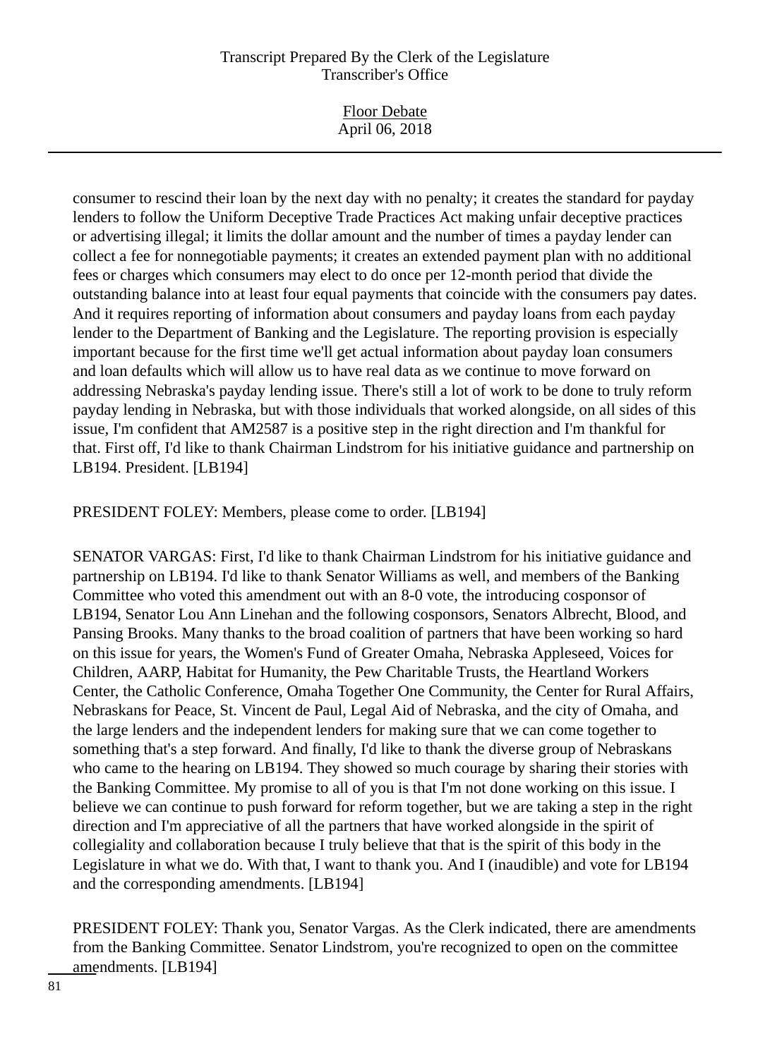consumer to rescind their loan by the next day with no penalty; it creates the standard for payday lenders to follow the Uniform Deceptive Trade Practices Act making unfair deceptive practices or advertising illegal; it limits the dollar amount and the number of times a payday lender can collect a fee for nonnegotiable payments; it creates an extended payment plan with no additional fees or charges which consumers may elect to do once per 12-month period that divide the outstanding balance into at least four equal payments that coincide with the consumers pay dates. And it requires reporting of information about consumers and payday loans from each payday lender to the Department of Banking and the Legislature. The reporting provision is especially important because for the first time we'll get actual information about payday loan consumers and loan defaults which will allow us to have real data as we continue to move forward on addressing Nebraska's payday lending issue. There's still a lot of work to be done to truly reform payday lending in Nebraska, but with those individuals that worked alongside, on all sides of this issue, I'm confident that AM2587 is a positive step in the right direction and I'm thankful for that. First off, I'd like to thank Chairman Lindstrom for his initiative guidance and partnership on LB194. President. [LB194]

PRESIDENT FOLEY: Members, please come to order. [LB194]

SENATOR VARGAS: First, I'd like to thank Chairman Lindstrom for his initiative guidance and partnership on LB194. I'd like to thank Senator Williams as well, and members of the Banking Committee who voted this amendment out with an 8-0 vote, the introducing cosponsor of LB194, Senator Lou Ann Linehan and the following cosponsors, Senators Albrecht, Blood, and Pansing Brooks. Many thanks to the broad coalition of partners that have been working so hard on this issue for years, the Women's Fund of Greater Omaha, Nebraska Appleseed, Voices for Children, AARP, Habitat for Humanity, the Pew Charitable Trusts, the Heartland Workers Center, the Catholic Conference, Omaha Together One Community, the Center for Rural Affairs, Nebraskans for Peace, St. Vincent de Paul, Legal Aid of Nebraska, and the city of Omaha, and the large lenders and the independent lenders for making sure that we can come together to something that's a step forward. And finally, I'd like to thank the diverse group of Nebraskans who came to the hearing on LB194. They showed so much courage by sharing their stories with the Banking Committee. My promise to all of you is that I'm not done working on this issue. I believe we can continue to push forward for reform together, but we are taking a step in the right direction and I'm appreciative of all the partners that have worked alongside in the spirit of collegiality and collaboration because I truly believe that that is the spirit of this body in the Legislature in what we do. With that, I want to thank you. And I (inaudible) and vote for LB194 and the corresponding amendments. [LB194]

PRESIDENT FOLEY: Thank you, Senator Vargas. As the Clerk indicated, there are amendments from the Banking Committee. Senator Lindstrom, you're recognized to open on the committee amendments. [LB194]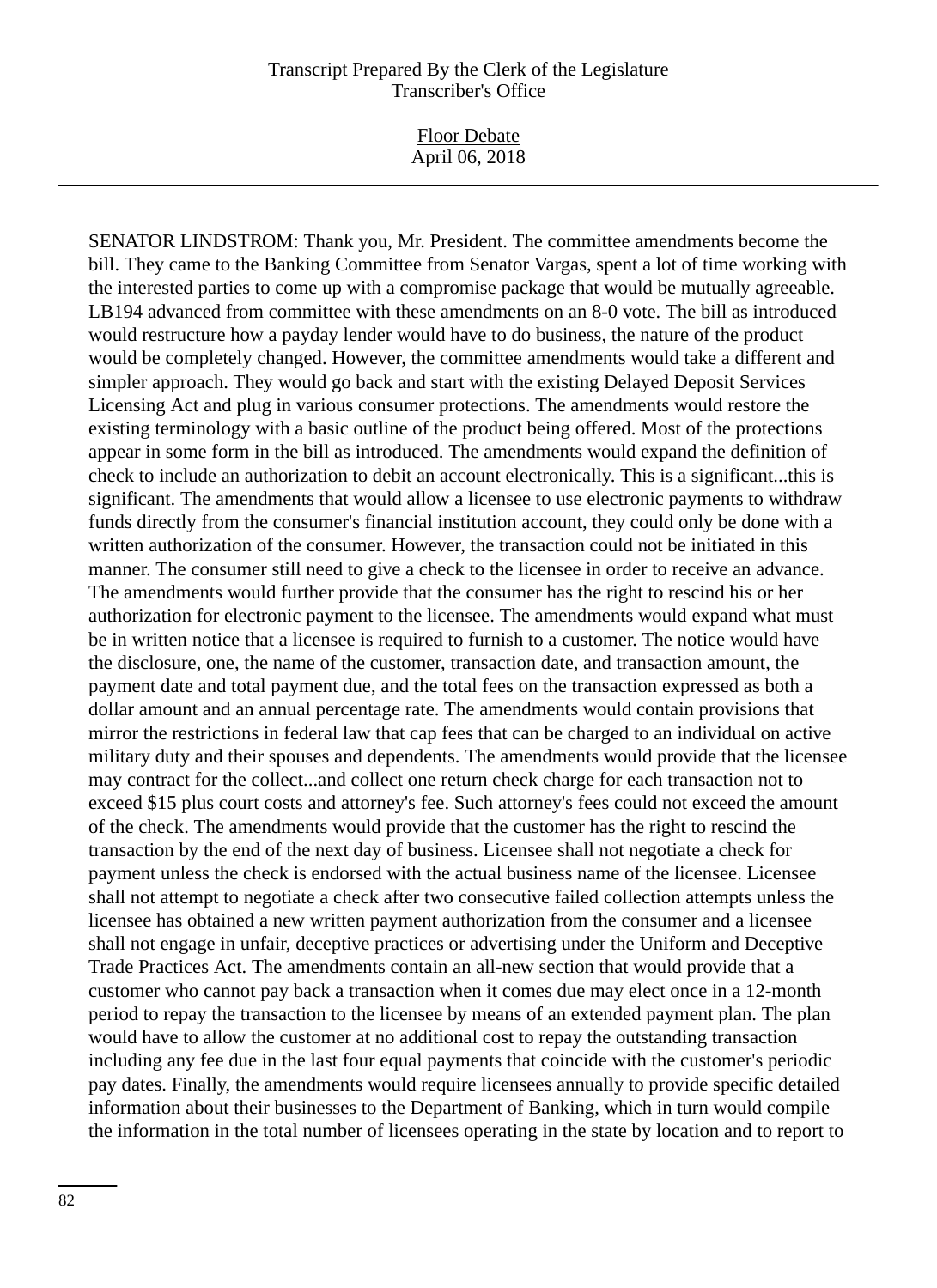SENATOR LINDSTROM: Thank you, Mr. President. The committee amendments become the bill. They came to the Banking Committee from Senator Vargas, spent a lot of time working with the interested parties to come up with a compromise package that would be mutually agreeable. LB194 advanced from committee with these amendments on an 8-0 vote. The bill as introduced would restructure how a payday lender would have to do business, the nature of the product would be completely changed. However, the committee amendments would take a different and simpler approach. They would go back and start with the existing Delayed Deposit Services Licensing Act and plug in various consumer protections. The amendments would restore the existing terminology with a basic outline of the product being offered. Most of the protections appear in some form in the bill as introduced. The amendments would expand the definition of check to include an authorization to debit an account electronically. This is a significant...this is significant. The amendments that would allow a licensee to use electronic payments to withdraw funds directly from the consumer's financial institution account, they could only be done with a written authorization of the consumer. However, the transaction could not be initiated in this manner. The consumer still need to give a check to the licensee in order to receive an advance. The amendments would further provide that the consumer has the right to rescind his or her authorization for electronic payment to the licensee. The amendments would expand what must be in written notice that a licensee is required to furnish to a customer. The notice would have the disclosure, one, the name of the customer, transaction date, and transaction amount, the payment date and total payment due, and the total fees on the transaction expressed as both a dollar amount and an annual percentage rate. The amendments would contain provisions that mirror the restrictions in federal law that cap fees that can be charged to an individual on active military duty and their spouses and dependents. The amendments would provide that the licensee may contract for the collect...and collect one return check charge for each transaction not to exceed $15 plus court costs and attorney's fee. Such attorney's fees could not exceed the amount of the check. The amendments would provide that the customer has the right to rescind the transaction by the end of the next day of business. Licensee shall not negotiate a check for payment unless the check is endorsed with the actual business name of the licensee. Licensee shall not attempt to negotiate a check after two consecutive failed collection attempts unless the licensee has obtained a new written payment authorization from the consumer and a licensee shall not engage in unfair, deceptive practices or advertising under the Uniform and Deceptive Trade Practices Act. The amendments contain an all-new section that would provide that a customer who cannot pay back a transaction when it comes due may elect once in a 12-month period to repay the transaction to the licensee by means of an extended payment plan. The plan would have to allow the customer at no additional cost to repay the outstanding transaction including any fee due in the last four equal payments that coincide with the customer's periodic pay dates. Finally, the amendments would require licensees annually to provide specific detailed information about their businesses to the Department of Banking, which in turn would compile the information in the total number of licensees operating in the state by location and to report to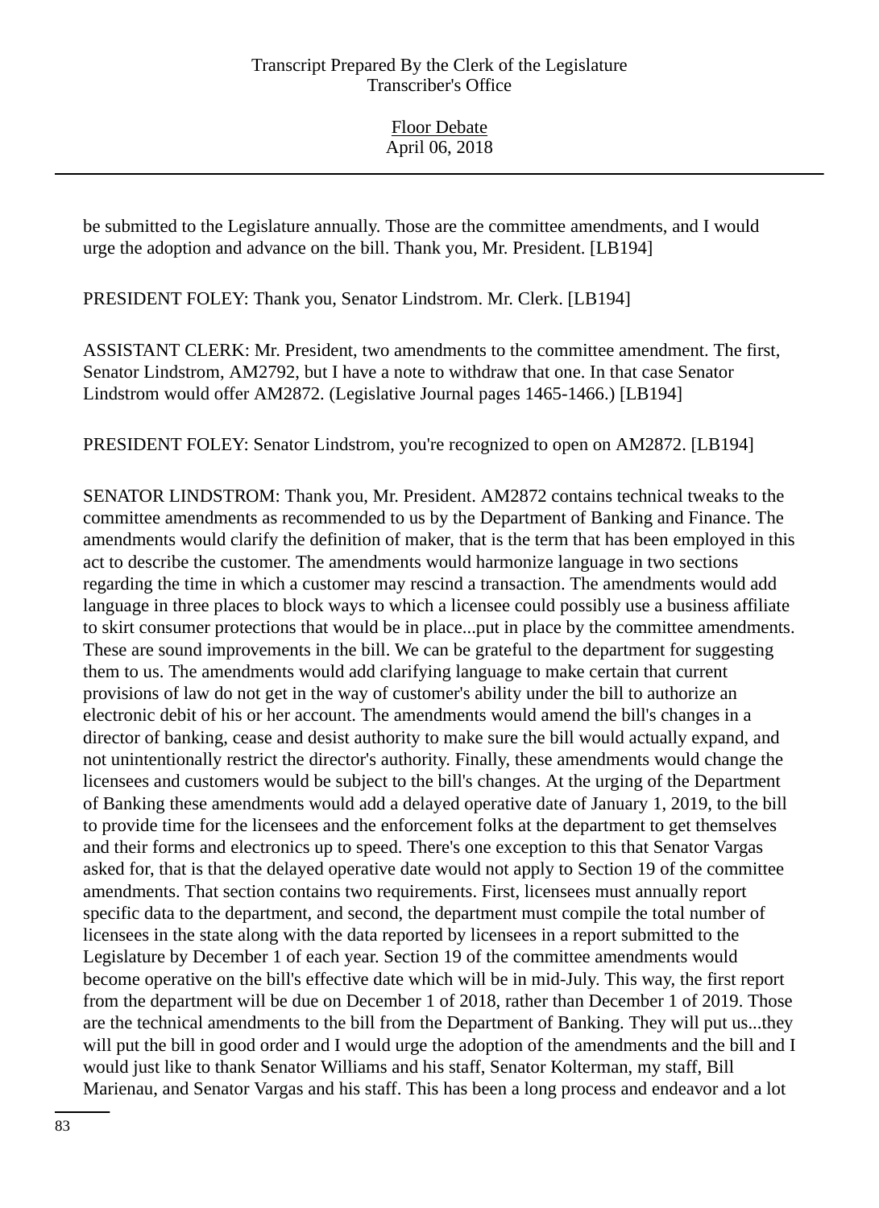be submitted to the Legislature annually. Those are the committee amendments, and I would urge the adoption and advance on the bill. Thank you, Mr. President. [LB194]

PRESIDENT FOLEY: Thank you, Senator Lindstrom. Mr. Clerk. [LB194]

ASSISTANT CLERK: Mr. President, two amendments to the committee amendment. The first, Senator Lindstrom, AM2792, but I have a note to withdraw that one. In that case Senator Lindstrom would offer AM2872. (Legislative Journal pages 1465-1466.) [LB194]

PRESIDENT FOLEY: Senator Lindstrom, you're recognized to open on AM2872. [LB194]

SENATOR LINDSTROM: Thank you, Mr. President. AM2872 contains technical tweaks to the committee amendments as recommended to us by the Department of Banking and Finance. The amendments would clarify the definition of maker, that is the term that has been employed in this act to describe the customer. The amendments would harmonize language in two sections regarding the time in which a customer may rescind a transaction. The amendments would add language in three places to block ways to which a licensee could possibly use a business affiliate to skirt consumer protections that would be in place...put in place by the committee amendments. These are sound improvements in the bill. We can be grateful to the department for suggesting them to us. The amendments would add clarifying language to make certain that current provisions of law do not get in the way of customer's ability under the bill to authorize an electronic debit of his or her account. The amendments would amend the bill's changes in a director of banking, cease and desist authority to make sure the bill would actually expand, and not unintentionally restrict the director's authority. Finally, these amendments would change the licensees and customers would be subject to the bill's changes. At the urging of the Department of Banking these amendments would add a delayed operative date of January 1, 2019, to the bill to provide time for the licensees and the enforcement folks at the department to get themselves and their forms and electronics up to speed. There's one exception to this that Senator Vargas asked for, that is that the delayed operative date would not apply to Section 19 of the committee amendments. That section contains two requirements. First, licensees must annually report specific data to the department, and second, the department must compile the total number of licensees in the state along with the data reported by licensees in a report submitted to the Legislature by December 1 of each year. Section 19 of the committee amendments would become operative on the bill's effective date which will be in mid-July. This way, the first report from the department will be due on December 1 of 2018, rather than December 1 of 2019. Those are the technical amendments to the bill from the Department of Banking. They will put us...they will put the bill in good order and I would urge the adoption of the amendments and the bill and I would just like to thank Senator Williams and his staff, Senator Kolterman, my staff, Bill Marienau, and Senator Vargas and his staff. This has been a long process and endeavor and a lot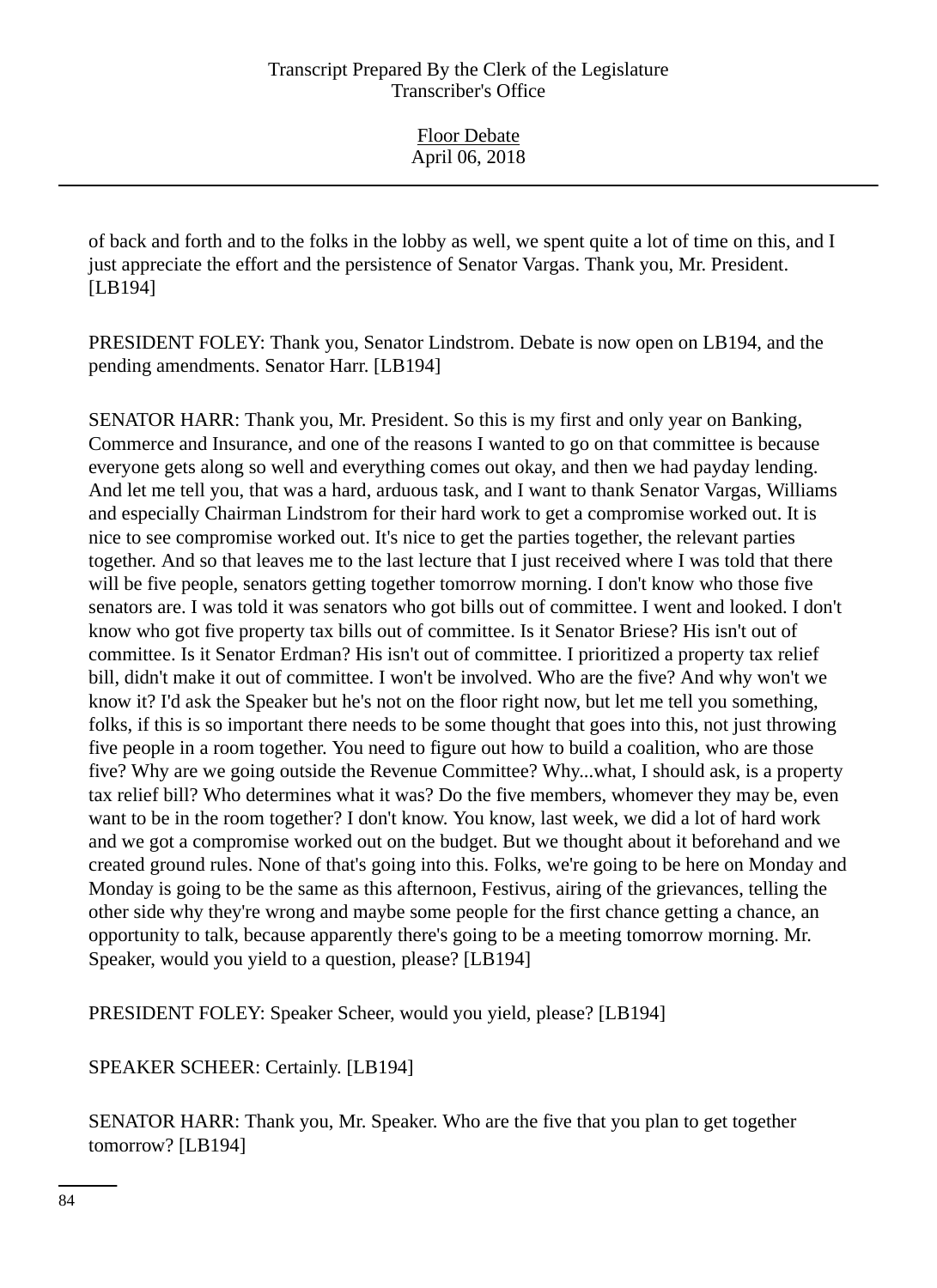of back and forth and to the folks in the lobby as well, we spent quite a lot of time on this, and I just appreciate the effort and the persistence of Senator Vargas. Thank you, Mr. President. [LB194]

PRESIDENT FOLEY: Thank you, Senator Lindstrom. Debate is now open on LB194, and the pending amendments. Senator Harr. [LB194]

SENATOR HARR: Thank you, Mr. President. So this is my first and only year on Banking, Commerce and Insurance, and one of the reasons I wanted to go on that committee is because everyone gets along so well and everything comes out okay, and then we had payday lending. And let me tell you, that was a hard, arduous task, and I want to thank Senator Vargas, Williams and especially Chairman Lindstrom for their hard work to get a compromise worked out. It is nice to see compromise worked out. It's nice to get the parties together, the relevant parties together. And so that leaves me to the last lecture that I just received where I was told that there will be five people, senators getting together tomorrow morning. I don't know who those five senators are. I was told it was senators who got bills out of committee. I went and looked. I don't know who got five property tax bills out of committee. Is it Senator Briese? His isn't out of committee. Is it Senator Erdman? His isn't out of committee. I prioritized a property tax relief bill, didn't make it out of committee. I won't be involved. Who are the five? And why won't we know it? I'd ask the Speaker but he's not on the floor right now, but let me tell you something, folks, if this is so important there needs to be some thought that goes into this, not just throwing five people in a room together. You need to figure out how to build a coalition, who are those five? Why are we going outside the Revenue Committee? Why...what, I should ask, is a property tax relief bill? Who determines what it was? Do the five members, whomever they may be, even want to be in the room together? I don't know. You know, last week, we did a lot of hard work and we got a compromise worked out on the budget. But we thought about it beforehand and we created ground rules. None of that's going into this. Folks, we're going to be here on Monday and Monday is going to be the same as this afternoon, Festivus, airing of the grievances, telling the other side why they're wrong and maybe some people for the first chance getting a chance, an opportunity to talk, because apparently there's going to be a meeting tomorrow morning. Mr. Speaker, would you yield to a question, please? [LB194]

PRESIDENT FOLEY: Speaker Scheer, would you yield, please? [LB194]

SPEAKER SCHEER: Certainly. [LB194]

SENATOR HARR: Thank you, Mr. Speaker. Who are the five that you plan to get together tomorrow? [LB194]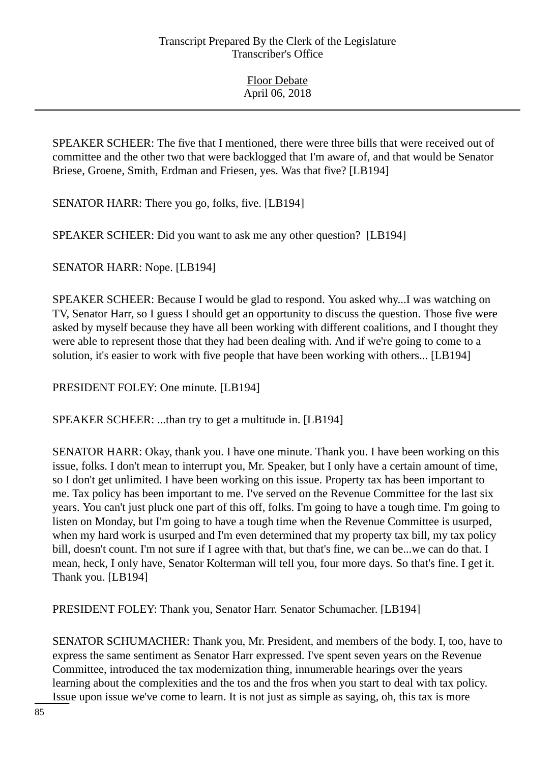SPEAKER SCHEER: The five that I mentioned, there were three bills that were received out of committee and the other two that were backlogged that I'm aware of, and that would be Senator Briese, Groene, Smith, Erdman and Friesen, yes. Was that five? [LB194]

SENATOR HARR: There you go, folks, five. [LB194]

SPEAKER SCHEER: Did you want to ask me any other question? [LB194]

SENATOR HARR: Nope. [LB194]

SPEAKER SCHEER: Because I would be glad to respond. You asked why...I was watching on TV, Senator Harr, so I guess I should get an opportunity to discuss the question. Those five were asked by myself because they have all been working with different coalitions, and I thought they were able to represent those that they had been dealing with. And if we're going to come to a solution, it's easier to work with five people that have been working with others... [LB194]

PRESIDENT FOLEY: One minute. [LB194]

SPEAKER SCHEER: ...than try to get a multitude in. [LB194]

SENATOR HARR: Okay, thank you. I have one minute. Thank you. I have been working on this issue, folks. I don't mean to interrupt you, Mr. Speaker, but I only have a certain amount of time, so I don't get unlimited. I have been working on this issue. Property tax has been important to me. Tax policy has been important to me. I've served on the Revenue Committee for the last six years. You can't just pluck one part of this off, folks. I'm going to have a tough time. I'm going to listen on Monday, but I'm going to have a tough time when the Revenue Committee is usurped, when my hard work is usurped and I'm even determined that my property tax bill, my tax policy bill, doesn't count. I'm not sure if I agree with that, but that's fine, we can be...we can do that. I mean, heck, I only have, Senator Kolterman will tell you, four more days. So that's fine. I get it. Thank you. [LB194]

PRESIDENT FOLEY: Thank you, Senator Harr. Senator Schumacher. [LB194]

SENATOR SCHUMACHER: Thank you, Mr. President, and members of the body. I, too, have to express the same sentiment as Senator Harr expressed. I've spent seven years on the Revenue Committee, introduced the tax modernization thing, innumerable hearings over the years learning about the complexities and the tos and the fros when you start to deal with tax policy. Issue upon issue we've come to learn. It is not just as simple as saying, oh, this tax is more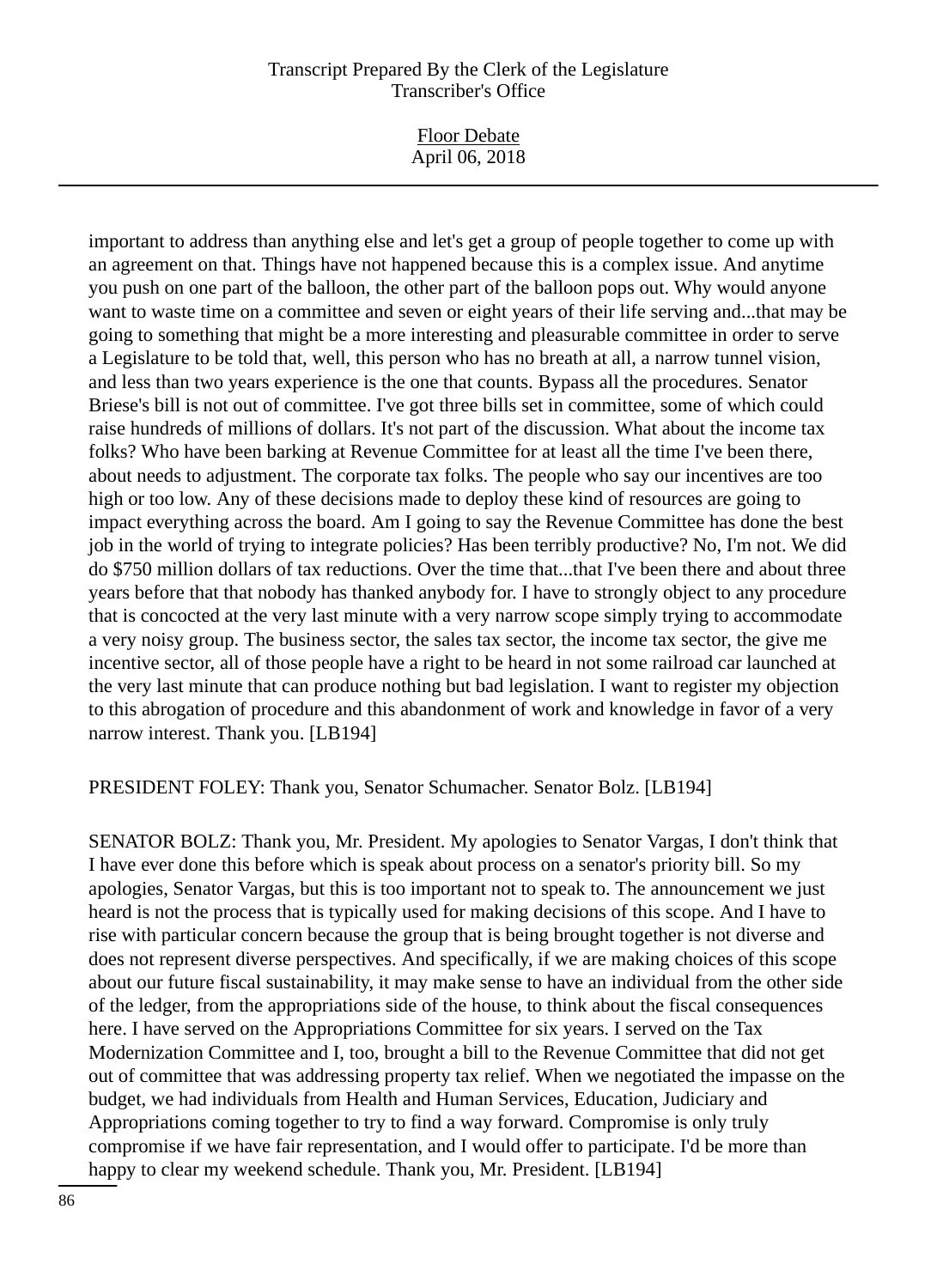important to address than anything else and let's get a group of people together to come up with an agreement on that. Things have not happened because this is a complex issue. And anytime you push on one part of the balloon, the other part of the balloon pops out. Why would anyone want to waste time on a committee and seven or eight years of their life serving and...that may be going to something that might be a more interesting and pleasurable committee in order to serve a Legislature to be told that, well, this person who has no breath at all, a narrow tunnel vision, and less than two years experience is the one that counts. Bypass all the procedures. Senator Briese's bill is not out of committee. I've got three bills set in committee, some of which could raise hundreds of millions of dollars. It's not part of the discussion. What about the income tax folks? Who have been barking at Revenue Committee for at least all the time I've been there, about needs to adjustment. The corporate tax folks. The people who say our incentives are too high or too low. Any of these decisions made to deploy these kind of resources are going to impact everything across the board. Am I going to say the Revenue Committee has done the best job in the world of trying to integrate policies? Has been terribly productive? No, I'm not. We did do $750 million dollars of tax reductions. Over the time that...that I've been there and about three years before that that nobody has thanked anybody for. I have to strongly object to any procedure that is concocted at the very last minute with a very narrow scope simply trying to accommodate a very noisy group. The business sector, the sales tax sector, the income tax sector, the give me incentive sector, all of those people have a right to be heard in not some railroad car launched at the very last minute that can produce nothing but bad legislation. I want to register my objection to this abrogation of procedure and this abandonment of work and knowledge in favor of a very narrow interest. Thank you. [LB194]

PRESIDENT FOLEY: Thank you, Senator Schumacher. Senator Bolz. [LB194]

SENATOR BOLZ: Thank you, Mr. President. My apologies to Senator Vargas, I don't think that I have ever done this before which is speak about process on a senator's priority bill. So my apologies, Senator Vargas, but this is too important not to speak to. The announcement we just heard is not the process that is typically used for making decisions of this scope. And I have to rise with particular concern because the group that is being brought together is not diverse and does not represent diverse perspectives. And specifically, if we are making choices of this scope about our future fiscal sustainability, it may make sense to have an individual from the other side of the ledger, from the appropriations side of the house, to think about the fiscal consequences here. I have served on the Appropriations Committee for six years. I served on the Tax Modernization Committee and I, too, brought a bill to the Revenue Committee that did not get out of committee that was addressing property tax relief. When we negotiated the impasse on the budget, we had individuals from Health and Human Services, Education, Judiciary and Appropriations coming together to try to find a way forward. Compromise is only truly compromise if we have fair representation, and I would offer to participate. I'd be more than happy to clear my weekend schedule. Thank you, Mr. President. [LB194]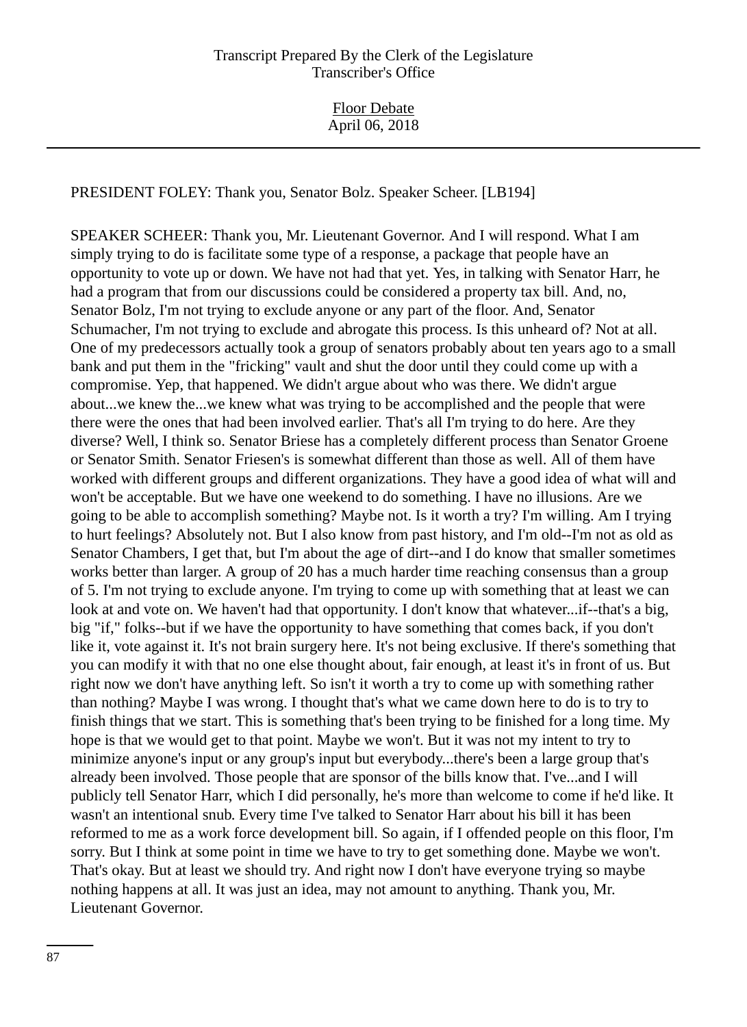PRESIDENT FOLEY: Thank you, Senator Bolz. Speaker Scheer. [LB194]

SPEAKER SCHEER: Thank you, Mr. Lieutenant Governor. And I will respond. What I am simply trying to do is facilitate some type of a response, a package that people have an opportunity to vote up or down. We have not had that yet. Yes, in talking with Senator Harr, he had a program that from our discussions could be considered a property tax bill. And, no, Senator Bolz, I'm not trying to exclude anyone or any part of the floor. And, Senator Schumacher, I'm not trying to exclude and abrogate this process. Is this unheard of? Not at all. One of my predecessors actually took a group of senators probably about ten years ago to a small bank and put them in the "fricking" vault and shut the door until they could come up with a compromise. Yep, that happened. We didn't argue about who was there. We didn't argue about...we knew the...we knew what was trying to be accomplished and the people that were there were the ones that had been involved earlier. That's all I'm trying to do here. Are they diverse? Well, I think so. Senator Briese has a completely different process than Senator Groene or Senator Smith. Senator Friesen's is somewhat different than those as well. All of them have worked with different groups and different organizations. They have a good idea of what will and won't be acceptable. But we have one weekend to do something. I have no illusions. Are we going to be able to accomplish something? Maybe not. Is it worth a try? I'm willing. Am I trying to hurt feelings? Absolutely not. But I also know from past history, and I'm old--I'm not as old as Senator Chambers, I get that, but I'm about the age of dirt--and I do know that smaller sometimes works better than larger. A group of 20 has a much harder time reaching consensus than a group of 5. I'm not trying to exclude anyone. I'm trying to come up with something that at least we can look at and vote on. We haven't had that opportunity. I don't know that whatever...if--that's a big, big "if," folks--but if we have the opportunity to have something that comes back, if you don't like it, vote against it. It's not brain surgery here. It's not being exclusive. If there's something that you can modify it with that no one else thought about, fair enough, at least it's in front of us. But right now we don't have anything left. So isn't it worth a try to come up with something rather than nothing? Maybe I was wrong. I thought that's what we came down here to do is to try to finish things that we start. This is something that's been trying to be finished for a long time. My hope is that we would get to that point. Maybe we won't. But it was not my intent to try to minimize anyone's input or any group's input but everybody...there's been a large group that's already been involved. Those people that are sponsor of the bills know that. I've...and I will publicly tell Senator Harr, which I did personally, he's more than welcome to come if he'd like. It wasn't an intentional snub. Every time I've talked to Senator Harr about his bill it has been reformed to me as a work force development bill. So again, if I offended people on this floor, I'm sorry. But I think at some point in time we have to try to get something done. Maybe we won't. That's okay. But at least we should try. And right now I don't have everyone trying so maybe nothing happens at all. It was just an idea, may not amount to anything. Thank you, Mr. Lieutenant Governor.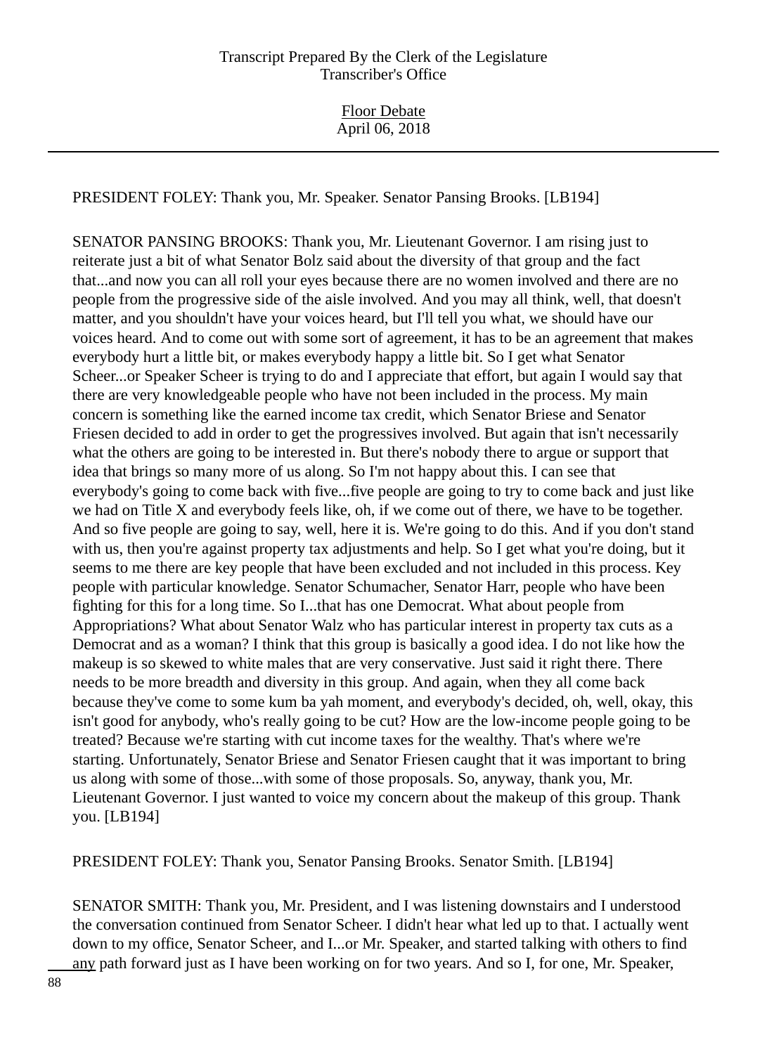PRESIDENT FOLEY: Thank you, Mr. Speaker. Senator Pansing Brooks. [LB194]

SENATOR PANSING BROOKS: Thank you, Mr. Lieutenant Governor. I am rising just to reiterate just a bit of what Senator Bolz said about the diversity of that group and the fact that...and now you can all roll your eyes because there are no women involved and there are no people from the progressive side of the aisle involved. And you may all think, well, that doesn't matter, and you shouldn't have your voices heard, but I'll tell you what, we should have our voices heard. And to come out with some sort of agreement, it has to be an agreement that makes everybody hurt a little bit, or makes everybody happy a little bit. So I get what Senator Scheer...or Speaker Scheer is trying to do and I appreciate that effort, but again I would say that there are very knowledgeable people who have not been included in the process. My main concern is something like the earned income tax credit, which Senator Briese and Senator Friesen decided to add in order to get the progressives involved. But again that isn't necessarily what the others are going to be interested in. But there's nobody there to argue or support that idea that brings so many more of us along. So I'm not happy about this. I can see that everybody's going to come back with five...five people are going to try to come back and just like we had on Title X and everybody feels like, oh, if we come out of there, we have to be together. And so five people are going to say, well, here it is. We're going to do this. And if you don't stand with us, then you're against property tax adjustments and help. So I get what you're doing, but it seems to me there are key people that have been excluded and not included in this process. Key people with particular knowledge. Senator Schumacher, Senator Harr, people who have been fighting for this for a long time. So I...that has one Democrat. What about people from Appropriations? What about Senator Walz who has particular interest in property tax cuts as a Democrat and as a woman? I think that this group is basically a good idea. I do not like how the makeup is so skewed to white males that are very conservative. Just said it right there. There needs to be more breadth and diversity in this group. And again, when they all come back because they've come to some kum ba yah moment, and everybody's decided, oh, well, okay, this isn't good for anybody, who's really going to be cut? How are the low-income people going to be treated? Because we're starting with cut income taxes for the wealthy. That's where we're starting. Unfortunately, Senator Briese and Senator Friesen caught that it was important to bring us along with some of those...with some of those proposals. So, anyway, thank you, Mr. Lieutenant Governor. I just wanted to voice my concern about the makeup of this group. Thank you. [LB194]

PRESIDENT FOLEY: Thank you, Senator Pansing Brooks. Senator Smith. [LB194]

SENATOR SMITH: Thank you, Mr. President, and I was listening downstairs and I understood the conversation continued from Senator Scheer. I didn't hear what led up to that. I actually went down to my office, Senator Scheer, and I...or Mr. Speaker, and started talking with others to find any path forward just as I have been working on for two years. And so I, for one, Mr. Speaker,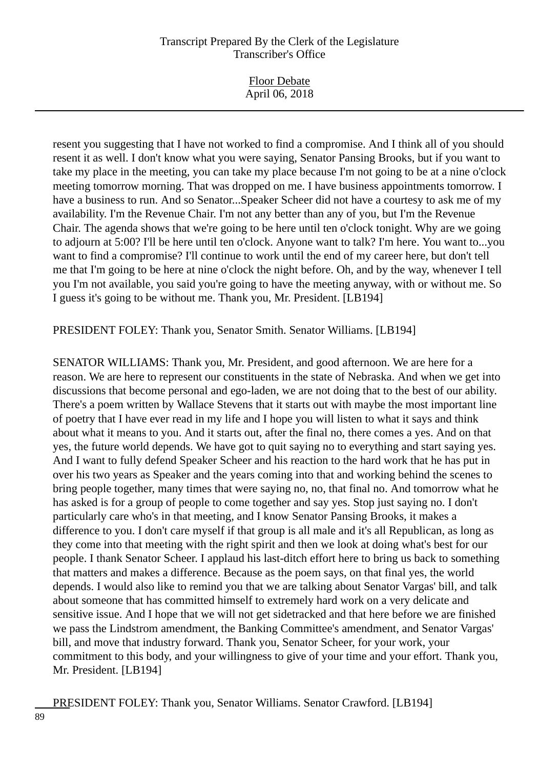resent you suggesting that I have not worked to find a compromise. And I think all of you should resent it as well. I don't know what you were saying, Senator Pansing Brooks, but if you want to take my place in the meeting, you can take my place because I'm not going to be at a nine o'clock meeting tomorrow morning. That was dropped on me. I have business appointments tomorrow. I have a business to run. And so Senator...Speaker Scheer did not have a courtesy to ask me of my availability. I'm the Revenue Chair. I'm not any better than any of you, but I'm the Revenue Chair. The agenda shows that we're going to be here until ten o'clock tonight. Why are we going to adjourn at 5:00? I'll be here until ten o'clock. Anyone want to talk? I'm here. You want to...you want to find a compromise? I'll continue to work until the end of my career here, but don't tell me that I'm going to be here at nine o'clock the night before. Oh, and by the way, whenever I tell you I'm not available, you said you're going to have the meeting anyway, with or without me. So I guess it's going to be without me. Thank you, Mr. President. [LB194]

PRESIDENT FOLEY: Thank you, Senator Smith. Senator Williams. [LB194]

SENATOR WILLIAMS: Thank you, Mr. President, and good afternoon. We are here for a reason. We are here to represent our constituents in the state of Nebraska. And when we get into discussions that become personal and ego-laden, we are not doing that to the best of our ability. There's a poem written by Wallace Stevens that it starts out with maybe the most important line of poetry that I have ever read in my life and I hope you will listen to what it says and think about what it means to you. And it starts out, after the final no, there comes a yes. And on that yes, the future world depends. We have got to quit saying no to everything and start saying yes. And I want to fully defend Speaker Scheer and his reaction to the hard work that he has put in over his two years as Speaker and the years coming into that and working behind the scenes to bring people together, many times that were saying no, no, that final no. And tomorrow what he has asked is for a group of people to come together and say yes. Stop just saying no. I don't particularly care who's in that meeting, and I know Senator Pansing Brooks, it makes a difference to you. I don't care myself if that group is all male and it's all Republican, as long as they come into that meeting with the right spirit and then we look at doing what's best for our people. I thank Senator Scheer. I applaud his last-ditch effort here to bring us back to something that matters and makes a difference. Because as the poem says, on that final yes, the world depends. I would also like to remind you that we are talking about Senator Vargas' bill, and talk about someone that has committed himself to extremely hard work on a very delicate and sensitive issue. And I hope that we will not get sidetracked and that here before we are finished we pass the Lindstrom amendment, the Banking Committee's amendment, and Senator Vargas' bill, and move that industry forward. Thank you, Senator Scheer, for your work, your commitment to this body, and your willingness to give of your time and your effort. Thank you, Mr. President. [LB194]

PRESIDENT FOLEY: Thank you, Senator Williams. Senator Crawford. [LB194]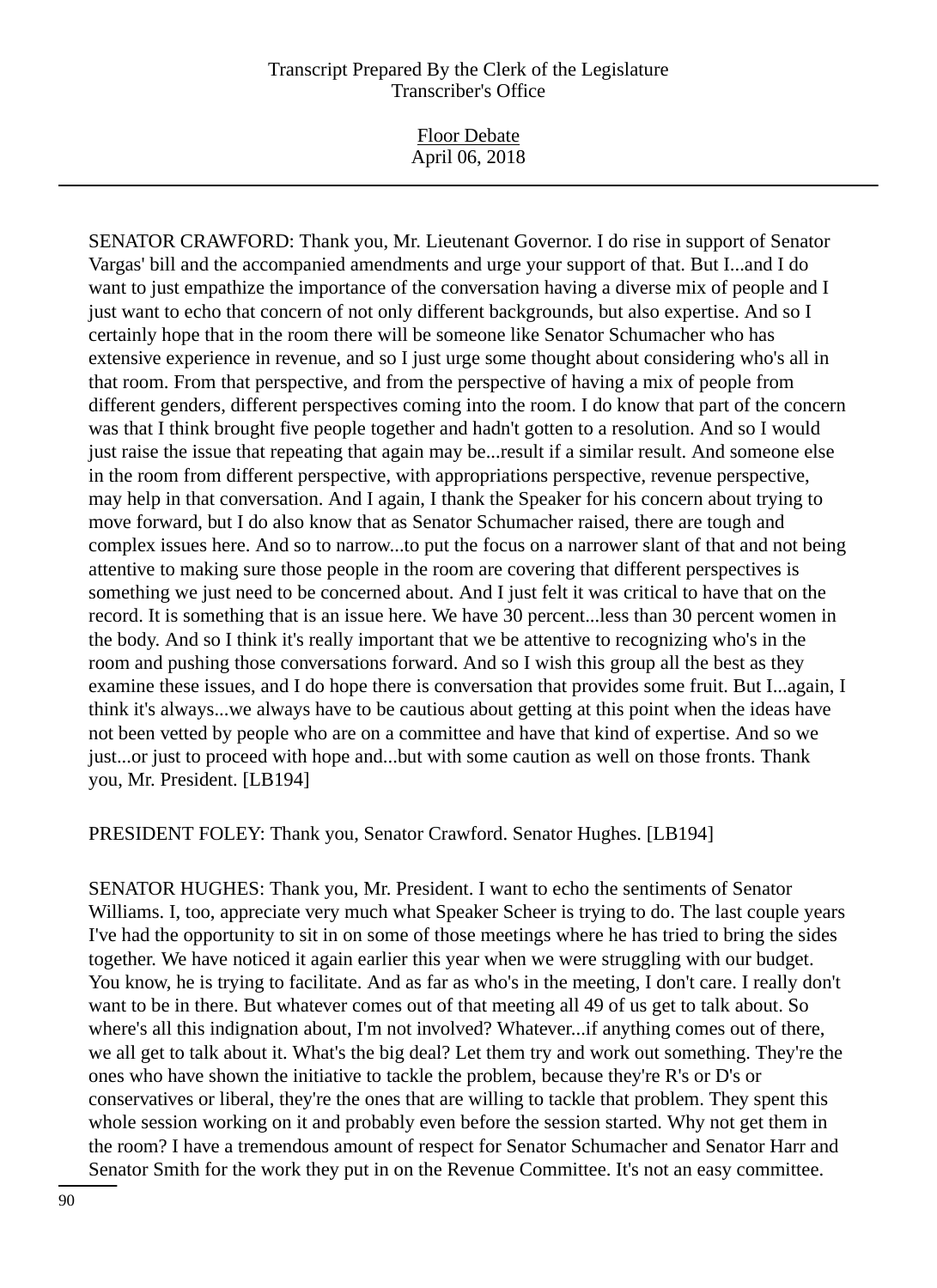SENATOR CRAWFORD: Thank you, Mr. Lieutenant Governor. I do rise in support of Senator Vargas' bill and the accompanied amendments and urge your support of that. But I...and I do want to just empathize the importance of the conversation having a diverse mix of people and I just want to echo that concern of not only different backgrounds, but also expertise. And so I certainly hope that in the room there will be someone like Senator Schumacher who has extensive experience in revenue, and so I just urge some thought about considering who's all in that room. From that perspective, and from the perspective of having a mix of people from different genders, different perspectives coming into the room. I do know that part of the concern was that I think brought five people together and hadn't gotten to a resolution. And so I would just raise the issue that repeating that again may be...result if a similar result. And someone else in the room from different perspective, with appropriations perspective, revenue perspective, may help in that conversation. And I again, I thank the Speaker for his concern about trying to move forward, but I do also know that as Senator Schumacher raised, there are tough and complex issues here. And so to narrow...to put the focus on a narrower slant of that and not being attentive to making sure those people in the room are covering that different perspectives is something we just need to be concerned about. And I just felt it was critical to have that on the record. It is something that is an issue here. We have 30 percent...less than 30 percent women in the body. And so I think it's really important that we be attentive to recognizing who's in the room and pushing those conversations forward. And so I wish this group all the best as they examine these issues, and I do hope there is conversation that provides some fruit. But I...again, I think it's always...we always have to be cautious about getting at this point when the ideas have not been vetted by people who are on a committee and have that kind of expertise. And so we just...or just to proceed with hope and...but with some caution as well on those fronts. Thank you, Mr. President. [LB194]

PRESIDENT FOLEY: Thank you, Senator Crawford. Senator Hughes. [LB194]

SENATOR HUGHES: Thank you, Mr. President. I want to echo the sentiments of Senator Williams. I, too, appreciate very much what Speaker Scheer is trying to do. The last couple years I've had the opportunity to sit in on some of those meetings where he has tried to bring the sides together. We have noticed it again earlier this year when we were struggling with our budget. You know, he is trying to facilitate. And as far as who's in the meeting, I don't care. I really don't want to be in there. But whatever comes out of that meeting all 49 of us get to talk about. So where's all this indignation about, I'm not involved? Whatever...if anything comes out of there, we all get to talk about it. What's the big deal? Let them try and work out something. They're the ones who have shown the initiative to tackle the problem, because they're R's or D's or conservatives or liberal, they're the ones that are willing to tackle that problem. They spent this whole session working on it and probably even before the session started. Why not get them in the room? I have a tremendous amount of respect for Senator Schumacher and Senator Harr and Senator Smith for the work they put in on the Revenue Committee. It's not an easy committee.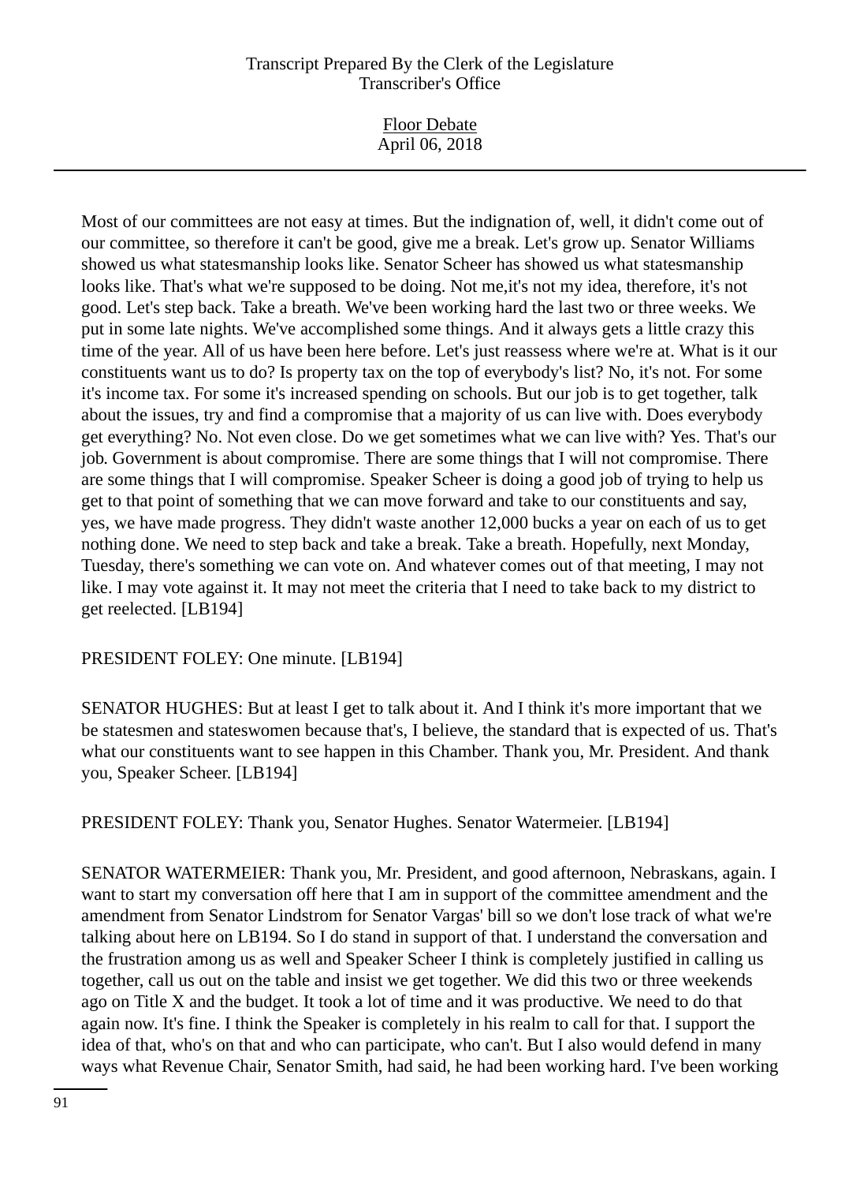Most of our committees are not easy at times. But the indignation of, well, it didn't come out of our committee, so therefore it can't be good, give me a break. Let's grow up. Senator Williams showed us what statesmanship looks like. Senator Scheer has showed us what statesmanship looks like. That's what we're supposed to be doing. Not me,it's not my idea, therefore, it's not good. Let's step back. Take a breath. We've been working hard the last two or three weeks. We put in some late nights. We've accomplished some things. And it always gets a little crazy this time of the year. All of us have been here before. Let's just reassess where we're at. What is it our constituents want us to do? Is property tax on the top of everybody's list? No, it's not. For some it's income tax. For some it's increased spending on schools. But our job is to get together, talk about the issues, try and find a compromise that a majority of us can live with. Does everybody get everything? No. Not even close. Do we get sometimes what we can live with? Yes. That's our job. Government is about compromise. There are some things that I will not compromise. There are some things that I will compromise. Speaker Scheer is doing a good job of trying to help us get to that point of something that we can move forward and take to our constituents and say, yes, we have made progress. They didn't waste another 12,000 bucks a year on each of us to get nothing done. We need to step back and take a break. Take a breath. Hopefully, next Monday, Tuesday, there's something we can vote on. And whatever comes out of that meeting, I may not like. I may vote against it. It may not meet the criteria that I need to take back to my district to get reelected. [LB194]

PRESIDENT FOLEY: One minute. [LB194]

SENATOR HUGHES: But at least I get to talk about it. And I think it's more important that we be statesmen and stateswomen because that's, I believe, the standard that is expected of us. That's what our constituents want to see happen in this Chamber. Thank you, Mr. President. And thank you, Speaker Scheer. [LB194]

PRESIDENT FOLEY: Thank you, Senator Hughes. Senator Watermeier. [LB194]

SENATOR WATERMEIER: Thank you, Mr. President, and good afternoon, Nebraskans, again. I want to start my conversation off here that I am in support of the committee amendment and the amendment from Senator Lindstrom for Senator Vargas' bill so we don't lose track of what we're talking about here on LB194. So I do stand in support of that. I understand the conversation and the frustration among us as well and Speaker Scheer I think is completely justified in calling us together, call us out on the table and insist we get together. We did this two or three weekends ago on Title X and the budget. It took a lot of time and it was productive. We need to do that again now. It's fine. I think the Speaker is completely in his realm to call for that. I support the idea of that, who's on that and who can participate, who can't. But I also would defend in many ways what Revenue Chair, Senator Smith, had said, he had been working hard. I've been working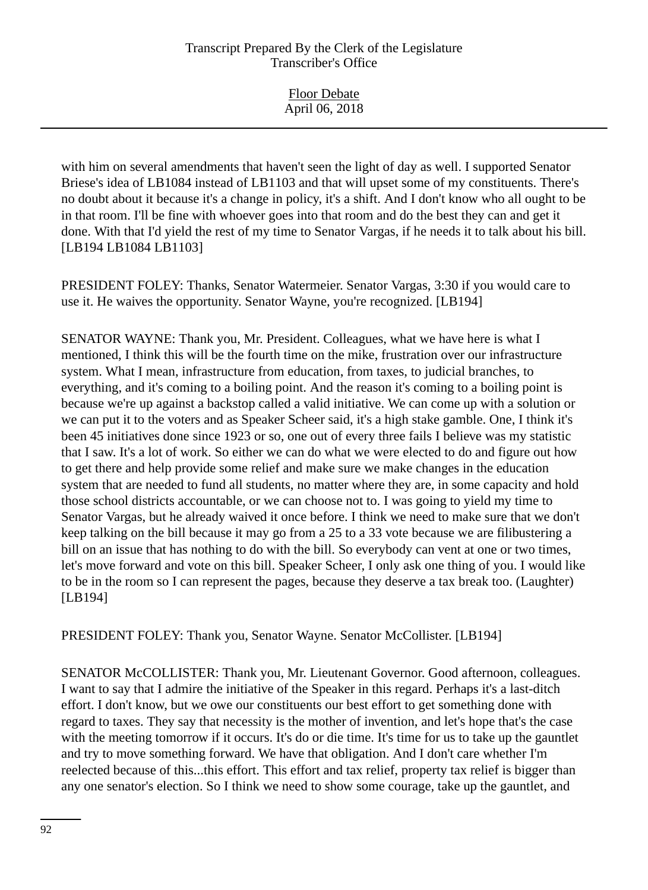with him on several amendments that haven't seen the light of day as well. I supported Senator Briese's idea of LB1084 instead of LB1103 and that will upset some of my constituents. There's no doubt about it because it's a change in policy, it's a shift. And I don't know who all ought to be in that room. I'll be fine with whoever goes into that room and do the best they can and get it done. With that I'd yield the rest of my time to Senator Vargas, if he needs it to talk about his bill. [LB194 LB1084 LB1103]

PRESIDENT FOLEY: Thanks, Senator Watermeier. Senator Vargas, 3:30 if you would care to use it. He waives the opportunity. Senator Wayne, you're recognized. [LB194]

SENATOR WAYNE: Thank you, Mr. President. Colleagues, what we have here is what I mentioned, I think this will be the fourth time on the mike, frustration over our infrastructure system. What I mean, infrastructure from education, from taxes, to judicial branches, to everything, and it's coming to a boiling point. And the reason it's coming to a boiling point is because we're up against a backstop called a valid initiative. We can come up with a solution or we can put it to the voters and as Speaker Scheer said, it's a high stake gamble. One, I think it's been 45 initiatives done since 1923 or so, one out of every three fails I believe was my statistic that I saw. It's a lot of work. So either we can do what we were elected to do and figure out how to get there and help provide some relief and make sure we make changes in the education system that are needed to fund all students, no matter where they are, in some capacity and hold those school districts accountable, or we can choose not to. I was going to yield my time to Senator Vargas, but he already waived it once before. I think we need to make sure that we don't keep talking on the bill because it may go from a 25 to a 33 vote because we are filibustering a bill on an issue that has nothing to do with the bill. So everybody can vent at one or two times, let's move forward and vote on this bill. Speaker Scheer, I only ask one thing of you. I would like to be in the room so I can represent the pages, because they deserve a tax break too. (Laughter) [LB194]

PRESIDENT FOLEY: Thank you, Senator Wayne. Senator McCollister. [LB194]

SENATOR McCOLLISTER: Thank you, Mr. Lieutenant Governor. Good afternoon, colleagues. I want to say that I admire the initiative of the Speaker in this regard. Perhaps it's a last-ditch effort. I don't know, but we owe our constituents our best effort to get something done with regard to taxes. They say that necessity is the mother of invention, and let's hope that's the case with the meeting tomorrow if it occurs. It's do or die time. It's time for us to take up the gauntlet and try to move something forward. We have that obligation. And I don't care whether I'm reelected because of this...this effort. This effort and tax relief, property tax relief is bigger than any one senator's election. So I think we need to show some courage, take up the gauntlet, and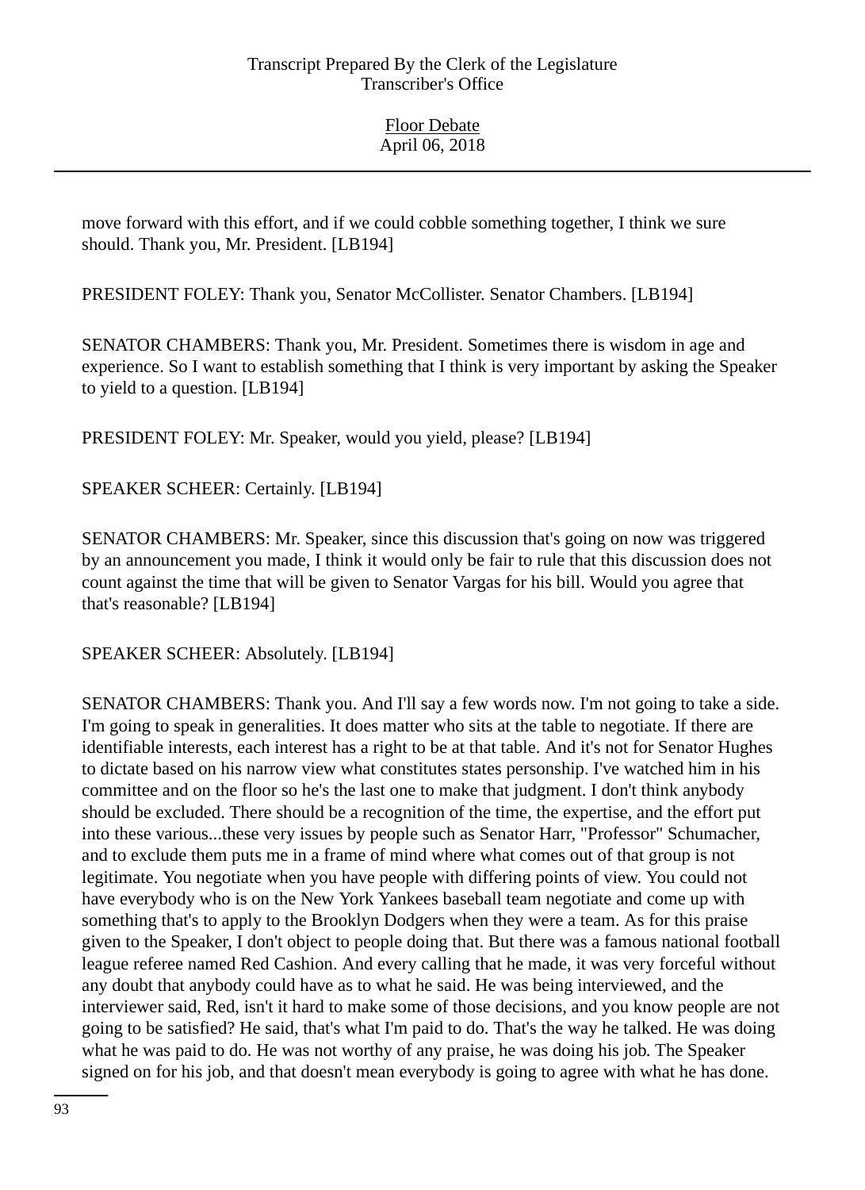move forward with this effort, and if we could cobble something together, I think we sure should. Thank you, Mr. President. [LB194]

PRESIDENT FOLEY: Thank you, Senator McCollister. Senator Chambers. [LB194]

SENATOR CHAMBERS: Thank you, Mr. President. Sometimes there is wisdom in age and experience. So I want to establish something that I think is very important by asking the Speaker to yield to a question. [LB194]

PRESIDENT FOLEY: Mr. Speaker, would you yield, please? [LB194]

SPEAKER SCHEER: Certainly. [LB194]

SENATOR CHAMBERS: Mr. Speaker, since this discussion that's going on now was triggered by an announcement you made, I think it would only be fair to rule that this discussion does not count against the time that will be given to Senator Vargas for his bill. Would you agree that that's reasonable? [LB194]

SPEAKER SCHEER: Absolutely. [LB194]

SENATOR CHAMBERS: Thank you. And I'll say a few words now. I'm not going to take a side. I'm going to speak in generalities. It does matter who sits at the table to negotiate. If there are identifiable interests, each interest has a right to be at that table. And it's not for Senator Hughes to dictate based on his narrow view what constitutes states personship. I've watched him in his committee and on the floor so he's the last one to make that judgment. I don't think anybody should be excluded. There should be a recognition of the time, the expertise, and the effort put into these various...these very issues by people such as Senator Harr, "Professor" Schumacher, and to exclude them puts me in a frame of mind where what comes out of that group is not legitimate. You negotiate when you have people with differing points of view. You could not have everybody who is on the New York Yankees baseball team negotiate and come up with something that's to apply to the Brooklyn Dodgers when they were a team. As for this praise given to the Speaker, I don't object to people doing that. But there was a famous national football league referee named Red Cashion. And every calling that he made, it was very forceful without any doubt that anybody could have as to what he said. He was being interviewed, and the interviewer said, Red, isn't it hard to make some of those decisions, and you know people are not going to be satisfied? He said, that's what I'm paid to do. That's the way he talked. He was doing what he was paid to do. He was not worthy of any praise, he was doing his job. The Speaker signed on for his job, and that doesn't mean everybody is going to agree with what he has done.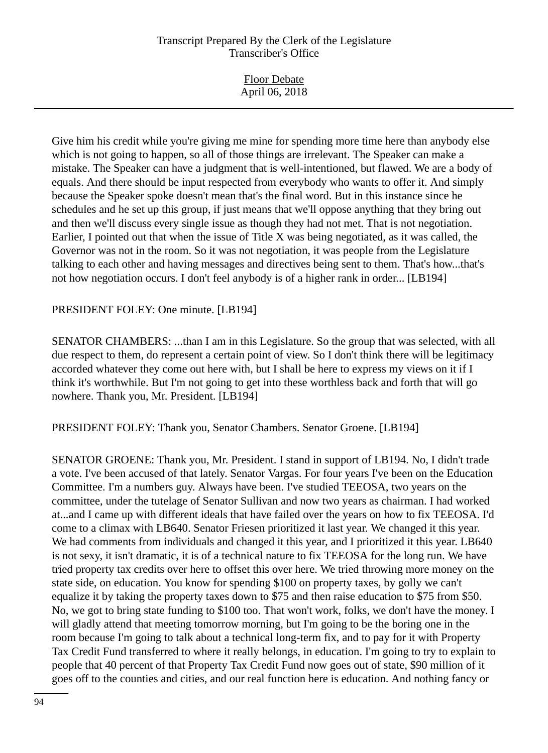Give him his credit while you're giving me mine for spending more time here than anybody else which is not going to happen, so all of those things are irrelevant. The Speaker can make a mistake. The Speaker can have a judgment that is well-intentioned, but flawed. We are a body of equals. And there should be input respected from everybody who wants to offer it. And simply because the Speaker spoke doesn't mean that's the final word. But in this instance since he schedules and he set up this group, if just means that we'll oppose anything that they bring out and then we'll discuss every single issue as though they had not met. That is not negotiation. Earlier, I pointed out that when the issue of Title X was being negotiated, as it was called, the Governor was not in the room. So it was not negotiation, it was people from the Legislature talking to each other and having messages and directives being sent to them. That's how...that's not how negotiation occurs. I don't feel anybody is of a higher rank in order... [LB194]

PRESIDENT FOLEY: One minute. [LB194]

SENATOR CHAMBERS: ...than I am in this Legislature. So the group that was selected, with all due respect to them, do represent a certain point of view. So I don't think there will be legitimacy accorded whatever they come out here with, but I shall be here to express my views on it if I think it's worthwhile. But I'm not going to get into these worthless back and forth that will go nowhere. Thank you, Mr. President. [LB194]

PRESIDENT FOLEY: Thank you, Senator Chambers. Senator Groene. [LB194]

SENATOR GROENE: Thank you, Mr. President. I stand in support of LB194. No, I didn't trade a vote. I've been accused of that lately. Senator Vargas. For four years I've been on the Education Committee. I'm a numbers guy. Always have been. I've studied TEEOSA, two years on the committee, under the tutelage of Senator Sullivan and now two years as chairman. I had worked at...and I came up with different ideals that have failed over the years on how to fix TEEOSA. I'd come to a climax with LB640. Senator Friesen prioritized it last year. We changed it this year. We had comments from individuals and changed it this year, and I prioritized it this year. LB640 is not sexy, it isn't dramatic, it is of a technical nature to fix TEEOSA for the long run. We have tried property tax credits over here to offset this over here. We tried throwing more money on the state side, on education. You know for spending $100 on property taxes, by golly we can't equalize it by taking the property taxes down to $75 and then raise education to $75 from $50. No, we got to bring state funding to $100 too. That won't work, folks, we don't have the money. I will gladly attend that meeting tomorrow morning, but I'm going to be the boring one in the room because I'm going to talk about a technical long-term fix, and to pay for it with Property Tax Credit Fund transferred to where it really belongs, in education. I'm going to try to explain to people that 40 percent of that Property Tax Credit Fund now goes out of state, $90 million of it goes off to the counties and cities, and our real function here is education. And nothing fancy or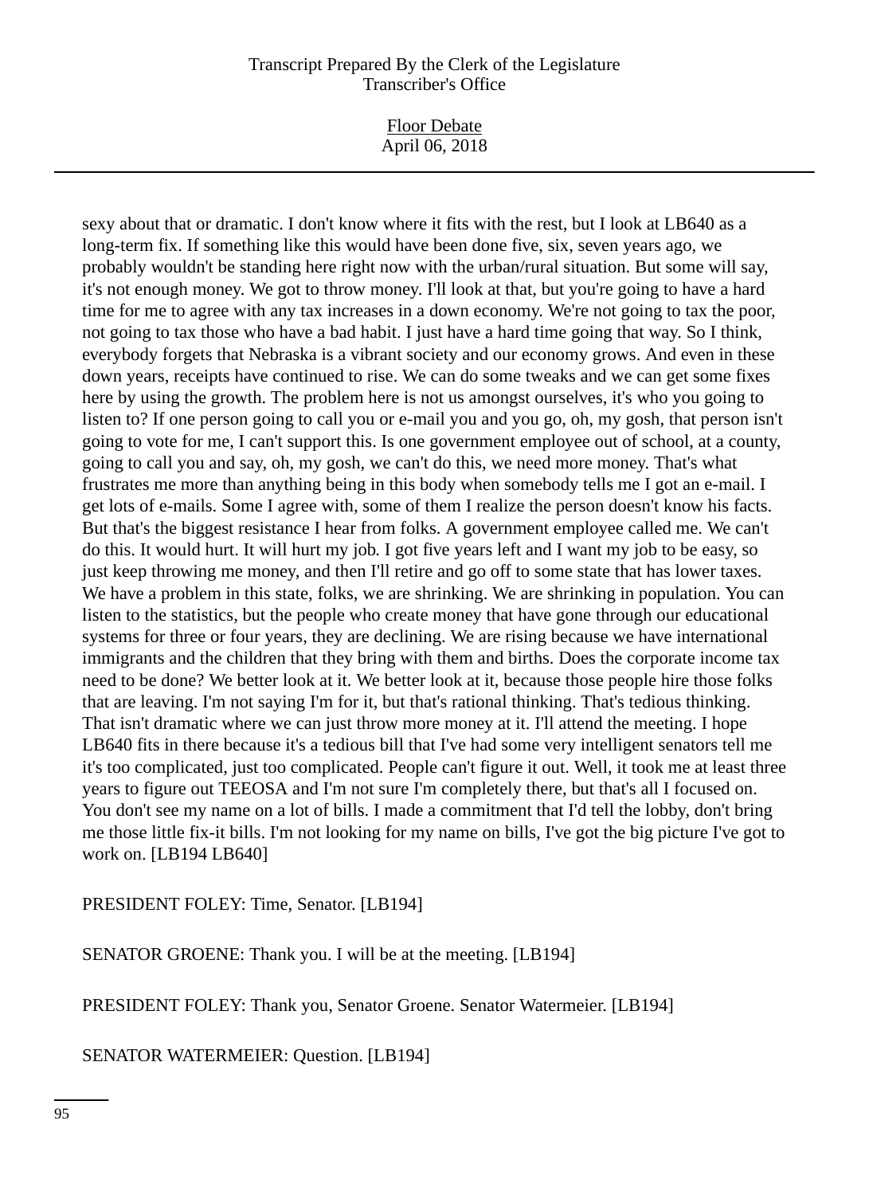sexy about that or dramatic. I don't know where it fits with the rest, but I look at LB640 as a long-term fix. If something like this would have been done five, six, seven years ago, we probably wouldn't be standing here right now with the urban/rural situation. But some will say, it's not enough money. We got to throw money. I'll look at that, but you're going to have a hard time for me to agree with any tax increases in a down economy. We're not going to tax the poor, not going to tax those who have a bad habit. I just have a hard time going that way. So I think, everybody forgets that Nebraska is a vibrant society and our economy grows. And even in these down years, receipts have continued to rise. We can do some tweaks and we can get some fixes here by using the growth. The problem here is not us amongst ourselves, it's who you going to listen to? If one person going to call you or e-mail you and you go, oh, my gosh, that person isn't going to vote for me, I can't support this. Is one government employee out of school, at a county, going to call you and say, oh, my gosh, we can't do this, we need more money. That's what frustrates me more than anything being in this body when somebody tells me I got an e-mail. I get lots of e-mails. Some I agree with, some of them I realize the person doesn't know his facts. But that's the biggest resistance I hear from folks. A government employee called me. We can't do this. It would hurt. It will hurt my job. I got five years left and I want my job to be easy, so just keep throwing me money, and then I'll retire and go off to some state that has lower taxes. We have a problem in this state, folks, we are shrinking. We are shrinking in population. You can listen to the statistics, but the people who create money that have gone through our educational systems for three or four years, they are declining. We are rising because we have international immigrants and the children that they bring with them and births. Does the corporate income tax need to be done? We better look at it. We better look at it, because those people hire those folks that are leaving. I'm not saying I'm for it, but that's rational thinking. That's tedious thinking. That isn't dramatic where we can just throw more money at it. I'll attend the meeting. I hope LB640 fits in there because it's a tedious bill that I've had some very intelligent senators tell me it's too complicated, just too complicated. People can't figure it out. Well, it took me at least three years to figure out TEEOSA and I'm not sure I'm completely there, but that's all I focused on. You don't see my name on a lot of bills. I made a commitment that I'd tell the lobby, don't bring me those little fix-it bills. I'm not looking for my name on bills, I've got the big picture I've got to work on. [LB194 LB640]

PRESIDENT FOLEY: Time, Senator. [LB194]

SENATOR GROENE: Thank you. I will be at the meeting. [LB194]

PRESIDENT FOLEY: Thank you, Senator Groene. Senator Watermeier. [LB194]

SENATOR WATERMEIER: Question. [LB194]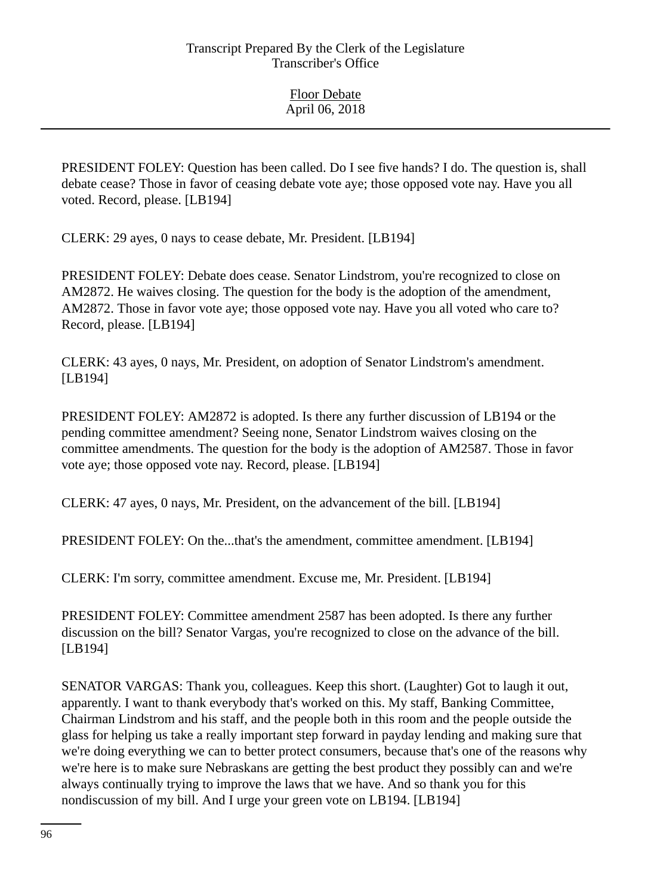PRESIDENT FOLEY: Question has been called. Do I see five hands? I do. The question is, shall debate cease? Those in favor of ceasing debate vote aye; those opposed vote nay. Have you all voted. Record, please. [LB194]

CLERK: 29 ayes, 0 nays to cease debate, Mr. President. [LB194]

PRESIDENT FOLEY: Debate does cease. Senator Lindstrom, you're recognized to close on AM2872. He waives closing. The question for the body is the adoption of the amendment, AM2872. Those in favor vote aye; those opposed vote nay. Have you all voted who care to? Record, please. [LB194]

CLERK: 43 ayes, 0 nays, Mr. President, on adoption of Senator Lindstrom's amendment. [LB194]

PRESIDENT FOLEY: AM2872 is adopted. Is there any further discussion of LB194 or the pending committee amendment? Seeing none, Senator Lindstrom waives closing on the committee amendments. The question for the body is the adoption of AM2587. Those in favor vote aye; those opposed vote nay. Record, please. [LB194]

CLERK: 47 ayes, 0 nays, Mr. President, on the advancement of the bill. [LB194]

PRESIDENT FOLEY: On the...that's the amendment, committee amendment. [LB194]

CLERK: I'm sorry, committee amendment. Excuse me, Mr. President. [LB194]

PRESIDENT FOLEY: Committee amendment 2587 has been adopted. Is there any further discussion on the bill? Senator Vargas, you're recognized to close on the advance of the bill. [LB194]

SENATOR VARGAS: Thank you, colleagues. Keep this short. (Laughter) Got to laugh it out, apparently. I want to thank everybody that's worked on this. My staff, Banking Committee, Chairman Lindstrom and his staff, and the people both in this room and the people outside the glass for helping us take a really important step forward in payday lending and making sure that we're doing everything we can to better protect consumers, because that's one of the reasons why we're here is to make sure Nebraskans are getting the best product they possibly can and we're always continually trying to improve the laws that we have. And so thank you for this nondiscussion of my bill. And I urge your green vote on LB194. [LB194]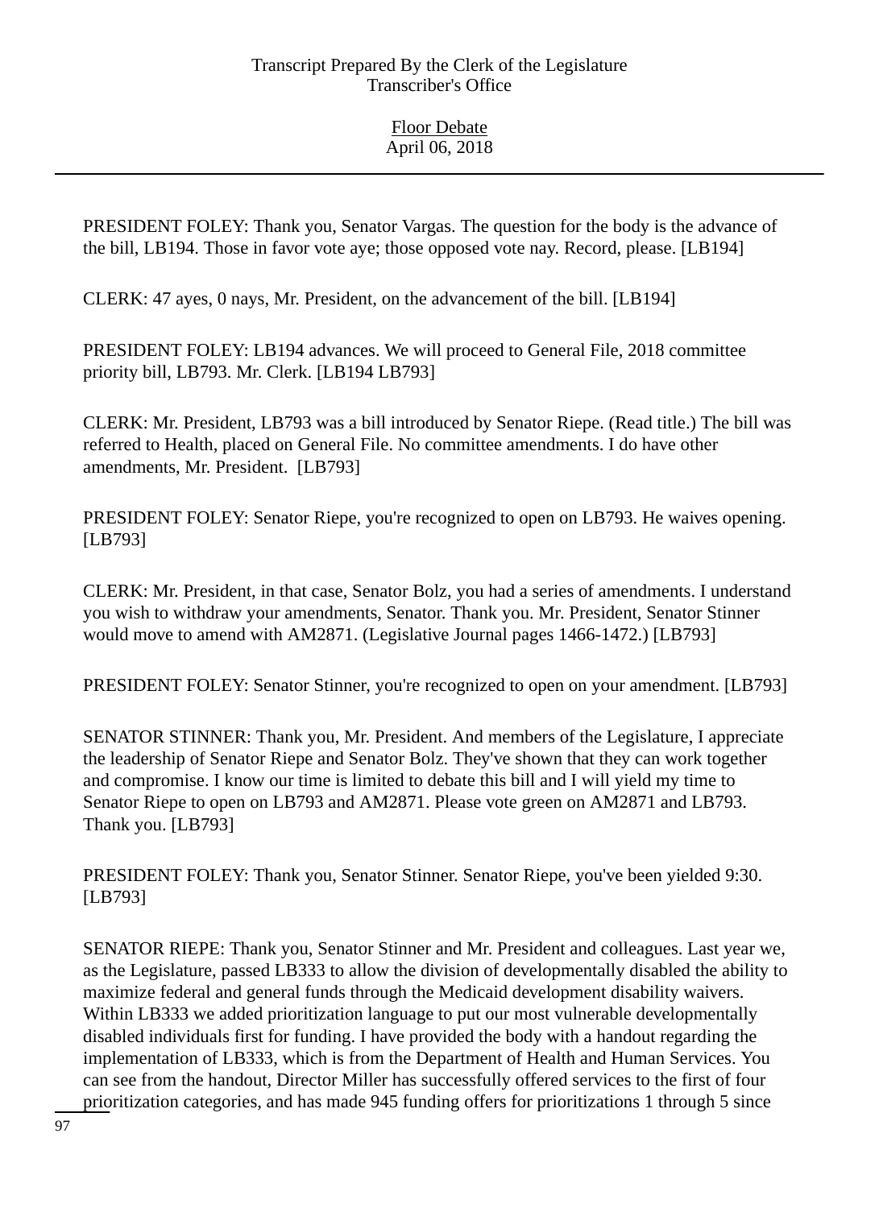PRESIDENT FOLEY: Thank you, Senator Vargas. The question for the body is the advance of the bill, LB194. Those in favor vote aye; those opposed vote nay. Record, please. [LB194]

CLERK: 47 ayes, 0 nays, Mr. President, on the advancement of the bill. [LB194]

PRESIDENT FOLEY: LB194 advances. We will proceed to General File, 2018 committee priority bill, LB793. Mr. Clerk. [LB194 LB793]

CLERK: Mr. President, LB793 was a bill introduced by Senator Riepe. (Read title.) The bill was referred to Health, placed on General File. No committee amendments. I do have other amendments, Mr. President. [LB793]

PRESIDENT FOLEY: Senator Riepe, you're recognized to open on LB793. He waives opening. [LB793]

CLERK: Mr. President, in that case, Senator Bolz, you had a series of amendments. I understand you wish to withdraw your amendments, Senator. Thank you. Mr. President, Senator Stinner would move to amend with AM2871. (Legislative Journal pages 1466-1472.) [LB793]

PRESIDENT FOLEY: Senator Stinner, you're recognized to open on your amendment. [LB793]

SENATOR STINNER: Thank you, Mr. President. And members of the Legislature, I appreciate the leadership of Senator Riepe and Senator Bolz. They've shown that they can work together and compromise. I know our time is limited to debate this bill and I will yield my time to Senator Riepe to open on LB793 and AM2871. Please vote green on AM2871 and LB793. Thank you. [LB793]

PRESIDENT FOLEY: Thank you, Senator Stinner. Senator Riepe, you've been yielded 9:30. [LB793]

SENATOR RIEPE: Thank you, Senator Stinner and Mr. President and colleagues. Last year we, as the Legislature, passed LB333 to allow the division of developmentally disabled the ability to maximize federal and general funds through the Medicaid development disability waivers. Within LB333 we added prioritization language to put our most vulnerable developmentally disabled individuals first for funding. I have provided the body with a handout regarding the implementation of LB333, which is from the Department of Health and Human Services. You can see from the handout, Director Miller has successfully offered services to the first of four prioritization categories, and has made 945 funding offers for prioritizations 1 through 5 since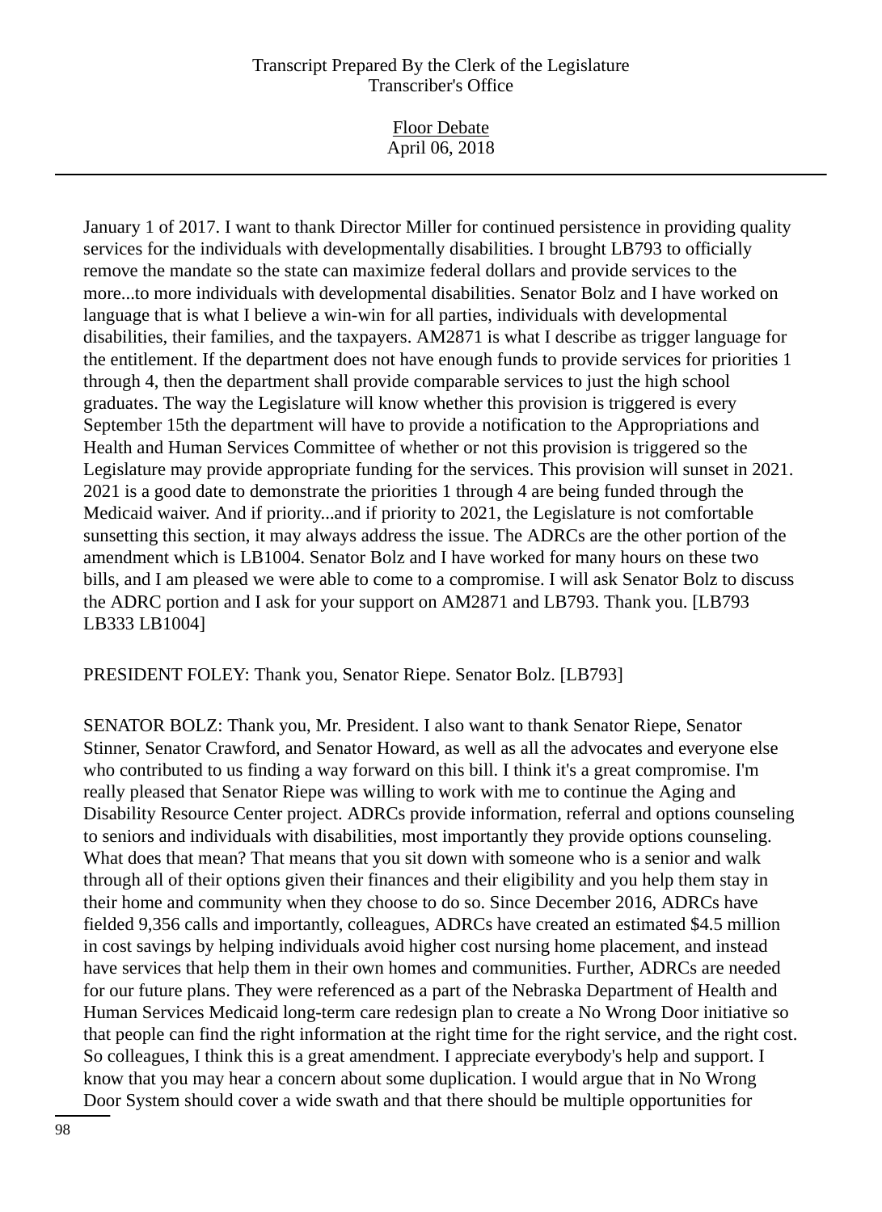January 1 of 2017. I want to thank Director Miller for continued persistence in providing quality services for the individuals with developmentally disabilities. I brought LB793 to officially remove the mandate so the state can maximize federal dollars and provide services to the more...to more individuals with developmental disabilities. Senator Bolz and I have worked on language that is what I believe a win-win for all parties, individuals with developmental disabilities, their families, and the taxpayers. AM2871 is what I describe as trigger language for the entitlement. If the department does not have enough funds to provide services for priorities 1 through 4, then the department shall provide comparable services to just the high school graduates. The way the Legislature will know whether this provision is triggered is every September 15th the department will have to provide a notification to the Appropriations and Health and Human Services Committee of whether or not this provision is triggered so the Legislature may provide appropriate funding for the services. This provision will sunset in 2021. 2021 is a good date to demonstrate the priorities 1 through 4 are being funded through the Medicaid waiver. And if priority...and if priority to 2021, the Legislature is not comfortable sunsetting this section, it may always address the issue. The ADRCs are the other portion of the amendment which is LB1004. Senator Bolz and I have worked for many hours on these two bills, and I am pleased we were able to come to a compromise. I will ask Senator Bolz to discuss the ADRC portion and I ask for your support on AM2871 and LB793. Thank you. [LB793 LB333 LB1004]

PRESIDENT FOLEY: Thank you, Senator Riepe. Senator Bolz. [LB793]

SENATOR BOLZ: Thank you, Mr. President. I also want to thank Senator Riepe, Senator Stinner, Senator Crawford, and Senator Howard, as well as all the advocates and everyone else who contributed to us finding a way forward on this bill. I think it's a great compromise. I'm really pleased that Senator Riepe was willing to work with me to continue the Aging and Disability Resource Center project. ADRCs provide information, referral and options counseling to seniors and individuals with disabilities, most importantly they provide options counseling. What does that mean? That means that you sit down with someone who is a senior and walk through all of their options given their finances and their eligibility and you help them stay in their home and community when they choose to do so. Since December 2016, ADRCs have fielded 9,356 calls and importantly, colleagues, ADRCs have created an estimated $4.5 million in cost savings by helping individuals avoid higher cost nursing home placement, and instead have services that help them in their own homes and communities. Further, ADRCs are needed for our future plans. They were referenced as a part of the Nebraska Department of Health and Human Services Medicaid long-term care redesign plan to create a No Wrong Door initiative so that people can find the right information at the right time for the right service, and the right cost. So colleagues, I think this is a great amendment. I appreciate everybody's help and support. I know that you may hear a concern about some duplication. I would argue that in No Wrong Door System should cover a wide swath and that there should be multiple opportunities for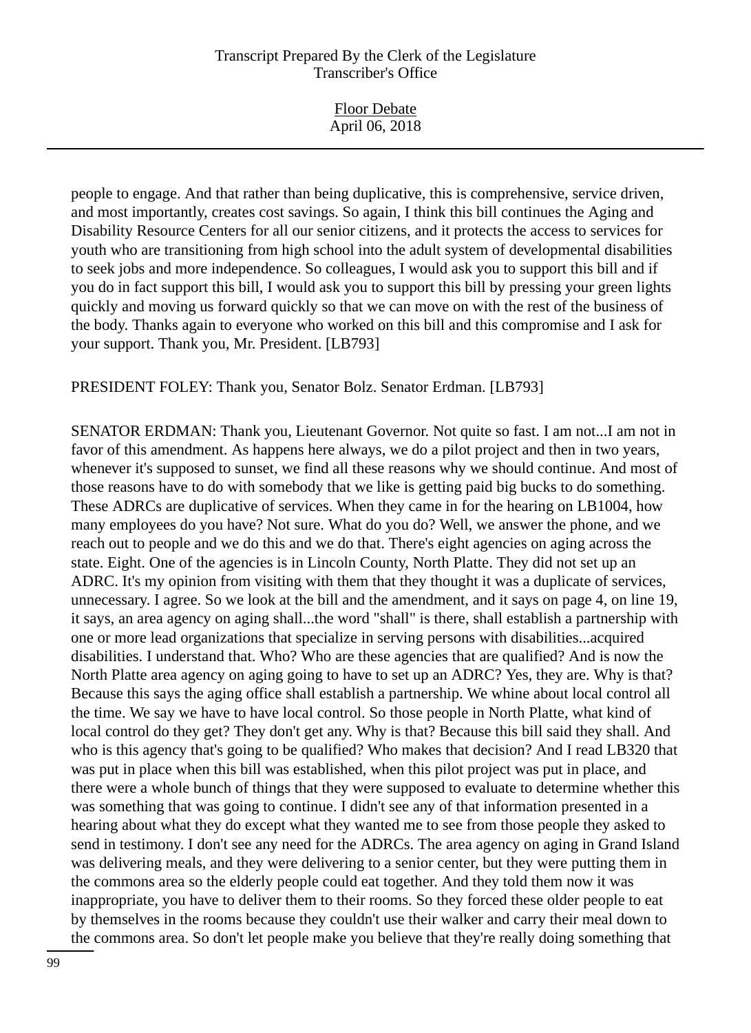people to engage. And that rather than being duplicative, this is comprehensive, service driven, and most importantly, creates cost savings. So again, I think this bill continues the Aging and Disability Resource Centers for all our senior citizens, and it protects the access to services for youth who are transitioning from high school into the adult system of developmental disabilities to seek jobs and more independence. So colleagues, I would ask you to support this bill and if you do in fact support this bill, I would ask you to support this bill by pressing your green lights quickly and moving us forward quickly so that we can move on with the rest of the business of the body. Thanks again to everyone who worked on this bill and this compromise and I ask for your support. Thank you, Mr. President. [LB793]

PRESIDENT FOLEY: Thank you, Senator Bolz. Senator Erdman. [LB793]

SENATOR ERDMAN: Thank you, Lieutenant Governor. Not quite so fast. I am not...I am not in favor of this amendment. As happens here always, we do a pilot project and then in two years, whenever it's supposed to sunset, we find all these reasons why we should continue. And most of those reasons have to do with somebody that we like is getting paid big bucks to do something. These ADRCs are duplicative of services. When they came in for the hearing on LB1004, how many employees do you have? Not sure. What do you do? Well, we answer the phone, and we reach out to people and we do this and we do that. There's eight agencies on aging across the state. Eight. One of the agencies is in Lincoln County, North Platte. They did not set up an ADRC. It's my opinion from visiting with them that they thought it was a duplicate of services, unnecessary. I agree. So we look at the bill and the amendment, and it says on page 4, on line 19, it says, an area agency on aging shall...the word "shall" is there, shall establish a partnership with one or more lead organizations that specialize in serving persons with disabilities...acquired disabilities. I understand that. Who? Who are these agencies that are qualified? And is now the North Platte area agency on aging going to have to set up an ADRC? Yes, they are. Why is that? Because this says the aging office shall establish a partnership. We whine about local control all the time. We say we have to have local control. So those people in North Platte, what kind of local control do they get? They don't get any. Why is that? Because this bill said they shall. And who is this agency that's going to be qualified? Who makes that decision? And I read LB320 that was put in place when this bill was established, when this pilot project was put in place, and there were a whole bunch of things that they were supposed to evaluate to determine whether this was something that was going to continue. I didn't see any of that information presented in a hearing about what they do except what they wanted me to see from those people they asked to send in testimony. I don't see any need for the ADRCs. The area agency on aging in Grand Island was delivering meals, and they were delivering to a senior center, but they were putting them in the commons area so the elderly people could eat together. And they told them now it was inappropriate, you have to deliver them to their rooms. So they forced these older people to eat by themselves in the rooms because they couldn't use their walker and carry their meal down to the commons area. So don't let people make you believe that they're really doing something that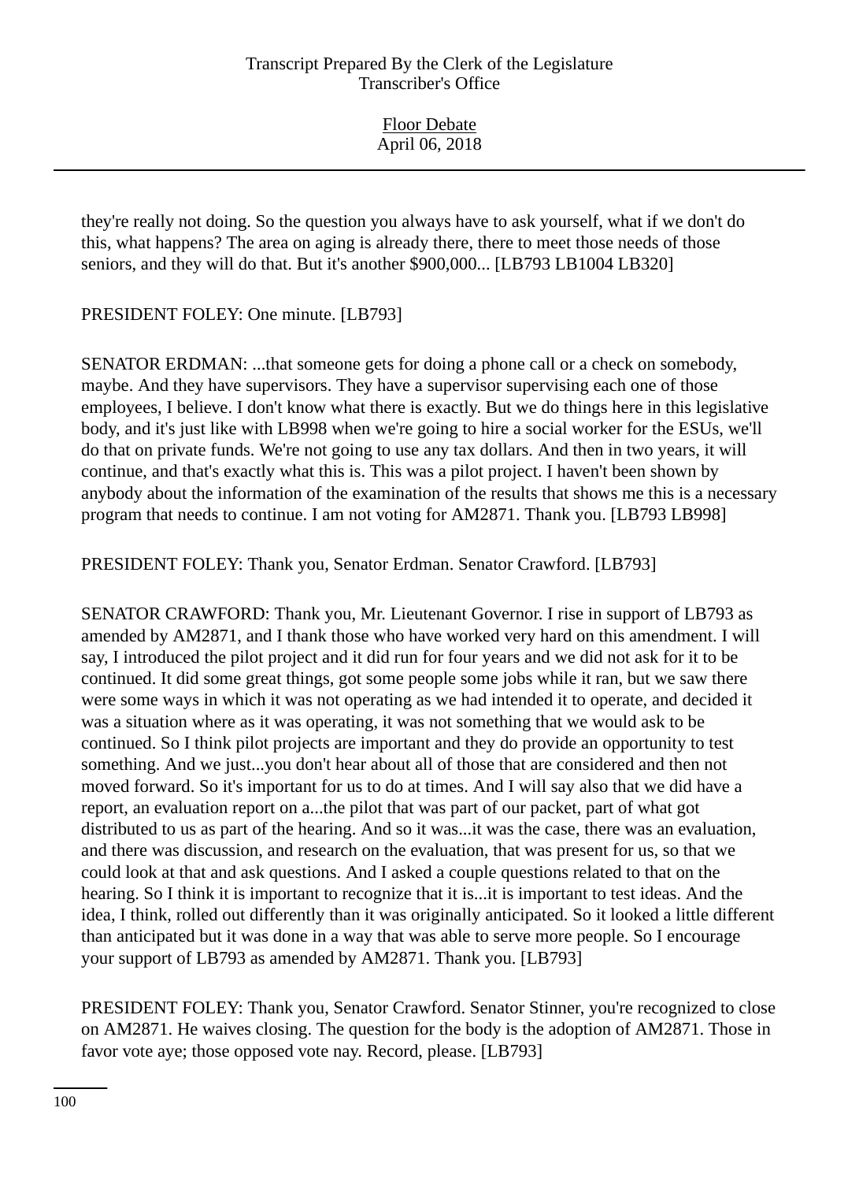they're really not doing. So the question you always have to ask yourself, what if we don't do this, what happens? The area on aging is already there, there to meet those needs of those seniors, and they will do that. But it's another $900,000... [LB793 LB1004 LB320]

PRESIDENT FOLEY: One minute. [LB793]

SENATOR ERDMAN: ...that someone gets for doing a phone call or a check on somebody, maybe. And they have supervisors. They have a supervisor supervising each one of those employees, I believe. I don't know what there is exactly. But we do things here in this legislative body, and it's just like with LB998 when we're going to hire a social worker for the ESUs, we'll do that on private funds. We're not going to use any tax dollars. And then in two years, it will continue, and that's exactly what this is. This was a pilot project. I haven't been shown by anybody about the information of the examination of the results that shows me this is a necessary program that needs to continue. I am not voting for AM2871. Thank you. [LB793 LB998]

PRESIDENT FOLEY: Thank you, Senator Erdman. Senator Crawford. [LB793]

SENATOR CRAWFORD: Thank you, Mr. Lieutenant Governor. I rise in support of LB793 as amended by AM2871, and I thank those who have worked very hard on this amendment. I will say, I introduced the pilot project and it did run for four years and we did not ask for it to be continued. It did some great things, got some people some jobs while it ran, but we saw there were some ways in which it was not operating as we had intended it to operate, and decided it was a situation where as it was operating, it was not something that we would ask to be continued. So I think pilot projects are important and they do provide an opportunity to test something. And we just...you don't hear about all of those that are considered and then not moved forward. So it's important for us to do at times. And I will say also that we did have a report, an evaluation report on a...the pilot that was part of our packet, part of what got distributed to us as part of the hearing. And so it was...it was the case, there was an evaluation, and there was discussion, and research on the evaluation, that was present for us, so that we could look at that and ask questions. And I asked a couple questions related to that on the hearing. So I think it is important to recognize that it is...it is important to test ideas. And the idea, I think, rolled out differently than it was originally anticipated. So it looked a little different than anticipated but it was done in a way that was able to serve more people. So I encourage your support of LB793 as amended by AM2871. Thank you. [LB793]

PRESIDENT FOLEY: Thank you, Senator Crawford. Senator Stinner, you're recognized to close on AM2871. He waives closing. The question for the body is the adoption of AM2871. Those in favor vote aye; those opposed vote nay. Record, please. [LB793]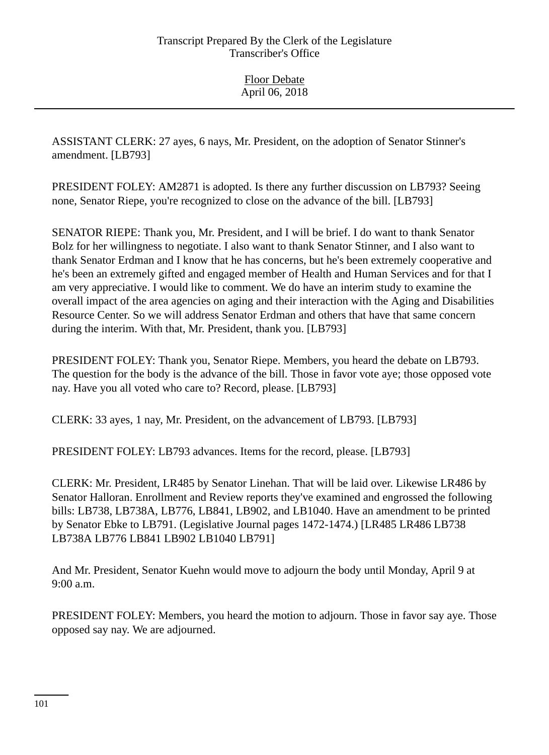ASSISTANT CLERK: 27 ayes, 6 nays, Mr. President, on the adoption of Senator Stinner's amendment. [LB793]

PRESIDENT FOLEY: AM2871 is adopted. Is there any further discussion on LB793? Seeing none, Senator Riepe, you're recognized to close on the advance of the bill. [LB793]

SENATOR RIEPE: Thank you, Mr. President, and I will be brief. I do want to thank Senator Bolz for her willingness to negotiate. I also want to thank Senator Stinner, and I also want to thank Senator Erdman and I know that he has concerns, but he's been extremely cooperative and he's been an extremely gifted and engaged member of Health and Human Services and for that I am very appreciative. I would like to comment. We do have an interim study to examine the overall impact of the area agencies on aging and their interaction with the Aging and Disabilities Resource Center. So we will address Senator Erdman and others that have that same concern during the interim. With that, Mr. President, thank you. [LB793]

PRESIDENT FOLEY: Thank you, Senator Riepe. Members, you heard the debate on LB793. The question for the body is the advance of the bill. Those in favor vote aye; those opposed vote nay. Have you all voted who care to? Record, please. [LB793]

CLERK: 33 ayes, 1 nay, Mr. President, on the advancement of LB793. [LB793]

PRESIDENT FOLEY: LB793 advances. Items for the record, please. [LB793]

CLERK: Mr. President, LR485 by Senator Linehan. That will be laid over. Likewise LR486 by Senator Halloran. Enrollment and Review reports they've examined and engrossed the following bills: LB738, LB738A, LB776, LB841, LB902, and LB1040. Have an amendment to be printed by Senator Ebke to LB791. (Legislative Journal pages 1472-1474.) [LR485 LR486 LB738 LB738A LB776 LB841 LB902 LB1040 LB791]

And Mr. President, Senator Kuehn would move to adjourn the body until Monday, April 9 at 9:00 a.m.

PRESIDENT FOLEY: Members, you heard the motion to adjourn. Those in favor say aye. Those opposed say nay. We are adjourned.